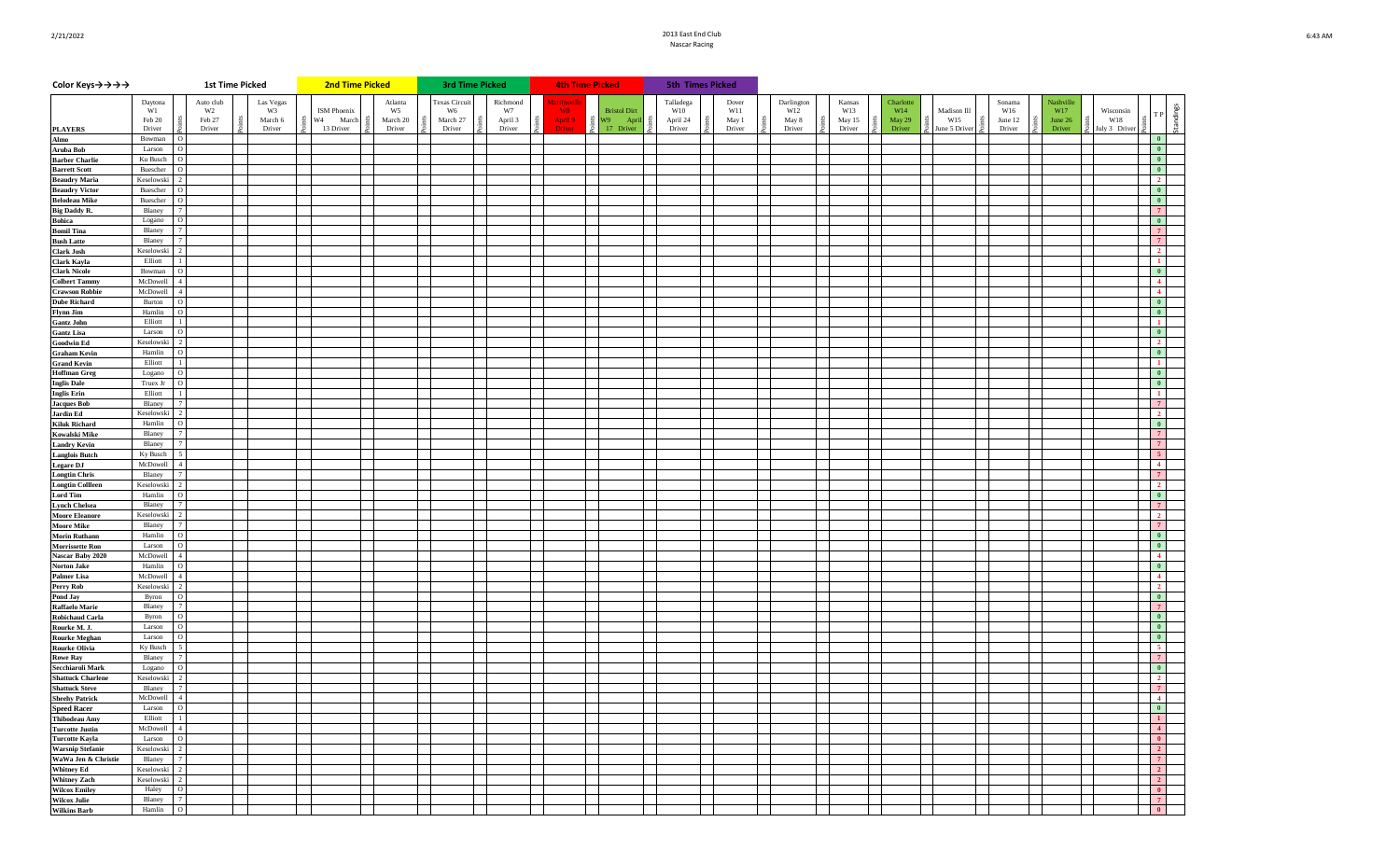# 2013 East End Club
## Nascar Racing

| Color Keys→→→→ | 1st Time Picked | 2nd Time Picked | 3rd Time Picked | 4th Time Picked | 5th Times Picked |
|---|---|---|---|---|---|

| PLAYERS | Daytona W1 Feb 20 Driver | Points | Auto club W2 Feb 27 Driver | Points | Las Vegas W3 March 6 Driver | Points | ISM Phoenix W4 March 13 Driver | Points | Atlanta W5 March 20 Driver | Points | Texas Circuit W6 March 27 Driver | Points | Richmond W7 April 3 Driver | Points | Martinsville W8 April 9 Driver | Points | Bristol Dirt W9 April 17 Driver | Points | Talladega W10 April 24 Driver | Points | Dover W11 May 1 Driver | Points | Darlington W12 May 8 Driver | Points | Kansas W13 May 15 Driver | Points | Charlotte W14 May 29 Driver | Points | Madison Ill W15 June 5 Driver | Points | Sonama W16 June 12 Driver | Points | Nashville W17 June 26 Driver | Points | Wisconsin W18 July 3 Driver | Points | T P | Standings |
|---|---|---|---|---|---|---|---|---|---|---|---|---|---|---|---|---|---|---|---|---|---|---|---|---|---|---|---|---|---|---|---|---|---|---|---|---|---|---|
| Almo | Bowman | O | | | | | | | | | | | | | | | | | | | | | | | | | | | | | | | | | | | 0 | |
| Aruba Bob | Larson | O | | | | | | | | | | | | | | | | | | | | | | | | | | | | | | | | | | | 0 | |
| Barber Charlie | Ku Busch | O | | | | | | | | | | | | | | | | | | | | | | | | | | | | | | | | | | | 0 | |
| Barrett Scott | Buescher | O | | | | | | | | | | | | | | | | | | | | | | | | | | | | | | | | | | | 0 | |
| Beaudry Maria | Keselowski | 2 | | | | | | | | | | | | | | | | | | | | | | | | | | | | | | | | | | | 2 | |
| Beaudry Victor | Buescher | O | | | | | | | | | | | | | | | | | | | | | | | | | | | | | | | | | | | 0 | |
| Belodeau Mike | Buescher | O | | | | | | | | | | | | | | | | | | | | | | | | | | | | | | | | | | | 0 | |
| Big Daddy R. | Blaney | 7 | | | | | | | | | | | | | | | | | | | | | | | | | | | | | | | | | | | 7 | |
| Bohica | Logano | O | | | | | | | | | | | | | | | | | | | | | | | | | | | | | | | | | | | 0 | |
| Bomil Tina | Blaney | 7 | | | | | | | | | | | | | | | | | | | | | | | | | | | | | | | | | | | 7 | |
| Bush Latte | Blaney | 7 | | | | | | | | | | | | | | | | | | | | | | | | | | | | | | | | | | | 7 | |
| Clark Josh | Keselowski | 2 | | | | | | | | | | | | | | | | | | | | | | | | | | | | | | | | | | | 2 | |
| Clark Kayla | Elliott | 1 | | | | | | | | | | | | | | | | | | | | | | | | | | | | | | | | | | | 1 | |
| Clark Nicole | Bowman | O | | | | | | | | | | | | | | | | | | | | | | | | | | | | | | | | | | | 0 | |
| Colbert Tammy | McDowell | 4 | | | | | | | | | | | | | | | | | | | | | | | | | | | | | | | | | | | 4 | |
| Crawson Robbie | McDowell | 4 | | | | | | | | | | | | | | | | | | | | | | | | | | | | | | | | | | | 4 | |
| Dube Richard | Burton | O | | | | | | | | | | | | | | | | | | | | | | | | | | | | | | | | | | | 0 | |
| Flynn Jim | Hamlin | O | | | | | | | | | | | | | | | | | | | | | | | | | | | | | | | | | | | 0 | |
| Gantz John | Elliott | 1 | | | | | | | | | | | | | | | | | | | | | | | | | | | | | | | | | | | 1 | |
| Gantz Lisa | Larson | O | | | | | | | | | | | | | | | | | | | | | | | | | | | | | | | | | | | 0 | |
| Goodwin Ed | Keselowski | 2 | | | | | | | | | | | | | | | | | | | | | | | | | | | | | | | | | | | 2 | |
| Graham Kevin | Hamlin | O | | | | | | | | | | | | | | | | | | | | | | | | | | | | | | | | | | | 0 | |
| Grand Kevin | Elliott | 1 | | | | | | | | | | | | | | | | | | | | | | | | | | | | | | | | | | | 1 | |
| Hoffman Greg | Logano | O | | | | | | | | | | | | | | | | | | | | | | | | | | | | | | | | | | | 0 | |
| Inglis Dale | Truex Jr | O | | | | | | | | | | | | | | | | | | | | | | | | | | | | | | | | | | | 0 | |
| Inglis Erin | Elliott | 1 | | | | | | | | | | | | | | | | | | | | | | | | | | | | | | | | | | | 1 | |
| Jacques Bob | Blaney | 7 | | | | | | | | | | | | | | | | | | | | | | | | | | | | | | | | | | | 7 | |
| Jardin Ed | Keselowski | 2 | | | | | | | | | | | | | | | | | | | | | | | | | | | | | | | | | | | 2 | |
| Kiluk Richard | Hamlin | O | | | | | | | | | | | | | | | | | | | | | | | | | | | | | | | | | | | 0 | |
| Kowalski Mike | Blaney | 7 | | | | | | | | | | | | | | | | | | | | | | | | | | | | | | | | | | | 7 | |
| Landry Kevin | Blaney | 7 | | | | | | | | | | | | | | | | | | | | | | | | | | | | | | | | | | | 7 | |
| Langlois Butch | Ky Busch | 5 | | | | | | | | | | | | | | | | | | | | | | | | | | | | | | | | | | | 5 | |
| Legare DJ | McDowell | 4 | | | | | | | | | | | | | | | | | | | | | | | | | | | | | | | | | | | 4 | |
| Longtin Chris | Blaney | 7 | | | | | | | | | | | | | | | | | | | | | | | | | | | | | | | | | | | 7 | |
| Longtin Collleen | Keselowski | 2 | | | | | | | | | | | | | | | | | | | | | | | | | | | | | | | | | | | 2 | |
| Lord Tim | Hamlin | O | | | | | | | | | | | | | | | | | | | | | | | | | | | | | | | | | | | 0 | |
| Lynch Chelsea | Blaney | 7 | | | | | | | | | | | | | | | | | | | | | | | | | | | | | | | | | | | 7 | |
| Moore Eleanore | Keselowski | 2 | | | | | | | | | | | | | | | | | | | | | | | | | | | | | | | | | | | 2 | |
| Moore Mike | Blaney | 7 | | | | | | | | | | | | | | | | | | | | | | | | | | | | | | | | | | | 7 | |
| Morin Ruthann | Hamlin | O | | | | | | | | | | | | | | | | | | | | | | | | | | | | | | | | | | | 0 | |
| Morrissette Ron | Larson | O | | | | | | | | | | | | | | | | | | | | | | | | | | | | | | | | | | | 0 | |
| Nascar Baby 2020 | McDowell | 4 | | | | | | | | | | | | | | | | | | | | | | | | | | | | | | | | | | | 4 | |
| Norton Jake | Hamlin | O | | | | | | | | | | | | | | | | | | | | | | | | | | | | | | | | | | | 0 | |
| Palmer Lisa | McDowell | 4 | | | | | | | | | | | | | | | | | | | | | | | | | | | | | | | | | | | 4 | |
| Perry Rob | Keselowski | 2 | | | | | | | | | | | | | | | | | | | | | | | | | | | | | | | | | | | 2 | |
| Pond Jay | Byron | O | | | | | | | | | | | | | | | | | | | | | | | | | | | | | | | | | | | 0 | |
| Raffaelo Marie | Blaney | 7 | | | | | | | | | | | | | | | | | | | | | | | | | | | | | | | | | | | 7 | |
| Robichaud Carla | Byron | O | | | | | | | | | | | | | | | | | | | | | | | | | | | | | | | | | | | 0 | |
| Rourke M. J. | Larson | O | | | | | | | | | | | | | | | | | | | | | | | | | | | | | | | | | | | 0 | |
| Rourke Meghan | Larson | O | | | | | | | | | | | | | | | | | | | | | | | | | | | | | | | | | | | 0 | |
| Rourke Olivia | Ky Busch | 5 | | | | | | | | | | | | | | | | | | | | | | | | | | | | | | | | | | | 5 | |
| Rowe Ray | Blaney | 7 | | | | | | | | | | | | | | | | | | | | | | | | | | | | | | | | | | | 7 | |
| Secchiaroli Mark | Logano | O | | | | | | | | | | | | | | | | | | | | | | | | | | | | | | | | | | | 0 | |
| Shattuck Charlene | Keselowski | 2 | | | | | | | | | | | | | | | | | | | | | | | | | | | | | | | | | | | 2 | |
| Shattuck Steve | Blaney | 7 | | | | | | | | | | | | | | | | | | | | | | | | | | | | | | | | | | | 7 | |
| Sheehy Patrick | McDowell | 4 | | | | | | | | | | | | | | | | | | | | | | | | | | | | | | | | | | | 4 | |
| Speed Racer | Larson | O | | | | | | | | | | | | | | | | | | | | | | | | | | | | | | | | | | | 0 | |
| Thibodeau Amy | Elliott | 1 | | | | | | | | | | | | | | | | | | | | | | | | | | | | | | | | | | | 1 | |
| Turcotte Justin | McDowell | 4 | | | | | | | | | | | | | | | | | | | | | | | | | | | | | | | | | | | 4 | |
| Turcotte Kayla | Larson | O | | | | | | | | | | | | | | | | | | | | | | | | | | | | | | | | | | | 0 | |
| Warsnip Stefanie | Keselowski | 2 | | | | | | | | | | | | | | | | | | | | | | | | | | | | | | | | | | | 2 | |
| WaWa Jen & Christie | Blaney | 7 | | | | | | | | | | | | | | | | | | | | | | | | | | | | | | | | | | | 7 | |
| Whitney Ed | Keselowski | 2 | | | | | | | | | | | | | | | | | | | | | | | | | | | | | | | | | | | 2 | |
| Whitney Zach | Keselowski | 2 | | | | | | | | | | | | | | | | | | | | | | | | | | | | | | | | | | | 2 | |
| Wilcox Emiley | Haley | O | | | | | | | | | | | | | | | | | | | | | | | | | | | | | | | | | | | 0 | |
| Wilcox Julie | Blaney | 7 | | | | | | | | | | | | | | | | | | | | | | | | | | | | | | | | | | | 7 | |
| Wilkins Barb | Hamlin | O | | | | | | | | | | | | | | | | | | | | | | | | | | | | | | | | | | | 0 | |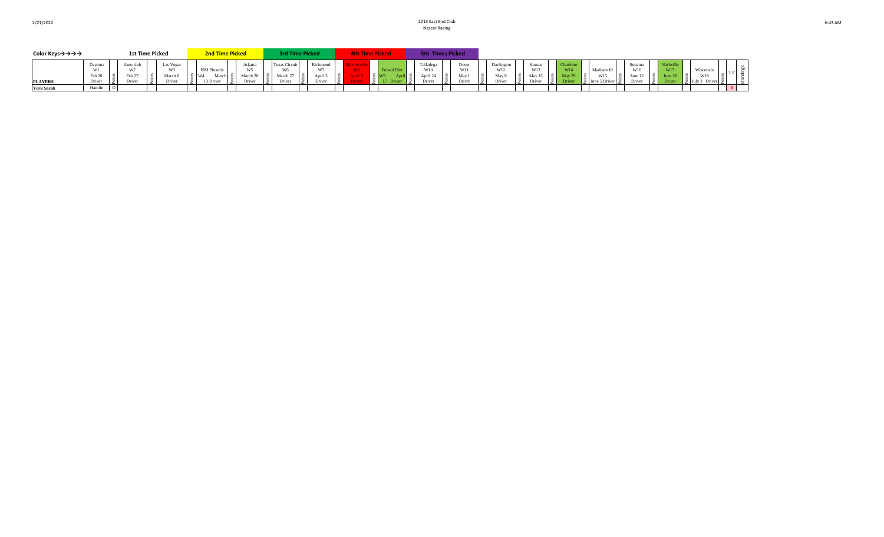# 2013 East End Club

Nascar Racing

| Color Keys→→→→ | | | 1st Time Picked | | | | 2nd Time Picked | | | | 3rd Time Picked | | | | 4th Time Picked | | | | 5th Times Picked | | | | | | | | | | | | | | | | | | | | | |
|---|---|---|---|---|---|---|---|---|---|---|---|---|---|---|---|---|---|---|---|---|---|---|---|---|---|---|---|---|---|---|---|---|---|---|---|---|---|---|---|---|
| PLAYERS | Daytona W1 Feb 20 Driver | Points | Auto club W2 Feb 27 Driver | Points | Las Vegas W3 March 6 Driver | Points | ISM Phoenix W4 March 13 Driver | Points | Atlanta W5 March 20 Driver | Points | Texas Circuit W6 March 27 Driver | Points | Richmond W7 April 3 Driver | Points | Martinsville W8 April 9 Driver | Points | Bristol Dirt W9 April 17 Driver | Points | Talladega W10 April 24 Driver | Points | Dover W11 May 1 Driver | Points | Darlington W12 May 8 Driver | Points | Kansas W13 May 15 Driver | Points | Charlotte W14 May 29 Driver | Points | Madison Ill W15 June 5 Driver | Points | Sonama W16 June 12 Driver | Points | Nashville W17 June 26 Driver | Points | Wisconsin W18 July 3 Driver | Points | T P | Standings |
| York Sarah | Hamlin | O | | | | | | | | | | | | | | | | | | | | | | | | | | | | | | | | | | | | | 0 | |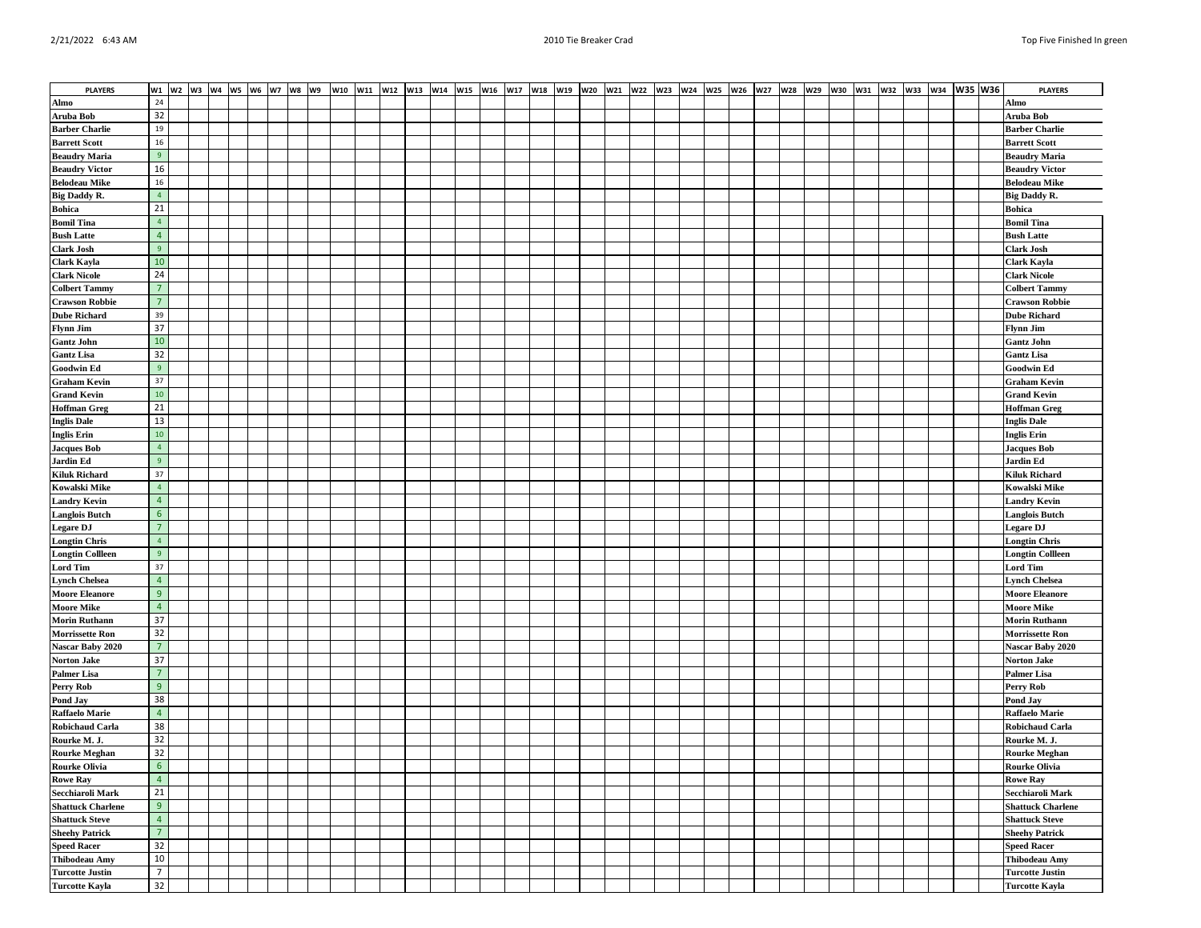2010 Tie Breaker Crad

Top Five Finished In green

| PLAYERS | W1 | W2 | W3 | W4 | W5 | W6 | W7 | W8 | W9 | W10 | W11 | W12 | W13 | W14 | W15 | W16 | W17 | W18 | W19 | W20 | W21 | W22 | W23 | W24 | W25 | W26 | W27 | W28 | W29 | W30 | W31 | W32 | W33 | W34 | W35 | W36 | PLAYERS |
|---|---|---|---|---|---|---|---|---|---|---|---|---|---|---|---|---|---|---|---|---|---|---|---|---|---|---|---|---|---|---|---|---|---|---|---|---|---|
| Almo | 24 | | | | | | | | | | | | | | | | | | | | | | | | | | | | | | | | | | | | Almo |
| Aruba Bob | 32 | | | | | | | | | | | | | | | | | | | | | | | | | | | | | | | | | | | | Aruba Bob |
| Barber Charlie | 19 | | | | | | | | | | | | | | | | | | | | | | | | | | | | | | | | | | | | Barber Charlie |
| Barrett Scott | 16 | | | | | | | | | | | | | | | | | | | | | | | | | | | | | | | | | | | | Barrett Scott |
| Beaudry Maria | 9 | | | | | | | | | | | | | | | | | | | | | | | | | | | | | | | | | | | | Beaudry Maria |
| Beaudry Victor | 16 | | | | | | | | | | | | | | | | | | | | | | | | | | | | | | | | | | | | Beaudry Victor |
| Belodeau Mike | 16 | | | | | | | | | | | | | | | | | | | | | | | | | | | | | | | | | | | | Belodeau Mike |
| Big Daddy R. | 4 | | | | | | | | | | | | | | | | | | | | | | | | | | | | | | | | | | | | Big Daddy R. |
| Bohica | 21 | | | | | | | | | | | | | | | | | | | | | | | | | | | | | | | | | | | | Bohica |
| Bomil Tina | 4 | | | | | | | | | | | | | | | | | | | | | | | | | | | | | | | | | | | | Bomil Tina |
| Bush Latte | 4 | | | | | | | | | | | | | | | | | | | | | | | | | | | | | | | | | | | | Bush Latte |
| Clark Josh | 9 | | | | | | | | | | | | | | | | | | | | | | | | | | | | | | | | | | | | Clark Josh |
| Clark Kayla | 10 | | | | | | | | | | | | | | | | | | | | | | | | | | | | | | | | | | | | Clark Kayla |
| Clark Nicole | 24 | | | | | | | | | | | | | | | | | | | | | | | | | | | | | | | | | | | | Clark Nicole |
| Colbert Tammy | 7 | | | | | | | | | | | | | | | | | | | | | | | | | | | | | | | | | | | | Colbert Tammy |
| Crawson Robbie | 7 | | | | | | | | | | | | | | | | | | | | | | | | | | | | | | | | | | | | Crawson Robbie |
| Dube Richard | 39 | | | | | | | | | | | | | | | | | | | | | | | | | | | | | | | | | | | | Dube Richard |
| Flynn Jim | 37 | | | | | | | | | | | | | | | | | | | | | | | | | | | | | | | | | | | | Flynn Jim |
| Gantz John | 10 | | | | | | | | | | | | | | | | | | | | | | | | | | | | | | | | | | | | Gantz John |
| Gantz Lisa | 32 | | | | | | | | | | | | | | | | | | | | | | | | | | | | | | | | | | | | Gantz Lisa |
| Goodwin Ed | 9 | | | | | | | | | | | | | | | | | | | | | | | | | | | | | | | | | | | | Goodwin Ed |
| Graham Kevin | 37 | | | | | | | | | | | | | | | | | | | | | | | | | | | | | | | | | | | | Graham Kevin |
| Grand Kevin | 10 | | | | | | | | | | | | | | | | | | | | | | | | | | | | | | | | | | | | Grand Kevin |
| Hoffman Greg | 21 | | | | | | | | | | | | | | | | | | | | | | | | | | | | | | | | | | | | Hoffman Greg |
| Inglis Dale | 13 | | | | | | | | | | | | | | | | | | | | | | | | | | | | | | | | | | | | Inglis Dale |
| Inglis Erin | 10 | | | | | | | | | | | | | | | | | | | | | | | | | | | | | | | | | | | | Inglis Erin |
| Jacques Bob | 4 | | | | | | | | | | | | | | | | | | | | | | | | | | | | | | | | | | | | Jacques Bob |
| Jardin Ed | 9 | | | | | | | | | | | | | | | | | | | | | | | | | | | | | | | | | | | | Jardin Ed |
| Kiluk Richard | 37 | | | | | | | | | | | | | | | | | | | | | | | | | | | | | | | | | | | | Kiluk Richard |
| Kowalski Mike | 4 | | | | | | | | | | | | | | | | | | | | | | | | | | | | | | | | | | | | Kowalski Mike |
| Landry Kevin | 4 | | | | | | | | | | | | | | | | | | | | | | | | | | | | | | | | | | | | Landry Kevin |
| Langlois Butch | 6 | | | | | | | | | | | | | | | | | | | | | | | | | | | | | | | | | | | | Langlois Butch |
| Legare DJ | 7 | | | | | | | | | | | | | | | | | | | | | | | | | | | | | | | | | | | | Legare DJ |
| Longtin Chris | 4 | | | | | | | | | | | | | | | | | | | | | | | | | | | | | | | | | | | | Longtin Chris |
| Longtin Collleen | 9 | | | | | | | | | | | | | | | | | | | | | | | | | | | | | | | | | | | | Longtin Collleen |
| Lord Tim | 37 | | | | | | | | | | | | | | | | | | | | | | | | | | | | | | | | | | | | Lord Tim |
| Lynch Chelsea | 4 | | | | | | | | | | | | | | | | | | | | | | | | | | | | | | | | | | | | Lynch Chelsea |
| Moore Eleanore | 9 | | | | | | | | | | | | | | | | | | | | | | | | | | | | | | | | | | | | Moore Eleanore |
| Moore Mike | 4 | | | | | | | | | | | | | | | | | | | | | | | | | | | | | | | | | | | | Moore Mike |
| Morin Ruthann | 37 | | | | | | | | | | | | | | | | | | | | | | | | | | | | | | | | | | | | Morin Ruthann |
| Morrissette Ron | 32 | | | | | | | | | | | | | | | | | | | | | | | | | | | | | | | | | | | | Morrissette Ron |
| Nascar Baby 2020 | 7 | | | | | | | | | | | | | | | | | | | | | | | | | | | | | | | | | | | | Nascar Baby 2020 |
| Norton Jake | 37 | | | | | | | | | | | | | | | | | | | | | | | | | | | | | | | | | | | | Norton Jake |
| Palmer Lisa | 7 | | | | | | | | | | | | | | | | | | | | | | | | | | | | | | | | | | | | Palmer Lisa |
| Perry Rob | 9 | | | | | | | | | | | | | | | | | | | | | | | | | | | | | | | | | | | | Perry Rob |
| Pond Jay | 38 | | | | | | | | | | | | | | | | | | | | | | | | | | | | | | | | | | | | Pond Jay |
| Raffaelo Marie | 4 | | | | | | | | | | | | | | | | | | | | | | | | | | | | | | | | | | | | Raffaelo Marie |
| Robichaud Carla | 38 | | | | | | | | | | | | | | | | | | | | | | | | | | | | | | | | | | | | Robichaud Carla |
| Rourke M. J. | 32 | | | | | | | | | | | | | | | | | | | | | | | | | | | | | | | | | | | | Rourke M. J. |
| Rourke Meghan | 32 | | | | | | | | | | | | | | | | | | | | | | | | | | | | | | | | | | | | Rourke Meghan |
| Rourke Olivia | 6 | | | | | | | | | | | | | | | | | | | | | | | | | | | | | | | | | | | | Rourke Olivia |
| Rowe Ray | 4 | | | | | | | | | | | | | | | | | | | | | | | | | | | | | | | | | | | | Rowe Ray |
| Secchiaroli Mark | 21 | | | | | | | | | | | | | | | | | | | | | | | | | | | | | | | | | | | | Secchiaroli Mark |
| Shattuck Charlene | 9 | | | | | | | | | | | | | | | | | | | | | | | | | | | | | | | | | | | | Shattuck Charlene |
| Shattuck Steve | 4 | | | | | | | | | | | | | | | | | | | | | | | | | | | | | | | | | | | | Shattuck Steve |
| Sheehy Patrick | 7 | | | | | | | | | | | | | | | | | | | | | | | | | | | | | | | | | | | | Sheehy Patrick |
| Speed Racer | 32 | | | | | | | | | | | | | | | | | | | | | | | | | | | | | | | | | | | | Speed Racer |
| Thibodeau Amy | 10 | | | | | | | | | | | | | | | | | | | | | | | | | | | | | | | | | | | | Thibodeau Amy |
| Turcotte Justin | 7 | | | | | | | | | | | | | | | | | | | | | | | | | | | | | | | | | | | | Turcotte Justin |
| Turcotte Kayla | 32 | | | | | | | | | | | | | | | | | | | | | | | | | | | | | | | | | | | | Turcotte Kayla |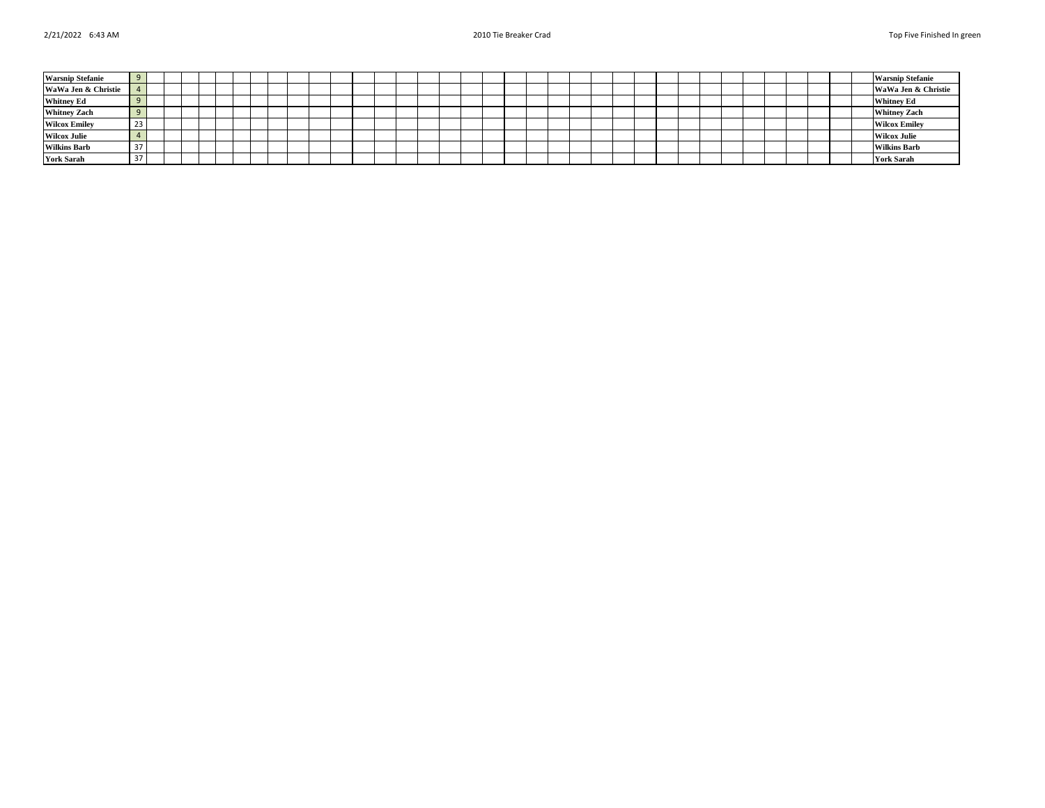| | | | | | | | | | | | | | | | | | | | | | | | | | | | | | | | | | | | | | |
|---|---|---|---|---|---|---|---|---|---|---|---|---|---|---|---|---|---|---|---|---|---|---|---|---|---|---|---|---|---|---|---|---|---|---|---|---|---|
| **Warsnip Stefanie** | 9 | | | | | | | | | | | | | | | | | | | | | | | | | | | | | | | | | | | | **Warsnip Stefanie** |
| **WaWa Jen & Christie** | 4 | | | | | | | | | | | | | | | | | | | | | | | | | | | | | | | | | | | | **WaWa Jen & Christie** |
| **Whitney Ed** | 9 | | | | | | | | | | | | | | | | | | | | | | | | | | | | | | | | | | | | **Whitney Ed** |
| **Whitney Zach** | 9 | | | | | | | | | | | | | | | | | | | | | | | | | | | | | | | | | | | | **Whitney Zach** |
| **Wilcox Emiley** | 23 | | | | | | | | | | | | | | | | | | | | | | | | | | | | | | | | | | | | **Wilcox Emiley** |
| **Wilcox Julie** | 4 | | | | | | | | | | | | | | | | | | | | | | | | | | | | | | | | | | | | **Wilcox Julie** |
| **Wilkins Barb** | 37 | | | | | | | | | | | | | | | | | | | | | | | | | | | | | | | | | | | | **Wilkins Barb** |
| **York Sarah** | 37 | | | | | | | | | | | | | | | | | | | | | | | | | | | | | | | | | | | | **York Sarah** |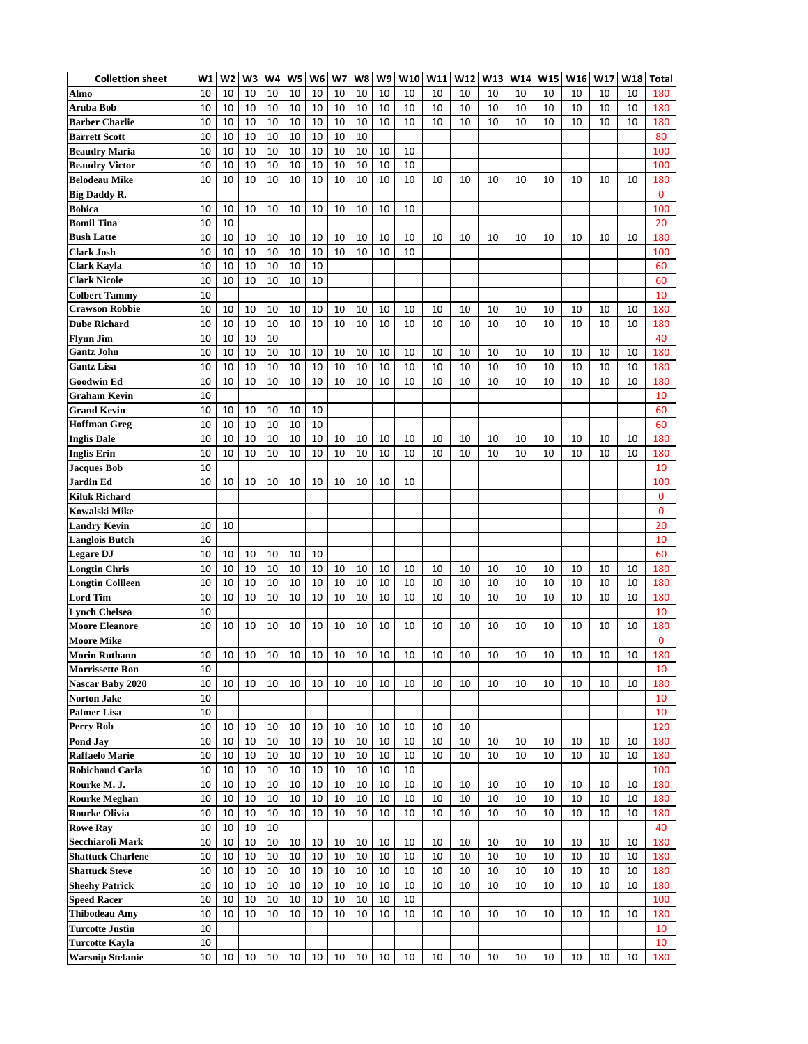| Colletion sheet | W1 | W2 | W3 | W4 | W5 | W6 | W7 | W8 | W9 | W10 | W11 | W12 | W13 | W14 | W15 | W16 | W17 | W18 | Total |
|---|---|---|---|---|---|---|---|---|---|---|---|---|---|---|---|---|---|---|---|
| Almo | 10 | 10 | 10 | 10 | 10 | 10 | 10 | 10 | 10 | 10 | 10 | 10 | 10 | 10 | 10 | 10 | 10 | 10 | 180 |
| Aruba Bob | 10 | 10 | 10 | 10 | 10 | 10 | 10 | 10 | 10 | 10 | 10 | 10 | 10 | 10 | 10 | 10 | 10 | 10 | 180 |
| Barber Charlie | 10 | 10 | 10 | 10 | 10 | 10 | 10 | 10 | 10 | 10 | 10 | 10 | 10 | 10 | 10 | 10 | 10 | 10 | 180 |
| Barrett Scott | 10 | 10 | 10 | 10 | 10 | 10 | 10 | 10 | | | | | | | | | | | 80 |
| Beaudry Maria | 10 | 10 | 10 | 10 | 10 | 10 | 10 | 10 | 10 | 10 | | | | | | | | | 100 |
| Beaudry Victor | 10 | 10 | 10 | 10 | 10 | 10 | 10 | 10 | 10 | 10 | | | | | | | | | 100 |
| Belodeau Mike | 10 | 10 | 10 | 10 | 10 | 10 | 10 | 10 | 10 | 10 | 10 | 10 | 10 | 10 | 10 | 10 | 10 | 10 | 180 |
| Big Daddy R. | | | | | | | | | | | | | | | | | | | 0 |
| Bohica | 10 | 10 | 10 | 10 | 10 | 10 | 10 | 10 | 10 | 10 | | | | | | | | | 100 |
| Bomil Tina | 10 | 10 | | | | | | | | | | | | | | | | | 20 |
| Bush Latte | 10 | 10 | 10 | 10 | 10 | 10 | 10 | 10 | 10 | 10 | 10 | 10 | 10 | 10 | 10 | 10 | 10 | 10 | 180 |
| Clark Josh | 10 | 10 | 10 | 10 | 10 | 10 | 10 | 10 | 10 | 10 | | | | | | | | | 100 |
| Clark Kayla | 10 | 10 | 10 | 10 | 10 | 10 | | | | | | | | | | | | | 60 |
| Clark Nicole | 10 | 10 | 10 | 10 | 10 | 10 | | | | | | | | | | | | | 60 |
| Colbert Tammy | 10 | | | | | | | | | | | | | | | | | | 10 |
| Crawson Robbie | 10 | 10 | 10 | 10 | 10 | 10 | 10 | 10 | 10 | 10 | 10 | 10 | 10 | 10 | 10 | 10 | 10 | 10 | 180 |
| Dube Richard | 10 | 10 | 10 | 10 | 10 | 10 | 10 | 10 | 10 | 10 | 10 | 10 | 10 | 10 | 10 | 10 | 10 | 10 | 180 |
| Flynn Jim | 10 | 10 | 10 | 10 | | | | | | | | | | | | | | | 40 |
| Gantz John | 10 | 10 | 10 | 10 | 10 | 10 | 10 | 10 | 10 | 10 | 10 | 10 | 10 | 10 | 10 | 10 | 10 | 10 | 180 |
| Gantz Lisa | 10 | 10 | 10 | 10 | 10 | 10 | 10 | 10 | 10 | 10 | 10 | 10 | 10 | 10 | 10 | 10 | 10 | 10 | 180 |
| Goodwin Ed | 10 | 10 | 10 | 10 | 10 | 10 | 10 | 10 | 10 | 10 | 10 | 10 | 10 | 10 | 10 | 10 | 10 | 10 | 180 |
| Graham Kevin | 10 | | | | | | | | | | | | | | | | | | 10 |
| Grand Kevin | 10 | 10 | 10 | 10 | 10 | 10 | | | | | | | | | | | | | 60 |
| Hoffman Greg | 10 | 10 | 10 | 10 | 10 | 10 | | | | | | | | | | | | | 60 |
| Inglis Dale | 10 | 10 | 10 | 10 | 10 | 10 | 10 | 10 | 10 | 10 | 10 | 10 | 10 | 10 | 10 | 10 | 10 | 10 | 180 |
| Inglis Erin | 10 | 10 | 10 | 10 | 10 | 10 | 10 | 10 | 10 | 10 | 10 | 10 | 10 | 10 | 10 | 10 | 10 | 10 | 180 |
| Jacques Bob | 10 | | | | | | | | | | | | | | | | | | 10 |
| Jardin Ed | 10 | 10 | 10 | 10 | 10 | 10 | 10 | 10 | 10 | 10 | | | | | | | | | 100 |
| Kiluk Richard | | | | | | | | | | | | | | | | | | | 0 |
| Kowalski Mike | | | | | | | | | | | | | | | | | | | 0 |
| Landry Kevin | 10 | 10 | | | | | | | | | | | | | | | | | 20 |
| Langlois Butch | 10 | | | | | | | | | | | | | | | | | | 10 |
| Legare DJ | 10 | 10 | 10 | 10 | 10 | 10 | | | | | | | | | | | | | 60 |
| Longtin Chris | 10 | 10 | 10 | 10 | 10 | 10 | 10 | 10 | 10 | 10 | 10 | 10 | 10 | 10 | 10 | 10 | 10 | 10 | 180 |
| Longtin Collleen | 10 | 10 | 10 | 10 | 10 | 10 | 10 | 10 | 10 | 10 | 10 | 10 | 10 | 10 | 10 | 10 | 10 | 10 | 180 |
| Lord Tim | 10 | 10 | 10 | 10 | 10 | 10 | 10 | 10 | 10 | 10 | 10 | 10 | 10 | 10 | 10 | 10 | 10 | 10 | 180 |
| Lynch Chelsea | 10 | | | | | | | | | | | | | | | | | | 10 |
| Moore Eleanore | 10 | 10 | 10 | 10 | 10 | 10 | 10 | 10 | 10 | 10 | 10 | 10 | 10 | 10 | 10 | 10 | 10 | 10 | 180 |
| Moore Mike | | | | | | | | | | | | | | | | | | | 0 |
| Morin Ruthann | 10 | 10 | 10 | 10 | 10 | 10 | 10 | 10 | 10 | 10 | 10 | 10 | 10 | 10 | 10 | 10 | 10 | 10 | 180 |
| Morrissette Ron | 10 | | | | | | | | | | | | | | | | | | 10 |
| Nascar Baby 2020 | 10 | 10 | 10 | 10 | 10 | 10 | 10 | 10 | 10 | 10 | 10 | 10 | 10 | 10 | 10 | 10 | 10 | 10 | 180 |
| Norton Jake | 10 | | | | | | | | | | | | | | | | | | 10 |
| Palmer Lisa | 10 | | | | | | | | | | | | | | | | | | 10 |
| Perry Rob | 10 | 10 | 10 | 10 | 10 | 10 | 10 | 10 | 10 | 10 | 10 | 10 | | | | | | | 120 |
| Pond Jay | 10 | 10 | 10 | 10 | 10 | 10 | 10 | 10 | 10 | 10 | 10 | 10 | 10 | 10 | 10 | 10 | 10 | 10 | 180 |
| Raffaelo Marie | 10 | 10 | 10 | 10 | 10 | 10 | 10 | 10 | 10 | 10 | 10 | 10 | 10 | 10 | 10 | 10 | 10 | 10 | 180 |
| Robichaud Carla | 10 | 10 | 10 | 10 | 10 | 10 | 10 | 10 | 10 | 10 | | | | | | | | | 100 |
| Rourke M. J. | 10 | 10 | 10 | 10 | 10 | 10 | 10 | 10 | 10 | 10 | 10 | 10 | 10 | 10 | 10 | 10 | 10 | 10 | 180 |
| Rourke Meghan | 10 | 10 | 10 | 10 | 10 | 10 | 10 | 10 | 10 | 10 | 10 | 10 | 10 | 10 | 10 | 10 | 10 | 10 | 180 |
| Rourke Olivia | 10 | 10 | 10 | 10 | 10 | 10 | 10 | 10 | 10 | 10 | 10 | 10 | 10 | 10 | 10 | 10 | 10 | 10 | 180 |
| Rowe Ray | 10 | 10 | 10 | 10 | | | | | | | | | | | | | | | 40 |
| Secchiaroli Mark | 10 | 10 | 10 | 10 | 10 | 10 | 10 | 10 | 10 | 10 | 10 | 10 | 10 | 10 | 10 | 10 | 10 | 10 | 180 |
| Shattuck Charlene | 10 | 10 | 10 | 10 | 10 | 10 | 10 | 10 | 10 | 10 | 10 | 10 | 10 | 10 | 10 | 10 | 10 | 10 | 180 |
| Shattuck Steve | 10 | 10 | 10 | 10 | 10 | 10 | 10 | 10 | 10 | 10 | 10 | 10 | 10 | 10 | 10 | 10 | 10 | 10 | 180 |
| Sheehy Patrick | 10 | 10 | 10 | 10 | 10 | 10 | 10 | 10 | 10 | 10 | 10 | 10 | 10 | 10 | 10 | 10 | 10 | 10 | 180 |
| Speed Racer | 10 | 10 | 10 | 10 | 10 | 10 | 10 | 10 | 10 | 10 | | | | | | | | | 100 |
| Thibodeau Amy | 10 | 10 | 10 | 10 | 10 | 10 | 10 | 10 | 10 | 10 | 10 | 10 | 10 | 10 | 10 | 10 | 10 | 10 | 180 |
| Turcotte Justin | 10 | | | | | | | | | | | | | | | | | | 10 |
| Turcotte Kayla | 10 | | | | | | | | | | | | | | | | | | 10 |
| Warsnip Stefanie | 10 | 10 | 10 | 10 | 10 | 10 | 10 | 10 | 10 | 10 | 10 | 10 | 10 | 10 | 10 | 10 | 10 | 10 | 180 |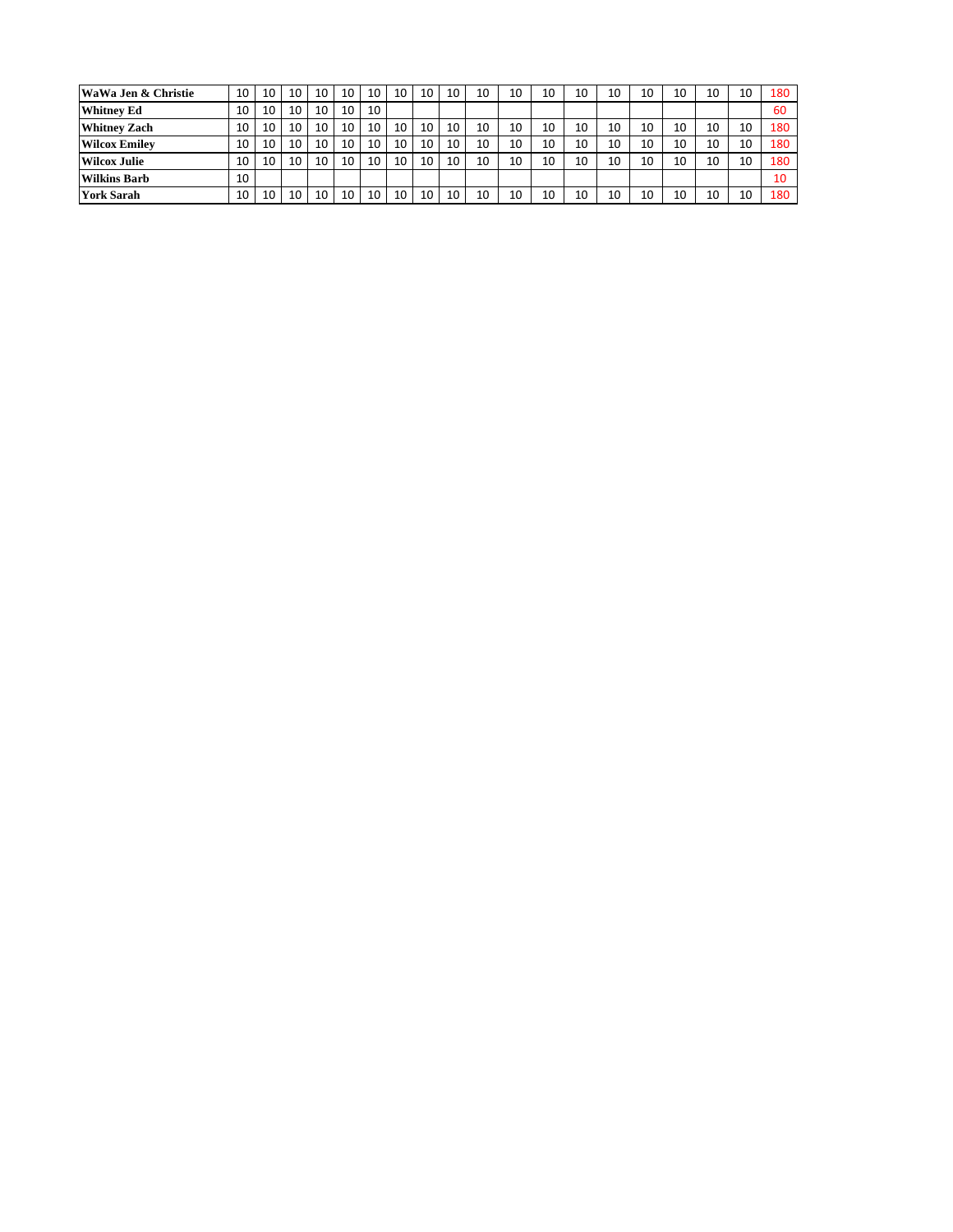| WaWa Jen & Christie | 10 | 10 | 10 | 10 | 10 | 10 | 10 | 10 | 10 | 10 | 10 | 10 | 10 | 10 | 10 | 10 | 10 | 10 | 180 |
|---|---|---|---|---|---|---|---|---|---|---|---|---|---|---|---|---|---|---|---|
| Whitney Ed | 10 | 10 | 10 | 10 | 10 | 10 | | | | | | | | | | | | | 60 |
| Whitney Zach | 10 | 10 | 10 | 10 | 10 | 10 | 10 | 10 | 10 | 10 | 10 | 10 | 10 | 10 | 10 | 10 | 10 | 10 | 180 |
| Wilcox Emiley | 10 | 10 | 10 | 10 | 10 | 10 | 10 | 10 | 10 | 10 | 10 | 10 | 10 | 10 | 10 | 10 | 10 | 10 | 180 |
| Wilcox Julie | 10 | 10 | 10 | 10 | 10 | 10 | 10 | 10 | 10 | 10 | 10 | 10 | 10 | 10 | 10 | 10 | 10 | 10 | 180 |
| Wilkins Barb | 10 | | | | | | | | | | | | | | | | | | 10 |
| York Sarah | 10 | 10 | 10 | 10 | 10 | 10 | 10 | 10 | 10 | 10 | 10 | 10 | 10 | 10 | 10 | 10 | 10 | 10 | 180 |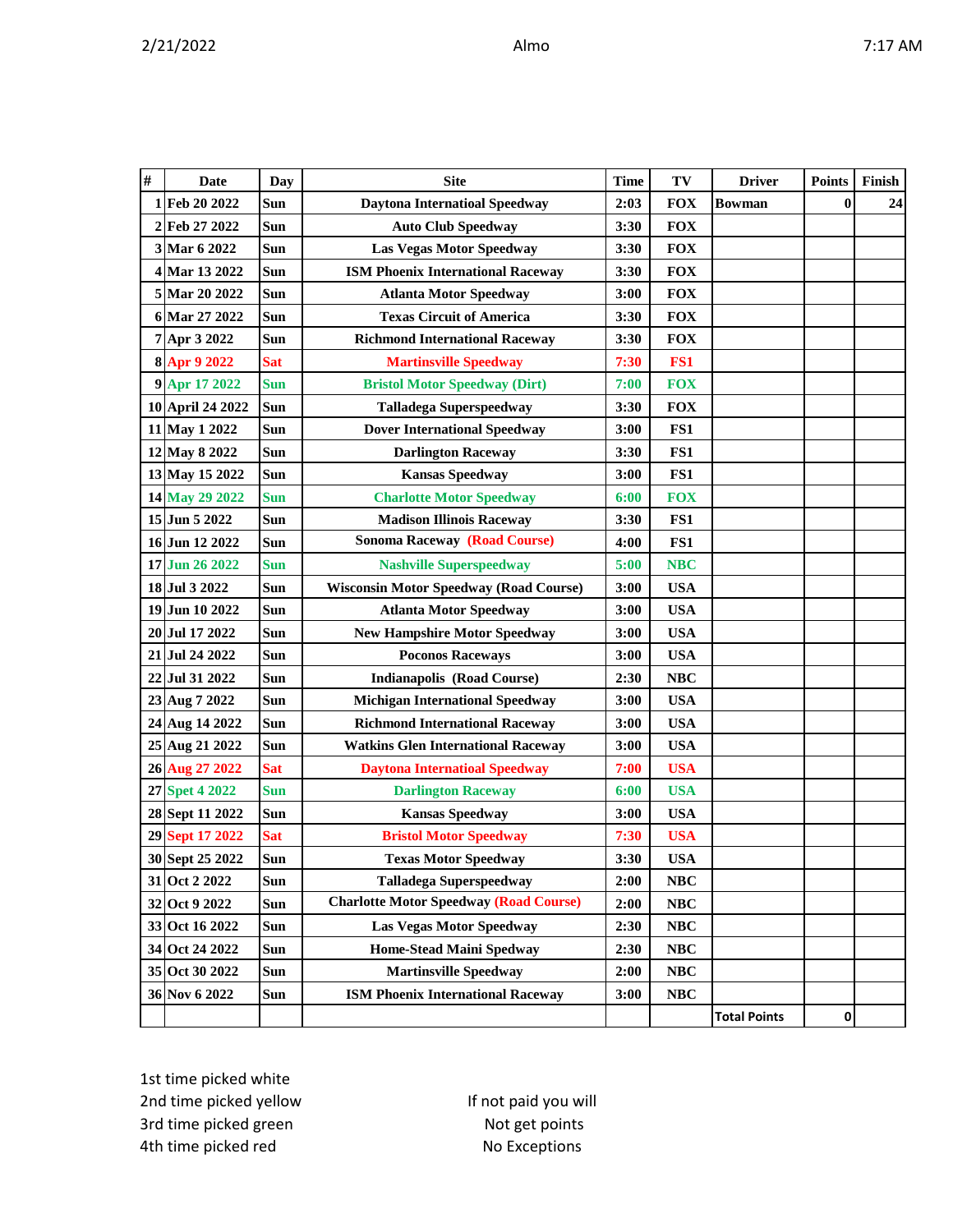2/21/2022 Almo 7:17 AM

| # | Date | Day | Site | Time | TV | Driver | Points | Finish |
|---|---|---|---|---|---|---|---|---|
| 1 | Feb 20 2022 | Sun | Daytona International Speedway | 2:03 | FOX | Bowman | 0 | 24 |
| 2 | Feb 27 2022 | Sun | Auto Club Speedway | 3:30 | FOX | | | |
| 3 | Mar 6 2022 | Sun | Las Vegas Motor Speedway | 3:30 | FOX | | | |
| 4 | Mar 13 2022 | Sun | ISM Phoenix International Raceway | 3:30 | FOX | | | |
| 5 | Mar 20 2022 | Sun | Atlanta Motor Speedway | 3:00 | FOX | | | |
| 6 | Mar 27 2022 | Sun | Texas Circuit of America | 3:30 | FOX | | | |
| 7 | Apr 3 2022 | Sun | Richmond International Raceway | 3:30 | FOX | | | |
| 8 | Apr 9 2022 | Sat | Martinsville Speedway | 7:30 | FS1 | | | |
| 9 | Apr 17 2022 | Sun | Bristol Motor Speedway (Dirt) | 7:00 | FOX | | | |
| 10 | April 24 2022 | Sun | Talladega Superspeedway | 3:30 | FOX | | | |
| 11 | May 1 2022 | Sun | Dover International Speedway | 3:00 | FS1 | | | |
| 12 | May 8 2022 | Sun | Darlington Raceway | 3:30 | FS1 | | | |
| 13 | May 15 2022 | Sun | Kansas Speedway | 3:00 | FS1 | | | |
| 14 | May 29 2022 | Sun | Charlotte Motor Speedway | 6:00 | FOX | | | |
| 15 | Jun 5 2022 | Sun | Madison Illinois Raceway | 3:30 | FS1 | | | |
| 16 | Jun 12 2022 | Sun | Sonoma Raceway (Road Course) | 4:00 | FS1 | | | |
| 17 | Jun 26 2022 | Sun | Nashville Superspeedway | 5:00 | NBC | | | |
| 18 | Jul 3 2022 | Sun | Wisconsin Motor Speedway (Road Course) | 3:00 | USA | | | |
| 19 | Jun 10 2022 | Sun | Atlanta Motor Speedway | 3:00 | USA | | | |
| 20 | Jul 17 2022 | Sun | New Hampshire Motor Speedway | 3:00 | USA | | | |
| 21 | Jul 24 2022 | Sun | Poconos Raceways | 3:00 | USA | | | |
| 22 | Jul 31 2022 | Sun | Indianapolis (Road Course) | 2:30 | NBC | | | |
| 23 | Aug 7 2022 | Sun | Michigan International Speedway | 3:00 | USA | | | |
| 24 | Aug 14 2022 | Sun | Richmond International Raceway | 3:00 | USA | | | |
| 25 | Aug 21 2022 | Sun | Watkins Glen International Raceway | 3:00 | USA | | | |
| 26 | Aug 27 2022 | Sat | Daytona International Speedway | 7:00 | USA | | | |
| 27 | Spet 4 2022 | Sun | Darlington Raceway | 6:00 | USA | | | |
| 28 | Sept 11 2022 | Sun | Kansas Speedway | 3:00 | USA | | | |
| 29 | Sept 17 2022 | Sat | Bristol Motor Speedway | 7:30 | USA | | | |
| 30 | Sept 25 2022 | Sun | Texas Motor Speedway | 3:30 | USA | | | |
| 31 | Oct 2 2022 | Sun | Talladega Superspeedway | 2:00 | NBC | | | |
| 32 | Oct 9 2022 | Sun | Charlotte Motor Speedway (Road Course) | 2:00 | NBC | | | |
| 33 | Oct 16 2022 | Sun | Las Vegas Motor Speedway | 2:30 | NBC | | | |
| 34 | Oct 24 2022 | Sun | Home-Stead Maini Spedway | 2:30 | NBC | | | |
| 35 | Oct 30 2022 | Sun | Martinsville Speedway | 2:00 | NBC | | | |
| 36 | Nov 6 2022 | Sun | ISM Phoenix International Raceway | 3:00 | NBC | | | |
| | | | | | | Total Points | 0 | |

1st time picked white
2nd time picked yellow
3rd time picked green
4th time picked red

If not paid you will
Not get points
No Exceptions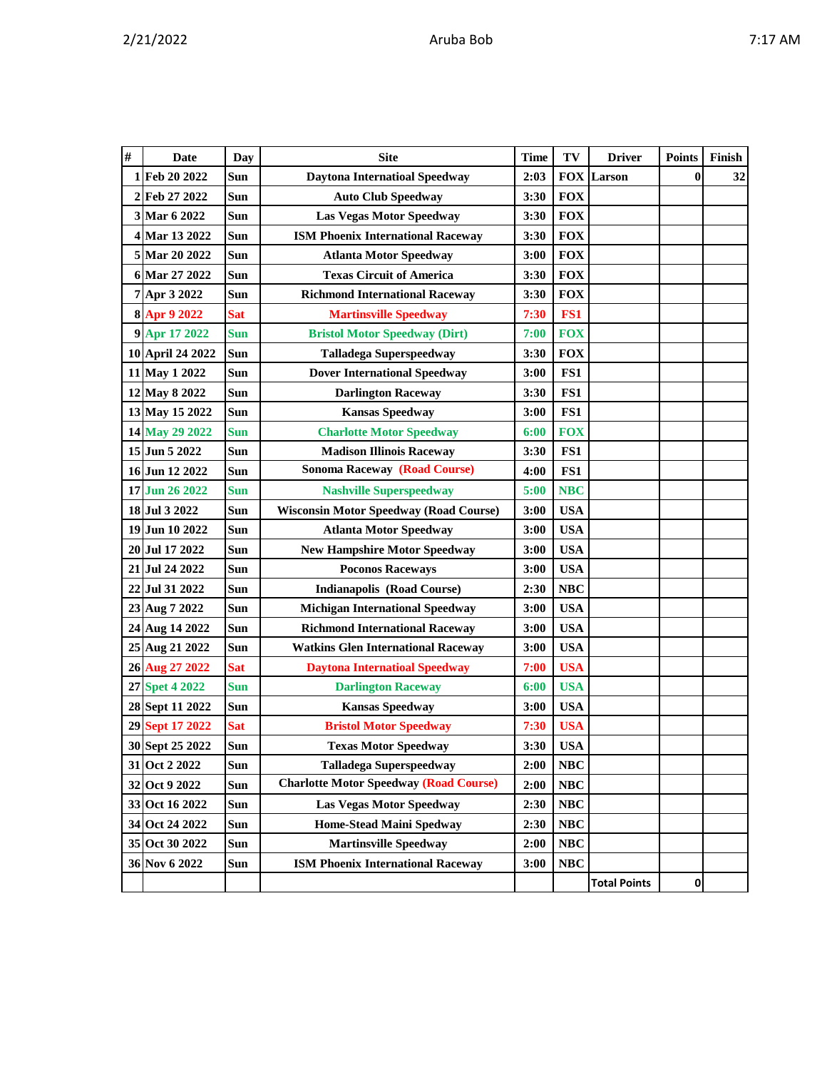| # | Date | Day | Site | Time | TV | Driver | Points | Finish |
|---|---|---|---|---|---|---|---|---|
| 1 | Feb 20 2022 | Sun | Daytona Internatioal Speedway | 2:03 | FOX | Larson | 0 | 32 |
| 2 | Feb 27 2022 | Sun | Auto Club Speedway | 3:30 | FOX | | | |
| 3 | Mar 6 2022 | Sun | Las Vegas Motor Speedway | 3:30 | FOX | | | |
| 4 | Mar 13 2022 | Sun | ISM Phoenix International Raceway | 3:30 | FOX | | | |
| 5 | Mar 20 2022 | Sun | Atlanta Motor Speedway | 3:00 | FOX | | | |
| 6 | Mar 27 2022 | Sun | Texas Circuit of America | 3:30 | FOX | | | |
| 7 | Apr 3 2022 | Sun | Richmond International Raceway | 3:30 | FOX | | | |
| 8 | Apr 9 2022 | Sat | Martinsville Speedway | 7:30 | FS1 | | | |
| 9 | Apr 17 2022 | Sun | Bristol Motor Speedway (Dirt) | 7:00 | FOX | | | |
| 10 | April 24 2022 | Sun | Talladega Superspeedway | 3:30 | FOX | | | |
| 11 | May 1 2022 | Sun | Dover International Speedway | 3:00 | FS1 | | | |
| 12 | May 8 2022 | Sun | Darlington Raceway | 3:30 | FS1 | | | |
| 13 | May 15 2022 | Sun | Kansas Speedway | 3:00 | FS1 | | | |
| 14 | May 29 2022 | Sun | Charlotte Motor Speedway | 6:00 | FOX | | | |
| 15 | Jun 5 2022 | Sun | Madison Illinois Raceway | 3:30 | FS1 | | | |
| 16 | Jun 12 2022 | Sun | Sonoma Raceway (Road Course) | 4:00 | FS1 | | | |
| 17 | Jun 26 2022 | Sun | Nashville Superspeedway | 5:00 | NBC | | | |
| 18 | Jul 3 2022 | Sun | Wisconsin Motor Speedway (Road Course) | 3:00 | USA | | | |
| 19 | Jun 10 2022 | Sun | Atlanta Motor Speedway | 3:00 | USA | | | |
| 20 | Jul 17 2022 | Sun | New Hampshire Motor Speedway | 3:00 | USA | | | |
| 21 | Jul 24 2022 | Sun | Poconos Raceways | 3:00 | USA | | | |
| 22 | Jul 31 2022 | Sun | Indianapolis (Road Course) | 2:30 | NBC | | | |
| 23 | Aug 7 2022 | Sun | Michigan International Speedway | 3:00 | USA | | | |
| 24 | Aug 14 2022 | Sun | Richmond International Raceway | 3:00 | USA | | | |
| 25 | Aug 21 2022 | Sun | Watkins Glen International Raceway | 3:00 | USA | | | |
| 26 | Aug 27 2022 | Sat | Daytona Internatioal Speedway | 7:00 | USA | | | |
| 27 | Spet 4 2022 | Sun | Darlington Raceway | 6:00 | USA | | | |
| 28 | Sept 11 2022 | Sun | Kansas Speedway | 3:00 | USA | | | |
| 29 | Sept 17 2022 | Sat | Bristol Motor Speedway | 7:30 | USA | | | |
| 30 | Sept 25 2022 | Sun | Texas Motor Speedway | 3:30 | USA | | | |
| 31 | Oct 2 2022 | Sun | Talladega Superspeedway | 2:00 | NBC | | | |
| 32 | Oct 9 2022 | Sun | Charlotte Motor Speedway (Road Course) | 2:00 | NBC | | | |
| 33 | Oct 16 2022 | Sun | Las Vegas Motor Speedway | 2:30 | NBC | | | |
| 34 | Oct 24 2022 | Sun | Home-Stead Maini Spedway | 2:30 | NBC | | | |
| 35 | Oct 30 2022 | Sun | Martinsville Speedway | 2:00 | NBC | | | |
| 36 | Nov 6 2022 | Sun | ISM Phoenix International Raceway | 3:00 | NBC | | | |
| | | | | | | Total Points | 0 | |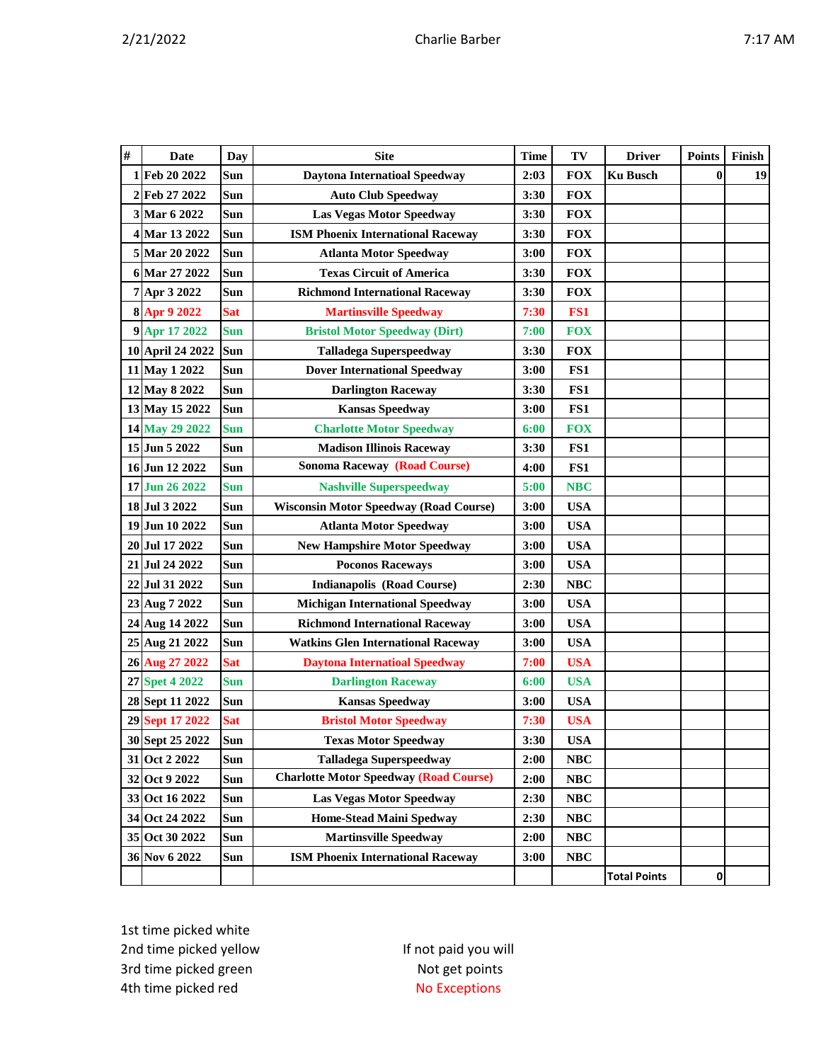Charlie Barber

| # | Date | Day | Site | Time | TV | Driver | Points | Finish |
|---|---|---|---|---|---|---|---|---|
| 1 | Feb 20 2022 | Sun | Daytona Internatioal Speedway | 2:03 | FOX | Ku Busch | 0 | 19 |
| 2 | Feb 27 2022 | Sun | Auto Club Speedway | 3:30 | FOX | | | |
| 3 | Mar 6 2022 | Sun | Las Vegas Motor Speedway | 3:30 | FOX | | | |
| 4 | Mar 13 2022 | Sun | ISM Phoenix International Raceway | 3:30 | FOX | | | |
| 5 | Mar 20 2022 | Sun | Atlanta Motor Speedway | 3:00 | FOX | | | |
| 6 | Mar 27 2022 | Sun | Texas Circuit of America | 3:30 | FOX | | | |
| 7 | Apr 3 2022 | Sun | Richmond International Raceway | 3:30 | FOX | | | |
| 8 | Apr 9 2022 | Sat | Martinsville Speedway | 7:30 | FS1 | | | |
| 9 | Apr 17 2022 | Sun | Bristol Motor Speedway (Dirt) | 7:00 | FOX | | | |
| 10 | April 24 2022 | Sun | Talladega Superspeedway | 3:30 | FOX | | | |
| 11 | May 1 2022 | Sun | Dover International Speedway | 3:00 | FS1 | | | |
| 12 | May 8 2022 | Sun | Darlington Raceway | 3:30 | FS1 | | | |
| 13 | May 15 2022 | Sun | Kansas Speedway | 3:00 | FS1 | | | |
| 14 | May 29 2022 | Sun | Charlotte Motor Speedway | 6:00 | FOX | | | |
| 15 | Jun 5 2022 | Sun | Madison Illinois Raceway | 3:30 | FS1 | | | |
| 16 | Jun 12 2022 | Sun | Sonoma Raceway (Road Course) | 4:00 | FS1 | | | |
| 17 | Jun 26 2022 | Sun | Nashville Superspeedway | 5:00 | NBC | | | |
| 18 | Jul 3 2022 | Sun | Wisconsin Motor Speedway (Road Course) | 3:00 | USA | | | |
| 19 | Jun 10 2022 | Sun | Atlanta Motor Speedway | 3:00 | USA | | | |
| 20 | Jul 17 2022 | Sun | New Hampshire Motor Speedway | 3:00 | USA | | | |
| 21 | Jul 24 2022 | Sun | Poconos Raceways | 3:00 | USA | | | |
| 22 | Jul 31 2022 | Sun | Indianapolis (Road Course) | 2:30 | NBC | | | |
| 23 | Aug 7 2022 | Sun | Michigan International Speedway | 3:00 | USA | | | |
| 24 | Aug 14 2022 | Sun | Richmond International Raceway | 3:00 | USA | | | |
| 25 | Aug 21 2022 | Sun | Watkins Glen International Raceway | 3:00 | USA | | | |
| 26 | Aug 27 2022 | Sat | Daytona International Speedway | 7:00 | USA | | | |
| 27 | Spet 4 2022 | Sun | Darlington Raceway | 6:00 | USA | | | |
| 28 | Sept 11 2022 | Sun | Kansas Speedway | 3:00 | USA | | | |
| 29 | Sept 17 2022 | Sat | Bristol Motor Speedway | 7:30 | USA | | | |
| 30 | Sept 25 2022 | Sun | Texas Motor Speedway | 3:30 | USA | | | |
| 31 | Oct 2 2022 | Sun | Talladega Superspeedway | 2:00 | NBC | | | |
| 32 | Oct 9 2022 | Sun | Charlotte Motor Speedway (Road Course) | 2:00 | NBC | | | |
| 33 | Oct 16 2022 | Sun | Las Vegas Motor Speedway | 2:30 | NBC | | | |
| 34 | Oct 24 2022 | Sun | Home-Stead Maini Spedway | 2:30 | NBC | | | |
| 35 | Oct 30 2022 | Sun | Martinsville Speedway | 2:00 | NBC | | | |
| 36 | Nov 6 2022 | Sun | ISM Phoenix International Raceway | 3:00 | NBC | | | |
| | | | | | | Total Points | 0 | |

1st time picked white
2nd time picked yellow
3rd time picked green
4th time picked red

If not paid you will
Not get points
No Exceptions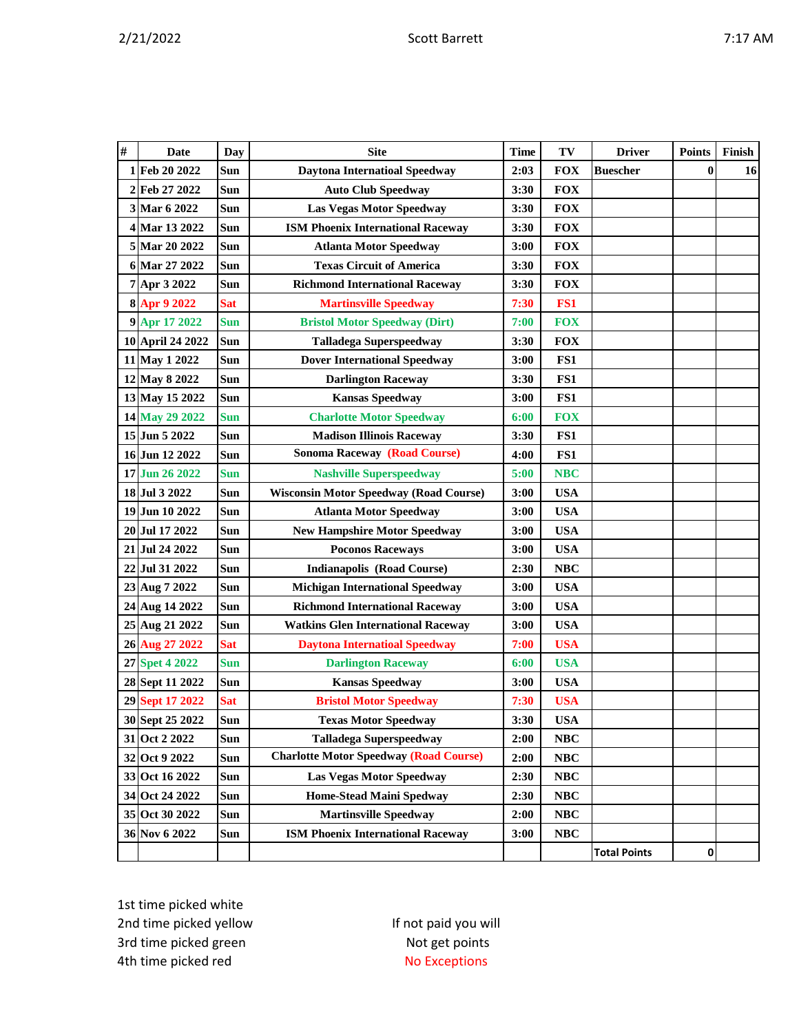| # | Date | Day | Site | Time | TV | Driver | Points | Finish |
|---|---|---|---|---|---|---|---|---|
| 1 | Feb 20 2022 | Sun | Daytona Internatioal Speedway | 2:03 | FOX | Buescher | 0 | 16 |
| 2 | Feb 27 2022 | Sun | Auto Club Speedway | 3:30 | FOX | | | |
| 3 | Mar 6 2022 | Sun | Las Vegas Motor Speedway | 3:30 | FOX | | | |
| 4 | Mar 13 2022 | Sun | ISM Phoenix International Raceway | 3:30 | FOX | | | |
| 5 | Mar 20 2022 | Sun | Atlanta Motor Speedway | 3:00 | FOX | | | |
| 6 | Mar 27 2022 | Sun | Texas Circuit of America | 3:30 | FOX | | | |
| 7 | Apr 3 2022 | Sun | Richmond International Raceway | 3:30 | FOX | | | |
| 8 | Apr 9 2022 | Sat | Martinsville Speedway | 7:30 | FS1 | | | |
| 9 | Apr 17 2022 | Sun | Bristol Motor Speedway (Dirt) | 7:00 | FOX | | | |
| 10 | April 24 2022 | Sun | Talladega Superspeedway | 3:30 | FOX | | | |
| 11 | May 1 2022 | Sun | Dover International Speedway | 3:00 | FS1 | | | |
| 12 | May 8 2022 | Sun | Darlington Raceway | 3:30 | FS1 | | | |
| 13 | May 15 2022 | Sun | Kansas Speedway | 3:00 | FS1 | | | |
| 14 | May 29 2022 | Sun | Charlotte Motor Speedway | 6:00 | FOX | | | |
| 15 | Jun 5 2022 | Sun | Madison Illinois Raceway | 3:30 | FS1 | | | |
| 16 | Jun 12 2022 | Sun | Sonoma Raceway (Road Course) | 4:00 | FS1 | | | |
| 17 | Jun 26 2022 | Sun | Nashville Superspeedway | 5:00 | NBC | | | |
| 18 | Jul 3 2022 | Sun | Wisconsin Motor Speedway (Road Course) | 3:00 | USA | | | |
| 19 | Jun 10 2022 | Sun | Atlanta Motor Speedway | 3:00 | USA | | | |
| 20 | Jul 17 2022 | Sun | New Hampshire Motor Speedway | 3:00 | USA | | | |
| 21 | Jul 24 2022 | Sun | Poconos Raceways | 3:00 | USA | | | |
| 22 | Jul 31 2022 | Sun | Indianapolis (Road Course) | 2:30 | NBC | | | |
| 23 | Aug 7 2022 | Sun | Michigan International Speedway | 3:00 | USA | | | |
| 24 | Aug 14 2022 | Sun | Richmond International Raceway | 3:00 | USA | | | |
| 25 | Aug 21 2022 | Sun | Watkins Glen International Raceway | 3:00 | USA | | | |
| 26 | Aug 27 2022 | Sat | Daytona Internatioal Speedway | 7:00 | USA | | | |
| 27 | Spet 4 2022 | Sun | Darlington Raceway | 6:00 | USA | | | |
| 28 | Sept 11 2022 | Sun | Kansas Speedway | 3:00 | USA | | | |
| 29 | Sept 17 2022 | Sat | Bristol Motor Speedway | 7:30 | USA | | | |
| 30 | Sept 25 2022 | Sun | Texas Motor Speedway | 3:30 | USA | | | |
| 31 | Oct 2 2022 | Sun | Talladega Superspeedway | 2:00 | NBC | | | |
| 32 | Oct 9 2022 | Sun | Charlotte Motor Speedway (Road Course) | 2:00 | NBC | | | |
| 33 | Oct 16 2022 | Sun | Las Vegas Motor Speedway | 2:30 | NBC | | | |
| 34 | Oct 24 2022 | Sun | Home-Stead Maini Spedway | 2:30 | NBC | | | |
| 35 | Oct 30 2022 | Sun | Martinsville Speedway | 2:00 | NBC | | | |
| 36 | Nov 6 2022 | Sun | ISM Phoenix International Raceway | 3:00 | NBC | | | |
| | | | | | | Total Points | 0 | |

1st time picked white
2nd time picked yellow
3rd time picked green
4th time picked red

If not paid you will
Not get points
No Exceptions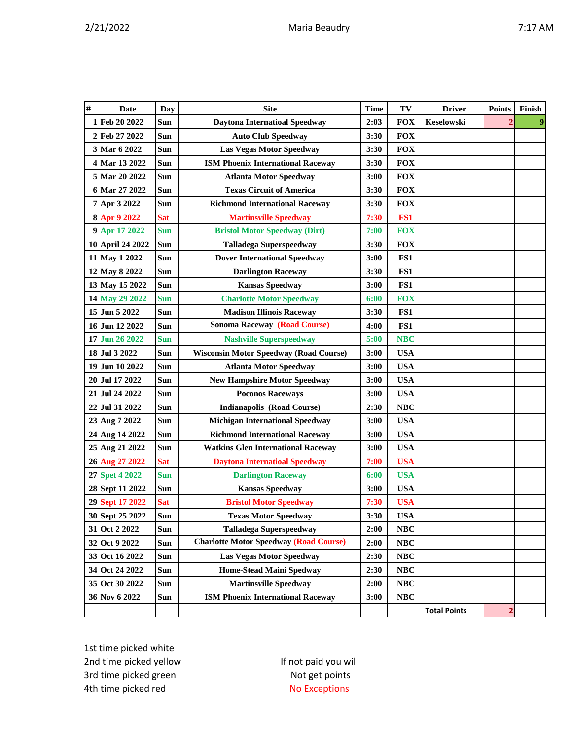| # | Date | Day | Site | Time | TV | Driver | Points | Finish |
|---|---|---|---|---|---|---|---|---|
| 1 | Feb 20 2022 | Sun | Daytona Internatioal Speedway | 2:03 | FOX | Keselowski | 2 | 9 |
| 2 | Feb 27 2022 | Sun | Auto Club Speedway | 3:30 | FOX | | | |
| 3 | Mar 6 2022 | Sun | Las Vegas Motor Speedway | 3:30 | FOX | | | |
| 4 | Mar 13 2022 | Sun | ISM Phoenix International Raceway | 3:30 | FOX | | | |
| 5 | Mar 20 2022 | Sun | Atlanta Motor Speedway | 3:00 | FOX | | | |
| 6 | Mar 27 2022 | Sun | Texas Circuit of America | 3:30 | FOX | | | |
| 7 | Apr 3 2022 | Sun | Richmond International Raceway | 3:30 | FOX | | | |
| 8 | Apr 9 2022 | Sat | Martinsville Speedway | 7:30 | FS1 | | | |
| 9 | Apr 17 2022 | Sun | Bristol Motor Speedway (Dirt) | 7:00 | FOX | | | |
| 10 | April 24 2022 | Sun | Talladega Superspeedway | 3:30 | FOX | | | |
| 11 | May 1 2022 | Sun | Dover International Speedway | 3:00 | FS1 | | | |
| 12 | May 8 2022 | Sun | Darlington Raceway | 3:30 | FS1 | | | |
| 13 | May 15 2022 | Sun | Kansas Speedway | 3:00 | FS1 | | | |
| 14 | May 29 2022 | Sun | Charlotte Motor Speedway | 6:00 | FOX | | | |
| 15 | Jun 5 2022 | Sun | Madison Illinois Raceway | 3:30 | FS1 | | | |
| 16 | Jun 12 2022 | Sun | Sonoma Raceway (Road Course) | 4:00 | FS1 | | | |
| 17 | Jun 26 2022 | Sun | Nashville Superspeedway | 5:00 | NBC | | | |
| 18 | Jul 3 2022 | Sun | Wisconsin Motor Speedway (Road Course) | 3:00 | USA | | | |
| 19 | Jun 10 2022 | Sun | Atlanta Motor Speedway | 3:00 | USA | | | |
| 20 | Jul 17 2022 | Sun | New Hampshire Motor Speedway | 3:00 | USA | | | |
| 21 | Jul 24 2022 | Sun | Poconos Raceways | 3:00 | USA | | | |
| 22 | Jul 31 2022 | Sun | Indianapolis (Road Course) | 2:30 | NBC | | | |
| 23 | Aug 7 2022 | Sun | Michigan International Speedway | 3:00 | USA | | | |
| 24 | Aug 14 2022 | Sun | Richmond International Raceway | 3:00 | USA | | | |
| 25 | Aug 21 2022 | Sun | Watkins Glen International Raceway | 3:00 | USA | | | |
| 26 | Aug 27 2022 | Sat | Daytona Internatioal Speedway | 7:00 | USA | | | |
| 27 | Spet 4 2022 | Sun | Darlington Raceway | 6:00 | USA | | | |
| 28 | Sept 11 2022 | Sun | Kansas Speedway | 3:00 | USA | | | |
| 29 | Sept 17 2022 | Sat | Bristol Motor Speedway | 7:30 | USA | | | |
| 30 | Sept 25 2022 | Sun | Texas Motor Speedway | 3:30 | USA | | | |
| 31 | Oct 2 2022 | Sun | Talladega Superspeedway | 2:00 | NBC | | | |
| 32 | Oct 9 2022 | Sun | Charlotte Motor Speedway (Road Course) | 2:00 | NBC | | | |
| 33 | Oct 16 2022 | Sun | Las Vegas Motor Speedway | 2:30 | NBC | | | |
| 34 | Oct 24 2022 | Sun | Home-Stead Maini Spedway | 2:30 | NBC | | | |
| 35 | Oct 30 2022 | Sun | Martinsville Speedway | 2:00 | NBC | | | |
| 36 | Nov 6 2022 | Sun | ISM Phoenix International Raceway | 3:00 | NBC | | | |
| | | | | | | Total Points | 2 | |

1st time picked white
2nd time picked yellow
3rd time picked green
4th time picked red

If not paid you will
Not get points
No Exceptions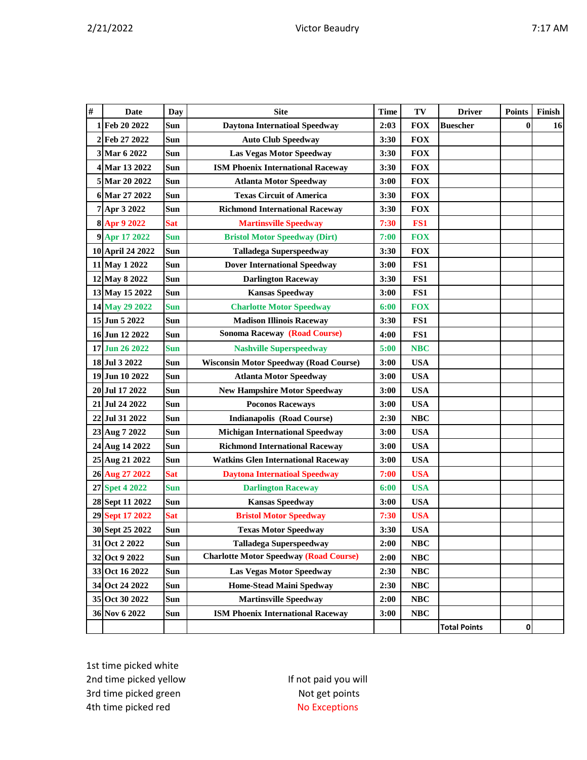| # | Date | Day | Site | Time | TV | Driver | Points | Finish |
|---|---|---|---|---|---|---|---|---|
| 1 | Feb 20 2022 | Sun | Daytona Internatioal Speedway | 2:03 | FOX | Buescher | 0 | 16 |
| 2 | Feb 27 2022 | Sun | Auto Club Speedway | 3:30 | FOX | | | |
| 3 | Mar 6 2022 | Sun | Las Vegas Motor Speedway | 3:30 | FOX | | | |
| 4 | Mar 13 2022 | Sun | ISM Phoenix International Raceway | 3:30 | FOX | | | |
| 5 | Mar 20 2022 | Sun | Atlanta Motor Speedway | 3:00 | FOX | | | |
| 6 | Mar 27 2022 | Sun | Texas Circuit of America | 3:30 | FOX | | | |
| 7 | Apr 3 2022 | Sun | Richmond International Raceway | 3:30 | FOX | | | |
| 8 | Apr 9 2022 | Sat | Martinsville Speedway | 7:30 | FS1 | | | |
| 9 | Apr 17 2022 | Sun | Bristol Motor Speedway (Dirt) | 7:00 | FOX | | | |
| 10 | April 24 2022 | Sun | Talladega Superspeedway | 3:30 | FOX | | | |
| 11 | May 1 2022 | Sun | Dover International Speedway | 3:00 | FS1 | | | |
| 12 | May 8 2022 | Sun | Darlington Raceway | 3:30 | FS1 | | | |
| 13 | May 15 2022 | Sun | Kansas Speedway | 3:00 | FS1 | | | |
| 14 | May 29 2022 | Sun | Charlotte Motor Speedway | 6:00 | FOX | | | |
| 15 | Jun 5 2022 | Sun | Madison Illinois Raceway | 3:30 | FS1 | | | |
| 16 | Jun 12 2022 | Sun | Sonoma Raceway (Road Course) | 4:00 | FS1 | | | |
| 17 | Jun 26 2022 | Sun | Nashville Superspeedway | 5:00 | NBC | | | |
| 18 | Jul 3 2022 | Sun | Wisconsin Motor Speedway (Road Course) | 3:00 | USA | | | |
| 19 | Jun 10 2022 | Sun | Atlanta Motor Speedway | 3:00 | USA | | | |
| 20 | Jul 17 2022 | Sun | New Hampshire Motor Speedway | 3:00 | USA | | | |
| 21 | Jul 24 2022 | Sun | Poconos Raceways | 3:00 | USA | | | |
| 22 | Jul 31 2022 | Sun | Indianapolis (Road Course) | 2:30 | NBC | | | |
| 23 | Aug 7 2022 | Sun | Michigan International Speedway | 3:00 | USA | | | |
| 24 | Aug 14 2022 | Sun | Richmond International Raceway | 3:00 | USA | | | |
| 25 | Aug 21 2022 | Sun | Watkins Glen International Raceway | 3:00 | USA | | | |
| 26 | Aug 27 2022 | Sat | Daytona Internatioal Speedway | 7:00 | USA | | | |
| 27 | Spet 4 2022 | Sun | Darlington Raceway | 6:00 | USA | | | |
| 28 | Sept 11 2022 | Sun | Kansas Speedway | 3:00 | USA | | | |
| 29 | Sept 17 2022 | Sat | Bristol Motor Speedway | 7:30 | USA | | | |
| 30 | Sept 25 2022 | Sun | Texas Motor Speedway | 3:30 | USA | | | |
| 31 | Oct 2 2022 | Sun | Talladega Superspeedway | 2:00 | NBC | | | |
| 32 | Oct 9 2022 | Sun | Charlotte Motor Speedway (Road Course) | 2:00 | NBC | | | |
| 33 | Oct 16 2022 | Sun | Las Vegas Motor Speedway | 2:30 | NBC | | | |
| 34 | Oct 24 2022 | Sun | Home-Stead Maini Spedway | 2:30 | NBC | | | |
| 35 | Oct 30 2022 | Sun | Martinsville Speedway | 2:00 | NBC | | | |
| 36 | Nov 6 2022 | Sun | ISM Phoenix International Raceway | 3:00 | NBC | | | |
| | | | | | | Total Points | 0 | |

1st time picked white
2nd time picked yellow
3rd time picked green
4th time picked red

If not paid you will
Not get points
No Exceptions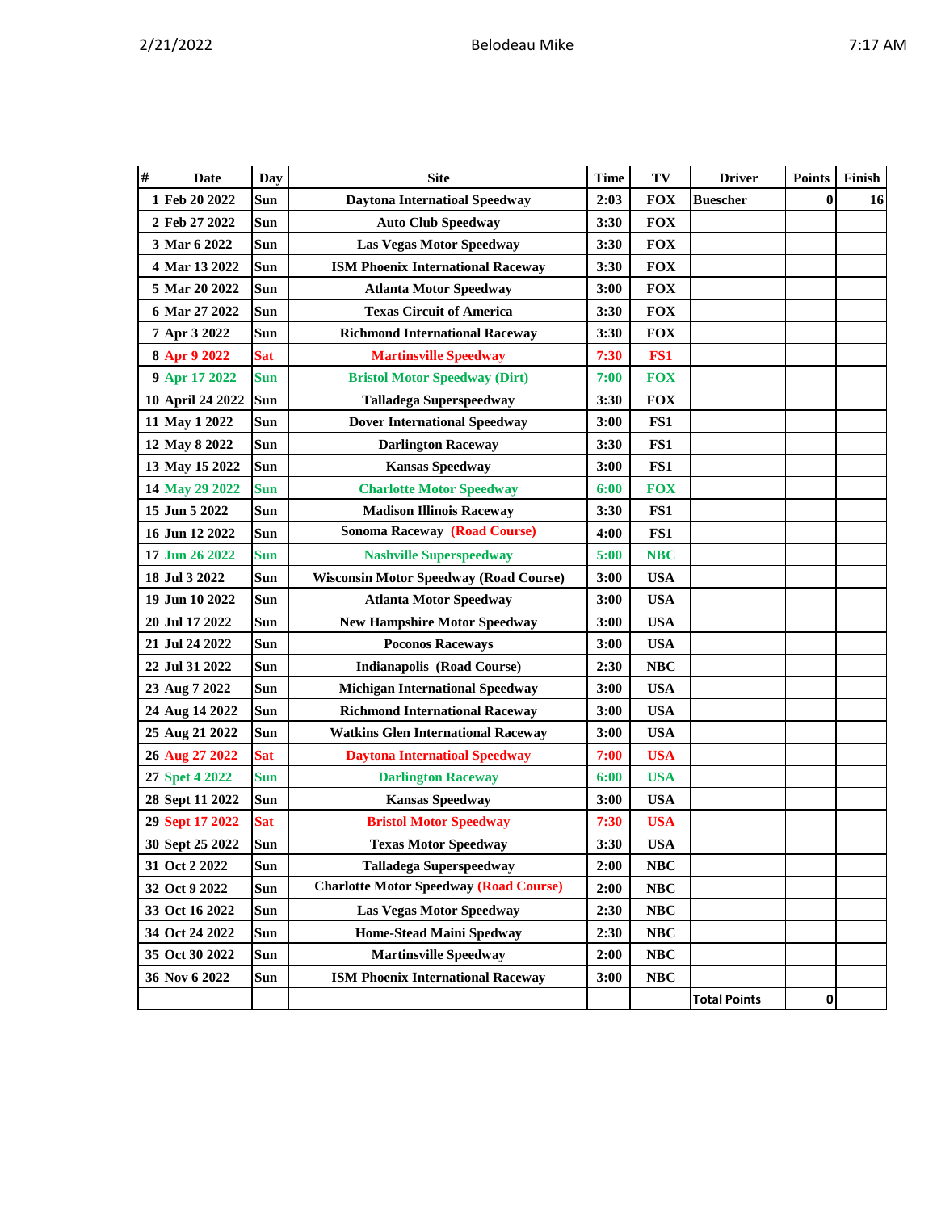| # | Date | Day | Site | Time | TV | Driver | Points | Finish |
|---|---|---|---|---|---|---|---|---|
| 1 | Feb 20 2022 | Sun | Daytona Internatioal Speedway | 2:03 | FOX | Buescher | 0 | 16 |
| 2 | Feb 27 2022 | Sun | Auto Club Speedway | 3:30 | FOX | | | |
| 3 | Mar 6 2022 | Sun | Las Vegas Motor Speedway | 3:30 | FOX | | | |
| 4 | Mar 13 2022 | Sun | ISM Phoenix International Raceway | 3:30 | FOX | | | |
| 5 | Mar 20 2022 | Sun | Atlanta Motor Speedway | 3:00 | FOX | | | |
| 6 | Mar 27 2022 | Sun | Texas Circuit of America | 3:30 | FOX | | | |
| 7 | Apr 3 2022 | Sun | Richmond International Raceway | 3:30 | FOX | | | |
| 8 | Apr 9 2022 | Sat | Martinsville Speedway | 7:30 | FS1 | | | |
| 9 | Apr 17 2022 | Sun | Bristol Motor Speedway (Dirt) | 7:00 | FOX | | | |
| 10 | April 24 2022 | Sun | Talladega Superspeedway | 3:30 | FOX | | | |
| 11 | May 1 2022 | Sun | Dover International Speedway | 3:00 | FS1 | | | |
| 12 | May 8 2022 | Sun | Darlington Raceway | 3:30 | FS1 | | | |
| 13 | May 15 2022 | Sun | Kansas Speedway | 3:00 | FS1 | | | |
| 14 | May 29 2022 | Sun | Charlotte Motor Speedway | 6:00 | FOX | | | |
| 15 | Jun 5 2022 | Sun | Madison Illinois Raceway | 3:30 | FS1 | | | |
| 16 | Jun 12 2022 | Sun | Sonoma Raceway (Road Course) | 4:00 | FS1 | | | |
| 17 | Jun 26 2022 | Sun | Nashville Superspeedway | 5:00 | NBC | | | |
| 18 | Jul 3 2022 | Sun | Wisconsin Motor Speedway (Road Course) | 3:00 | USA | | | |
| 19 | Jun 10 2022 | Sun | Atlanta Motor Speedway | 3:00 | USA | | | |
| 20 | Jul 17 2022 | Sun | New Hampshire Motor Speedway | 3:00 | USA | | | |
| 21 | Jul 24 2022 | Sun | Poconos Raceways | 3:00 | USA | | | |
| 22 | Jul 31 2022 | Sun | Indianapolis (Road Course) | 2:30 | NBC | | | |
| 23 | Aug 7 2022 | Sun | Michigan International Speedway | 3:00 | USA | | | |
| 24 | Aug 14 2022 | Sun | Richmond International Raceway | 3:00 | USA | | | |
| 25 | Aug 21 2022 | Sun | Watkins Glen International Raceway | 3:00 | USA | | | |
| 26 | Aug 27 2022 | Sat | Daytona Internatioal Speedway | 7:00 | USA | | | |
| 27 | Spet 4 2022 | Sun | Darlington Raceway | 6:00 | USA | | | |
| 28 | Sept 11 2022 | Sun | Kansas Speedway | 3:00 | USA | | | |
| 29 | Sept 17 2022 | Sat | Bristol Motor Speedway | 7:30 | USA | | | |
| 30 | Sept 25 2022 | Sun | Texas Motor Speedway | 3:30 | USA | | | |
| 31 | Oct 2 2022 | Sun | Talladega Superspeedway | 2:00 | NBC | | | |
| 32 | Oct 9 2022 | Sun | Charlotte Motor Speedway (Road Course) | 2:00 | NBC | | | |
| 33 | Oct 16 2022 | Sun | Las Vegas Motor Speedway | 2:30 | NBC | | | |
| 34 | Oct 24 2022 | Sun | Home-Stead Maini Spedway | 2:30 | NBC | | | |
| 35 | Oct 30 2022 | Sun | Martinsville Speedway | 2:00 | NBC | | | |
| 36 | Nov 6 2022 | Sun | ISM Phoenix International Raceway | 3:00 | NBC | | | |
| | | | | | | Total Points | 0 | |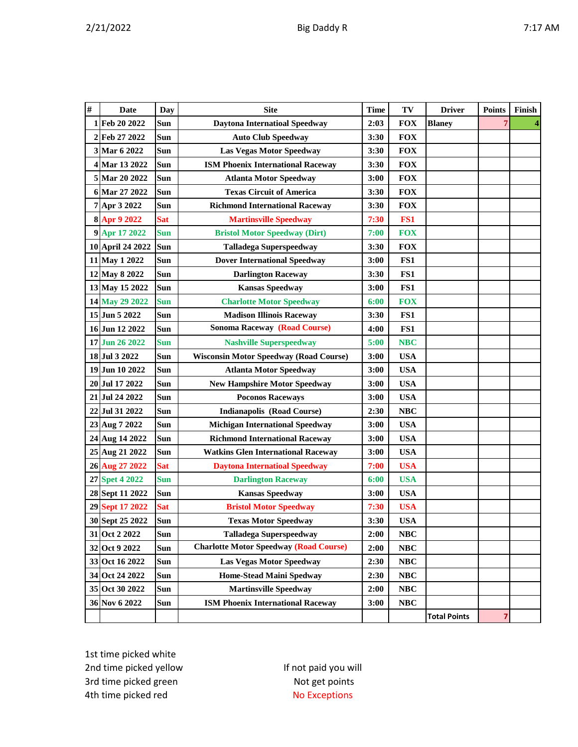Big Daddy R

| # | Date | Day | Site | Time | TV | Driver | Points | Finish |
|---|---|---|---|---|---|---|---|---|
| 1 | Feb 20 2022 | Sun | Daytona Internatioal Speedway | 2:03 | FOX | Blaney | 7 | 4 |
| 2 | Feb 27 2022 | Sun | Auto Club Speedway | 3:30 | FOX | | | |
| 3 | Mar 6 2022 | Sun | Las Vegas Motor Speedway | 3:30 | FOX | | | |
| 4 | Mar 13 2022 | Sun | ISM Phoenix International Raceway | 3:30 | FOX | | | |
| 5 | Mar 20 2022 | Sun | Atlanta Motor Speedway | 3:00 | FOX | | | |
| 6 | Mar 27 2022 | Sun | Texas Circuit of America | 3:30 | FOX | | | |
| 7 | Apr 3 2022 | Sun | Richmond International Raceway | 3:30 | FOX | | | |
| 8 | Apr 9 2022 | Sat | Martinsville Speedway | 7:30 | FS1 | | | |
| 9 | Apr 17 2022 | Sun | Bristol Motor Speedway (Dirt) | 7:00 | FOX | | | |
| 10 | April 24 2022 | Sun | Talladega Superspeedway | 3:30 | FOX | | | |
| 11 | May 1 2022 | Sun | Dover International Speedway | 3:00 | FS1 | | | |
| 12 | May 8 2022 | Sun | Darlington Raceway | 3:30 | FS1 | | | |
| 13 | May 15 2022 | Sun | Kansas Speedway | 3:00 | FS1 | | | |
| 14 | May 29 2022 | Sun | Charlotte Motor Speedway | 6:00 | FOX | | | |
| 15 | Jun 5 2022 | Sun | Madison Illinois Raceway | 3:30 | FS1 | | | |
| 16 | Jun 12 2022 | Sun | Sonoma Raceway (Road Course) | 4:00 | FS1 | | | |
| 17 | Jun 26 2022 | Sun | Nashville Superspeedway | 5:00 | NBC | | | |
| 18 | Jul 3 2022 | Sun | Wisconsin Motor Speedway (Road Course) | 3:00 | USA | | | |
| 19 | Jun 10 2022 | Sun | Atlanta Motor Speedway | 3:00 | USA | | | |
| 20 | Jul 17 2022 | Sun | New Hampshire Motor Speedway | 3:00 | USA | | | |
| 21 | Jul 24 2022 | Sun | Poconos Raceways | 3:00 | USA | | | |
| 22 | Jul 31 2022 | Sun | Indianapolis (Road Course) | 2:30 | NBC | | | |
| 23 | Aug 7 2022 | Sun | Michigan International Speedway | 3:00 | USA | | | |
| 24 | Aug 14 2022 | Sun | Richmond International Raceway | 3:00 | USA | | | |
| 25 | Aug 21 2022 | Sun | Watkins Glen International Raceway | 3:00 | USA | | | |
| 26 | Aug 27 2022 | Sat | Daytona International Speedway | 7:00 | USA | | | |
| 27 | Spet 4 2022 | Sun | Darlington Raceway | 6:00 | USA | | | |
| 28 | Sept 11 2022 | Sun | Kansas Speedway | 3:00 | USA | | | |
| 29 | Sept 17 2022 | Sat | Bristol Motor Speedway | 7:30 | USA | | | |
| 30 | Sept 25 2022 | Sun | Texas Motor Speedway | 3:30 | USA | | | |
| 31 | Oct 2 2022 | Sun | Talladega Superspeedway | 2:00 | NBC | | | |
| 32 | Oct 9 2022 | Sun | Charlotte Motor Speedway (Road Course) | 2:00 | NBC | | | |
| 33 | Oct 16 2022 | Sun | Las Vegas Motor Speedway | 2:30 | NBC | | | |
| 34 | Oct 24 2022 | Sun | Home-Stead Maini Spedway | 2:30 | NBC | | | |
| 35 | Oct 30 2022 | Sun | Martinsville Speedway | 2:00 | NBC | | | |
| 36 | Nov 6 2022 | Sun | ISM Phoenix International Raceway | 3:00 | NBC | | | |
| | | | | | | Total Points | 7 | |

1st time picked white
2nd time picked yellow
3rd time picked green
4th time picked red

If not paid you will
Not get points
No Exceptions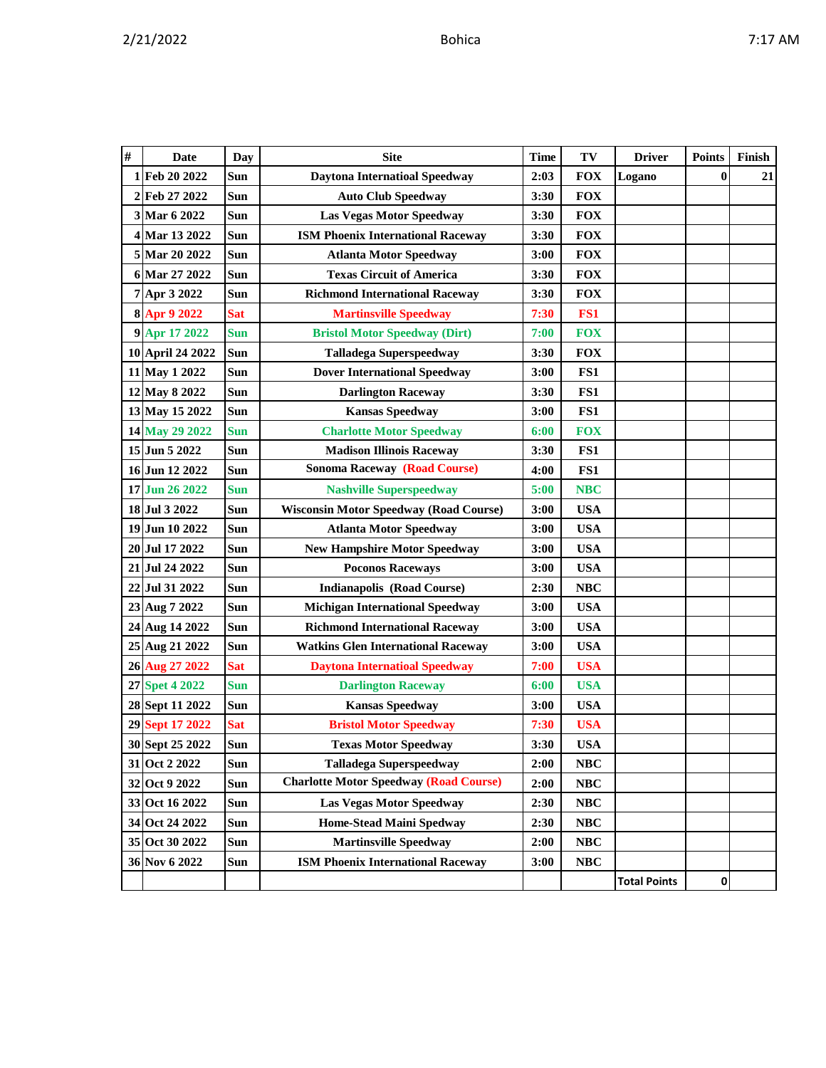| # | Date | Day | Site | Time | TV | Driver | Points | Finish |
|---|---|---|---|---|---|---|---|---|
| 1 | Feb 20 2022 | Sun | Daytona Internatioal Speedway | 2:03 | FOX | Logano | 0 | 21 |
| 2 | Feb 27 2022 | Sun | Auto Club Speedway | 3:30 | FOX | | | |
| 3 | Mar 6 2022 | Sun | Las Vegas Motor Speedway | 3:30 | FOX | | | |
| 4 | Mar 13 2022 | Sun | ISM Phoenix International Raceway | 3:30 | FOX | | | |
| 5 | Mar 20 2022 | Sun | Atlanta Motor Speedway | 3:00 | FOX | | | |
| 6 | Mar 27 2022 | Sun | Texas Circuit of America | 3:30 | FOX | | | |
| 7 | Apr 3 2022 | Sun | Richmond International Raceway | 3:30 | FOX | | | |
| 8 | Apr 9 2022 | Sat | Martinsville Speedway | 7:30 | FS1 | | | |
| 9 | Apr 17 2022 | Sun | Bristol Motor Speedway (Dirt) | 7:00 | FOX | | | |
| 10 | April 24 2022 | Sun | Talladega Superspeedway | 3:30 | FOX | | | |
| 11 | May 1 2022 | Sun | Dover International Speedway | 3:00 | FS1 | | | |
| 12 | May 8 2022 | Sun | Darlington Raceway | 3:30 | FS1 | | | |
| 13 | May 15 2022 | Sun | Kansas Speedway | 3:00 | FS1 | | | |
| 14 | May 29 2022 | Sun | Charlotte Motor Speedway | 6:00 | FOX | | | |
| 15 | Jun 5 2022 | Sun | Madison Illinois Raceway | 3:30 | FS1 | | | |
| 16 | Jun 12 2022 | Sun | Sonoma Raceway (Road Course) | 4:00 | FS1 | | | |
| 17 | Jun 26 2022 | Sun | Nashville Superspeedway | 5:00 | NBC | | | |
| 18 | Jul 3 2022 | Sun | Wisconsin Motor Speedway (Road Course) | 3:00 | USA | | | |
| 19 | Jun 10 2022 | Sun | Atlanta Motor Speedway | 3:00 | USA | | | |
| 20 | Jul 17 2022 | Sun | New Hampshire Motor Speedway | 3:00 | USA | | | |
| 21 | Jul 24 2022 | Sun | Poconos Raceways | 3:00 | USA | | | |
| 22 | Jul 31 2022 | Sun | Indianapolis (Road Course) | 2:30 | NBC | | | |
| 23 | Aug 7 2022 | Sun | Michigan International Speedway | 3:00 | USA | | | |
| 24 | Aug 14 2022 | Sun | Richmond International Raceway | 3:00 | USA | | | |
| 25 | Aug 21 2022 | Sun | Watkins Glen International Raceway | 3:00 | USA | | | |
| 26 | Aug 27 2022 | Sat | Daytona Internatioal Speedway | 7:00 | USA | | | |
| 27 | Spet 4 2022 | Sun | Darlington Raceway | 6:00 | USA | | | |
| 28 | Sept 11 2022 | Sun | Kansas Speedway | 3:00 | USA | | | |
| 29 | Sept 17 2022 | Sat | Bristol Motor Speedway | 7:30 | USA | | | |
| 30 | Sept 25 2022 | Sun | Texas Motor Speedway | 3:30 | USA | | | |
| 31 | Oct 2 2022 | Sun | Talladega Superspeedway | 2:00 | NBC | | | |
| 32 | Oct 9 2022 | Sun | Charlotte Motor Speedway (Road Course) | 2:00 | NBC | | | |
| 33 | Oct 16 2022 | Sun | Las Vegas Motor Speedway | 2:30 | NBC | | | |
| 34 | Oct 24 2022 | Sun | Home-Stead Maini Spedway | 2:30 | NBC | | | |
| 35 | Oct 30 2022 | Sun | Martinsville Speedway | 2:00 | NBC | | | |
| 36 | Nov 6 2022 | Sun | ISM Phoenix International Raceway | 3:00 | NBC | | | |
| | | | | | | Total Points | 0 | |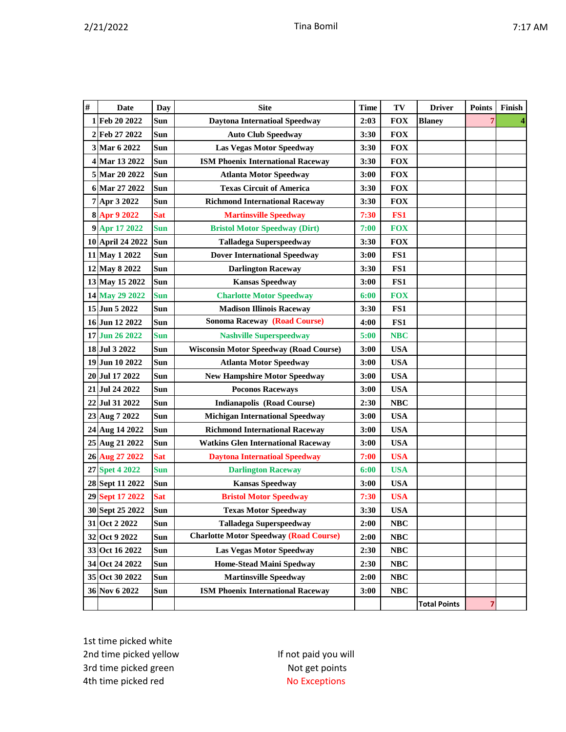2/21/2022 Tina Bomil 7:17 AM

| # | Date | Day | Site | Time | TV | Driver | Points | Finish |
|---|---|---|---|---|---|---|---|---|
| 1 | Feb 20 2022 | Sun | Daytona Internatioal Speedway | 2:03 | FOX | Blaney | 7 | 4 |
| 2 | Feb 27 2022 | Sun | Auto Club Speedway | 3:30 | FOX | | | |
| 3 | Mar 6 2022 | Sun | Las Vegas Motor Speedway | 3:30 | FOX | | | |
| 4 | Mar 13 2022 | Sun | ISM Phoenix International Raceway | 3:30 | FOX | | | |
| 5 | Mar 20 2022 | Sun | Atlanta Motor Speedway | 3:00 | FOX | | | |
| 6 | Mar 27 2022 | Sun | Texas Circuit of America | 3:30 | FOX | | | |
| 7 | Apr 3 2022 | Sun | Richmond International Raceway | 3:30 | FOX | | | |
| 8 | Apr 9 2022 | Sat | Martinsville Speedway | 7:30 | FS1 | | | |
| 9 | Apr 17 2022 | Sun | Bristol Motor Speedway (Dirt) | 7:00 | FOX | | | |
| 10 | April 24 2022 | Sun | Talladega Superspeedway | 3:30 | FOX | | | |
| 11 | May 1 2022 | Sun | Dover International Speedway | 3:00 | FS1 | | | |
| 12 | May 8 2022 | Sun | Darlington Raceway | 3:30 | FS1 | | | |
| 13 | May 15 2022 | Sun | Kansas Speedway | 3:00 | FS1 | | | |
| 14 | May 29 2022 | Sun | Charlotte Motor Speedway | 6:00 | FOX | | | |
| 15 | Jun 5 2022 | Sun | Madison Illinois Raceway | 3:30 | FS1 | | | |
| 16 | Jun 12 2022 | Sun | Sonoma Raceway (Road Course) | 4:00 | FS1 | | | |
| 17 | Jun 26 2022 | Sun | Nashville Superspeedway | 5:00 | NBC | | | |
| 18 | Jul 3 2022 | Sun | Wisconsin Motor Speedway (Road Course) | 3:00 | USA | | | |
| 19 | Jun 10 2022 | Sun | Atlanta Motor Speedway | 3:00 | USA | | | |
| 20 | Jul 17 2022 | Sun | New Hampshire Motor Speedway | 3:00 | USA | | | |
| 21 | Jul 24 2022 | Sun | Poconos Raceways | 3:00 | USA | | | |
| 22 | Jul 31 2022 | Sun | Indianapolis (Road Course) | 2:30 | NBC | | | |
| 23 | Aug 7 2022 | Sun | Michigan International Speedway | 3:00 | USA | | | |
| 24 | Aug 14 2022 | Sun | Richmond International Raceway | 3:00 | USA | | | |
| 25 | Aug 21 2022 | Sun | Watkins Glen International Raceway | 3:00 | USA | | | |
| 26 | Aug 27 2022 | Sat | Daytona International Speedway | 7:00 | USA | | | |
| 27 | Spet 4 2022 | Sun | Darlington Raceway | 6:00 | USA | | | |
| 28 | Sept 11 2022 | Sun | Kansas Speedway | 3:00 | USA | | | |
| 29 | Sept 17 2022 | Sat | Bristol Motor Speedway | 7:30 | USA | | | |
| 30 | Sept 25 2022 | Sun | Texas Motor Speedway | 3:30 | USA | | | |
| 31 | Oct 2 2022 | Sun | Talladega Superspeedway | 2:00 | NBC | | | |
| 32 | Oct 9 2022 | Sun | Charlotte Motor Speedway (Road Course) | 2:00 | NBC | | | |
| 33 | Oct 16 2022 | Sun | Las Vegas Motor Speedway | 2:30 | NBC | | | |
| 34 | Oct 24 2022 | Sun | Home-Stead Maini Spedway | 2:30 | NBC | | | |
| 35 | Oct 30 2022 | Sun | Martinsville Speedway | 2:00 | NBC | | | |
| 36 | Nov 6 2022 | Sun | ISM Phoenix International Raceway | 3:00 | NBC | | | |
| | | | | | | Total Points | 7 | |

1st time picked white
2nd time picked yellow
3rd time picked green
4th time picked red

If not paid you will
Not get points
No Exceptions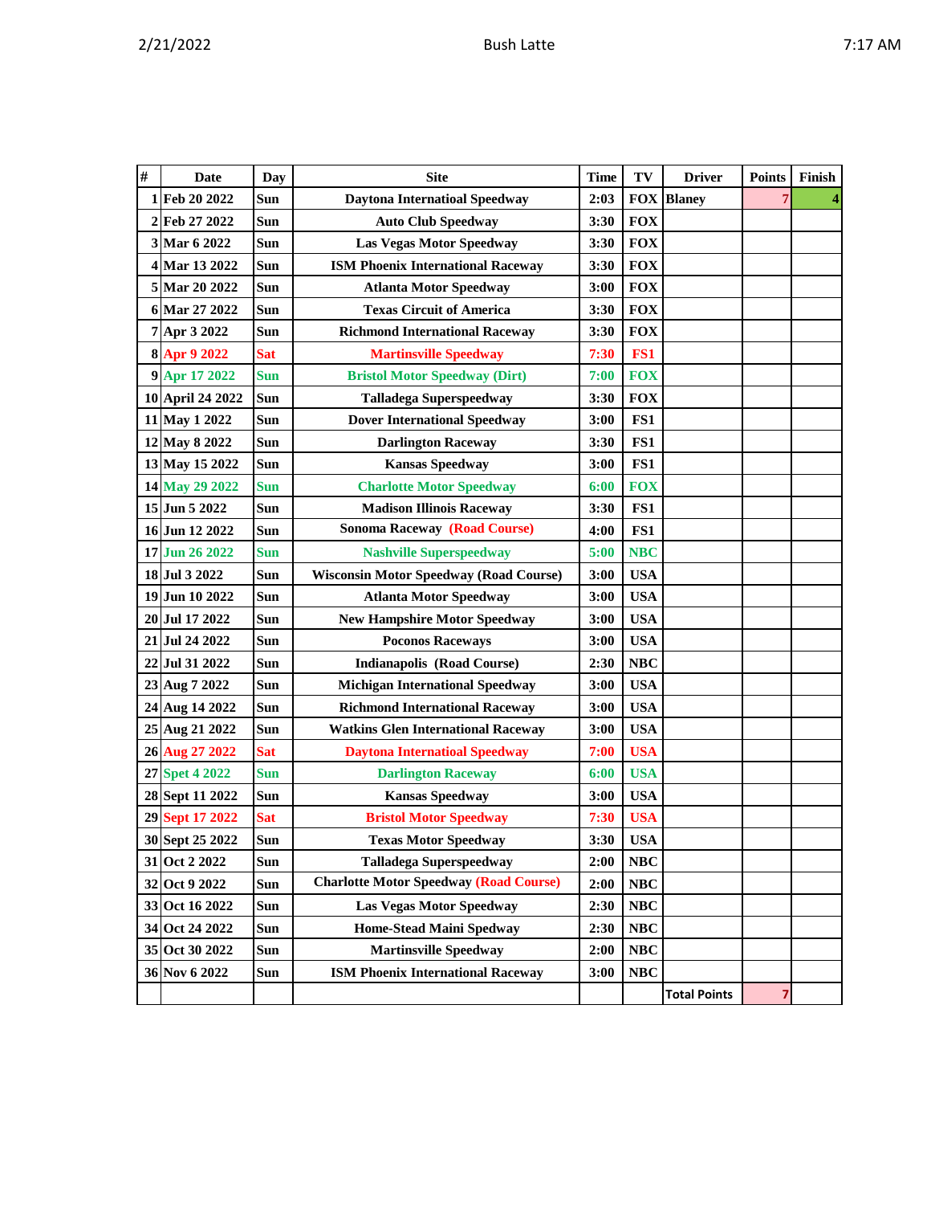| # | Date | Day | Site | Time | TV | Driver | Points | Finish |
|---|---|---|---|---|---|---|---|---|
| 1 | Feb 20 2022 | Sun | Daytona Internatioal Speedway | 2:03 | FOX | Blaney | 7 | 4 |
| 2 | Feb 27 2022 | Sun | Auto Club Speedway | 3:30 | FOX | | | |
| 3 | Mar 6 2022 | Sun | Las Vegas Motor Speedway | 3:30 | FOX | | | |
| 4 | Mar 13 2022 | Sun | ISM Phoenix International Raceway | 3:30 | FOX | | | |
| 5 | Mar 20 2022 | Sun | Atlanta Motor Speedway | 3:00 | FOX | | | |
| 6 | Mar 27 2022 | Sun | Texas Circuit of America | 3:30 | FOX | | | |
| 7 | Apr 3 2022 | Sun | Richmond International Raceway | 3:30 | FOX | | | |
| 8 | Apr 9 2022 | Sat | Martinsville Speedway | 7:30 | FS1 | | | |
| 9 | Apr 17 2022 | Sun | Bristol Motor Speedway (Dirt) | 7:00 | FOX | | | |
| 10 | April 24 2022 | Sun | Talladega Superspeedway | 3:30 | FOX | | | |
| 11 | May 1 2022 | Sun | Dover International Speedway | 3:00 | FS1 | | | |
| 12 | May 8 2022 | Sun | Darlington Raceway | 3:30 | FS1 | | | |
| 13 | May 15 2022 | Sun | Kansas Speedway | 3:00 | FS1 | | | |
| 14 | May 29 2022 | Sun | Charlotte Motor Speedway | 6:00 | FOX | | | |
| 15 | Jun 5 2022 | Sun | Madison Illinois Raceway | 3:30 | FS1 | | | |
| 16 | Jun 12 2022 | Sun | Sonoma Raceway (Road Course) | 4:00 | FS1 | | | |
| 17 | Jun 26 2022 | Sun | Nashville Superspeedway | 5:00 | NBC | | | |
| 18 | Jul 3 2022 | Sun | Wisconsin Motor Speedway (Road Course) | 3:00 | USA | | | |
| 19 | Jun 10 2022 | Sun | Atlanta Motor Speedway | 3:00 | USA | | | |
| 20 | Jul 17 2022 | Sun | New Hampshire Motor Speedway | 3:00 | USA | | | |
| 21 | Jul 24 2022 | Sun | Poconos Raceways | 3:00 | USA | | | |
| 22 | Jul 31 2022 | Sun | Indianapolis (Road Course) | 2:30 | NBC | | | |
| 23 | Aug 7 2022 | Sun | Michigan International Speedway | 3:00 | USA | | | |
| 24 | Aug 14 2022 | Sun | Richmond International Raceway | 3:00 | USA | | | |
| 25 | Aug 21 2022 | Sun | Watkins Glen International Raceway | 3:00 | USA | | | |
| 26 | Aug 27 2022 | Sat | Daytona Internatioal Speedway | 7:00 | USA | | | |
| 27 | Spet 4 2022 | Sun | Darlington Raceway | 6:00 | USA | | | |
| 28 | Sept 11 2022 | Sun | Kansas Speedway | 3:00 | USA | | | |
| 29 | Sept 17 2022 | Sat | Bristol Motor Speedway | 7:30 | USA | | | |
| 30 | Sept 25 2022 | Sun | Texas Motor Speedway | 3:30 | USA | | | |
| 31 | Oct 2 2022 | Sun | Talladega Superspeedway | 2:00 | NBC | | | |
| 32 | Oct 9 2022 | Sun | Charlotte Motor Speedway (Road Course) | 2:00 | NBC | | | |
| 33 | Oct 16 2022 | Sun | Las Vegas Motor Speedway | 2:30 | NBC | | | |
| 34 | Oct 24 2022 | Sun | Home-Stead Maini Spedway | 2:30 | NBC | | | |
| 35 | Oct 30 2022 | Sun | Martinsville Speedway | 2:00 | NBC | | | |
| 36 | Nov 6 2022 | Sun | ISM Phoenix International Raceway | 3:00 | NBC | | | |
| | | | | | | Total Points | 7 | |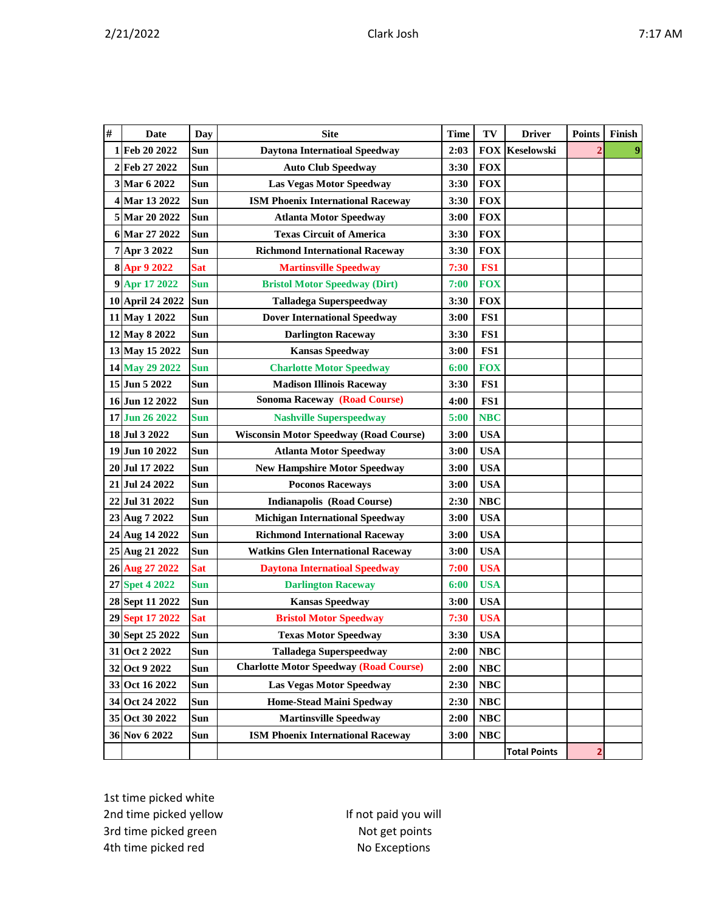| # | Date | Day | Site | Time | TV | Driver | Points | Finish |
|---|---|---|---|---|---|---|---|---|
| 1 | Feb 20 2022 | Sun | Daytona Internatioal Speedway | 2:03 | FOX | Keselowski | 2 | 9 |
| 2 | Feb 27 2022 | Sun | Auto Club Speedway | 3:30 | FOX | | | |
| 3 | Mar 6 2022 | Sun | Las Vegas Motor Speedway | 3:30 | FOX | | | |
| 4 | Mar 13 2022 | Sun | ISM Phoenix International Raceway | 3:30 | FOX | | | |
| 5 | Mar 20 2022 | Sun | Atlanta Motor Speedway | 3:00 | FOX | | | |
| 6 | Mar 27 2022 | Sun | Texas Circuit of America | 3:30 | FOX | | | |
| 7 | Apr 3 2022 | Sun | Richmond International Raceway | 3:30 | FOX | | | |
| 8 | Apr 9 2022 | Sat | Martinsville Speedway | 7:30 | FS1 | | | |
| 9 | Apr 17 2022 | Sun | Bristol Motor Speedway (Dirt) | 7:00 | FOX | | | |
| 10 | April 24 2022 | Sun | Talladega Superspeedway | 3:30 | FOX | | | |
| 11 | May 1 2022 | Sun | Dover International Speedway | 3:00 | FS1 | | | |
| 12 | May 8 2022 | Sun | Darlington Raceway | 3:30 | FS1 | | | |
| 13 | May 15 2022 | Sun | Kansas Speedway | 3:00 | FS1 | | | |
| 14 | May 29 2022 | Sun | Charlotte Motor Speedway | 6:00 | FOX | | | |
| 15 | Jun 5 2022 | Sun | Madison Illinois Raceway | 3:30 | FS1 | | | |
| 16 | Jun 12 2022 | Sun | Sonoma Raceway (Road Course) | 4:00 | FS1 | | | |
| 17 | Jun 26 2022 | Sun | Nashville Superspeedway | 5:00 | NBC | | | |
| 18 | Jul 3 2022 | Sun | Wisconsin Motor Speedway (Road Course) | 3:00 | USA | | | |
| 19 | Jun 10 2022 | Sun | Atlanta Motor Speedway | 3:00 | USA | | | |
| 20 | Jul 17 2022 | Sun | New Hampshire Motor Speedway | 3:00 | USA | | | |
| 21 | Jul 24 2022 | Sun | Poconos Raceways | 3:00 | USA | | | |
| 22 | Jul 31 2022 | Sun | Indianapolis (Road Course) | 2:30 | NBC | | | |
| 23 | Aug 7 2022 | Sun | Michigan International Speedway | 3:00 | USA | | | |
| 24 | Aug 14 2022 | Sun | Richmond International Raceway | 3:00 | USA | | | |
| 25 | Aug 21 2022 | Sun | Watkins Glen International Raceway | 3:00 | USA | | | |
| 26 | Aug 27 2022 | Sat | Daytona International Speedway | 7:00 | USA | | | |
| 27 | Spet 4 2022 | Sun | Darlington Raceway | 6:00 | USA | | | |
| 28 | Sept 11 2022 | Sun | Kansas Speedway | 3:00 | USA | | | |
| 29 | Sept 17 2022 | Sat | Bristol Motor Speedway | 7:30 | USA | | | |
| 30 | Sept 25 2022 | Sun | Texas Motor Speedway | 3:30 | USA | | | |
| 31 | Oct 2 2022 | Sun | Talladega Superspeedway | 2:00 | NBC | | | |
| 32 | Oct 9 2022 | Sun | Charlotte Motor Speedway (Road Course) | 2:00 | NBC | | | |
| 33 | Oct 16 2022 | Sun | Las Vegas Motor Speedway | 2:30 | NBC | | | |
| 34 | Oct 24 2022 | Sun | Home-Stead Maini Spedway | 2:30 | NBC | | | |
| 35 | Oct 30 2022 | Sun | Martinsville Speedway | 2:00 | NBC | | | |
| 36 | Nov 6 2022 | Sun | ISM Phoenix International Raceway | 3:00 | NBC | | | |
| | | | | | | Total Points | 2 | |

1st time picked white
2nd time picked yellow
3rd time picked green
4th time picked red

If not paid you will
Not get points
No Exceptions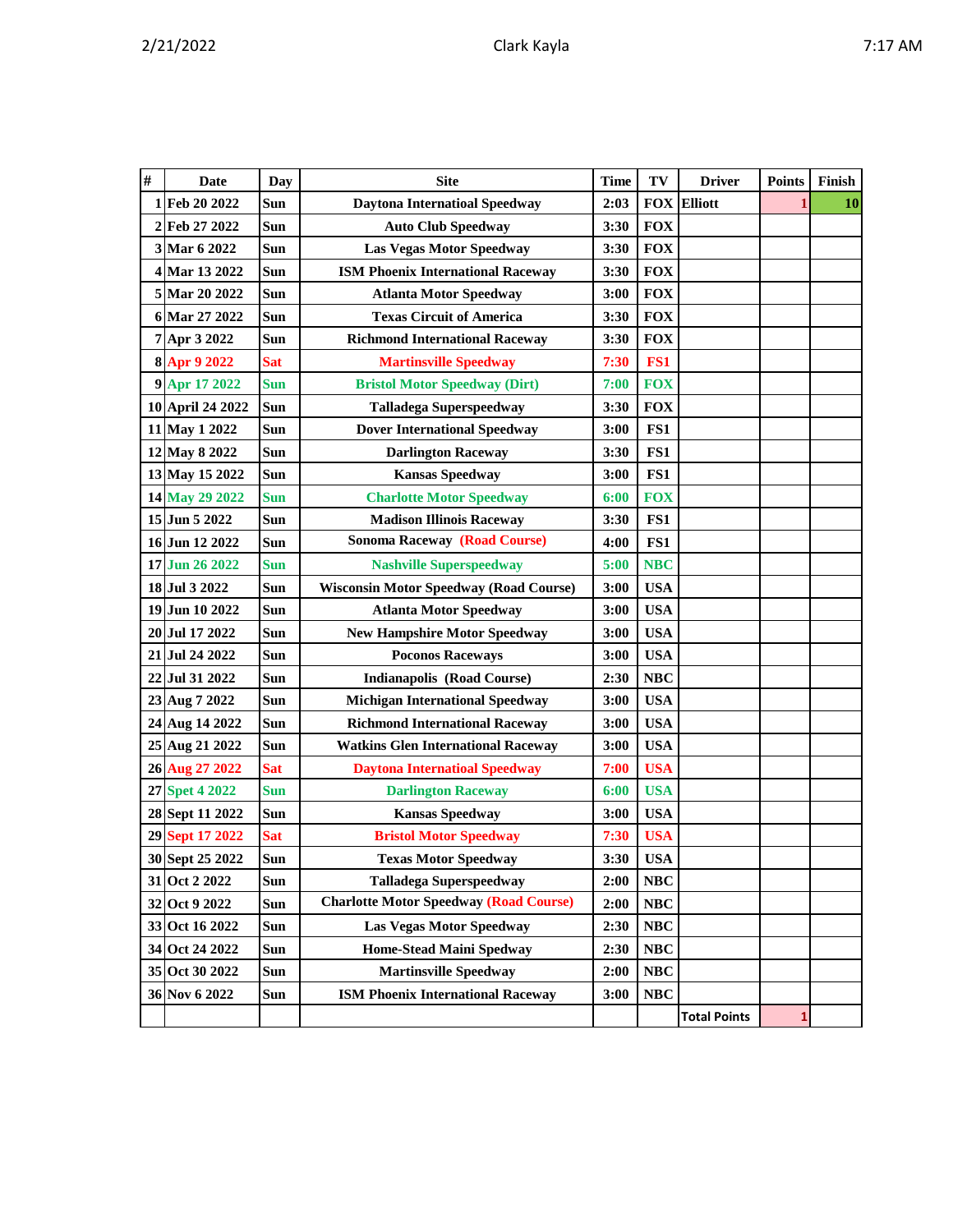| # | Date | Day | Site | Time | TV | Driver | Points | Finish |
|---|---|---|---|---|---|---|---|---|
| 1 | Feb 20 2022 | Sun | Daytona Internatioal Speedway | 2:03 | FOX | Elliott | 1 | 10 |
| 2 | Feb 27 2022 | Sun | Auto Club Speedway | 3:30 | FOX | | | |
| 3 | Mar 6 2022 | Sun | Las Vegas Motor Speedway | 3:30 | FOX | | | |
| 4 | Mar 13 2022 | Sun | ISM Phoenix International Raceway | 3:30 | FOX | | | |
| 5 | Mar 20 2022 | Sun | Atlanta Motor Speedway | 3:00 | FOX | | | |
| 6 | Mar 27 2022 | Sun | Texas Circuit of America | 3:30 | FOX | | | |
| 7 | Apr 3 2022 | Sun | Richmond International Raceway | 3:30 | FOX | | | |
| 8 | Apr 9 2022 | Sat | Martinsville Speedway | 7:30 | FS1 | | | |
| 9 | Apr 17 2022 | Sun | Bristol Motor Speedway (Dirt) | 7:00 | FOX | | | |
| 10 | April 24 2022 | Sun | Talladega Superspeedway | 3:30 | FOX | | | |
| 11 | May 1 2022 | Sun | Dover International Speedway | 3:00 | FS1 | | | |
| 12 | May 8 2022 | Sun | Darlington Raceway | 3:30 | FS1 | | | |
| 13 | May 15 2022 | Sun | Kansas Speedway | 3:00 | FS1 | | | |
| 14 | May 29 2022 | Sun | Charlotte Motor Speedway | 6:00 | FOX | | | |
| 15 | Jun 5 2022 | Sun | Madison Illinois Raceway | 3:30 | FS1 | | | |
| 16 | Jun 12 2022 | Sun | Sonoma Raceway (Road Course) | 4:00 | FS1 | | | |
| 17 | Jun 26 2022 | Sun | Nashville Superspeedway | 5:00 | NBC | | | |
| 18 | Jul 3 2022 | Sun | Wisconsin Motor Speedway (Road Course) | 3:00 | USA | | | |
| 19 | Jun 10 2022 | Sun | Atlanta Motor Speedway | 3:00 | USA | | | |
| 20 | Jul 17 2022 | Sun | New Hampshire Motor Speedway | 3:00 | USA | | | |
| 21 | Jul 24 2022 | Sun | Poconos Raceways | 3:00 | USA | | | |
| 22 | Jul 31 2022 | Sun | Indianapolis (Road Course) | 2:30 | NBC | | | |
| 23 | Aug 7 2022 | Sun | Michigan International Speedway | 3:00 | USA | | | |
| 24 | Aug 14 2022 | Sun | Richmond International Raceway | 3:00 | USA | | | |
| 25 | Aug 21 2022 | Sun | Watkins Glen International Raceway | 3:00 | USA | | | |
| 26 | Aug 27 2022 | Sat | Daytona Internatioal Speedway | 7:00 | USA | | | |
| 27 | Spet 4 2022 | Sun | Darlington Raceway | 6:00 | USA | | | |
| 28 | Sept 11 2022 | Sun | Kansas Speedway | 3:00 | USA | | | |
| 29 | Sept 17 2022 | Sat | Bristol Motor Speedway | 7:30 | USA | | | |
| 30 | Sept 25 2022 | Sun | Texas Motor Speedway | 3:30 | USA | | | |
| 31 | Oct 2 2022 | Sun | Talladega Superspeedway | 2:00 | NBC | | | |
| 32 | Oct 9 2022 | Sun | Charlotte Motor Speedway (Road Course) | 2:00 | NBC | | | |
| 33 | Oct 16 2022 | Sun | Las Vegas Motor Speedway | 2:30 | NBC | | | |
| 34 | Oct 24 2022 | Sun | Home-Stead Maini Spedway | 2:30 | NBC | | | |
| 35 | Oct 30 2022 | Sun | Martinsville Speedway | 2:00 | NBC | | | |
| 36 | Nov 6 2022 | Sun | ISM Phoenix International Raceway | 3:00 | NBC | | | |
| | | | | | | Total Points | 1 | |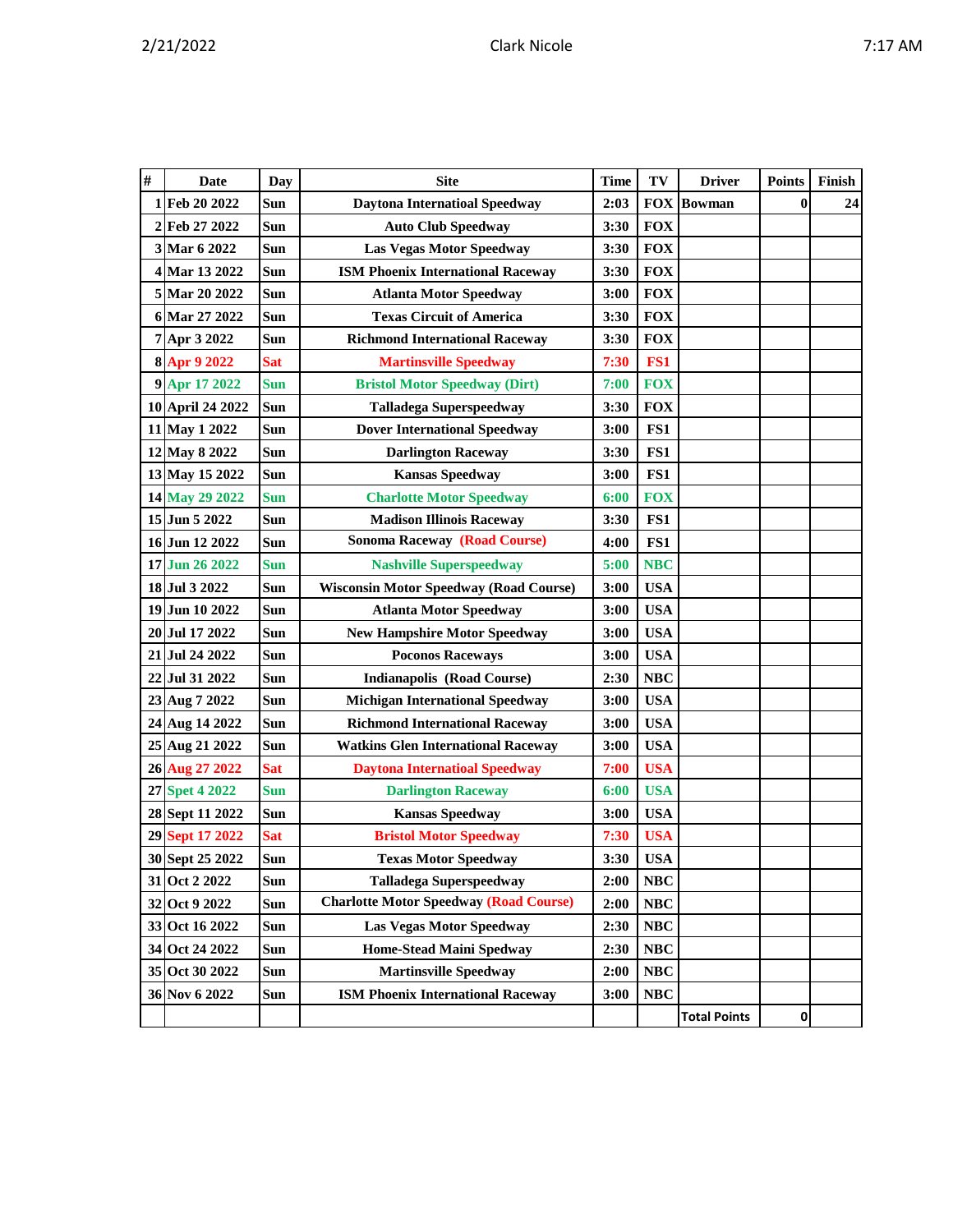| # | Date | Day | Site | Time | TV | Driver | Points | Finish |
|---|---|---|---|---|---|---|---|---|
| 1 | Feb 20 2022 | Sun | Daytona Internatioal Speedway | 2:03 | FOX | Bowman | 0 | 24 |
| 2 | Feb 27 2022 | Sun | Auto Club Speedway | 3:30 | FOX | | | |
| 3 | Mar 6 2022 | Sun | Las Vegas Motor Speedway | 3:30 | FOX | | | |
| 4 | Mar 13 2022 | Sun | ISM Phoenix International Raceway | 3:30 | FOX | | | |
| 5 | Mar 20 2022 | Sun | Atlanta Motor Speedway | 3:00 | FOX | | | |
| 6 | Mar 27 2022 | Sun | Texas Circuit of America | 3:30 | FOX | | | |
| 7 | Apr 3 2022 | Sun | Richmond International Raceway | 3:30 | FOX | | | |
| 8 | Apr 9 2022 | Sat | Martinsville Speedway | 7:30 | FS1 | | | |
| 9 | Apr 17 2022 | Sun | Bristol Motor Speedway (Dirt) | 7:00 | FOX | | | |
| 10 | April 24 2022 | Sun | Talladega Superspeedway | 3:30 | FOX | | | |
| 11 | May 1 2022 | Sun | Dover International Speedway | 3:00 | FS1 | | | |
| 12 | May 8 2022 | Sun | Darlington Raceway | 3:30 | FS1 | | | |
| 13 | May 15 2022 | Sun | Kansas Speedway | 3:00 | FS1 | | | |
| 14 | May 29 2022 | Sun | Charlotte Motor Speedway | 6:00 | FOX | | | |
| 15 | Jun 5 2022 | Sun | Madison Illinois Raceway | 3:30 | FS1 | | | |
| 16 | Jun 12 2022 | Sun | Sonoma Raceway (Road Course) | 4:00 | FS1 | | | |
| 17 | Jun 26 2022 | Sun | Nashville Superspeedway | 5:00 | NBC | | | |
| 18 | Jul 3 2022 | Sun | Wisconsin Motor Speedway (Road Course) | 3:00 | USA | | | |
| 19 | Jun 10 2022 | Sun | Atlanta Motor Speedway | 3:00 | USA | | | |
| 20 | Jul 17 2022 | Sun | New Hampshire Motor Speedway | 3:00 | USA | | | |
| 21 | Jul 24 2022 | Sun | Poconos Raceways | 3:00 | USA | | | |
| 22 | Jul 31 2022 | Sun | Indianapolis (Road Course) | 2:30 | NBC | | | |
| 23 | Aug 7 2022 | Sun | Michigan International Speedway | 3:00 | USA | | | |
| 24 | Aug 14 2022 | Sun | Richmond International Raceway | 3:00 | USA | | | |
| 25 | Aug 21 2022 | Sun | Watkins Glen International Raceway | 3:00 | USA | | | |
| 26 | Aug 27 2022 | Sat | Daytona Internatioal Speedway | 7:00 | USA | | | |
| 27 | Spet 4 2022 | Sun | Darlington Raceway | 6:00 | USA | | | |
| 28 | Sept 11 2022 | Sun | Kansas Speedway | 3:00 | USA | | | |
| 29 | Sept 17 2022 | Sat | Bristol Motor Speedway | 7:30 | USA | | | |
| 30 | Sept 25 2022 | Sun | Texas Motor Speedway | 3:30 | USA | | | |
| 31 | Oct 2 2022 | Sun | Talladega Superspeedway | 2:00 | NBC | | | |
| 32 | Oct 9 2022 | Sun | Charlotte Motor Speedway (Road Course) | 2:00 | NBC | | | |
| 33 | Oct 16 2022 | Sun | Las Vegas Motor Speedway | 2:30 | NBC | | | |
| 34 | Oct 24 2022 | Sun | Home-Stead Maini Spedway | 2:30 | NBC | | | |
| 35 | Oct 30 2022 | Sun | Martinsville Speedway | 2:00 | NBC | | | |
| 36 | Nov 6 2022 | Sun | ISM Phoenix International Raceway | 3:00 | NBC | | | |
| | | | | | | Total Points | 0 | |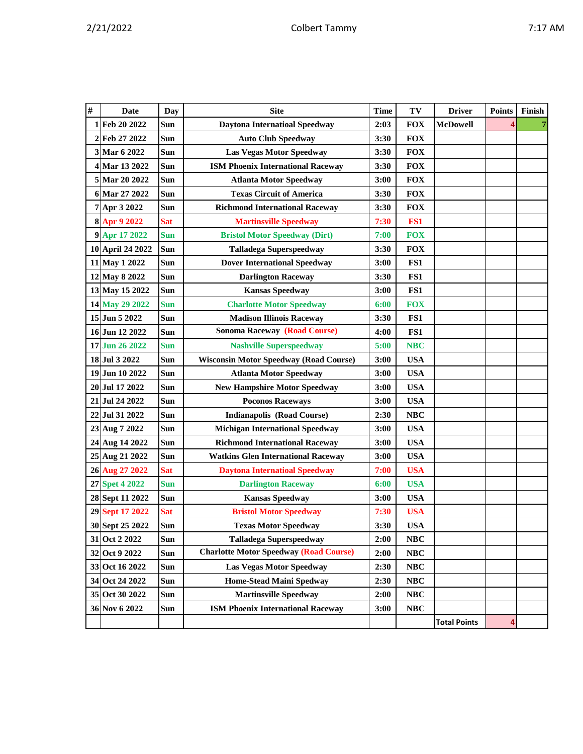| # | Date | Day | Site | Time | TV | Driver | Points | Finish |
|---|---|---|---|---|---|---|---|---|
| 1 | Feb 20 2022 | Sun | Daytona Internatioal Speedway | 2:03 | FOX | McDowell | 4 | 7 |
| 2 | Feb 27 2022 | Sun | Auto Club Speedway | 3:30 | FOX | | | |
| 3 | Mar 6 2022 | Sun | Las Vegas Motor Speedway | 3:30 | FOX | | | |
| 4 | Mar 13 2022 | Sun | ISM Phoenix International Raceway | 3:30 | FOX | | | |
| 5 | Mar 20 2022 | Sun | Atlanta Motor Speedway | 3:00 | FOX | | | |
| 6 | Mar 27 2022 | Sun | Texas Circuit of America | 3:30 | FOX | | | |
| 7 | Apr 3 2022 | Sun | Richmond International Raceway | 3:30 | FOX | | | |
| 8 | Apr 9 2022 | Sat | Martinsville Speedway | 7:30 | FS1 | | | |
| 9 | Apr 17 2022 | Sun | Bristol Motor Speedway (Dirt) | 7:00 | FOX | | | |
| 10 | April 24 2022 | Sun | Talladega Superspeedway | 3:30 | FOX | | | |
| 11 | May 1 2022 | Sun | Dover International Speedway | 3:00 | FS1 | | | |
| 12 | May 8 2022 | Sun | Darlington Raceway | 3:30 | FS1 | | | |
| 13 | May 15 2022 | Sun | Kansas Speedway | 3:00 | FS1 | | | |
| 14 | May 29 2022 | Sun | Charlotte Motor Speedway | 6:00 | FOX | | | |
| 15 | Jun 5 2022 | Sun | Madison Illinois Raceway | 3:30 | FS1 | | | |
| 16 | Jun 12 2022 | Sun | Sonoma Raceway (Road Course) | 4:00 | FS1 | | | |
| 17 | Jun 26 2022 | Sun | Nashville Superspeedway | 5:00 | NBC | | | |
| 18 | Jul 3 2022 | Sun | Wisconsin Motor Speedway (Road Course) | 3:00 | USA | | | |
| 19 | Jun 10 2022 | Sun | Atlanta Motor Speedway | 3:00 | USA | | | |
| 20 | Jul 17 2022 | Sun | New Hampshire Motor Speedway | 3:00 | USA | | | |
| 21 | Jul 24 2022 | Sun | Poconos Raceways | 3:00 | USA | | | |
| 22 | Jul 31 2022 | Sun | Indianapolis (Road Course) | 2:30 | NBC | | | |
| 23 | Aug 7 2022 | Sun | Michigan International Speedway | 3:00 | USA | | | |
| 24 | Aug 14 2022 | Sun | Richmond International Raceway | 3:00 | USA | | | |
| 25 | Aug 21 2022 | Sun | Watkins Glen International Raceway | 3:00 | USA | | | |
| 26 | Aug 27 2022 | Sat | Daytona Internatioal Speedway | 7:00 | USA | | | |
| 27 | Spet 4 2022 | Sun | Darlington Raceway | 6:00 | USA | | | |
| 28 | Sept 11 2022 | Sun | Kansas Speedway | 3:00 | USA | | | |
| 29 | Sept 17 2022 | Sat | Bristol Motor Speedway | 7:30 | USA | | | |
| 30 | Sept 25 2022 | Sun | Texas Motor Speedway | 3:30 | USA | | | |
| 31 | Oct 2 2022 | Sun | Talladega Superspeedway | 2:00 | NBC | | | |
| 32 | Oct 9 2022 | Sun | Charlotte Motor Speedway (Road Course) | 2:00 | NBC | | | |
| 33 | Oct 16 2022 | Sun | Las Vegas Motor Speedway | 2:30 | NBC | | | |
| 34 | Oct 24 2022 | Sun | Home-Stead Maini Spedway | 2:30 | NBC | | | |
| 35 | Oct 30 2022 | Sun | Martinsville Speedway | 2:00 | NBC | | | |
| 36 | Nov 6 2022 | Sun | ISM Phoenix International Raceway | 3:00 | NBC | | | |
| | | | | | | Total Points | 4 | |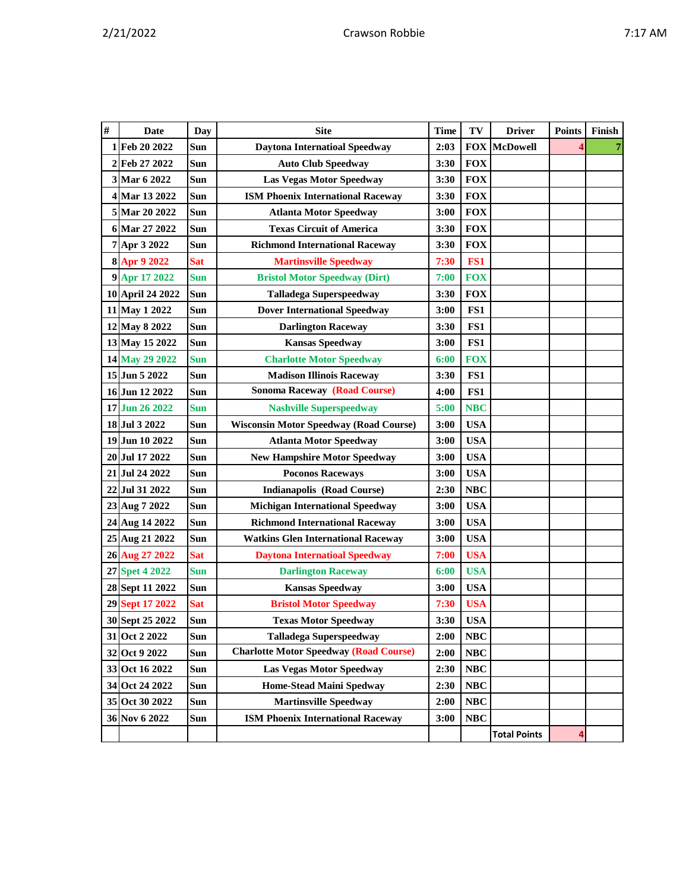| # | Date | Day | Site | Time | TV | Driver | Points | Finish |
|---|---|---|---|---|---|---|---|---|
| 1 | Feb 20 2022 | Sun | Daytona Internatioal Speedway | 2:03 | FOX | McDowell | 4 | 7 |
| 2 | Feb 27 2022 | Sun | Auto Club Speedway | 3:30 | FOX | | | |
| 3 | Mar 6 2022 | Sun | Las Vegas Motor Speedway | 3:30 | FOX | | | |
| 4 | Mar 13 2022 | Sun | ISM Phoenix International Raceway | 3:30 | FOX | | | |
| 5 | Mar 20 2022 | Sun | Atlanta Motor Speedway | 3:00 | FOX | | | |
| 6 | Mar 27 2022 | Sun | Texas Circuit of America | 3:30 | FOX | | | |
| 7 | Apr 3 2022 | Sun | Richmond International Raceway | 3:30 | FOX | | | |
| 8 | Apr 9 2022 | Sat | Martinsville Speedway | 7:30 | FS1 | | | |
| 9 | Apr 17 2022 | Sun | Bristol Motor Speedway (Dirt) | 7:00 | FOX | | | |
| 10 | April 24 2022 | Sun | Talladega Superspeedway | 3:30 | FOX | | | |
| 11 | May 1 2022 | Sun | Dover International Speedway | 3:00 | FS1 | | | |
| 12 | May 8 2022 | Sun | Darlington Raceway | 3:30 | FS1 | | | |
| 13 | May 15 2022 | Sun | Kansas Speedway | 3:00 | FS1 | | | |
| 14 | May 29 2022 | Sun | Charlotte Motor Speedway | 6:00 | FOX | | | |
| 15 | Jun 5 2022 | Sun | Madison Illinois Raceway | 3:30 | FS1 | | | |
| 16 | Jun 12 2022 | Sun | Sonoma Raceway (Road Course) | 4:00 | FS1 | | | |
| 17 | Jun 26 2022 | Sun | Nashville Superspeedway | 5:00 | NBC | | | |
| 18 | Jul 3 2022 | Sun | Wisconsin Motor Speedway (Road Course) | 3:00 | USA | | | |
| 19 | Jun 10 2022 | Sun | Atlanta Motor Speedway | 3:00 | USA | | | |
| 20 | Jul 17 2022 | Sun | New Hampshire Motor Speedway | 3:00 | USA | | | |
| 21 | Jul 24 2022 | Sun | Poconos Raceways | 3:00 | USA | | | |
| 22 | Jul 31 2022 | Sun | Indianapolis (Road Course) | 2:30 | NBC | | | |
| 23 | Aug 7 2022 | Sun | Michigan International Speedway | 3:00 | USA | | | |
| 24 | Aug 14 2022 | Sun | Richmond International Raceway | 3:00 | USA | | | |
| 25 | Aug 21 2022 | Sun | Watkins Glen International Raceway | 3:00 | USA | | | |
| 26 | Aug 27 2022 | Sat | Daytona Internatioal Speedway | 7:00 | USA | | | |
| 27 | Spet 4 2022 | Sun | Darlington Raceway | 6:00 | USA | | | |
| 28 | Sept 11 2022 | Sun | Kansas Speedway | 3:00 | USA | | | |
| 29 | Sept 17 2022 | Sat | Bristol Motor Speedway | 7:30 | USA | | | |
| 30 | Sept 25 2022 | Sun | Texas Motor Speedway | 3:30 | USA | | | |
| 31 | Oct 2 2022 | Sun | Talladega Superspeedway | 2:00 | NBC | | | |
| 32 | Oct 9 2022 | Sun | Charlotte Motor Speedway (Road Course) | 2:00 | NBC | | | |
| 33 | Oct 16 2022 | Sun | Las Vegas Motor Speedway | 2:30 | NBC | | | |
| 34 | Oct 24 2022 | Sun | Home-Stead Maini Spedway | 2:30 | NBC | | | |
| 35 | Oct 30 2022 | Sun | Martinsville Speedway | 2:00 | NBC | | | |
| 36 | Nov 6 2022 | Sun | ISM Phoenix International Raceway | 3:00 | NBC | | | |
| | | | | | | Total Points | 4 | |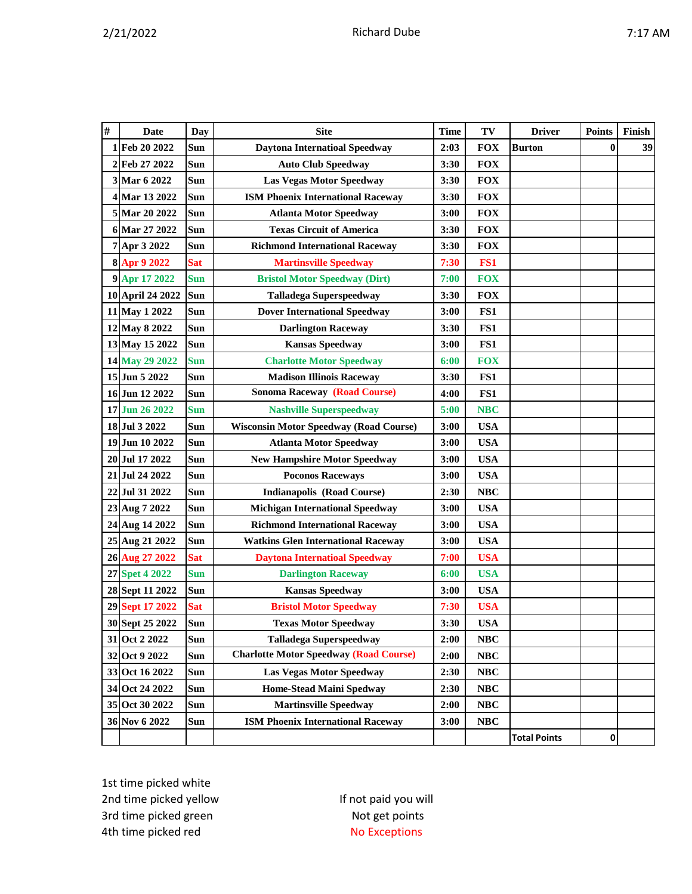2/21/2022 Richard Dube 7:17 AM

| # | Date | Day | Site | Time | TV | Driver | Points | Finish |
|---|---|---|---|---|---|---|---|---|
| 1 | Feb 20 2022 | Sun | Daytona Internatioal Speedway | 2:03 | FOX | Burton | 0 | 39 |
| 2 | Feb 27 2022 | Sun | Auto Club Speedway | 3:30 | FOX | | | |
| 3 | Mar 6 2022 | Sun | Las Vegas Motor Speedway | 3:30 | FOX | | | |
| 4 | Mar 13 2022 | Sun | ISM Phoenix International Raceway | 3:30 | FOX | | | |
| 5 | Mar 20 2022 | Sun | Atlanta Motor Speedway | 3:00 | FOX | | | |
| 6 | Mar 27 2022 | Sun | Texas Circuit of America | 3:30 | FOX | | | |
| 7 | Apr 3 2022 | Sun | Richmond International Raceway | 3:30 | FOX | | | |
| 8 | Apr 9 2022 | Sat | Martinsville Speedway | 7:30 | FS1 | | | |
| 9 | Apr 17 2022 | Sun | Bristol Motor Speedway (Dirt) | 7:00 | FOX | | | |
| 10 | April 24 2022 | Sun | Talladega Superspeedway | 3:30 | FOX | | | |
| 11 | May 1 2022 | Sun | Dover International Speedway | 3:00 | FS1 | | | |
| 12 | May 8 2022 | Sun | Darlington Raceway | 3:30 | FS1 | | | |
| 13 | May 15 2022 | Sun | Kansas Speedway | 3:00 | FS1 | | | |
| 14 | May 29 2022 | Sun | Charlotte Motor Speedway | 6:00 | FOX | | | |
| 15 | Jun 5 2022 | Sun | Madison Illinois Raceway | 3:30 | FS1 | | | |
| 16 | Jun 12 2022 | Sun | Sonoma Raceway (Road Course) | 4:00 | FS1 | | | |
| 17 | Jun 26 2022 | Sun | Nashville Superspeedway | 5:00 | NBC | | | |
| 18 | Jul 3 2022 | Sun | Wisconsin Motor Speedway (Road Course) | 3:00 | USA | | | |
| 19 | Jun 10 2022 | Sun | Atlanta Motor Speedway | 3:00 | USA | | | |
| 20 | Jul 17 2022 | Sun | New Hampshire Motor Speedway | 3:00 | USA | | | |
| 21 | Jul 24 2022 | Sun | Poconos Raceways | 3:00 | USA | | | |
| 22 | Jul 31 2022 | Sun | Indianapolis (Road Course) | 2:30 | NBC | | | |
| 23 | Aug 7 2022 | Sun | Michigan International Speedway | 3:00 | USA | | | |
| 24 | Aug 14 2022 | Sun | Richmond International Raceway | 3:00 | USA | | | |
| 25 | Aug 21 2022 | Sun | Watkins Glen International Raceway | 3:00 | USA | | | |
| 26 | Aug 27 2022 | Sat | Daytona International Speedway | 7:00 | USA | | | |
| 27 | Spet 4 2022 | Sun | Darlington Raceway | 6:00 | USA | | | |
| 28 | Sept 11 2022 | Sun | Kansas Speedway | 3:00 | USA | | | |
| 29 | Sept 17 2022 | Sat | Bristol Motor Speedway | 7:30 | USA | | | |
| 30 | Sept 25 2022 | Sun | Texas Motor Speedway | 3:30 | USA | | | |
| 31 | Oct 2 2022 | Sun | Talladega Superspeedway | 2:00 | NBC | | | |
| 32 | Oct 9 2022 | Sun | Charlotte Motor Speedway (Road Course) | 2:00 | NBC | | | |
| 33 | Oct 16 2022 | Sun | Las Vegas Motor Speedway | 2:30 | NBC | | | |
| 34 | Oct 24 2022 | Sun | Home-Stead Maini Spedway | 2:30 | NBC | | | |
| 35 | Oct 30 2022 | Sun | Martinsville Speedway | 2:00 | NBC | | | |
| 36 | Nov 6 2022 | Sun | ISM Phoenix International Raceway | 3:00 | NBC | | | |
| | | | | | | Total Points | 0 | |

1st time picked white
2nd time picked yellow
3rd time picked green
4th time picked red

If not paid you will
Not get points
No Exceptions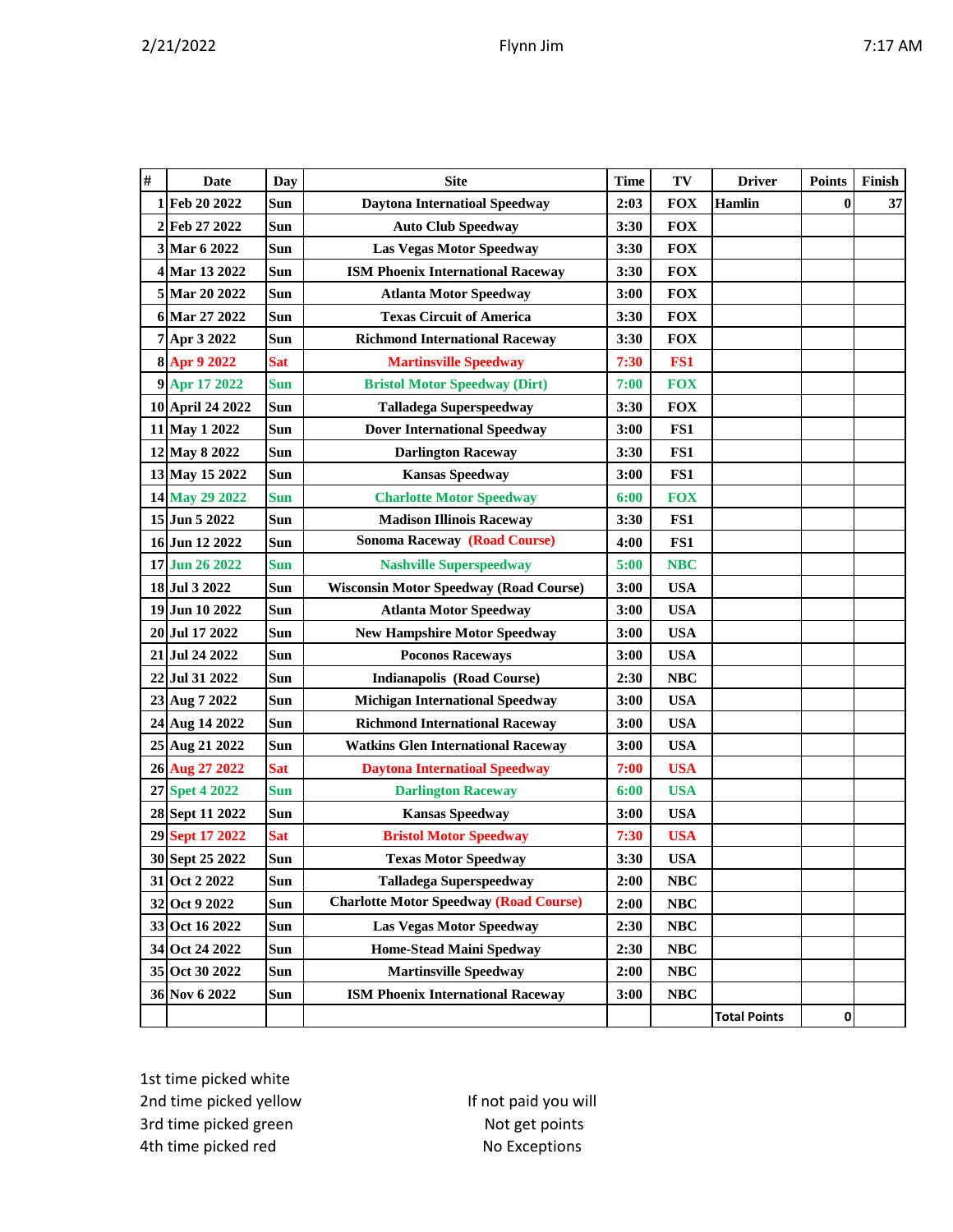| # | Date | Day | Site | Time | TV | Driver | Points | Finish |
|---|---|---|---|---|---|---|---|---|
| 1 | Feb 20 2022 | Sun | Daytona Internatioal Speedway | 2:03 | FOX | Hamlin | 0 | 37 |
| 2 | Feb 27 2022 | Sun | Auto Club Speedway | 3:30 | FOX | | | |
| 3 | Mar 6 2022 | Sun | Las Vegas Motor Speedway | 3:30 | FOX | | | |
| 4 | Mar 13 2022 | Sun | ISM Phoenix International Raceway | 3:30 | FOX | | | |
| 5 | Mar 20 2022 | Sun | Atlanta Motor Speedway | 3:00 | FOX | | | |
| 6 | Mar 27 2022 | Sun | Texas Circuit of America | 3:30 | FOX | | | |
| 7 | Apr 3 2022 | Sun | Richmond International Raceway | 3:30 | FOX | | | |
| 8 | Apr 9 2022 | Sat | Martinsville Speedway | 7:30 | FS1 | | | |
| 9 | Apr 17 2022 | Sun | Bristol Motor Speedway (Dirt) | 7:00 | FOX | | | |
| 10 | April 24 2022 | Sun | Talladega Superspeedway | 3:30 | FOX | | | |
| 11 | May 1 2022 | Sun | Dover International Speedway | 3:00 | FS1 | | | |
| 12 | May 8 2022 | Sun | Darlington Raceway | 3:30 | FS1 | | | |
| 13 | May 15 2022 | Sun | Kansas Speedway | 3:00 | FS1 | | | |
| 14 | May 29 2022 | Sun | Charlotte Motor Speedway | 6:00 | FOX | | | |
| 15 | Jun 5 2022 | Sun | Madison Illinois Raceway | 3:30 | FS1 | | | |
| 16 | Jun 12 2022 | Sun | Sonoma Raceway (Road Course) | 4:00 | FS1 | | | |
| 17 | Jun 26 2022 | Sun | Nashville Superspeedway | 5:00 | NBC | | | |
| 18 | Jul 3 2022 | Sun | Wisconsin Motor Speedway (Road Course) | 3:00 | USA | | | |
| 19 | Jun 10 2022 | Sun | Atlanta Motor Speedway | 3:00 | USA | | | |
| 20 | Jul 17 2022 | Sun | New Hampshire Motor Speedway | 3:00 | USA | | | |
| 21 | Jul 24 2022 | Sun | Poconos Raceways | 3:00 | USA | | | |
| 22 | Jul 31 2022 | Sun | Indianapolis (Road Course) | 2:30 | NBC | | | |
| 23 | Aug 7 2022 | Sun | Michigan International Speedway | 3:00 | USA | | | |
| 24 | Aug 14 2022 | Sun | Richmond International Raceway | 3:00 | USA | | | |
| 25 | Aug 21 2022 | Sun | Watkins Glen International Raceway | 3:00 | USA | | | |
| 26 | Aug 27 2022 | Sat | Daytona Internatioal Speedway | 7:00 | USA | | | |
| 27 | Spet 4 2022 | Sun | Darlington Raceway | 6:00 | USA | | | |
| 28 | Sept 11 2022 | Sun | Kansas Speedway | 3:00 | USA | | | |
| 29 | Sept 17 2022 | Sat | Bristol Motor Speedway | 7:30 | USA | | | |
| 30 | Sept 25 2022 | Sun | Texas Motor Speedway | 3:30 | USA | | | |
| 31 | Oct 2 2022 | Sun | Talladega Superspeedway | 2:00 | NBC | | | |
| 32 | Oct 9 2022 | Sun | Charlotte Motor Speedway (Road Course) | 2:00 | NBC | | | |
| 33 | Oct 16 2022 | Sun | Las Vegas Motor Speedway | 2:30 | NBC | | | |
| 34 | Oct 24 2022 | Sun | Home-Stead Maini Spedway | 2:30 | NBC | | | |
| 35 | Oct 30 2022 | Sun | Martinsville Speedway | 2:00 | NBC | | | |
| 36 | Nov 6 2022 | Sun | ISM Phoenix International Raceway | 3:00 | NBC | | | |
| | | | | | | Total Points | 0 | |

1st time picked white
2nd time picked yellow
3rd time picked green
4th time picked red

If not paid you will
Not get points
No Exceptions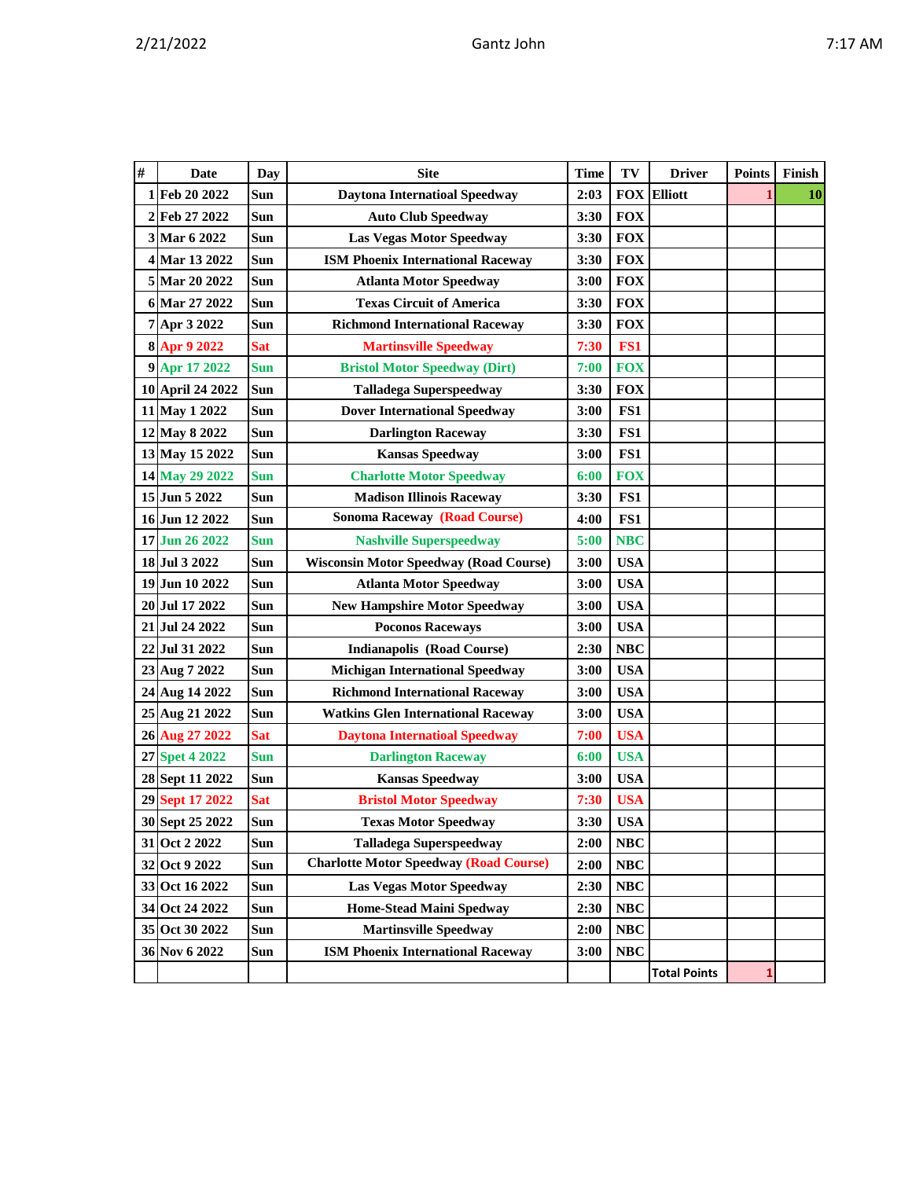| # | Date | Day | Site | Time | TV | Driver | Points | Finish |
|---|---|---|---|---|---|---|---|---|
| 1 | Feb 20 2022 | Sun | Daytona Internatioal Speedway | 2:03 | FOX | Elliott | 1 | 10 |
| 2 | Feb 27 2022 | Sun | Auto Club Speedway | 3:30 | FOX | | | |
| 3 | Mar 6 2022 | Sun | Las Vegas Motor Speedway | 3:30 | FOX | | | |
| 4 | Mar 13 2022 | Sun | ISM Phoenix International Raceway | 3:30 | FOX | | | |
| 5 | Mar 20 2022 | Sun | Atlanta Motor Speedway | 3:00 | FOX | | | |
| 6 | Mar 27 2022 | Sun | Texas Circuit of America | 3:30 | FOX | | | |
| 7 | Apr 3 2022 | Sun | Richmond International Raceway | 3:30 | FOX | | | |
| 8 | Apr 9 2022 | Sat | Martinsville Speedway | 7:30 | FS1 | | | |
| 9 | Apr 17 2022 | Sun | Bristol Motor Speedway (Dirt) | 7:00 | FOX | | | |
| 10 | April 24 2022 | Sun | Talladega Superspeedway | 3:30 | FOX | | | |
| 11 | May 1 2022 | Sun | Dover International Speedway | 3:00 | FS1 | | | |
| 12 | May 8 2022 | Sun | Darlington Raceway | 3:30 | FS1 | | | |
| 13 | May 15 2022 | Sun | Kansas Speedway | 3:00 | FS1 | | | |
| 14 | May 29 2022 | Sun | Charlotte Motor Speedway | 6:00 | FOX | | | |
| 15 | Jun 5 2022 | Sun | Madison Illinois Raceway | 3:30 | FS1 | | | |
| 16 | Jun 12 2022 | Sun | Sonoma Raceway (Road Course) | 4:00 | FS1 | | | |
| 17 | Jun 26 2022 | Sun | Nashville Superspeedway | 5:00 | NBC | | | |
| 18 | Jul 3 2022 | Sun | Wisconsin Motor Speedway (Road Course) | 3:00 | USA | | | |
| 19 | Jun 10 2022 | Sun | Atlanta Motor Speedway | 3:00 | USA | | | |
| 20 | Jul 17 2022 | Sun | New Hampshire Motor Speedway | 3:00 | USA | | | |
| 21 | Jul 24 2022 | Sun | Poconos Raceways | 3:00 | USA | | | |
| 22 | Jul 31 2022 | Sun | Indianapolis (Road Course) | 2:30 | NBC | | | |
| 23 | Aug 7 2022 | Sun | Michigan International Speedway | 3:00 | USA | | | |
| 24 | Aug 14 2022 | Sun | Richmond International Raceway | 3:00 | USA | | | |
| 25 | Aug 21 2022 | Sun | Watkins Glen International Raceway | 3:00 | USA | | | |
| 26 | Aug 27 2022 | Sat | Daytona Internatioal Speedway | 7:00 | USA | | | |
| 27 | Spet 4 2022 | Sun | Darlington Raceway | 6:00 | USA | | | |
| 28 | Sept 11 2022 | Sun | Kansas Speedway | 3:00 | USA | | | |
| 29 | Sept 17 2022 | Sat | Bristol Motor Speedway | 7:30 | USA | | | |
| 30 | Sept 25 2022 | Sun | Texas Motor Speedway | 3:30 | USA | | | |
| 31 | Oct 2 2022 | Sun | Talladega Superspeedway | 2:00 | NBC | | | |
| 32 | Oct 9 2022 | Sun | Charlotte Motor Speedway (Road Course) | 2:00 | NBC | | | |
| 33 | Oct 16 2022 | Sun | Las Vegas Motor Speedway | 2:30 | NBC | | | |
| 34 | Oct 24 2022 | Sun | Home-Stead Maini Spedway | 2:30 | NBC | | | |
| 35 | Oct 30 2022 | Sun | Martinsville Speedway | 2:00 | NBC | | | |
| 36 | Nov 6 2022 | Sun | ISM Phoenix International Raceway | 3:00 | NBC | | | |
| | | | | | | Total Points | 1 | |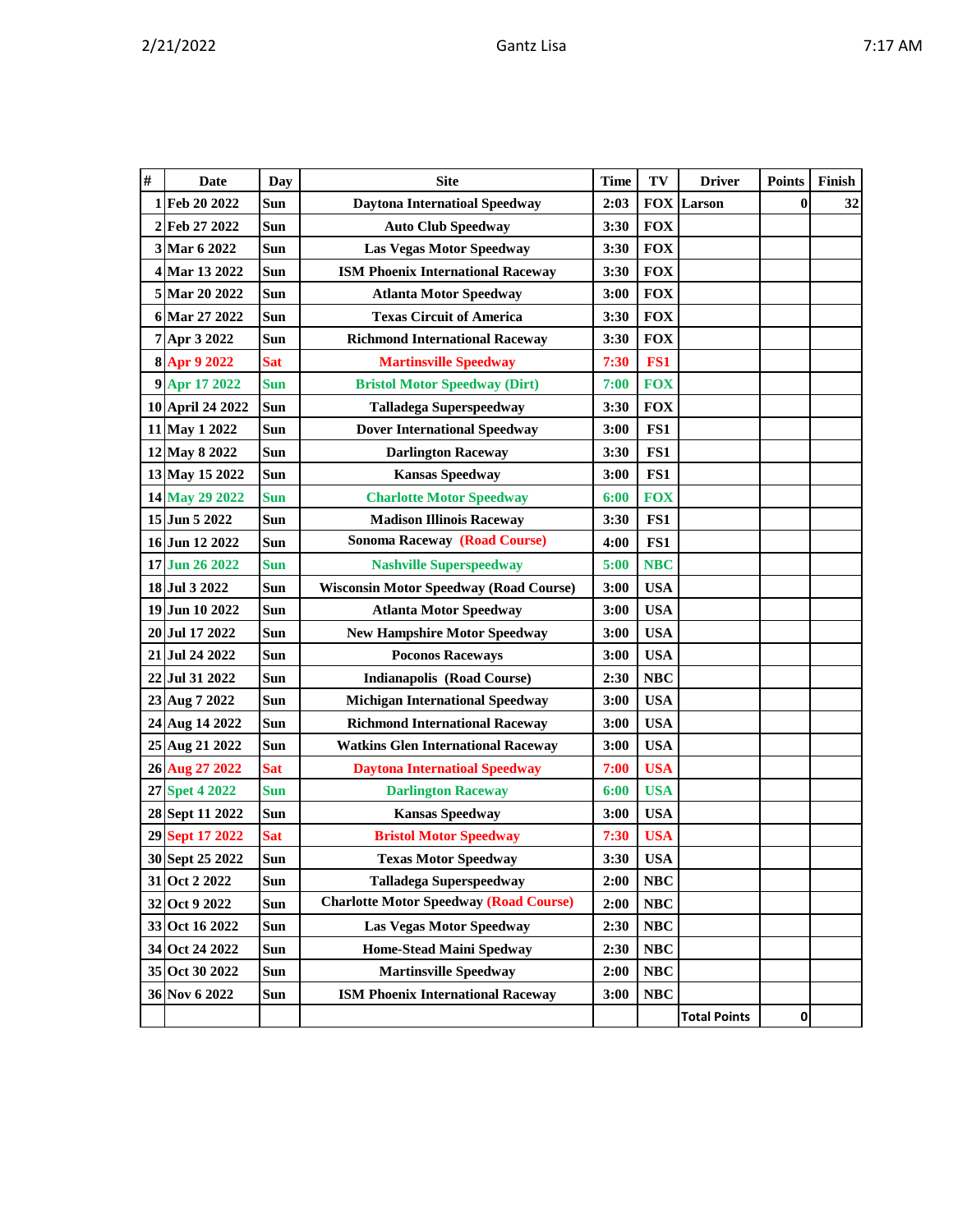| # | Date | Day | Site | Time | TV | Driver | Points | Finish |
|---|---|---|---|---|---|---|---|---|
| 1 | Feb 20 2022 | Sun | Daytona Internatioal Speedway | 2:03 | FOX | Larson | 0 | 32 |
| 2 | Feb 27 2022 | Sun | Auto Club Speedway | 3:30 | FOX | | | |
| 3 | Mar 6 2022 | Sun | Las Vegas Motor Speedway | 3:30 | FOX | | | |
| 4 | Mar 13 2022 | Sun | ISM Phoenix International Raceway | 3:30 | FOX | | | |
| 5 | Mar 20 2022 | Sun | Atlanta Motor Speedway | 3:00 | FOX | | | |
| 6 | Mar 27 2022 | Sun | Texas Circuit of America | 3:30 | FOX | | | |
| 7 | Apr 3 2022 | Sun | Richmond International Raceway | 3:30 | FOX | | | |
| 8 | Apr 9 2022 | Sat | Martinsville Speedway | 7:30 | FS1 | | | |
| 9 | Apr 17 2022 | Sun | Bristol Motor Speedway (Dirt) | 7:00 | FOX | | | |
| 10 | April 24 2022 | Sun | Talladega Superspeedway | 3:30 | FOX | | | |
| 11 | May 1 2022 | Sun | Dover International Speedway | 3:00 | FS1 | | | |
| 12 | May 8 2022 | Sun | Darlington Raceway | 3:30 | FS1 | | | |
| 13 | May 15 2022 | Sun | Kansas Speedway | 3:00 | FS1 | | | |
| 14 | May 29 2022 | Sun | Charlotte Motor Speedway | 6:00 | FOX | | | |
| 15 | Jun 5 2022 | Sun | Madison Illinois Raceway | 3:30 | FS1 | | | |
| 16 | Jun 12 2022 | Sun | Sonoma Raceway (Road Course) | 4:00 | FS1 | | | |
| 17 | Jun 26 2022 | Sun | Nashville Superspeedway | 5:00 | NBC | | | |
| 18 | Jul 3 2022 | Sun | Wisconsin Motor Speedway (Road Course) | 3:00 | USA | | | |
| 19 | Jun 10 2022 | Sun | Atlanta Motor Speedway | 3:00 | USA | | | |
| 20 | Jul 17 2022 | Sun | New Hampshire Motor Speedway | 3:00 | USA | | | |
| 21 | Jul 24 2022 | Sun | Poconos Raceways | 3:00 | USA | | | |
| 22 | Jul 31 2022 | Sun | Indianapolis (Road Course) | 2:30 | NBC | | | |
| 23 | Aug 7 2022 | Sun | Michigan International Speedway | 3:00 | USA | | | |
| 24 | Aug 14 2022 | Sun | Richmond International Raceway | 3:00 | USA | | | |
| 25 | Aug 21 2022 | Sun | Watkins Glen International Raceway | 3:00 | USA | | | |
| 26 | Aug 27 2022 | Sat | Daytona Internatioal Speedway | 7:00 | USA | | | |
| 27 | Spet 4 2022 | Sun | Darlington Raceway | 6:00 | USA | | | |
| 28 | Sept 11 2022 | Sun | Kansas Speedway | 3:00 | USA | | | |
| 29 | Sept 17 2022 | Sat | Bristol Motor Speedway | 7:30 | USA | | | |
| 30 | Sept 25 2022 | Sun | Texas Motor Speedway | 3:30 | USA | | | |
| 31 | Oct 2 2022 | Sun | Talladega Superspeedway | 2:00 | NBC | | | |
| 32 | Oct 9 2022 | Sun | Charlotte Motor Speedway (Road Course) | 2:00 | NBC | | | |
| 33 | Oct 16 2022 | Sun | Las Vegas Motor Speedway | 2:30 | NBC | | | |
| 34 | Oct 24 2022 | Sun | Home-Stead Maini Spedway | 2:30 | NBC | | | |
| 35 | Oct 30 2022 | Sun | Martinsville Speedway | 2:00 | NBC | | | |
| 36 | Nov 6 2022 | Sun | ISM Phoenix International Raceway | 3:00 | NBC | | | |
| | | | | | | Total Points | 0 | |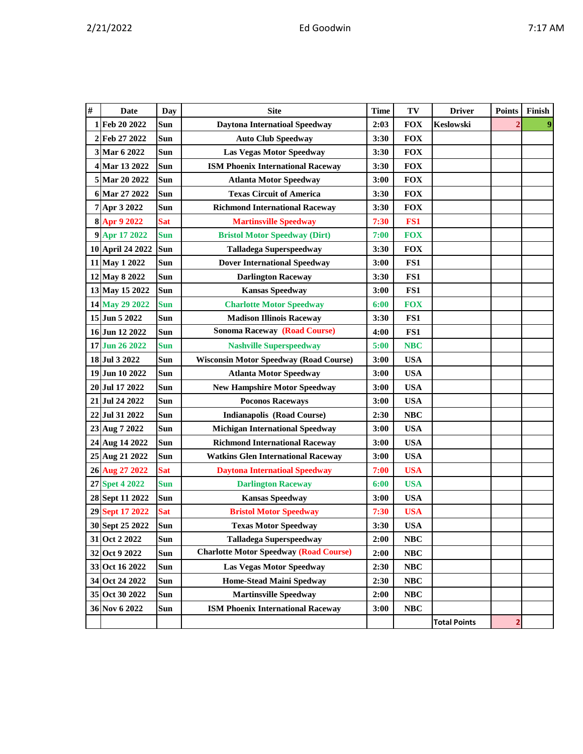| # | Date | Day | Site | Time | TV | Driver | Points | Finish |
|---|---|---|---|---|---|---|---|---|
| 1 | Feb 20 2022 | Sun | Daytona Internatioal Speedway | 2:03 | FOX | Keslowski | 2 | 9 |
| 2 | Feb 27 2022 | Sun | Auto Club Speedway | 3:30 | FOX | | | |
| 3 | Mar 6 2022 | Sun | Las Vegas Motor Speedway | 3:30 | FOX | | | |
| 4 | Mar 13 2022 | Sun | ISM Phoenix International Raceway | 3:30 | FOX | | | |
| 5 | Mar 20 2022 | Sun | Atlanta Motor Speedway | 3:00 | FOX | | | |
| 6 | Mar 27 2022 | Sun | Texas Circuit of America | 3:30 | FOX | | | |
| 7 | Apr 3 2022 | Sun | Richmond International Raceway | 3:30 | FOX | | | |
| 8 | Apr 9 2022 | Sat | Martinsville Speedway | 7:30 | FS1 | | | |
| 9 | Apr 17 2022 | Sun | Bristol Motor Speedway (Dirt) | 7:00 | FOX | | | |
| 10 | April 24 2022 | Sun | Talladega Superspeedway | 3:30 | FOX | | | |
| 11 | May 1 2022 | Sun | Dover International Speedway | 3:00 | FS1 | | | |
| 12 | May 8 2022 | Sun | Darlington Raceway | 3:30 | FS1 | | | |
| 13 | May 15 2022 | Sun | Kansas Speedway | 3:00 | FS1 | | | |
| 14 | May 29 2022 | Sun | Charlotte Motor Speedway | 6:00 | FOX | | | |
| 15 | Jun 5 2022 | Sun | Madison Illinois Raceway | 3:30 | FS1 | | | |
| 16 | Jun 12 2022 | Sun | Sonoma Raceway (Road Course) | 4:00 | FS1 | | | |
| 17 | Jun 26 2022 | Sun | Nashville Superspeedway | 5:00 | NBC | | | |
| 18 | Jul 3 2022 | Sun | Wisconsin Motor Speedway (Road Course) | 3:00 | USA | | | |
| 19 | Jun 10 2022 | Sun | Atlanta Motor Speedway | 3:00 | USA | | | |
| 20 | Jul 17 2022 | Sun | New Hampshire Motor Speedway | 3:00 | USA | | | |
| 21 | Jul 24 2022 | Sun | Poconos Raceways | 3:00 | USA | | | |
| 22 | Jul 31 2022 | Sun | Indianapolis (Road Course) | 2:30 | NBC | | | |
| 23 | Aug 7 2022 | Sun | Michigan International Speedway | 3:00 | USA | | | |
| 24 | Aug 14 2022 | Sun | Richmond International Raceway | 3:00 | USA | | | |
| 25 | Aug 21 2022 | Sun | Watkins Glen International Raceway | 3:00 | USA | | | |
| 26 | Aug 27 2022 | Sat | Daytona Internatioal Speedway | 7:00 | USA | | | |
| 27 | Spet 4 2022 | Sun | Darlington Raceway | 6:00 | USA | | | |
| 28 | Sept 11 2022 | Sun | Kansas Speedway | 3:00 | USA | | | |
| 29 | Sept 17 2022 | Sat | Bristol Motor Speedway | 7:30 | USA | | | |
| 30 | Sept 25 2022 | Sun | Texas Motor Speedway | 3:30 | USA | | | |
| 31 | Oct 2 2022 | Sun | Talladega Superspeedway | 2:00 | NBC | | | |
| 32 | Oct 9 2022 | Sun | Charlotte Motor Speedway (Road Course) | 2:00 | NBC | | | |
| 33 | Oct 16 2022 | Sun | Las Vegas Motor Speedway | 2:30 | NBC | | | |
| 34 | Oct 24 2022 | Sun | Home-Stead Maini Spedway | 2:30 | NBC | | | |
| 35 | Oct 30 2022 | Sun | Martinsville Speedway | 2:00 | NBC | | | |
| 36 | Nov 6 2022 | Sun | ISM Phoenix International Raceway | 3:00 | NBC | | | |
| | | | | | | Total Points | 2 | |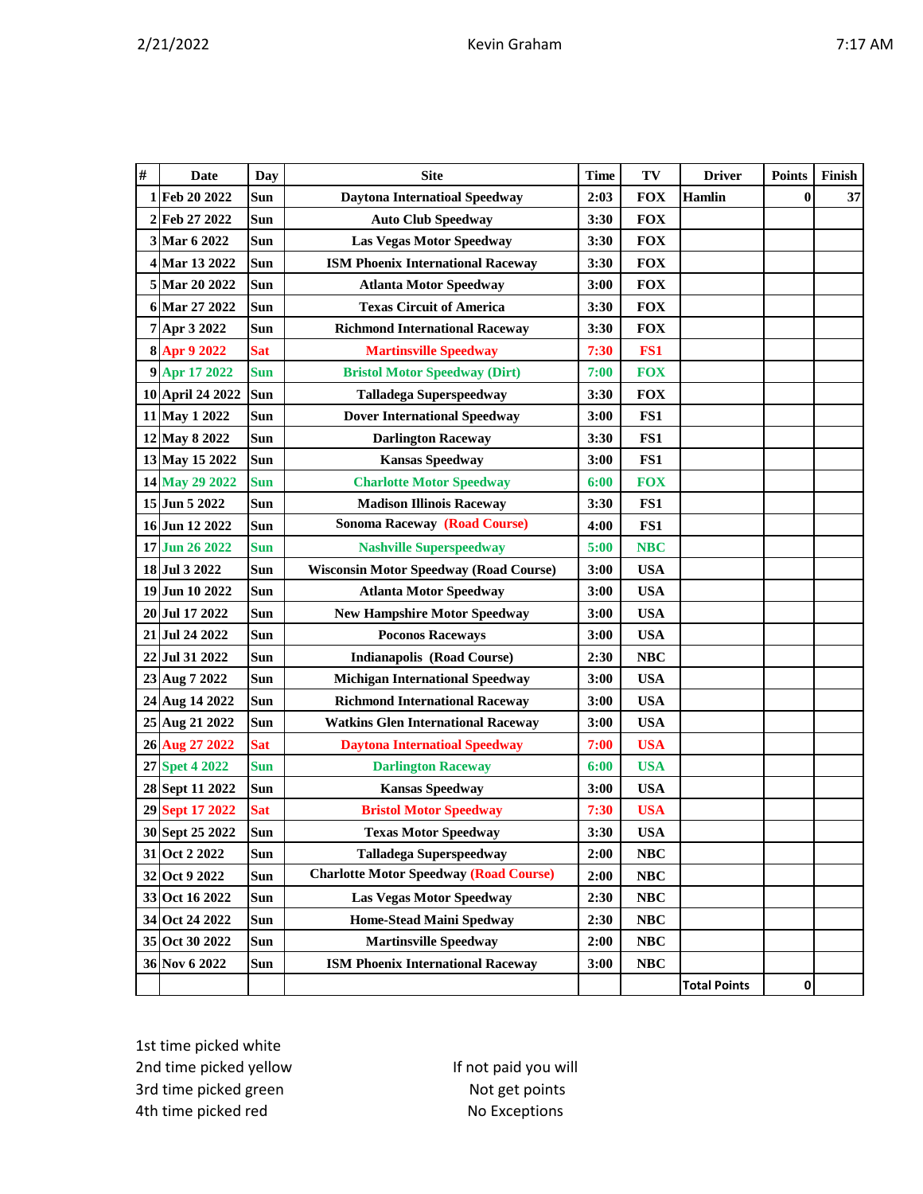| # | Date | Day | Site | Time | TV | Driver | Points | Finish |
|---|---|---|---|---|---|---|---|---|
| 1 | Feb 20 2022 | Sun | Daytona Internatioal Speedway | 2:03 | FOX | Hamlin | 0 | 37 |
| 2 | Feb 27 2022 | Sun | Auto Club Speedway | 3:30 | FOX | | | |
| 3 | Mar 6 2022 | Sun | Las Vegas Motor Speedway | 3:30 | FOX | | | |
| 4 | Mar 13 2022 | Sun | ISM Phoenix International Raceway | 3:30 | FOX | | | |
| 5 | Mar 20 2022 | Sun | Atlanta Motor Speedway | 3:00 | FOX | | | |
| 6 | Mar 27 2022 | Sun | Texas Circuit of America | 3:30 | FOX | | | |
| 7 | Apr 3 2022 | Sun | Richmond International Raceway | 3:30 | FOX | | | |
| 8 | Apr 9 2022 | Sat | Martinsville Speedway | 7:30 | FS1 | | | |
| 9 | Apr 17 2022 | Sun | Bristol Motor Speedway (Dirt) | 7:00 | FOX | | | |
| 10 | April 24 2022 | Sun | Talladega Superspeedway | 3:30 | FOX | | | |
| 11 | May 1 2022 | Sun | Dover International Speedway | 3:00 | FS1 | | | |
| 12 | May 8 2022 | Sun | Darlington Raceway | 3:30 | FS1 | | | |
| 13 | May 15 2022 | Sun | Kansas Speedway | 3:00 | FS1 | | | |
| 14 | May 29 2022 | Sun | Charlotte Motor Speedway | 6:00 | FOX | | | |
| 15 | Jun 5 2022 | Sun | Madison Illinois Raceway | 3:30 | FS1 | | | |
| 16 | Jun 12 2022 | Sun | Sonoma Raceway (Road Course) | 4:00 | FS1 | | | |
| 17 | Jun 26 2022 | Sun | Nashville Superspeedway | 5:00 | NBC | | | |
| 18 | Jul 3 2022 | Sun | Wisconsin Motor Speedway (Road Course) | 3:00 | USA | | | |
| 19 | Jun 10 2022 | Sun | Atlanta Motor Speedway | 3:00 | USA | | | |
| 20 | Jul 17 2022 | Sun | New Hampshire Motor Speedway | 3:00 | USA | | | |
| 21 | Jul 24 2022 | Sun | Poconos Raceways | 3:00 | USA | | | |
| 22 | Jul 31 2022 | Sun | Indianapolis (Road Course) | 2:30 | NBC | | | |
| 23 | Aug 7 2022 | Sun | Michigan International Speedway | 3:00 | USA | | | |
| 24 | Aug 14 2022 | Sun | Richmond International Raceway | 3:00 | USA | | | |
| 25 | Aug 21 2022 | Sun | Watkins Glen International Raceway | 3:00 | USA | | | |
| 26 | Aug 27 2022 | Sat | Daytona International Speedway | 7:00 | USA | | | |
| 27 | Spet 4 2022 | Sun | Darlington Raceway | 6:00 | USA | | | |
| 28 | Sept 11 2022 | Sun | Kansas Speedway | 3:00 | USA | | | |
| 29 | Sept 17 2022 | Sat | Bristol Motor Speedway | 7:30 | USA | | | |
| 30 | Sept 25 2022 | Sun | Texas Motor Speedway | 3:30 | USA | | | |
| 31 | Oct 2 2022 | Sun | Talladega Superspeedway | 2:00 | NBC | | | |
| 32 | Oct 9 2022 | Sun | Charlotte Motor Speedway (Road Course) | 2:00 | NBC | | | |
| 33 | Oct 16 2022 | Sun | Las Vegas Motor Speedway | 2:30 | NBC | | | |
| 34 | Oct 24 2022 | Sun | Home-Stead Maini Spedway | 2:30 | NBC | | | |
| 35 | Oct 30 2022 | Sun | Martinsville Speedway | 2:00 | NBC | | | |
| 36 | Nov 6 2022 | Sun | ISM Phoenix International Raceway | 3:00 | NBC | | | |
| | | | | | | Total Points | 0 | |

1st time picked white
2nd time picked yellow
3rd time picked green
4th time picked red

If not paid you will
Not get points
No Exceptions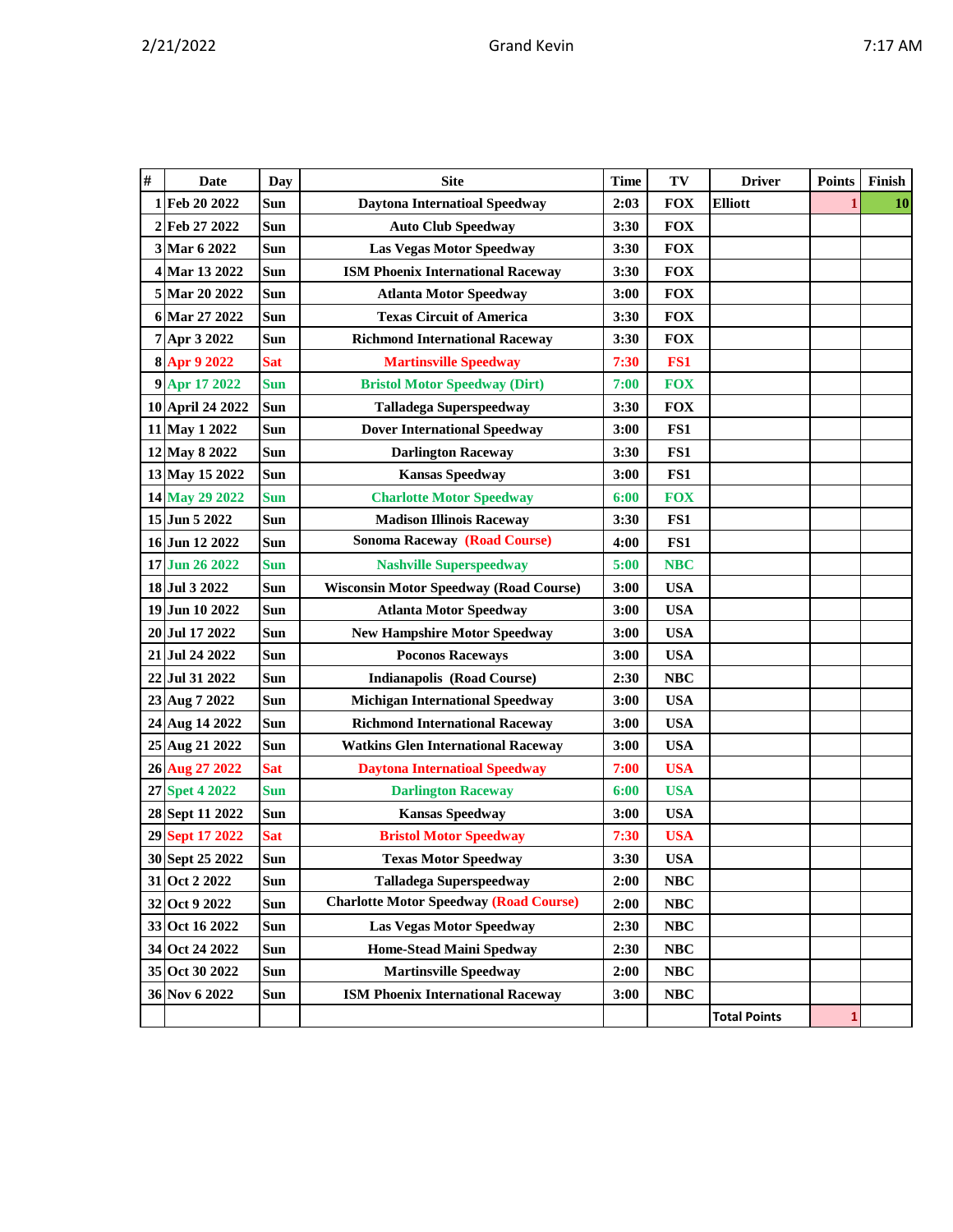| # | Date | Day | Site | Time | TV | Driver | Points | Finish |
|---|---|---|---|---|---|---|---|---|
| 1 | Feb 20 2022 | Sun | Daytona Internatioal Speedway | 2:03 | FOX | Elliott | 1 | 10 |
| 2 | Feb 27 2022 | Sun | Auto Club Speedway | 3:30 | FOX | | | |
| 3 | Mar 6 2022 | Sun | Las Vegas Motor Speedway | 3:30 | FOX | | | |
| 4 | Mar 13 2022 | Sun | ISM Phoenix International Raceway | 3:30 | FOX | | | |
| 5 | Mar 20 2022 | Sun | Atlanta Motor Speedway | 3:00 | FOX | | | |
| 6 | Mar 27 2022 | Sun | Texas Circuit of America | 3:30 | FOX | | | |
| 7 | Apr 3 2022 | Sun | Richmond International Raceway | 3:30 | FOX | | | |
| 8 | Apr 9 2022 | Sat | Martinsville Speedway | 7:30 | FS1 | | | |
| 9 | Apr 17 2022 | Sun | Bristol Motor Speedway (Dirt) | 7:00 | FOX | | | |
| 10 | April 24 2022 | Sun | Talladega Superspeedway | 3:30 | FOX | | | |
| 11 | May 1 2022 | Sun | Dover International Speedway | 3:00 | FS1 | | | |
| 12 | May 8 2022 | Sun | Darlington Raceway | 3:30 | FS1 | | | |
| 13 | May 15 2022 | Sun | Kansas Speedway | 3:00 | FS1 | | | |
| 14 | May 29 2022 | Sun | Charlotte Motor Speedway | 6:00 | FOX | | | |
| 15 | Jun 5 2022 | Sun | Madison Illinois Raceway | 3:30 | FS1 | | | |
| 16 | Jun 12 2022 | Sun | Sonoma Raceway (Road Course) | 4:00 | FS1 | | | |
| 17 | Jun 26 2022 | Sun | Nashville Superspeedway | 5:00 | NBC | | | |
| 18 | Jul 3 2022 | Sun | Wisconsin Motor Speedway (Road Course) | 3:00 | USA | | | |
| 19 | Jun 10 2022 | Sun | Atlanta Motor Speedway | 3:00 | USA | | | |
| 20 | Jul 17 2022 | Sun | New Hampshire Motor Speedway | 3:00 | USA | | | |
| 21 | Jul 24 2022 | Sun | Poconos Raceways | 3:00 | USA | | | |
| 22 | Jul 31 2022 | Sun | Indianapolis (Road Course) | 2:30 | NBC | | | |
| 23 | Aug 7 2022 | Sun | Michigan International Speedway | 3:00 | USA | | | |
| 24 | Aug 14 2022 | Sun | Richmond International Raceway | 3:00 | USA | | | |
| 25 | Aug 21 2022 | Sun | Watkins Glen International Raceway | 3:00 | USA | | | |
| 26 | Aug 27 2022 | Sat | Daytona Internatioal Speedway | 7:00 | USA | | | |
| 27 | Spet 4 2022 | Sun | Darlington Raceway | 6:00 | USA | | | |
| 28 | Sept 11 2022 | Sun | Kansas Speedway | 3:00 | USA | | | |
| 29 | Sept 17 2022 | Sat | Bristol Motor Speedway | 7:30 | USA | | | |
| 30 | Sept 25 2022 | Sun | Texas Motor Speedway | 3:30 | USA | | | |
| 31 | Oct 2 2022 | Sun | Talladega Superspeedway | 2:00 | NBC | | | |
| 32 | Oct 9 2022 | Sun | Charlotte Motor Speedway (Road Course) | 2:00 | NBC | | | |
| 33 | Oct 16 2022 | Sun | Las Vegas Motor Speedway | 2:30 | NBC | | | |
| 34 | Oct 24 2022 | Sun | Home-Stead Maini Speedway | 2:30 | NBC | | | |
| 35 | Oct 30 2022 | Sun | Martinsville Speedway | 2:00 | NBC | | | |
| 36 | Nov 6 2022 | Sun | ISM Phoenix International Raceway | 3:00 | NBC | | | |
| | | | | | | Total Points | 1 | |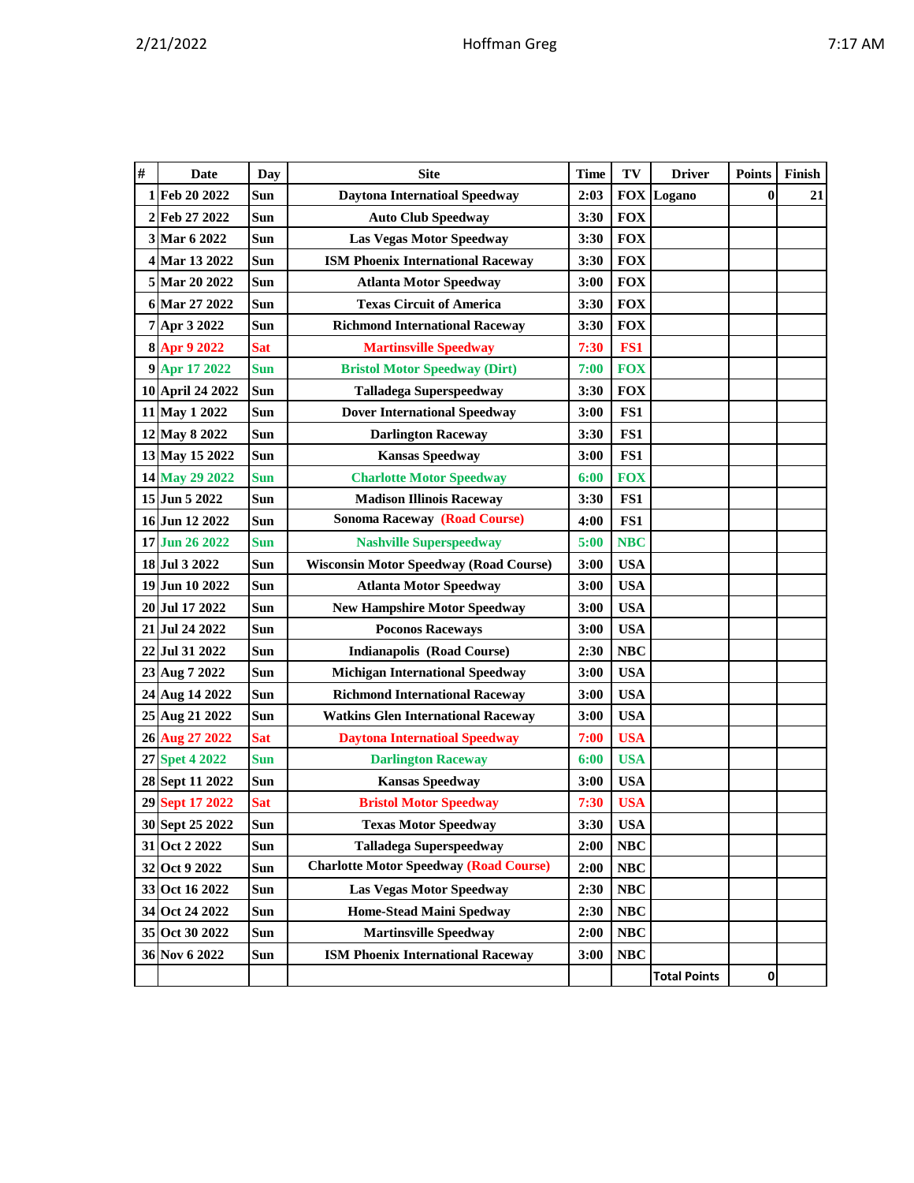| # | Date | Day | Site | Time | TV | Driver | Points | Finish |
|---|---|---|---|---|---|---|---|---|
| 1 | Feb 20 2022 | Sun | Daytona Internatioal Speedway | 2:03 | FOX | Logano | 0 | 21 |
| 2 | Feb 27 2022 | Sun | Auto Club Speedway | 3:30 | FOX | | | |
| 3 | Mar 6 2022 | Sun | Las Vegas Motor Speedway | 3:30 | FOX | | | |
| 4 | Mar 13 2022 | Sun | ISM Phoenix International Raceway | 3:30 | FOX | | | |
| 5 | Mar 20 2022 | Sun | Atlanta Motor Speedway | 3:00 | FOX | | | |
| 6 | Mar 27 2022 | Sun | Texas Circuit of America | 3:30 | FOX | | | |
| 7 | Apr 3 2022 | Sun | Richmond International Raceway | 3:30 | FOX | | | |
| 8 | Apr 9 2022 | Sat | Martinsville Speedway | 7:30 | FS1 | | | |
| 9 | Apr 17 2022 | Sun | Bristol Motor Speedway (Dirt) | 7:00 | FOX | | | |
| 10 | April 24 2022 | Sun | Talladega Superspeedway | 3:30 | FOX | | | |
| 11 | May 1 2022 | Sun | Dover International Speedway | 3:00 | FS1 | | | |
| 12 | May 8 2022 | Sun | Darlington Raceway | 3:30 | FS1 | | | |
| 13 | May 15 2022 | Sun | Kansas Speedway | 3:00 | FS1 | | | |
| 14 | May 29 2022 | Sun | Charlotte Motor Speedway | 6:00 | FOX | | | |
| 15 | Jun 5 2022 | Sun | Madison Illinois Raceway | 3:30 | FS1 | | | |
| 16 | Jun 12 2022 | Sun | Sonoma Raceway (Road Course) | 4:00 | FS1 | | | |
| 17 | Jun 26 2022 | Sun | Nashville Superspeedway | 5:00 | NBC | | | |
| 18 | Jul 3 2022 | Sun | Wisconsin Motor Speedway (Road Course) | 3:00 | USA | | | |
| 19 | Jun 10 2022 | Sun | Atlanta Motor Speedway | 3:00 | USA | | | |
| 20 | Jul 17 2022 | Sun | New Hampshire Motor Speedway | 3:00 | USA | | | |
| 21 | Jul 24 2022 | Sun | Poconos Raceways | 3:00 | USA | | | |
| 22 | Jul 31 2022 | Sun | Indianapolis (Road Course) | 2:30 | NBC | | | |
| 23 | Aug 7 2022 | Sun | Michigan International Speedway | 3:00 | USA | | | |
| 24 | Aug 14 2022 | Sun | Richmond International Raceway | 3:00 | USA | | | |
| 25 | Aug 21 2022 | Sun | Watkins Glen International Raceway | 3:00 | USA | | | |
| 26 | Aug 27 2022 | Sat | Daytona Internatioal Speedway | 7:00 | USA | | | |
| 27 | Spet 4 2022 | Sun | Darlington Raceway | 6:00 | USA | | | |
| 28 | Sept 11 2022 | Sun | Kansas Speedway | 3:00 | USA | | | |
| 29 | Sept 17 2022 | Sat | Bristol Motor Speedway | 7:30 | USA | | | |
| 30 | Sept 25 2022 | Sun | Texas Motor Speedway | 3:30 | USA | | | |
| 31 | Oct 2 2022 | Sun | Talladega Superspeedway | 2:00 | NBC | | | |
| 32 | Oct 9 2022 | Sun | Charlotte Motor Speedway (Road Course) | 2:00 | NBC | | | |
| 33 | Oct 16 2022 | Sun | Las Vegas Motor Speedway | 2:30 | NBC | | | |
| 34 | Oct 24 2022 | Sun | Home-Stead Maini Spedway | 2:30 | NBC | | | |
| 35 | Oct 30 2022 | Sun | Martinsville Speedway | 2:00 | NBC | | | |
| 36 | Nov 6 2022 | Sun | ISM Phoenix International Raceway | 3:00 | NBC | | | |
| | | | | | | Total Points | 0 | |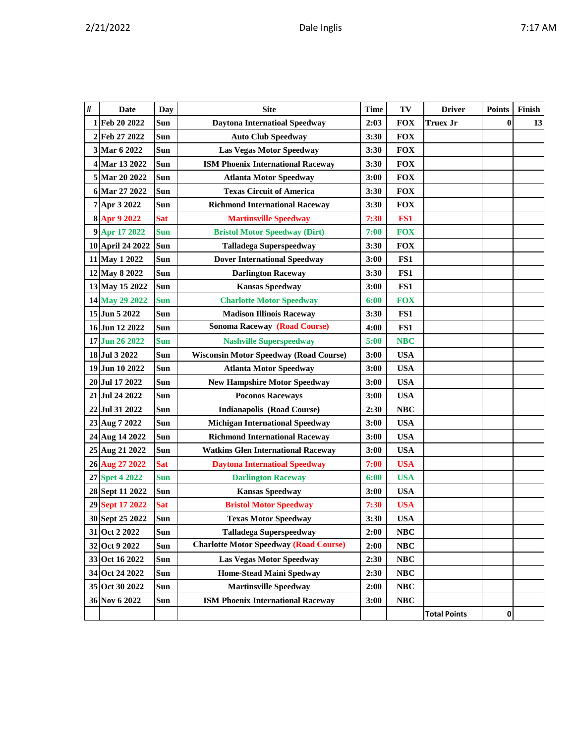| # | Date | Day | Site | Time | TV | Driver | Points | Finish |
|---|---|---|---|---|---|---|---|---|
| 1 | Feb 20 2022 | Sun | Daytona Internatioal Speedway | 2:03 | FOX | Truex Jr | 0 | 13 |
| 2 | Feb 27 2022 | Sun | Auto Club Speedway | 3:30 | FOX | | | |
| 3 | Mar 6 2022 | Sun | Las Vegas Motor Speedway | 3:30 | FOX | | | |
| 4 | Mar 13 2022 | Sun | ISM Phoenix International Raceway | 3:30 | FOX | | | |
| 5 | Mar 20 2022 | Sun | Atlanta Motor Speedway | 3:00 | FOX | | | |
| 6 | Mar 27 2022 | Sun | Texas Circuit of America | 3:30 | FOX | | | |
| 7 | Apr 3 2022 | Sun | Richmond International Raceway | 3:30 | FOX | | | |
| 8 | Apr 9 2022 | Sat | Martinsville Speedway | 7:30 | FS1 | | | |
| 9 | Apr 17 2022 | Sun | Bristol Motor Speedway (Dirt) | 7:00 | FOX | | | |
| 10 | April 24 2022 | Sun | Talladega Superspeedway | 3:30 | FOX | | | |
| 11 | May 1 2022 | Sun | Dover International Speedway | 3:00 | FS1 | | | |
| 12 | May 8 2022 | Sun | Darlington Raceway | 3:30 | FS1 | | | |
| 13 | May 15 2022 | Sun | Kansas Speedway | 3:00 | FS1 | | | |
| 14 | May 29 2022 | Sun | Charlotte Motor Speedway | 6:00 | FOX | | | |
| 15 | Jun 5 2022 | Sun | Madison Illinois Raceway | 3:30 | FS1 | | | |
| 16 | Jun 12 2022 | Sun | Sonoma Raceway (Road Course) | 4:00 | FS1 | | | |
| 17 | Jun 26 2022 | Sun | Nashville Superspeedway | 5:00 | NBC | | | |
| 18 | Jul 3 2022 | Sun | Wisconsin Motor Speedway (Road Course) | 3:00 | USA | | | |
| 19 | Jun 10 2022 | Sun | Atlanta Motor Speedway | 3:00 | USA | | | |
| 20 | Jul 17 2022 | Sun | New Hampshire Motor Speedway | 3:00 | USA | | | |
| 21 | Jul 24 2022 | Sun | Poconos Raceways | 3:00 | USA | | | |
| 22 | Jul 31 2022 | Sun | Indianapolis (Road Course) | 2:30 | NBC | | | |
| 23 | Aug 7 2022 | Sun | Michigan International Speedway | 3:00 | USA | | | |
| 24 | Aug 14 2022 | Sun | Richmond International Raceway | 3:00 | USA | | | |
| 25 | Aug 21 2022 | Sun | Watkins Glen International Raceway | 3:00 | USA | | | |
| 26 | Aug 27 2022 | Sat | Daytona Internatioal Speedway | 7:00 | USA | | | |
| 27 | Spet 4 2022 | Sun | Darlington Raceway | 6:00 | USA | | | |
| 28 | Sept 11 2022 | Sun | Kansas Speedway | 3:00 | USA | | | |
| 29 | Sept 17 2022 | Sat | Bristol Motor Speedway | 7:30 | USA | | | |
| 30 | Sept 25 2022 | Sun | Texas Motor Speedway | 3:30 | USA | | | |
| 31 | Oct 2 2022 | Sun | Talladega Superspeedway | 2:00 | NBC | | | |
| 32 | Oct 9 2022 | Sun | Charlotte Motor Speedway (Road Course) | 2:00 | NBC | | | |
| 33 | Oct 16 2022 | Sun | Las Vegas Motor Speedway | 2:30 | NBC | | | |
| 34 | Oct 24 2022 | Sun | Home-Stead Maini Spedway | 2:30 | NBC | | | |
| 35 | Oct 30 2022 | Sun | Martinsville Speedway | 2:00 | NBC | | | |
| 36 | Nov 6 2022 | Sun | ISM Phoenix International Raceway | 3:00 | NBC | | | |
| | | | | | | Total Points | 0 | |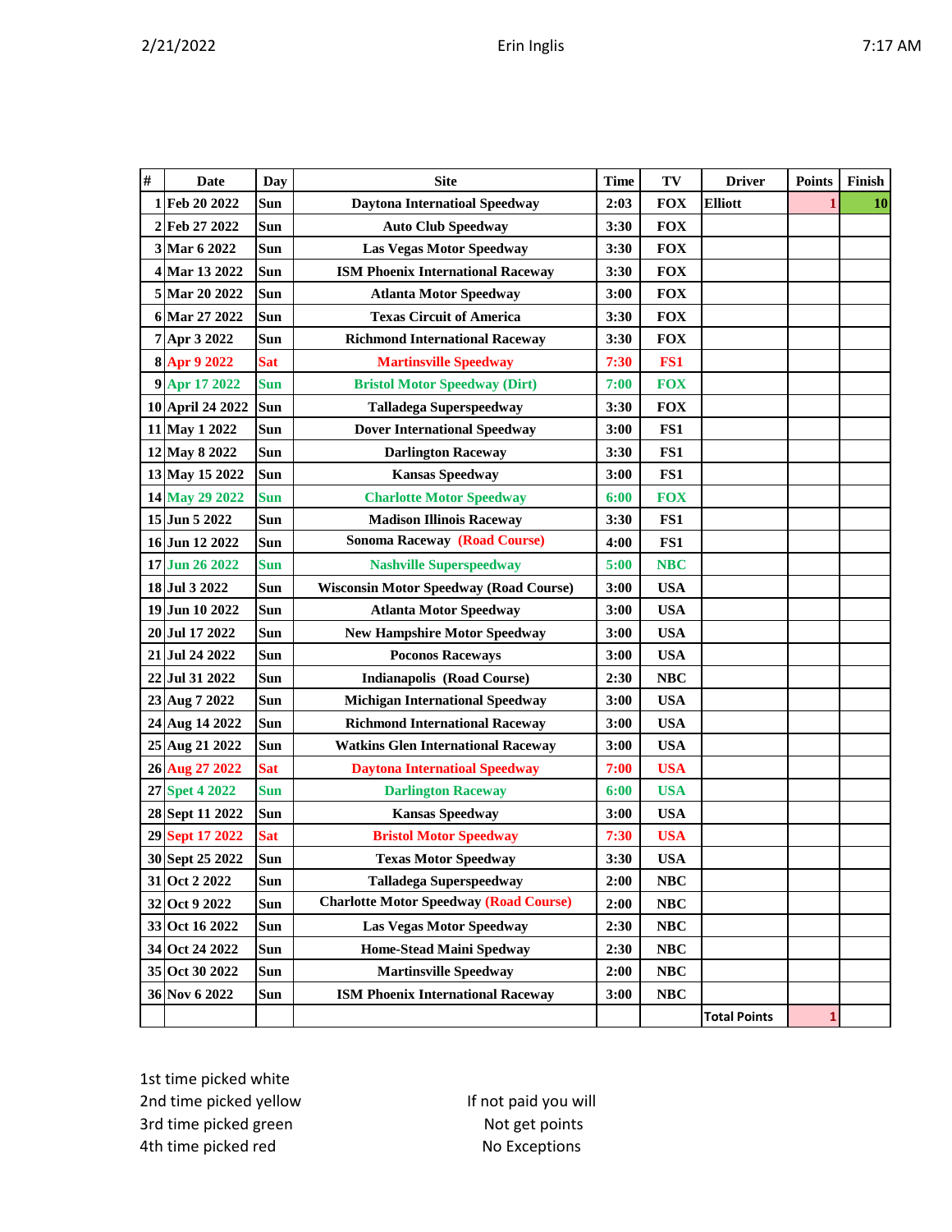| # | Date | Day | Site | Time | TV | Driver | Points | Finish |
|---|---|---|---|---|---|---|---|---|
| 1 | Feb 20 2022 | Sun | Daytona Internatioal Speedway | 2:03 | FOX | Elliott | 1 | 10 |
| 2 | Feb 27 2022 | Sun | Auto Club Speedway | 3:30 | FOX | | | |
| 3 | Mar 6 2022 | Sun | Las Vegas Motor Speedway | 3:30 | FOX | | | |
| 4 | Mar 13 2022 | Sun | ISM Phoenix International Raceway | 3:30 | FOX | | | |
| 5 | Mar 20 2022 | Sun | Atlanta Motor Speedway | 3:00 | FOX | | | |
| 6 | Mar 27 2022 | Sun | Texas Circuit of America | 3:30 | FOX | | | |
| 7 | Apr 3 2022 | Sun | Richmond International Raceway | 3:30 | FOX | | | |
| 8 | Apr 9 2022 | Sat | Martinsville Speedway | 7:30 | FS1 | | | |
| 9 | Apr 17 2022 | Sun | Bristol Motor Speedway (Dirt) | 7:00 | FOX | | | |
| 10 | April 24 2022 | Sun | Talladega Superspeedway | 3:30 | FOX | | | |
| 11 | May 1 2022 | Sun | Dover International Speedway | 3:00 | FS1 | | | |
| 12 | May 8 2022 | Sun | Darlington Raceway | 3:30 | FS1 | | | |
| 13 | May 15 2022 | Sun | Kansas Speedway | 3:00 | FS1 | | | |
| 14 | May 29 2022 | Sun | Charlotte Motor Speedway | 6:00 | FOX | | | |
| 15 | Jun 5 2022 | Sun | Madison Illinois Raceway | 3:30 | FS1 | | | |
| 16 | Jun 12 2022 | Sun | Sonoma Raceway (Road Course) | 4:00 | FS1 | | | |
| 17 | Jun 26 2022 | Sun | Nashville Superspeedway | 5:00 | NBC | | | |
| 18 | Jul 3 2022 | Sun | Wisconsin Motor Speedway (Road Course) | 3:00 | USA | | | |
| 19 | Jun 10 2022 | Sun | Atlanta Motor Speedway | 3:00 | USA | | | |
| 20 | Jul 17 2022 | Sun | New Hampshire Motor Speedway | 3:00 | USA | | | |
| 21 | Jul 24 2022 | Sun | Poconos Raceways | 3:00 | USA | | | |
| 22 | Jul 31 2022 | Sun | Indianapolis (Road Course) | 2:30 | NBC | | | |
| 23 | Aug 7 2022 | Sun | Michigan International Speedway | 3:00 | USA | | | |
| 24 | Aug 14 2022 | Sun | Richmond International Raceway | 3:00 | USA | | | |
| 25 | Aug 21 2022 | Sun | Watkins Glen International Raceway | 3:00 | USA | | | |
| 26 | Aug 27 2022 | Sat | Daytona International Speedway | 7:00 | USA | | | |
| 27 | Spet 4 2022 | Sun | Darlington Raceway | 6:00 | USA | | | |
| 28 | Sept 11 2022 | Sun | Kansas Speedway | 3:00 | USA | | | |
| 29 | Sept 17 2022 | Sat | Bristol Motor Speedway | 7:30 | USA | | | |
| 30 | Sept 25 2022 | Sun | Texas Motor Speedway | 3:30 | USA | | | |
| 31 | Oct 2 2022 | Sun | Talladega Superspeedway | 2:00 | NBC | | | |
| 32 | Oct 9 2022 | Sun | Charlotte Motor Speedway (Road Course) | 2:00 | NBC | | | |
| 33 | Oct 16 2022 | Sun | Las Vegas Motor Speedway | 2:30 | NBC | | | |
| 34 | Oct 24 2022 | Sun | Home-Stead Maini Spedway | 2:30 | NBC | | | |
| 35 | Oct 30 2022 | Sun | Martinsville Speedway | 2:00 | NBC | | | |
| 36 | Nov 6 2022 | Sun | ISM Phoenix International Raceway | 3:00 | NBC | | | |
| | | | | | | Total Points | 1 | |

1st time picked white
2nd time picked yellow
3rd time picked green
4th time picked red

If not paid you will
Not get points
No Exceptions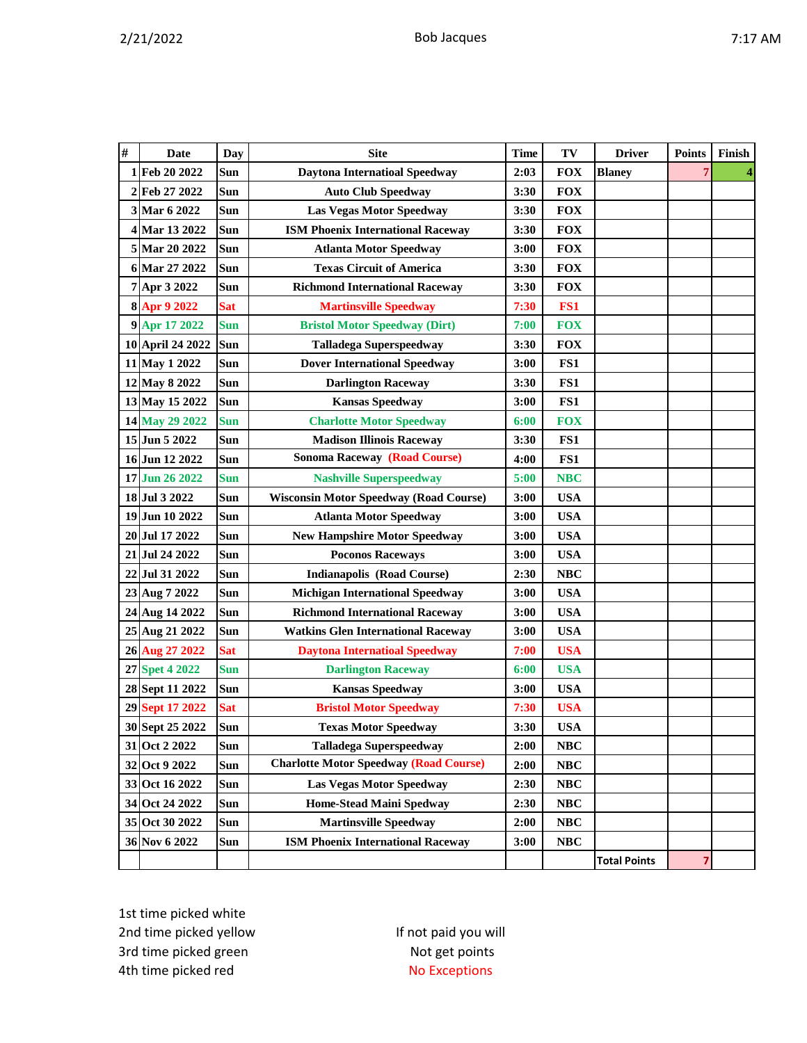| # | Date | Day | Site | Time | TV | Driver | Points | Finish |
|---|---|---|---|---|---|---|---|---|
| 1 | Feb 20 2022 | Sun | Daytona Internatioal Speedway | 2:03 | FOX | Blaney | 7 | 4 |
| 2 | Feb 27 2022 | Sun | Auto Club Speedway | 3:30 | FOX | | | |
| 3 | Mar 6 2022 | Sun | Las Vegas Motor Speedway | 3:30 | FOX | | | |
| 4 | Mar 13 2022 | Sun | ISM Phoenix International Raceway | 3:30 | FOX | | | |
| 5 | Mar 20 2022 | Sun | Atlanta Motor Speedway | 3:00 | FOX | | | |
| 6 | Mar 27 2022 | Sun | Texas Circuit of America | 3:30 | FOX | | | |
| 7 | Apr 3 2022 | Sun | Richmond International Raceway | 3:30 | FOX | | | |
| 8 | Apr 9 2022 | Sat | Martinsville Speedway | 7:30 | FS1 | | | |
| 9 | Apr 17 2022 | Sun | Bristol Motor Speedway (Dirt) | 7:00 | FOX | | | |
| 10 | April 24 2022 | Sun | Talladega Superspeedway | 3:30 | FOX | | | |
| 11 | May 1 2022 | Sun | Dover International Speedway | 3:00 | FS1 | | | |
| 12 | May 8 2022 | Sun | Darlington Raceway | 3:30 | FS1 | | | |
| 13 | May 15 2022 | Sun | Kansas Speedway | 3:00 | FS1 | | | |
| 14 | May 29 2022 | Sun | Charlotte Motor Speedway | 6:00 | FOX | | | |
| 15 | Jun 5 2022 | Sun | Madison Illinois Raceway | 3:30 | FS1 | | | |
| 16 | Jun 12 2022 | Sun | Sonoma Raceway (Road Course) | 4:00 | FS1 | | | |
| 17 | Jun 26 2022 | Sun | Nashville Superspeedway | 5:00 | NBC | | | |
| 18 | Jul 3 2022 | Sun | Wisconsin Motor Speedway (Road Course) | 3:00 | USA | | | |
| 19 | Jun 10 2022 | Sun | Atlanta Motor Speedway | 3:00 | USA | | | |
| 20 | Jul 17 2022 | Sun | New Hampshire Motor Speedway | 3:00 | USA | | | |
| 21 | Jul 24 2022 | Sun | Poconos Raceways | 3:00 | USA | | | |
| 22 | Jul 31 2022 | Sun | Indianapolis (Road Course) | 2:30 | NBC | | | |
| 23 | Aug 7 2022 | Sun | Michigan International Speedway | 3:00 | USA | | | |
| 24 | Aug 14 2022 | Sun | Richmond International Raceway | 3:00 | USA | | | |
| 25 | Aug 21 2022 | Sun | Watkins Glen International Raceway | 3:00 | USA | | | |
| 26 | Aug 27 2022 | Sat | Daytona International Speedway | 7:00 | USA | | | |
| 27 | Spet 4 2022 | Sun | Darlington Raceway | 6:00 | USA | | | |
| 28 | Sept 11 2022 | Sun | Kansas Speedway | 3:00 | USA | | | |
| 29 | Sept 17 2022 | Sat | Bristol Motor Speedway | 7:30 | USA | | | |
| 30 | Sept 25 2022 | Sun | Texas Motor Speedway | 3:30 | USA | | | |
| 31 | Oct 2 2022 | Sun | Talladega Superspeedway | 2:00 | NBC | | | |
| 32 | Oct 9 2022 | Sun | Charlotte Motor Speedway (Road Course) | 2:00 | NBC | | | |
| 33 | Oct 16 2022 | Sun | Las Vegas Motor Speedway | 2:30 | NBC | | | |
| 34 | Oct 24 2022 | Sun | Home-Stead Maini Spedway | 2:30 | NBC | | | |
| 35 | Oct 30 2022 | Sun | Martinsville Speedway | 2:00 | NBC | | | |
| 36 | Nov 6 2022 | Sun | ISM Phoenix International Raceway | 3:00 | NBC | | | |
| | | | | | | Total Points | 7 | |

1st time picked white
2nd time picked yellow
3rd time picked green
4th time picked red

If not paid you will
Not get points
No Exceptions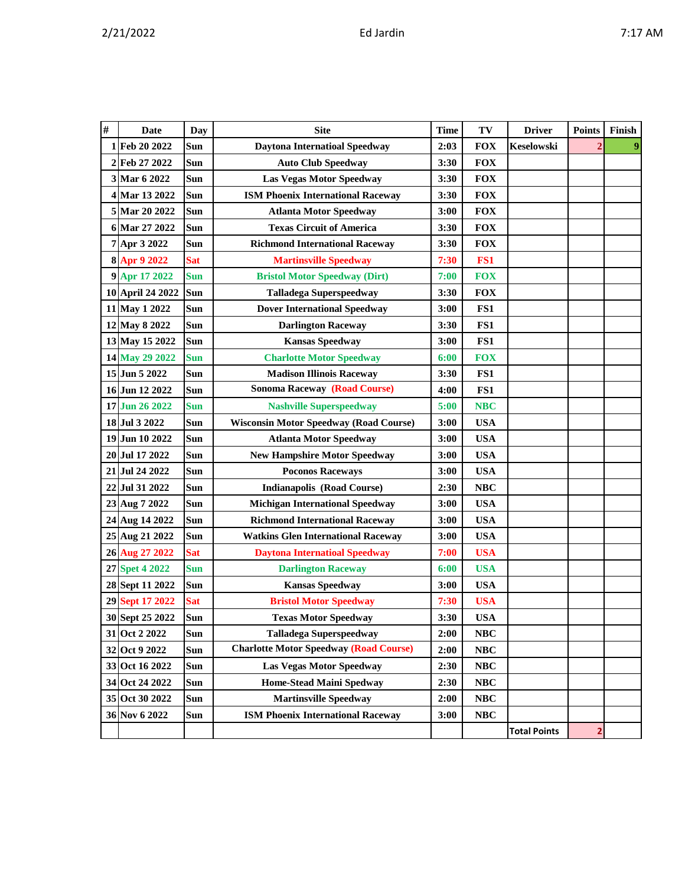| # | Date | Day | Site | Time | TV | Driver | Points | Finish |
|---|---|---|---|---|---|---|---|---|
| 1 | Feb 20 2022 | Sun | Daytona Internatioal Speedway | 2:03 | FOX | Keselowski | 2 | 9 |
| 2 | Feb 27 2022 | Sun | Auto Club Speedway | 3:30 | FOX | | | |
| 3 | Mar 6 2022 | Sun | Las Vegas Motor Speedway | 3:30 | FOX | | | |
| 4 | Mar 13 2022 | Sun | ISM Phoenix International Raceway | 3:30 | FOX | | | |
| 5 | Mar 20 2022 | Sun | Atlanta Motor Speedway | 3:00 | FOX | | | |
| 6 | Mar 27 2022 | Sun | Texas Circuit of America | 3:30 | FOX | | | |
| 7 | Apr 3 2022 | Sun | Richmond International Raceway | 3:30 | FOX | | | |
| 8 | Apr 9 2022 | Sat | Martinsville Speedway | 7:30 | FS1 | | | |
| 9 | Apr 17 2022 | Sun | Bristol Motor Speedway (Dirt) | 7:00 | FOX | | | |
| 10 | April 24 2022 | Sun | Talladega Superspeedway | 3:30 | FOX | | | |
| 11 | May 1 2022 | Sun | Dover International Speedway | 3:00 | FS1 | | | |
| 12 | May 8 2022 | Sun | Darlington Raceway | 3:30 | FS1 | | | |
| 13 | May 15 2022 | Sun | Kansas Speedway | 3:00 | FS1 | | | |
| 14 | May 29 2022 | Sun | Charlotte Motor Speedway | 6:00 | FOX | | | |
| 15 | Jun 5 2022 | Sun | Madison Illinois Raceway | 3:30 | FS1 | | | |
| 16 | Jun 12 2022 | Sun | Sonoma Raceway (Road Course) | 4:00 | FS1 | | | |
| 17 | Jun 26 2022 | Sun | Nashville Superspeedway | 5:00 | NBC | | | |
| 18 | Jul 3 2022 | Sun | Wisconsin Motor Speedway (Road Course) | 3:00 | USA | | | |
| 19 | Jun 10 2022 | Sun | Atlanta Motor Speedway | 3:00 | USA | | | |
| 20 | Jul 17 2022 | Sun | New Hampshire Motor Speedway | 3:00 | USA | | | |
| 21 | Jul 24 2022 | Sun | Poconos Raceways | 3:00 | USA | | | |
| 22 | Jul 31 2022 | Sun | Indianapolis (Road Course) | 2:30 | NBC | | | |
| 23 | Aug 7 2022 | Sun | Michigan International Speedway | 3:00 | USA | | | |
| 24 | Aug 14 2022 | Sun | Richmond International Raceway | 3:00 | USA | | | |
| 25 | Aug 21 2022 | Sun | Watkins Glen International Raceway | 3:00 | USA | | | |
| 26 | Aug 27 2022 | Sat | Daytona Internatioal Speedway | 7:00 | USA | | | |
| 27 | Spet 4 2022 | Sun | Darlington Raceway | 6:00 | USA | | | |
| 28 | Sept 11 2022 | Sun | Kansas Speedway | 3:00 | USA | | | |
| 29 | Sept 17 2022 | Sat | Bristol Motor Speedway | 7:30 | USA | | | |
| 30 | Sept 25 2022 | Sun | Texas Motor Speedway | 3:30 | USA | | | |
| 31 | Oct 2 2022 | Sun | Talladega Superspeedway | 2:00 | NBC | | | |
| 32 | Oct 9 2022 | Sun | Charlotte Motor Speedway (Road Course) | 2:00 | NBC | | | |
| 33 | Oct 16 2022 | Sun | Las Vegas Motor Speedway | 2:30 | NBC | | | |
| 34 | Oct 24 2022 | Sun | Home-Stead Maini Spedway | 2:30 | NBC | | | |
| 35 | Oct 30 2022 | Sun | Martinsville Speedway | 2:00 | NBC | | | |
| 36 | Nov 6 2022 | Sun | ISM Phoenix International Raceway | 3:00 | NBC | | | |
| | | | | | | Total Points | 2 | |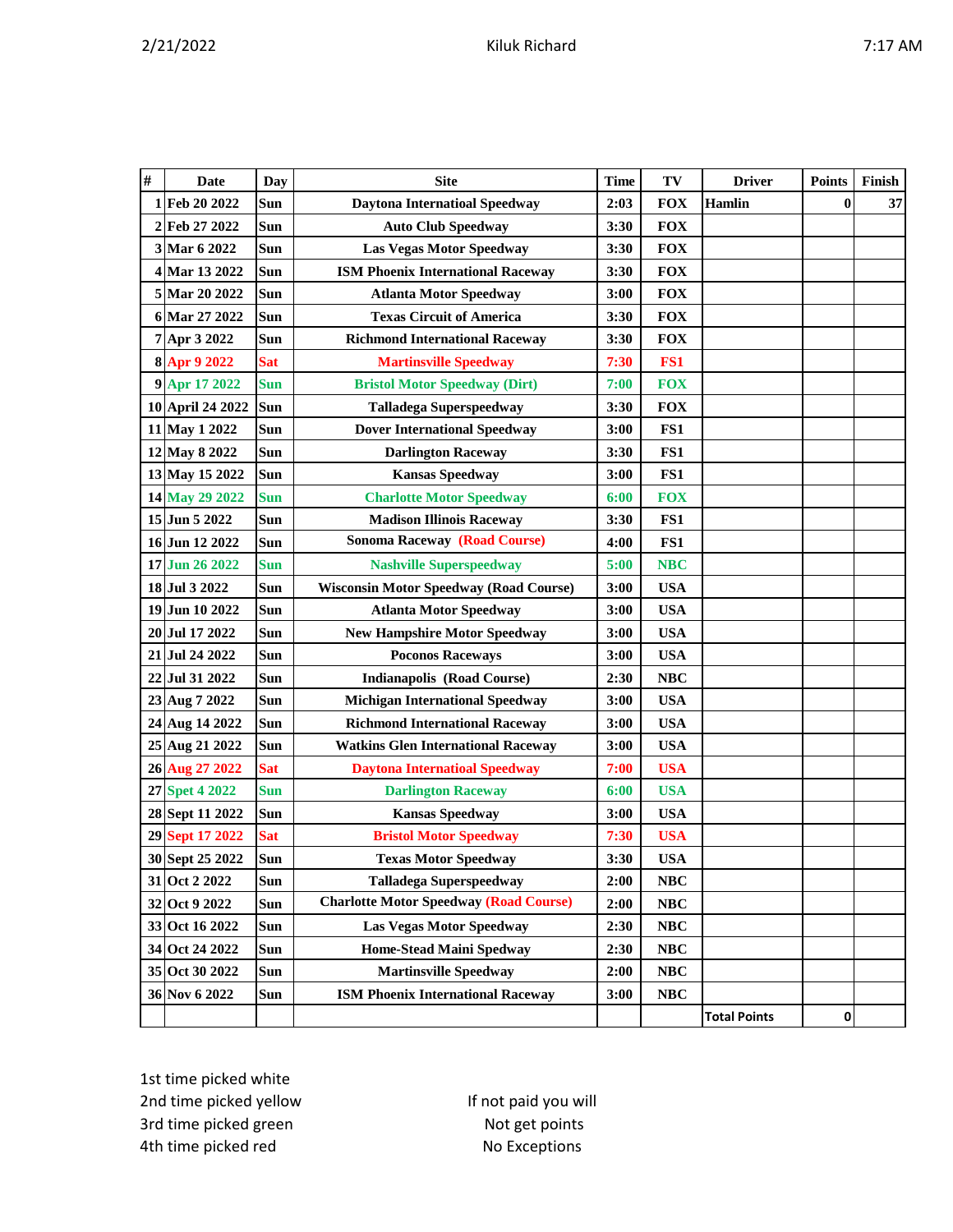| # | Date | Day | Site | Time | TV | Driver | Points | Finish |
|---|---|---|---|---|---|---|---|---|
| 1 | Feb 20 2022 | Sun | Daytona Internatioal Speedway | 2:03 | FOX | Hamlin | 0 | 37 |
| 2 | Feb 27 2022 | Sun | Auto Club Speedway | 3:30 | FOX | | | |
| 3 | Mar 6 2022 | Sun | Las Vegas Motor Speedway | 3:30 | FOX | | | |
| 4 | Mar 13 2022 | Sun | ISM Phoenix International Raceway | 3:30 | FOX | | | |
| 5 | Mar 20 2022 | Sun | Atlanta Motor Speedway | 3:00 | FOX | | | |
| 6 | Mar 27 2022 | Sun | Texas Circuit of America | 3:30 | FOX | | | |
| 7 | Apr 3 2022 | Sun | Richmond International Raceway | 3:30 | FOX | | | |
| 8 | Apr 9 2022 | Sat | Martinsville Speedway | 7:30 | FS1 | | | |
| 9 | Apr 17 2022 | Sun | Bristol Motor Speedway (Dirt) | 7:00 | FOX | | | |
| 10 | April 24 2022 | Sun | Talladega Superspeedway | 3:30 | FOX | | | |
| 11 | May 1 2022 | Sun | Dover International Speedway | 3:00 | FS1 | | | |
| 12 | May 8 2022 | Sun | Darlington Raceway | 3:30 | FS1 | | | |
| 13 | May 15 2022 | Sun | Kansas Speedway | 3:00 | FS1 | | | |
| 14 | May 29 2022 | Sun | Charlotte Motor Speedway | 6:00 | FOX | | | |
| 15 | Jun 5 2022 | Sun | Madison Illinois Raceway | 3:30 | FS1 | | | |
| 16 | Jun 12 2022 | Sun | Sonoma Raceway (Road Course) | 4:00 | FS1 | | | |
| 17 | Jun 26 2022 | Sun | Nashville Superspeedway | 5:00 | NBC | | | |
| 18 | Jul 3 2022 | Sun | Wisconsin Motor Speedway (Road Course) | 3:00 | USA | | | |
| 19 | Jun 10 2022 | Sun | Atlanta Motor Speedway | 3:00 | USA | | | |
| 20 | Jul 17 2022 | Sun | New Hampshire Motor Speedway | 3:00 | USA | | | |
| 21 | Jul 24 2022 | Sun | Poconos Raceways | 3:00 | USA | | | |
| 22 | Jul 31 2022 | Sun | Indianapolis (Road Course) | 2:30 | NBC | | | |
| 23 | Aug 7 2022 | Sun | Michigan International Speedway | 3:00 | USA | | | |
| 24 | Aug 14 2022 | Sun | Richmond International Raceway | 3:00 | USA | | | |
| 25 | Aug 21 2022 | Sun | Watkins Glen International Raceway | 3:00 | USA | | | |
| 26 | Aug 27 2022 | Sat | Daytona International Speedway | 7:00 | USA | | | |
| 27 | Spet 4 2022 | Sun | Darlington Raceway | 6:00 | USA | | | |
| 28 | Sept 11 2022 | Sun | Kansas Speedway | 3:00 | USA | | | |
| 29 | Sept 17 2022 | Sat | Bristol Motor Speedway | 7:30 | USA | | | |
| 30 | Sept 25 2022 | Sun | Texas Motor Speedway | 3:30 | USA | | | |
| 31 | Oct 2 2022 | Sun | Talladega Superspeedway | 2:00 | NBC | | | |
| 32 | Oct 9 2022 | Sun | Charlotte Motor Speedway (Road Course) | 2:00 | NBC | | | |
| 33 | Oct 16 2022 | Sun | Las Vegas Motor Speedway | 2:30 | NBC | | | |
| 34 | Oct 24 2022 | Sun | Home-Stead Maini Spedway | 2:30 | NBC | | | |
| 35 | Oct 30 2022 | Sun | Martinsville Speedway | 2:00 | NBC | | | |
| 36 | Nov 6 2022 | Sun | ISM Phoenix International Raceway | 3:00 | NBC | | | |
| | | | | | | Total Points | 0 | |

1st time picked white
2nd time picked yellow
3rd time picked green
4th time picked red

If not paid you will
Not get points
No Exceptions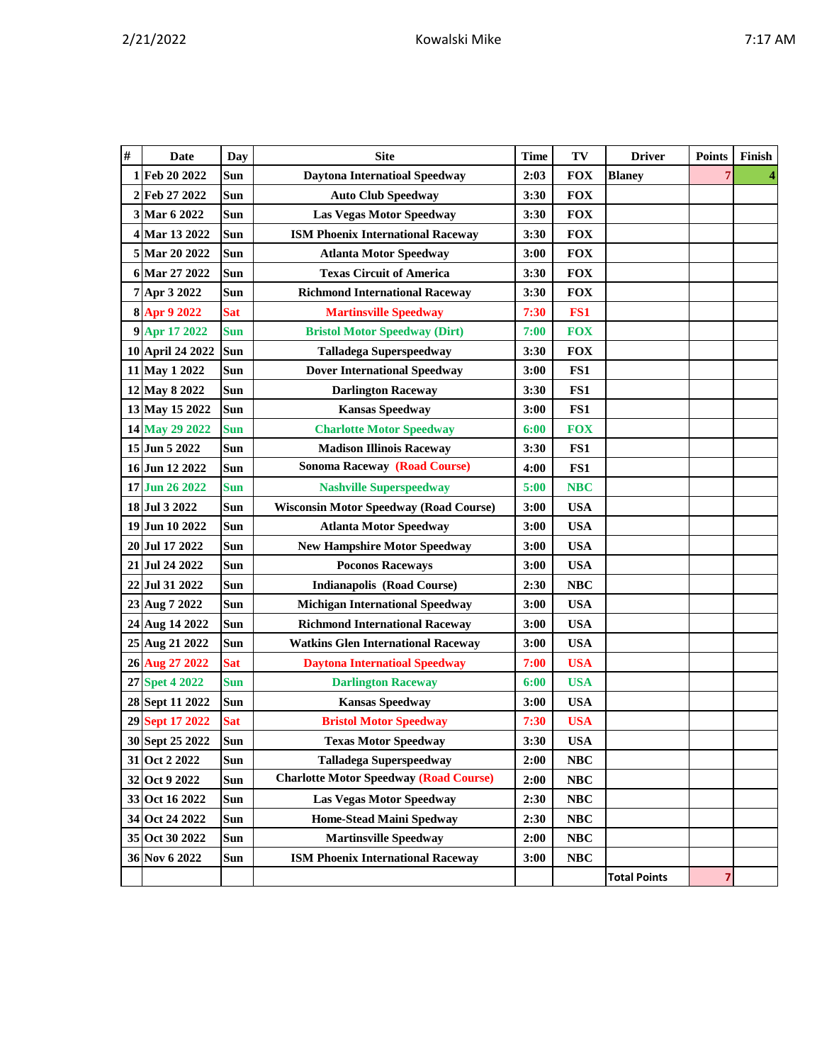| # | Date | Day | Site | Time | TV | Driver | Points | Finish |
|---|---|---|---|---|---|---|---|---|
| 1 | Feb 20 2022 | Sun | Daytona Internatioal Speedway | 2:03 | FOX | Blaney | 7 | 4 |
| 2 | Feb 27 2022 | Sun | Auto Club Speedway | 3:30 | FOX | | | |
| 3 | Mar 6 2022 | Sun | Las Vegas Motor Speedway | 3:30 | FOX | | | |
| 4 | Mar 13 2022 | Sun | ISM Phoenix International Raceway | 3:30 | FOX | | | |
| 5 | Mar 20 2022 | Sun | Atlanta Motor Speedway | 3:00 | FOX | | | |
| 6 | Mar 27 2022 | Sun | Texas Circuit of America | 3:30 | FOX | | | |
| 7 | Apr 3 2022 | Sun | Richmond International Raceway | 3:30 | FOX | | | |
| 8 | Apr 9 2022 | Sat | Martinsville Speedway | 7:30 | FS1 | | | |
| 9 | Apr 17 2022 | Sun | Bristol Motor Speedway (Dirt) | 7:00 | FOX | | | |
| 10 | April 24 2022 | Sun | Talladega Superspeedway | 3:30 | FOX | | | |
| 11 | May 1 2022 | Sun | Dover International Speedway | 3:00 | FS1 | | | |
| 12 | May 8 2022 | Sun | Darlington Raceway | 3:30 | FS1 | | | |
| 13 | May 15 2022 | Sun | Kansas Speedway | 3:00 | FS1 | | | |
| 14 | May 29 2022 | Sun | Charlotte Motor Speedway | 6:00 | FOX | | | |
| 15 | Jun 5 2022 | Sun | Madison Illinois Raceway | 3:30 | FS1 | | | |
| 16 | Jun 12 2022 | Sun | Sonoma Raceway (Road Course) | 4:00 | FS1 | | | |
| 17 | Jun 26 2022 | Sun | Nashville Superspeedway | 5:00 | NBC | | | |
| 18 | Jul 3 2022 | Sun | Wisconsin Motor Speedway (Road Course) | 3:00 | USA | | | |
| 19 | Jun 10 2022 | Sun | Atlanta Motor Speedway | 3:00 | USA | | | |
| 20 | Jul 17 2022 | Sun | New Hampshire Motor Speedway | 3:00 | USA | | | |
| 21 | Jul 24 2022 | Sun | Poconos Raceways | 3:00 | USA | | | |
| 22 | Jul 31 2022 | Sun | Indianapolis (Road Course) | 2:30 | NBC | | | |
| 23 | Aug 7 2022 | Sun | Michigan International Speedway | 3:00 | USA | | | |
| 24 | Aug 14 2022 | Sun | Richmond International Raceway | 3:00 | USA | | | |
| 25 | Aug 21 2022 | Sun | Watkins Glen International Raceway | 3:00 | USA | | | |
| 26 | Aug 27 2022 | Sat | Daytona International Speedway | 7:00 | USA | | | |
| 27 | Spet 4 2022 | Sun | Darlington Raceway | 6:00 | USA | | | |
| 28 | Sept 11 2022 | Sun | Kansas Speedway | 3:00 | USA | | | |
| 29 | Sept 17 2022 | Sat | Bristol Motor Speedway | 7:30 | USA | | | |
| 30 | Sept 25 2022 | Sun | Texas Motor Speedway | 3:30 | USA | | | |
| 31 | Oct 2 2022 | Sun | Talladega Superspeedway | 2:00 | NBC | | | |
| 32 | Oct 9 2022 | Sun | Charlotte Motor Speedway (Road Course) | 2:00 | NBC | | | |
| 33 | Oct 16 2022 | Sun | Las Vegas Motor Speedway | 2:30 | NBC | | | |
| 34 | Oct 24 2022 | Sun | Home-Stead Maini Spedway | 2:30 | NBC | | | |
| 35 | Oct 30 2022 | Sun | Martinsville Speedway | 2:00 | NBC | | | |
| 36 | Nov 6 2022 | Sun | ISM Phoenix International Raceway | 3:00 | NBC | | | |
| | | | | | | Total Points | 7 | |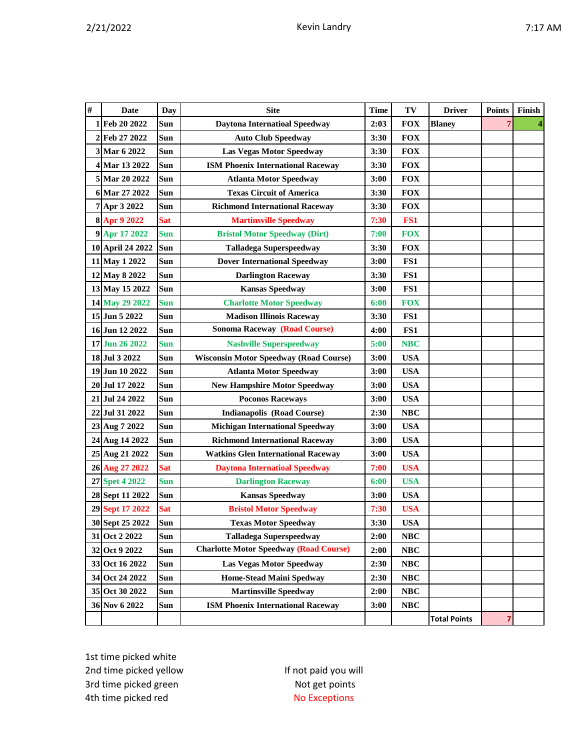Kevin Landry

| # | Date | Day | Site | Time | TV | Driver | Points | Finish |
|---|---|---|---|---|---|---|---|---|
| 1 | Feb 20 2022 | Sun | Daytona Internatioal Speedway | 2:03 | FOX | Blaney | 7 | 4 |
| 2 | Feb 27 2022 | Sun | Auto Club Speedway | 3:30 | FOX | | | |
| 3 | Mar 6 2022 | Sun | Las Vegas Motor Speedway | 3:30 | FOX | | | |
| 4 | Mar 13 2022 | Sun | ISM Phoenix International Raceway | 3:30 | FOX | | | |
| 5 | Mar 20 2022 | Sun | Atlanta Motor Speedway | 3:00 | FOX | | | |
| 6 | Mar 27 2022 | Sun | Texas Circuit of America | 3:30 | FOX | | | |
| 7 | Apr 3 2022 | Sun | Richmond International Raceway | 3:30 | FOX | | | |
| 8 | Apr 9 2022 | Sat | Martinsville Speedway | 7:30 | FS1 | | | |
| 9 | Apr 17 2022 | Sun | Bristol Motor Speedway (Dirt) | 7:00 | FOX | | | |
| 10 | April 24 2022 | Sun | Talladega Superspeedway | 3:30 | FOX | | | |
| 11 | May 1 2022 | Sun | Dover International Speedway | 3:00 | FS1 | | | |
| 12 | May 8 2022 | Sun | Darlington Raceway | 3:30 | FS1 | | | |
| 13 | May 15 2022 | Sun | Kansas Speedway | 3:00 | FS1 | | | |
| 14 | May 29 2022 | Sun | Charlotte Motor Speedway | 6:00 | FOX | | | |
| 15 | Jun 5 2022 | Sun | Madison Illinois Raceway | 3:30 | FS1 | | | |
| 16 | Jun 12 2022 | Sun | Sonoma Raceway (Road Course) | 4:00 | FS1 | | | |
| 17 | Jun 26 2022 | Sun | Nashville Superspeedway | 5:00 | NBC | | | |
| 18 | Jul 3 2022 | Sun | Wisconsin Motor Speedway (Road Course) | 3:00 | USA | | | |
| 19 | Jun 10 2022 | Sun | Atlanta Motor Speedway | 3:00 | USA | | | |
| 20 | Jul 17 2022 | Sun | New Hampshire Motor Speedway | 3:00 | USA | | | |
| 21 | Jul 24 2022 | Sun | Poconos Raceways | 3:00 | USA | | | |
| 22 | Jul 31 2022 | Sun | Indianapolis (Road Course) | 2:30 | NBC | | | |
| 23 | Aug 7 2022 | Sun | Michigan International Speedway | 3:00 | USA | | | |
| 24 | Aug 14 2022 | Sun | Richmond International Raceway | 3:00 | USA | | | |
| 25 | Aug 21 2022 | Sun | Watkins Glen International Raceway | 3:00 | USA | | | |
| 26 | Aug 27 2022 | Sat | Daytona Internatioal Speedway | 7:00 | USA | | | |
| 27 | Spet 4 2022 | Sun | Darlington Raceway | 6:00 | USA | | | |
| 28 | Sept 11 2022 | Sun | Kansas Speedway | 3:00 | USA | | | |
| 29 | Sept 17 2022 | Sat | Bristol Motor Speedway | 7:30 | USA | | | |
| 30 | Sept 25 2022 | Sun | Texas Motor Speedway | 3:30 | USA | | | |
| 31 | Oct 2 2022 | Sun | Talladega Superspeedway | 2:00 | NBC | | | |
| 32 | Oct 9 2022 | Sun | Charlotte Motor Speedway (Road Course) | 2:00 | NBC | | | |
| 33 | Oct 16 2022 | Sun | Las Vegas Motor Speedway | 2:30 | NBC | | | |
| 34 | Oct 24 2022 | Sun | Home-Stead Maini Spedway | 2:30 | NBC | | | |
| 35 | Oct 30 2022 | Sun | Martinsville Speedway | 2:00 | NBC | | | |
| 36 | Nov 6 2022 | Sun | ISM Phoenix International Raceway | 3:00 | NBC | | | |
| | | | | | | Total Points | 7 | |

1st time picked white
2nd time picked yellow
3rd time picked green
4th time picked red

If not paid you will
Not get points
No Exceptions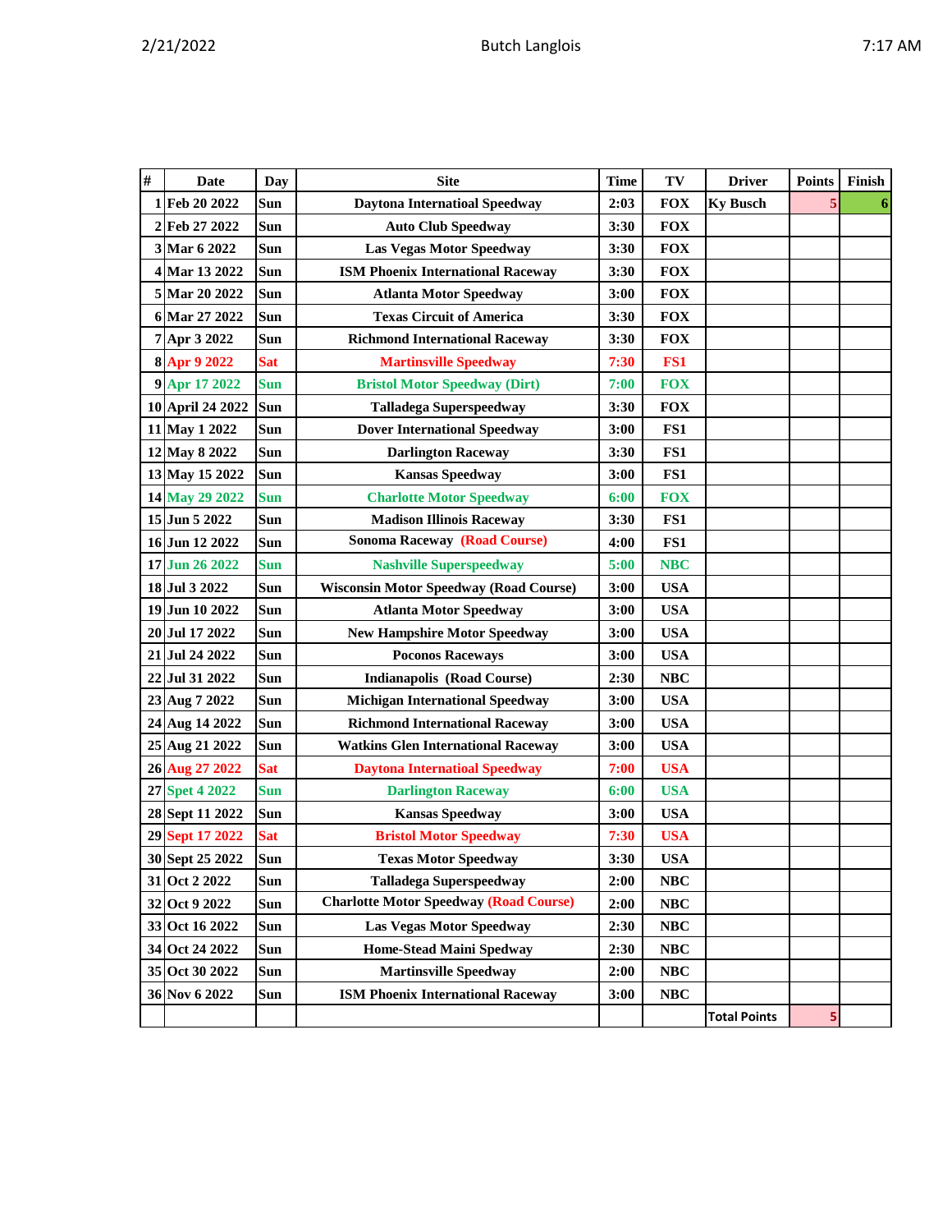| # | Date | Day | Site | Time | TV | Driver | Points | Finish |
|---|---|---|---|---|---|---|---|---|
| 1 | Feb 20 2022 | Sun | Daytona Internatioal Speedway | 2:03 | FOX | Ky Busch | 5 | 6 |
| 2 | Feb 27 2022 | Sun | Auto Club Speedway | 3:30 | FOX | | | |
| 3 | Mar 6 2022 | Sun | Las Vegas Motor Speedway | 3:30 | FOX | | | |
| 4 | Mar 13 2022 | Sun | ISM Phoenix International Raceway | 3:30 | FOX | | | |
| 5 | Mar 20 2022 | Sun | Atlanta Motor Speedway | 3:00 | FOX | | | |
| 6 | Mar 27 2022 | Sun | Texas Circuit of America | 3:30 | FOX | | | |
| 7 | Apr 3 2022 | Sun | Richmond International Raceway | 3:30 | FOX | | | |
| 8 | Apr 9 2022 | Sat | Martinsville Speedway | 7:30 | FS1 | | | |
| 9 | Apr 17 2022 | Sun | Bristol Motor Speedway (Dirt) | 7:00 | FOX | | | |
| 10 | April 24 2022 | Sun | Talladega Superspeedway | 3:30 | FOX | | | |
| 11 | May 1 2022 | Sun | Dover International Speedway | 3:00 | FS1 | | | |
| 12 | May 8 2022 | Sun | Darlington Raceway | 3:30 | FS1 | | | |
| 13 | May 15 2022 | Sun | Kansas Speedway | 3:00 | FS1 | | | |
| 14 | May 29 2022 | Sun | Charlotte Motor Speedway | 6:00 | FOX | | | |
| 15 | Jun 5 2022 | Sun | Madison Illinois Raceway | 3:30 | FS1 | | | |
| 16 | Jun 12 2022 | Sun | Sonoma Raceway (Road Course) | 4:00 | FS1 | | | |
| 17 | Jun 26 2022 | Sun | Nashville Superspeedway | 5:00 | NBC | | | |
| 18 | Jul 3 2022 | Sun | Wisconsin Motor Speedway (Road Course) | 3:00 | USA | | | |
| 19 | Jun 10 2022 | Sun | Atlanta Motor Speedway | 3:00 | USA | | | |
| 20 | Jul 17 2022 | Sun | New Hampshire Motor Speedway | 3:00 | USA | | | |
| 21 | Jul 24 2022 | Sun | Poconos Raceways | 3:00 | USA | | | |
| 22 | Jul 31 2022 | Sun | Indianapolis (Road Course) | 2:30 | NBC | | | |
| 23 | Aug 7 2022 | Sun | Michigan International Speedway | 3:00 | USA | | | |
| 24 | Aug 14 2022 | Sun | Richmond International Raceway | 3:00 | USA | | | |
| 25 | Aug 21 2022 | Sun | Watkins Glen International Raceway | 3:00 | USA | | | |
| 26 | Aug 27 2022 | Sat | Daytona Internatioal Speedway | 7:00 | USA | | | |
| 27 | Spet 4 2022 | Sun | Darlington Raceway | 6:00 | USA | | | |
| 28 | Sept 11 2022 | Sun | Kansas Speedway | 3:00 | USA | | | |
| 29 | Sept 17 2022 | Sat | Bristol Motor Speedway | 7:30 | USA | | | |
| 30 | Sept 25 2022 | Sun | Texas Motor Speedway | 3:30 | USA | | | |
| 31 | Oct 2 2022 | Sun | Talladega Superspeedway | 2:00 | NBC | | | |
| 32 | Oct 9 2022 | Sun | Charlotte Motor Speedway (Road Course) | 2:00 | NBC | | | |
| 33 | Oct 16 2022 | Sun | Las Vegas Motor Speedway | 2:30 | NBC | | | |
| 34 | Oct 24 2022 | Sun | Home-Stead Maini Spedway | 2:30 | NBC | | | |
| 35 | Oct 30 2022 | Sun | Martinsville Speedway | 2:00 | NBC | | | |
| 36 | Nov 6 2022 | Sun | ISM Phoenix International Raceway | 3:00 | NBC | | | |
| | | | | | | Total Points | 5 | |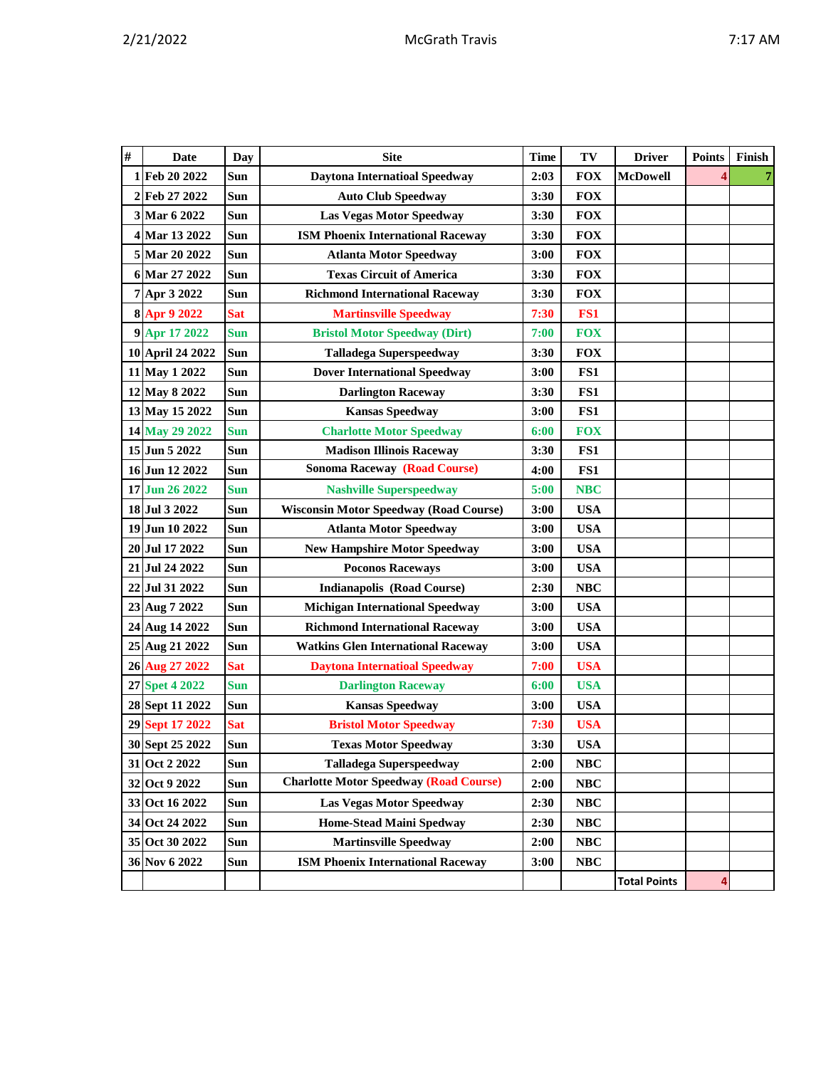| # | Date | Day | Site | Time | TV | Driver | Points | Finish |
|---|---|---|---|---|---|---|---|---|
| 1 | Feb 20 2022 | Sun | Daytona Internatioal Speedway | 2:03 | FOX | McDowell | 4 | 7 |
| 2 | Feb 27 2022 | Sun | Auto Club Speedway | 3:30 | FOX | | | |
| 3 | Mar 6 2022 | Sun | Las Vegas Motor Speedway | 3:30 | FOX | | | |
| 4 | Mar 13 2022 | Sun | ISM Phoenix International Raceway | 3:30 | FOX | | | |
| 5 | Mar 20 2022 | Sun | Atlanta Motor Speedway | 3:00 | FOX | | | |
| 6 | Mar 27 2022 | Sun | Texas Circuit of America | 3:30 | FOX | | | |
| 7 | Apr 3 2022 | Sun | Richmond International Raceway | 3:30 | FOX | | | |
| 8 | Apr 9 2022 | Sat | Martinsville Speedway | 7:30 | FS1 | | | |
| 9 | Apr 17 2022 | Sun | Bristol Motor Speedway (Dirt) | 7:00 | FOX | | | |
| 10 | April 24 2022 | Sun | Talladega Superspeedway | 3:30 | FOX | | | |
| 11 | May 1 2022 | Sun | Dover International Speedway | 3:00 | FS1 | | | |
| 12 | May 8 2022 | Sun | Darlington Raceway | 3:30 | FS1 | | | |
| 13 | May 15 2022 | Sun | Kansas Speedway | 3:00 | FS1 | | | |
| 14 | May 29 2022 | Sun | Charlotte Motor Speedway | 6:00 | FOX | | | |
| 15 | Jun 5 2022 | Sun | Madison Illinois Raceway | 3:30 | FS1 | | | |
| 16 | Jun 12 2022 | Sun | Sonoma Raceway (Road Course) | 4:00 | FS1 | | | |
| 17 | Jun 26 2022 | Sun | Nashville Superspeedway | 5:00 | NBC | | | |
| 18 | Jul 3 2022 | Sun | Wisconsin Motor Speedway (Road Course) | 3:00 | USA | | | |
| 19 | Jun 10 2022 | Sun | Atlanta Motor Speedway | 3:00 | USA | | | |
| 20 | Jul 17 2022 | Sun | New Hampshire Motor Speedway | 3:00 | USA | | | |
| 21 | Jul 24 2022 | Sun | Poconos Raceways | 3:00 | USA | | | |
| 22 | Jul 31 2022 | Sun | Indianapolis (Road Course) | 2:30 | NBC | | | |
| 23 | Aug 7 2022 | Sun | Michigan International Speedway | 3:00 | USA | | | |
| 24 | Aug 14 2022 | Sun | Richmond International Raceway | 3:00 | USA | | | |
| 25 | Aug 21 2022 | Sun | Watkins Glen International Raceway | 3:00 | USA | | | |
| 26 | Aug 27 2022 | Sat | Daytona Internatioal Speedway | 7:00 | USA | | | |
| 27 | Spet 4 2022 | Sun | Darlington Raceway | 6:00 | USA | | | |
| 28 | Sept 11 2022 | Sun | Kansas Speedway | 3:00 | USA | | | |
| 29 | Sept 17 2022 | Sat | Bristol Motor Speedway | 7:30 | USA | | | |
| 30 | Sept 25 2022 | Sun | Texas Motor Speedway | 3:30 | USA | | | |
| 31 | Oct 2 2022 | Sun | Talladega Superspeedway | 2:00 | NBC | | | |
| 32 | Oct 9 2022 | Sun | Charlotte Motor Speedway (Road Course) | 2:00 | NBC | | | |
| 33 | Oct 16 2022 | Sun | Las Vegas Motor Speedway | 2:30 | NBC | | | |
| 34 | Oct 24 2022 | Sun | Home-Stead Maini Speedway | 2:30 | NBC | | | |
| 35 | Oct 30 2022 | Sun | Martinsville Speedway | 2:00 | NBC | | | |
| 36 | Nov 6 2022 | Sun | ISM Phoenix International Raceway | 3:00 | NBC | | | |
| | | | | | | Total Points | 4 | |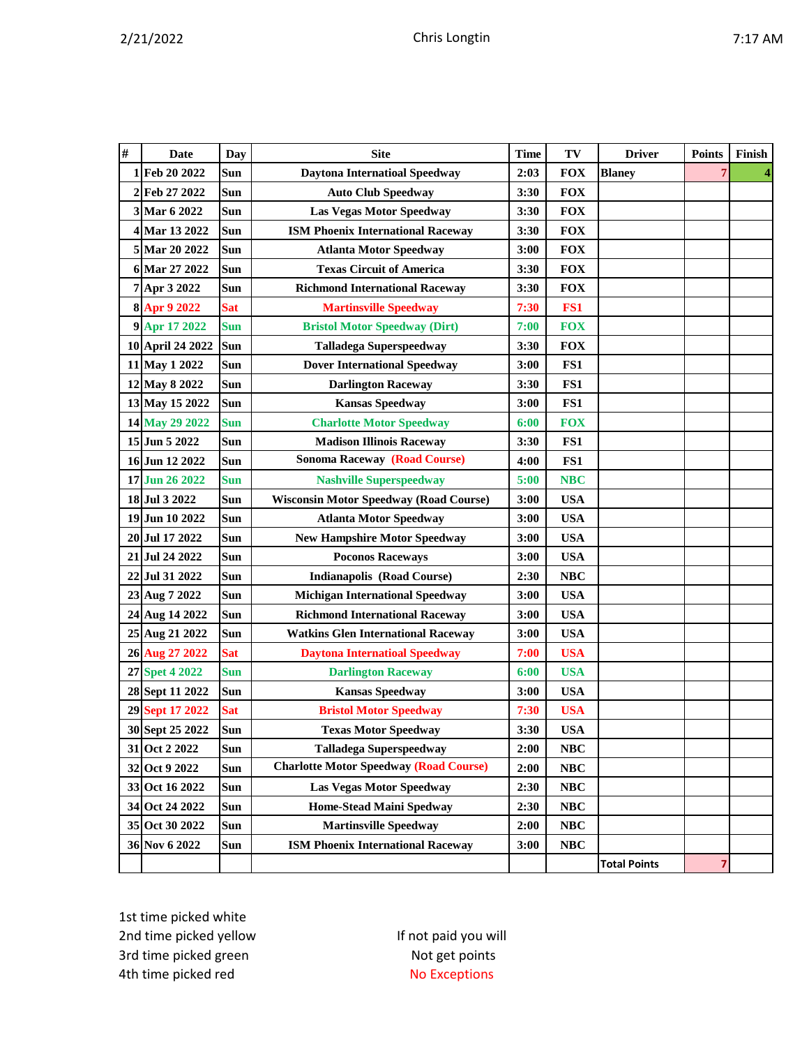Chris Longtin

| # | Date | Day | Site | Time | TV | Driver | Points | Finish |
|---|---|---|---|---|---|---|---|---|
| 1 | Feb 20 2022 | Sun | Daytona Internatioal Speedway | 2:03 | FOX | Blaney | 7 | 4 |
| 2 | Feb 27 2022 | Sun | Auto Club Speedway | 3:30 | FOX | | | |
| 3 | Mar 6 2022 | Sun | Las Vegas Motor Speedway | 3:30 | FOX | | | |
| 4 | Mar 13 2022 | Sun | ISM Phoenix International Raceway | 3:30 | FOX | | | |
| 5 | Mar 20 2022 | Sun | Atlanta Motor Speedway | 3:00 | FOX | | | |
| 6 | Mar 27 2022 | Sun | Texas Circuit of America | 3:30 | FOX | | | |
| 7 | Apr 3 2022 | Sun | Richmond International Raceway | 3:30 | FOX | | | |
| 8 | Apr 9 2022 | Sat | Martinsville Speedway | 7:30 | FS1 | | | |
| 9 | Apr 17 2022 | Sun | Bristol Motor Speedway (Dirt) | 7:00 | FOX | | | |
| 10 | April 24 2022 | Sun | Talladega Superspeedway | 3:30 | FOX | | | |
| 11 | May 1 2022 | Sun | Dover International Speedway | 3:00 | FS1 | | | |
| 12 | May 8 2022 | Sun | Darlington Raceway | 3:30 | FS1 | | | |
| 13 | May 15 2022 | Sun | Kansas Speedway | 3:00 | FS1 | | | |
| 14 | May 29 2022 | Sun | Charlotte Motor Speedway | 6:00 | FOX | | | |
| 15 | Jun 5 2022 | Sun | Madison Illinois Raceway | 3:30 | FS1 | | | |
| 16 | Jun 12 2022 | Sun | Sonoma Raceway (Road Course) | 4:00 | FS1 | | | |
| 17 | Jun 26 2022 | Sun | Nashville Superspeedway | 5:00 | NBC | | | |
| 18 | Jul 3 2022 | Sun | Wisconsin Motor Speedway (Road Course) | 3:00 | USA | | | |
| 19 | Jun 10 2022 | Sun | Atlanta Motor Speedway | 3:00 | USA | | | |
| 20 | Jul 17 2022 | Sun | New Hampshire Motor Speedway | 3:00 | USA | | | |
| 21 | Jul 24 2022 | Sun | Poconos Raceways | 3:00 | USA | | | |
| 22 | Jul 31 2022 | Sun | Indianapolis (Road Course) | 2:30 | NBC | | | |
| 23 | Aug 7 2022 | Sun | Michigan International Speedway | 3:00 | USA | | | |
| 24 | Aug 14 2022 | Sun | Richmond International Raceway | 3:00 | USA | | | |
| 25 | Aug 21 2022 | Sun | Watkins Glen International Raceway | 3:00 | USA | | | |
| 26 | Aug 27 2022 | Sat | Daytona Internatioal Speedway | 7:00 | USA | | | |
| 27 | Spet 4 2022 | Sun | Darlington Raceway | 6:00 | USA | | | |
| 28 | Sept 11 2022 | Sun | Kansas Speedway | 3:00 | USA | | | |
| 29 | Sept 17 2022 | Sat | Bristol Motor Speedway | 7:30 | USA | | | |
| 30 | Sept 25 2022 | Sun | Texas Motor Speedway | 3:30 | USA | | | |
| 31 | Oct 2 2022 | Sun | Talladega Superspeedway | 2:00 | NBC | | | |
| 32 | Oct 9 2022 | Sun | Charlotte Motor Speedway (Road Course) | 2:00 | NBC | | | |
| 33 | Oct 16 2022 | Sun | Las Vegas Motor Speedway | 2:30 | NBC | | | |
| 34 | Oct 24 2022 | Sun | Home-Stead Maini Spedway | 2:30 | NBC | | | |
| 35 | Oct 30 2022 | Sun | Martinsville Speedway | 2:00 | NBC | | | |
| 36 | Nov 6 2022 | Sun | ISM Phoenix International Raceway | 3:00 | NBC | | | |
| | | | | | | Total Points | 7 | |

1st time picked white
2nd time picked yellow
3rd time picked green
4th time picked red

If not paid you will
Not get points
No Exceptions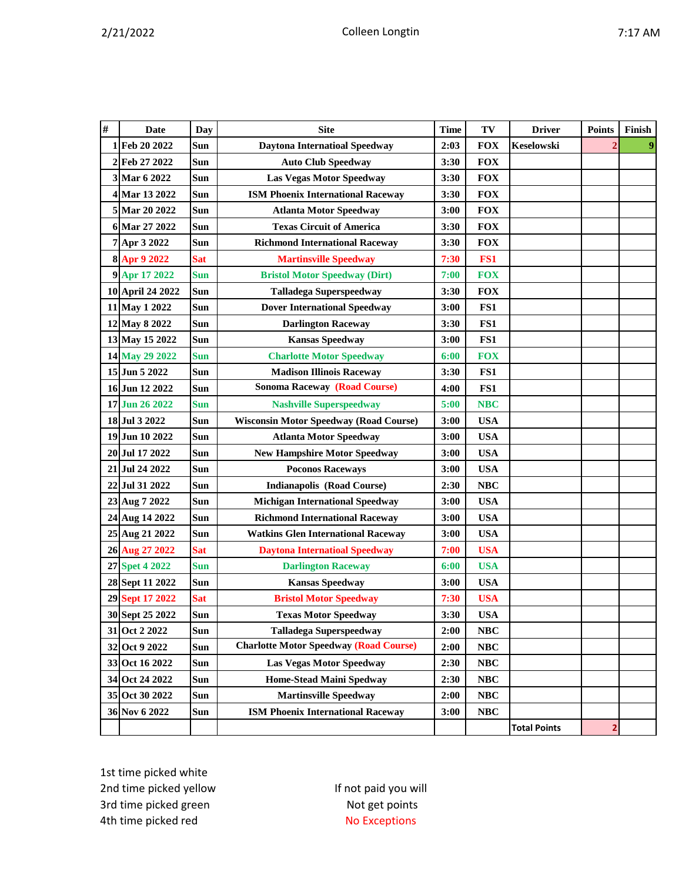| # | Date | Day | Site | Time | TV | Driver | Points | Finish |
|---|---|---|---|---|---|---|---|---|
| 1 | Feb 20 2022 | Sun | Daytona Internatioal Speedway | 2:03 | FOX | Keselowski | 2 | 9 |
| 2 | Feb 27 2022 | Sun | Auto Club Speedway | 3:30 | FOX | | | |
| 3 | Mar 6 2022 | Sun | Las Vegas Motor Speedway | 3:30 | FOX | | | |
| 4 | Mar 13 2022 | Sun | ISM Phoenix International Raceway | 3:30 | FOX | | | |
| 5 | Mar 20 2022 | Sun | Atlanta Motor Speedway | 3:00 | FOX | | | |
| 6 | Mar 27 2022 | Sun | Texas Circuit of America | 3:30 | FOX | | | |
| 7 | Apr 3 2022 | Sun | Richmond International Raceway | 3:30 | FOX | | | |
| 8 | Apr 9 2022 | Sat | Martinsville Speedway | 7:30 | FS1 | | | |
| 9 | Apr 17 2022 | Sun | Bristol Motor Speedway (Dirt) | 7:00 | FOX | | | |
| 10 | April 24 2022 | Sun | Talladega Superspeedway | 3:30 | FOX | | | |
| 11 | May 1 2022 | Sun | Dover International Speedway | 3:00 | FS1 | | | |
| 12 | May 8 2022 | Sun | Darlington Raceway | 3:30 | FS1 | | | |
| 13 | May 15 2022 | Sun | Kansas Speedway | 3:00 | FS1 | | | |
| 14 | May 29 2022 | Sun | Charlotte Motor Speedway | 6:00 | FOX | | | |
| 15 | Jun 5 2022 | Sun | Madison Illinois Raceway | 3:30 | FS1 | | | |
| 16 | Jun 12 2022 | Sun | Sonoma Raceway (Road Course) | 4:00 | FS1 | | | |
| 17 | Jun 26 2022 | Sun | Nashville Superspeedway | 5:00 | NBC | | | |
| 18 | Jul 3 2022 | Sun | Wisconsin Motor Speedway (Road Course) | 3:00 | USA | | | |
| 19 | Jun 10 2022 | Sun | Atlanta Motor Speedway | 3:00 | USA | | | |
| 20 | Jul 17 2022 | Sun | New Hampshire Motor Speedway | 3:00 | USA | | | |
| 21 | Jul 24 2022 | Sun | Poconos Raceways | 3:00 | USA | | | |
| 22 | Jul 31 2022 | Sun | Indianapolis (Road Course) | 2:30 | NBC | | | |
| 23 | Aug 7 2022 | Sun | Michigan International Speedway | 3:00 | USA | | | |
| 24 | Aug 14 2022 | Sun | Richmond International Raceway | 3:00 | USA | | | |
| 25 | Aug 21 2022 | Sun | Watkins Glen International Raceway | 3:00 | USA | | | |
| 26 | Aug 27 2022 | Sat | Daytona Internatioal Speedway | 7:00 | USA | | | |
| 27 | Spet 4 2022 | Sun | Darlington Raceway | 6:00 | USA | | | |
| 28 | Sept 11 2022 | Sun | Kansas Speedway | 3:00 | USA | | | |
| 29 | Sept 17 2022 | Sat | Bristol Motor Speedway | 7:30 | USA | | | |
| 30 | Sept 25 2022 | Sun | Texas Motor Speedway | 3:30 | USA | | | |
| 31 | Oct 2 2022 | Sun | Talladega Superspeedway | 2:00 | NBC | | | |
| 32 | Oct 9 2022 | Sun | Charlotte Motor Speedway (Road Course) | 2:00 | NBC | | | |
| 33 | Oct 16 2022 | Sun | Las Vegas Motor Speedway | 2:30 | NBC | | | |
| 34 | Oct 24 2022 | Sun | Home-Stead Maini Spedway | 2:30 | NBC | | | |
| 35 | Oct 30 2022 | Sun | Martinsville Speedway | 2:00 | NBC | | | |
| 36 | Nov 6 2022 | Sun | ISM Phoenix International Raceway | 3:00 | NBC | | | |
| | | | | | | Total Points | 2 | |

1st time picked white
2nd time picked yellow
3rd time picked green
4th time picked red

If not paid you will
Not get points
No Exceptions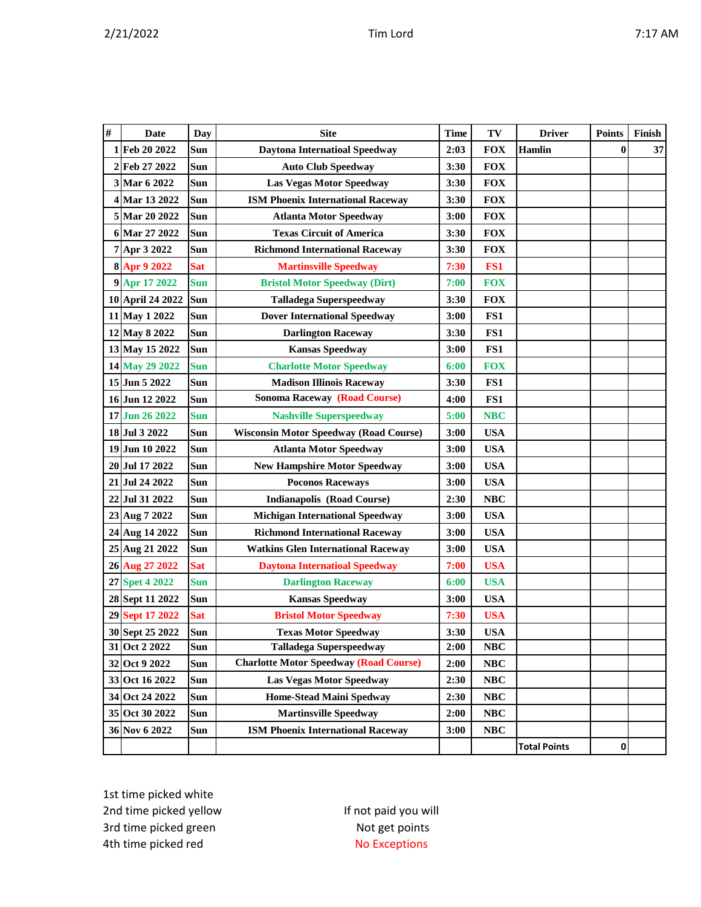| # | Date | Day | Site | Time | TV | Driver | Points | Finish |
|---|---|---|---|---|---|---|---|---|
| 1 | Feb 20 2022 | Sun | Daytona Internatioal Speedway | 2:03 | FOX | Hamlin | 0 | 37 |
| 2 | Feb 27 2022 | Sun | Auto Club Speedway | 3:30 | FOX | | | |
| 3 | Mar 6 2022 | Sun | Las Vegas Motor Speedway | 3:30 | FOX | | | |
| 4 | Mar 13 2022 | Sun | ISM Phoenix International Raceway | 3:30 | FOX | | | |
| 5 | Mar 20 2022 | Sun | Atlanta Motor Speedway | 3:00 | FOX | | | |
| 6 | Mar 27 2022 | Sun | Texas Circuit of America | 3:30 | FOX | | | |
| 7 | Apr 3 2022 | Sun | Richmond International Raceway | 3:30 | FOX | | | |
| 8 | Apr 9 2022 | Sat | Martinsville Speedway | 7:30 | FS1 | | | |
| 9 | Apr 17 2022 | Sun | Bristol Motor Speedway (Dirt) | 7:00 | FOX | | | |
| 10 | April 24 2022 | Sun | Talladega Superspeedway | 3:30 | FOX | | | |
| 11 | May 1 2022 | Sun | Dover International Speedway | 3:00 | FS1 | | | |
| 12 | May 8 2022 | Sun | Darlington Raceway | 3:30 | FS1 | | | |
| 13 | May 15 2022 | Sun | Kansas Speedway | 3:00 | FS1 | | | |
| 14 | May 29 2022 | Sun | Charlotte Motor Speedway | 6:00 | FOX | | | |
| 15 | Jun 5 2022 | Sun | Madison Illinois Raceway | 3:30 | FS1 | | | |
| 16 | Jun 12 2022 | Sun | Sonoma Raceway (Road Course) | 4:00 | FS1 | | | |
| 17 | Jun 26 2022 | Sun | Nashville Superspeedway | 5:00 | NBC | | | |
| 18 | Jul 3 2022 | Sun | Wisconsin Motor Speedway (Road Course) | 3:00 | USA | | | |
| 19 | Jun 10 2022 | Sun | Atlanta Motor Speedway | 3:00 | USA | | | |
| 20 | Jul 17 2022 | Sun | New Hampshire Motor Speedway | 3:00 | USA | | | |
| 21 | Jul 24 2022 | Sun | Poconos Raceways | 3:00 | USA | | | |
| 22 | Jul 31 2022 | Sun | Indianapolis (Road Course) | 2:30 | NBC | | | |
| 23 | Aug 7 2022 | Sun | Michigan International Speedway | 3:00 | USA | | | |
| 24 | Aug 14 2022 | Sun | Richmond International Raceway | 3:00 | USA | | | |
| 25 | Aug 21 2022 | Sun | Watkins Glen International Raceway | 3:00 | USA | | | |
| 26 | Aug 27 2022 | Sat | Daytona International Speedway | 7:00 | USA | | | |
| 27 | Spet 4 2022 | Sun | Darlington Raceway | 6:00 | USA | | | |
| 28 | Sept 11 2022 | Sun | Kansas Speedway | 3:00 | USA | | | |
| 29 | Sept 17 2022 | Sat | Bristol Motor Speedway | 7:30 | USA | | | |
| 30 | Sept 25 2022 | Sun | Texas Motor Speedway | 3:30 | USA | | | |
| 31 | Oct 2 2022 | Sun | Talladega Superspeedway | 2:00 | NBC | | | |
| 32 | Oct 9 2022 | Sun | Charlotte Motor Speedway (Road Course) | 2:00 | NBC | | | |
| 33 | Oct 16 2022 | Sun | Las Vegas Motor Speedway | 2:30 | NBC | | | |
| 34 | Oct 24 2022 | Sun | Home-Stead Maini Spedway | 2:30 | NBC | | | |
| 35 | Oct 30 2022 | Sun | Martinsville Speedway | 2:00 | NBC | | | |
| 36 | Nov 6 2022 | Sun | ISM Phoenix International Raceway | 3:00 | NBC | | | |
| | | | | | | Total Points | 0 | |

1st time picked white
2nd time picked yellow
3rd time picked green
4th time picked red

If not paid you will
Not get points
No Exceptions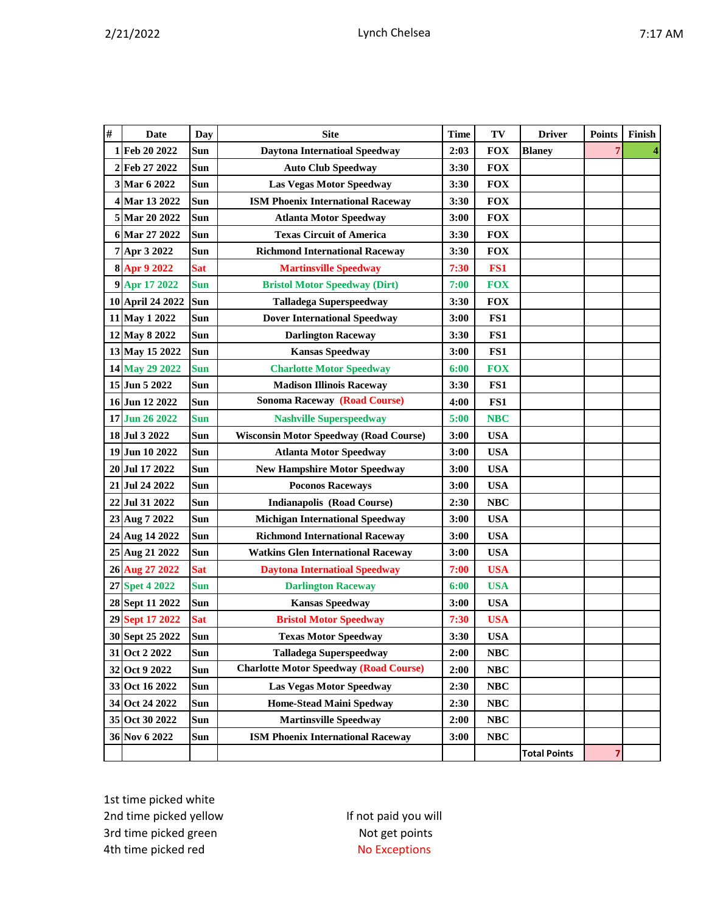| # | Date | Day | Site | Time | TV | Driver | Points | Finish |
|---|---|---|---|---|---|---|---|---|
| 1 | Feb 20 2022 | Sun | Daytona Internatioal Speedway | 2:03 | FOX | Blaney | 7 | 4 |
| 2 | Feb 27 2022 | Sun | Auto Club Speedway | 3:30 | FOX | | | |
| 3 | Mar 6 2022 | Sun | Las Vegas Motor Speedway | 3:30 | FOX | | | |
| 4 | Mar 13 2022 | Sun | ISM Phoenix International Raceway | 3:30 | FOX | | | |
| 5 | Mar 20 2022 | Sun | Atlanta Motor Speedway | 3:00 | FOX | | | |
| 6 | Mar 27 2022 | Sun | Texas Circuit of America | 3:30 | FOX | | | |
| 7 | Apr 3 2022 | Sun | Richmond International Raceway | 3:30 | FOX | | | |
| 8 | Apr 9 2022 | Sat | Martinsville Speedway | 7:30 | FS1 | | | |
| 9 | Apr 17 2022 | Sun | Bristol Motor Speedway (Dirt) | 7:00 | FOX | | | |
| 10 | April 24 2022 | Sun | Talladega Superspeedway | 3:30 | FOX | | | |
| 11 | May 1 2022 | Sun | Dover International Speedway | 3:00 | FS1 | | | |
| 12 | May 8 2022 | Sun | Darlington Raceway | 3:30 | FS1 | | | |
| 13 | May 15 2022 | Sun | Kansas Speedway | 3:00 | FS1 | | | |
| 14 | May 29 2022 | Sun | Charlotte Motor Speedway | 6:00 | FOX | | | |
| 15 | Jun 5 2022 | Sun | Madison Illinois Raceway | 3:30 | FS1 | | | |
| 16 | Jun 12 2022 | Sun | Sonoma Raceway (Road Course) | 4:00 | FS1 | | | |
| 17 | Jun 26 2022 | Sun | Nashville Superspeedway | 5:00 | NBC | | | |
| 18 | Jul 3 2022 | Sun | Wisconsin Motor Speedway (Road Course) | 3:00 | USA | | | |
| 19 | Jun 10 2022 | Sun | Atlanta Motor Speedway | 3:00 | USA | | | |
| 20 | Jul 17 2022 | Sun | New Hampshire Motor Speedway | 3:00 | USA | | | |
| 21 | Jul 24 2022 | Sun | Poconos Raceways | 3:00 | USA | | | |
| 22 | Jul 31 2022 | Sun | Indianapolis (Road Course) | 2:30 | NBC | | | |
| 23 | Aug 7 2022 | Sun | Michigan International Speedway | 3:00 | USA | | | |
| 24 | Aug 14 2022 | Sun | Richmond International Raceway | 3:00 | USA | | | |
| 25 | Aug 21 2022 | Sun | Watkins Glen International Raceway | 3:00 | USA | | | |
| 26 | Aug 27 2022 | Sat | Daytona International Speedway | 7:00 | USA | | | |
| 27 | Spet 4 2022 | Sun | Darlington Raceway | 6:00 | USA | | | |
| 28 | Sept 11 2022 | Sun | Kansas Speedway | 3:00 | USA | | | |
| 29 | Sept 17 2022 | Sat | Bristol Motor Speedway | 7:30 | USA | | | |
| 30 | Sept 25 2022 | Sun | Texas Motor Speedway | 3:30 | USA | | | |
| 31 | Oct 2 2022 | Sun | Talladega Superspeedway | 2:00 | NBC | | | |
| 32 | Oct 9 2022 | Sun | Charlotte Motor Speedway (Road Course) | 2:00 | NBC | | | |
| 33 | Oct 16 2022 | Sun | Las Vegas Motor Speedway | 2:30 | NBC | | | |
| 34 | Oct 24 2022 | Sun | Home-Stead Maini Spedway | 2:30 | NBC | | | |
| 35 | Oct 30 2022 | Sun | Martinsville Speedway | 2:00 | NBC | | | |
| 36 | Nov 6 2022 | Sun | ISM Phoenix International Raceway | 3:00 | NBC | | | |
| | | | | | | Total Points | 7 | |

1st time picked white
2nd time picked yellow
3rd time picked green
4th time picked red

If not paid you will
Not get points
No Exceptions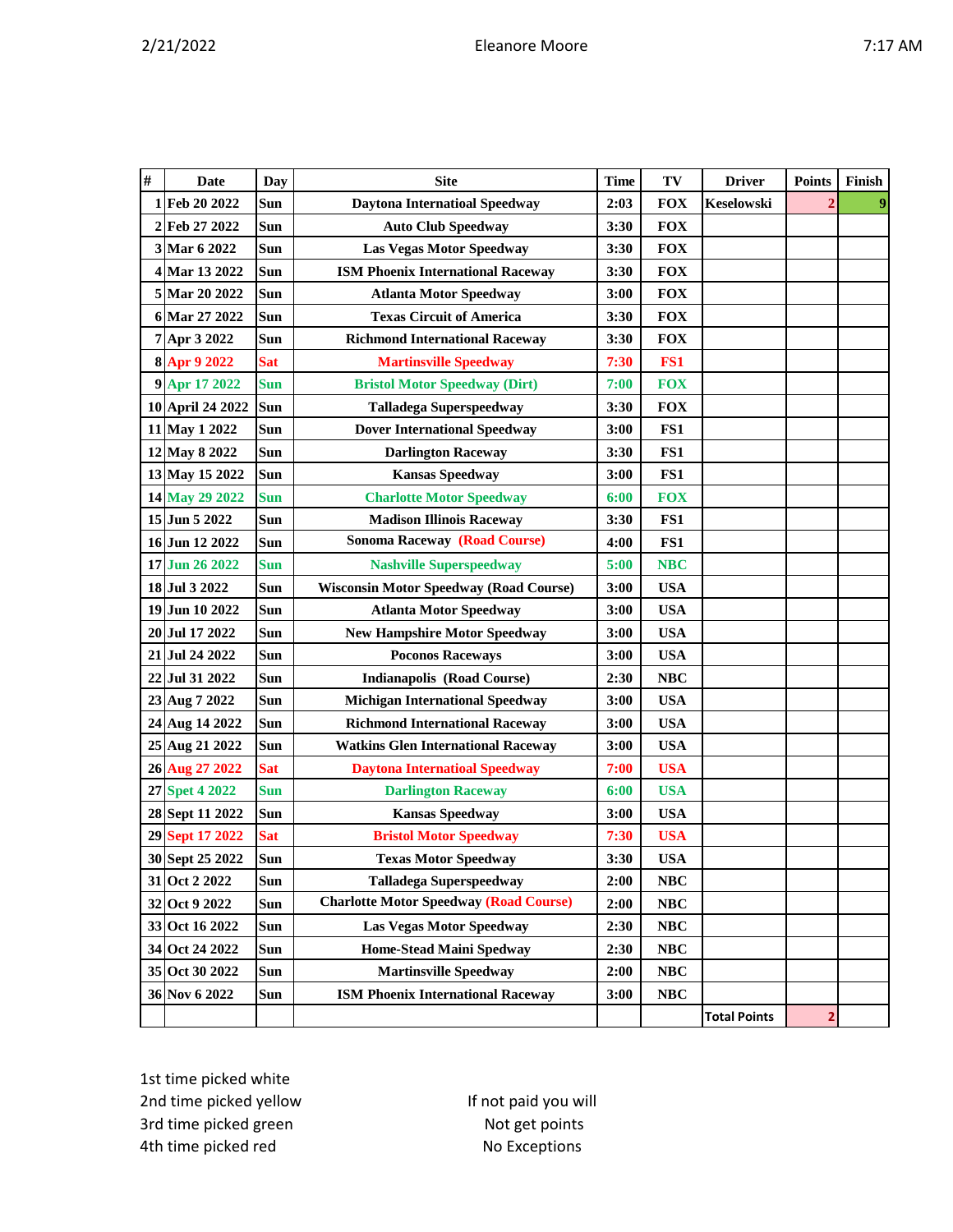| # | Date | Day | Site | Time | TV | Driver | Points | Finish |
|---|---|---|---|---|---|---|---|---|
| 1 | Feb 20 2022 | Sun | Daytona Internatioal Speedway | 2:03 | FOX | Keselowski | 2 | 9 |
| 2 | Feb 27 2022 | Sun | Auto Club Speedway | 3:30 | FOX | | | |
| 3 | Mar 6 2022 | Sun | Las Vegas Motor Speedway | 3:30 | FOX | | | |
| 4 | Mar 13 2022 | Sun | ISM Phoenix International Raceway | 3:30 | FOX | | | |
| 5 | Mar 20 2022 | Sun | Atlanta Motor Speedway | 3:00 | FOX | | | |
| 6 | Mar 27 2022 | Sun | Texas Circuit of America | 3:30 | FOX | | | |
| 7 | Apr 3 2022 | Sun | Richmond International Raceway | 3:30 | FOX | | | |
| 8 | Apr 9 2022 | Sat | Martinsville Speedway | 7:30 | FS1 | | | |
| 9 | Apr 17 2022 | Sun | Bristol Motor Speedway (Dirt) | 7:00 | FOX | | | |
| 10 | April 24 2022 | Sun | Talladega Superspeedway | 3:30 | FOX | | | |
| 11 | May 1 2022 | Sun | Dover International Speedway | 3:00 | FS1 | | | |
| 12 | May 8 2022 | Sun | Darlington Raceway | 3:30 | FS1 | | | |
| 13 | May 15 2022 | Sun | Kansas Speedway | 3:00 | FS1 | | | |
| 14 | May 29 2022 | Sun | Charlotte Motor Speedway | 6:00 | FOX | | | |
| 15 | Jun 5 2022 | Sun | Madison Illinois Raceway | 3:30 | FS1 | | | |
| 16 | Jun 12 2022 | Sun | Sonoma Raceway (Road Course) | 4:00 | FS1 | | | |
| 17 | Jun 26 2022 | Sun | Nashville Superspeedway | 5:00 | NBC | | | |
| 18 | Jul 3 2022 | Sun | Wisconsin Motor Speedway (Road Course) | 3:00 | USA | | | |
| 19 | Jun 10 2022 | Sun | Atlanta Motor Speedway | 3:00 | USA | | | |
| 20 | Jul 17 2022 | Sun | New Hampshire Motor Speedway | 3:00 | USA | | | |
| 21 | Jul 24 2022 | Sun | Poconos Raceways | 3:00 | USA | | | |
| 22 | Jul 31 2022 | Sun | Indianapolis (Road Course) | 2:30 | NBC | | | |
| 23 | Aug 7 2022 | Sun | Michigan International Speedway | 3:00 | USA | | | |
| 24 | Aug 14 2022 | Sun | Richmond International Raceway | 3:00 | USA | | | |
| 25 | Aug 21 2022 | Sun | Watkins Glen International Raceway | 3:00 | USA | | | |
| 26 | Aug 27 2022 | Sat | Daytona International Speedway | 7:00 | USA | | | |
| 27 | Spet 4 2022 | Sun | Darlington Raceway | 6:00 | USA | | | |
| 28 | Sept 11 2022 | Sun | Kansas Speedway | 3:00 | USA | | | |
| 29 | Sept 17 2022 | Sat | Bristol Motor Speedway | 7:30 | USA | | | |
| 30 | Sept 25 2022 | Sun | Texas Motor Speedway | 3:30 | USA | | | |
| 31 | Oct 2 2022 | Sun | Talladega Superspeedway | 2:00 | NBC | | | |
| 32 | Oct 9 2022 | Sun | Charlotte Motor Speedway (Road Course) | 2:00 | NBC | | | |
| 33 | Oct 16 2022 | Sun | Las Vegas Motor Speedway | 2:30 | NBC | | | |
| 34 | Oct 24 2022 | Sun | Home-Stead Maini Spedway | 2:30 | NBC | | | |
| 35 | Oct 30 2022 | Sun | Martinsville Speedway | 2:00 | NBC | | | |
| 36 | Nov 6 2022 | Sun | ISM Phoenix International Raceway | 3:00 | NBC | | | |
| | | | | | | Total Points | 2 | |

1st time picked white
2nd time picked yellow
3rd time picked green
4th time picked red

If not paid you will
Not get points
No Exceptions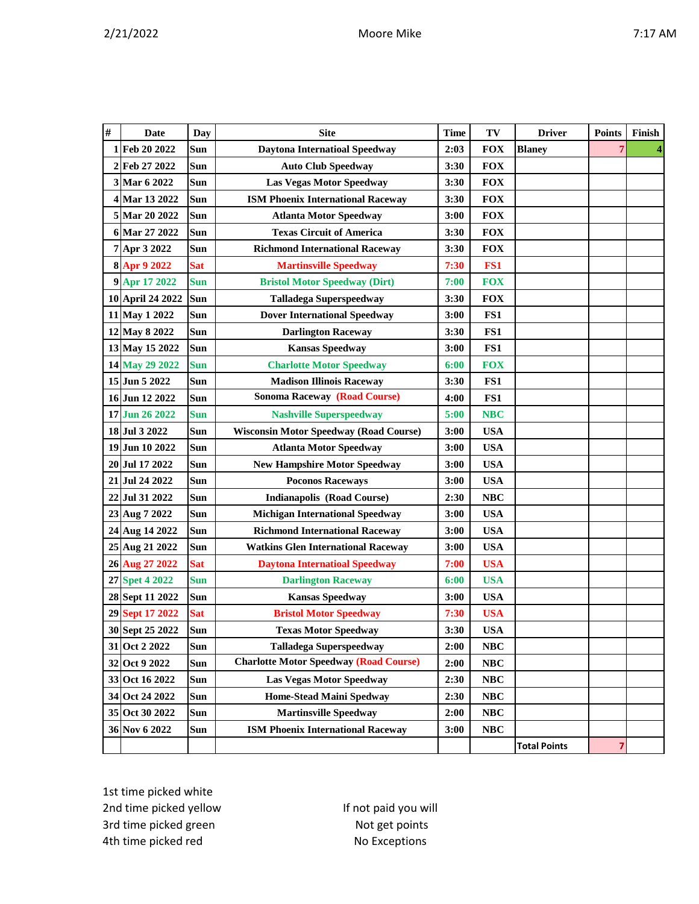Moore Mike

| # | Date | Day | Site | Time | TV | Driver | Points | Finish |
|---|---|---|---|---|---|---|---|---|
| 1 | Feb 20 2022 | Sun | Daytona Internatioal Speedway | 2:03 | FOX | Blaney | 7 | 4 |
| 2 | Feb 27 2022 | Sun | Auto Club Speedway | 3:30 | FOX | | | |
| 3 | Mar 6 2022 | Sun | Las Vegas Motor Speedway | 3:30 | FOX | | | |
| 4 | Mar 13 2022 | Sun | ISM Phoenix International Raceway | 3:30 | FOX | | | |
| 5 | Mar 20 2022 | Sun | Atlanta Motor Speedway | 3:00 | FOX | | | |
| 6 | Mar 27 2022 | Sun | Texas Circuit of America | 3:30 | FOX | | | |
| 7 | Apr 3 2022 | Sun | Richmond International Raceway | 3:30 | FOX | | | |
| 8 | Apr 9 2022 | Sat | Martinsville Speedway | 7:30 | FS1 | | | |
| 9 | Apr 17 2022 | Sun | Bristol Motor Speedway (Dirt) | 7:00 | FOX | | | |
| 10 | April 24 2022 | Sun | Talladega Superspeedway | 3:30 | FOX | | | |
| 11 | May 1 2022 | Sun | Dover International Speedway | 3:00 | FS1 | | | |
| 12 | May 8 2022 | Sun | Darlington Raceway | 3:30 | FS1 | | | |
| 13 | May 15 2022 | Sun | Kansas Speedway | 3:00 | FS1 | | | |
| 14 | May 29 2022 | Sun | Charlotte Motor Speedway | 6:00 | FOX | | | |
| 15 | Jun 5 2022 | Sun | Madison Illinois Raceway | 3:30 | FS1 | | | |
| 16 | Jun 12 2022 | Sun | Sonoma Raceway (Road Course) | 4:00 | FS1 | | | |
| 17 | Jun 26 2022 | Sun | Nashville Superspeedway | 5:00 | NBC | | | |
| 18 | Jul 3 2022 | Sun | Wisconsin Motor Speedway (Road Course) | 3:00 | USA | | | |
| 19 | Jun 10 2022 | Sun | Atlanta Motor Speedway | 3:00 | USA | | | |
| 20 | Jul 17 2022 | Sun | New Hampshire Motor Speedway | 3:00 | USA | | | |
| 21 | Jul 24 2022 | Sun | Poconos Raceways | 3:00 | USA | | | |
| 22 | Jul 31 2022 | Sun | Indianapolis (Road Course) | 2:30 | NBC | | | |
| 23 | Aug 7 2022 | Sun | Michigan International Speedway | 3:00 | USA | | | |
| 24 | Aug 14 2022 | Sun | Richmond International Raceway | 3:00 | USA | | | |
| 25 | Aug 21 2022 | Sun | Watkins Glen International Raceway | 3:00 | USA | | | |
| 26 | Aug 27 2022 | Sat | Daytona International Speedway | 7:00 | USA | | | |
| 27 | Spet 4 2022 | Sun | Darlington Raceway | 6:00 | USA | | | |
| 28 | Sept 11 2022 | Sun | Kansas Speedway | 3:00 | USA | | | |
| 29 | Sept 17 2022 | Sat | Bristol Motor Speedway | 7:30 | USA | | | |
| 30 | Sept 25 2022 | Sun | Texas Motor Speedway | 3:30 | USA | | | |
| 31 | Oct 2 2022 | Sun | Talladega Superspeedway | 2:00 | NBC | | | |
| 32 | Oct 9 2022 | Sun | Charlotte Motor Speedway (Road Course) | 2:00 | NBC | | | |
| 33 | Oct 16 2022 | Sun | Las Vegas Motor Speedway | 2:30 | NBC | | | |
| 34 | Oct 24 2022 | Sun | Home-Stead Maini Spedway | 2:30 | NBC | | | |
| 35 | Oct 30 2022 | Sun | Martinsville Speedway | 2:00 | NBC | | | |
| 36 | Nov 6 2022 | Sun | ISM Phoenix International Raceway | 3:00 | NBC | | | |
| | | | | | | Total Points | 7 | |

1st time picked white
2nd time picked yellow
3rd time picked green
4th time picked red

If not paid you will
Not get points
No Exceptions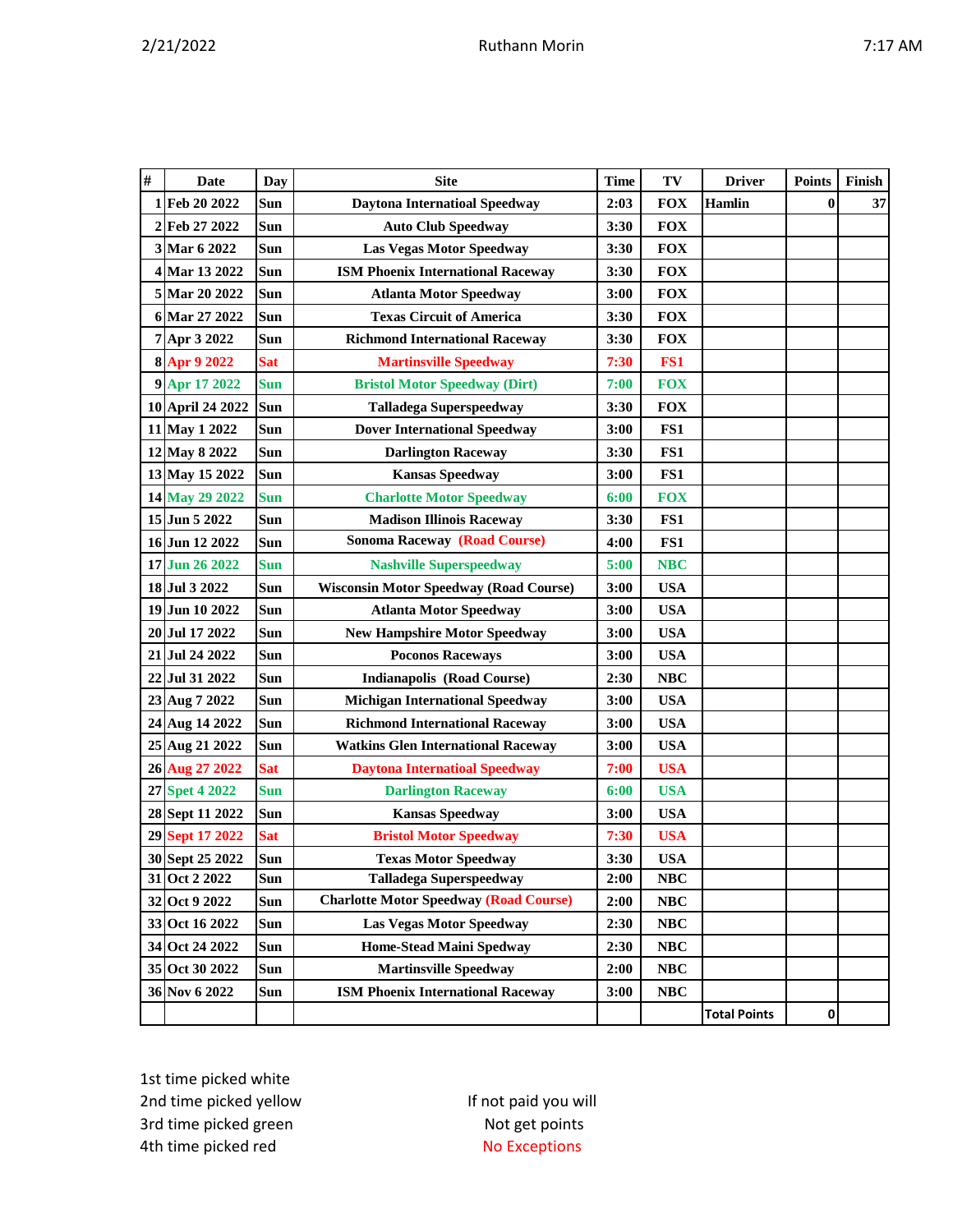Ruthann Morin

| # | Date | Day | Site | Time | TV | Driver | Points | Finish |
|---|---|---|---|---|---|---|---|---|
| 1 | Feb 20 2022 | Sun | Daytona Internatioal Speedway | 2:03 | FOX | Hamlin | 0 | 37 |
| 2 | Feb 27 2022 | Sun | Auto Club Speedway | 3:30 | FOX | | | |
| 3 | Mar 6 2022 | Sun | Las Vegas Motor Speedway | 3:30 | FOX | | | |
| 4 | Mar 13 2022 | Sun | ISM Phoenix International Raceway | 3:30 | FOX | | | |
| 5 | Mar 20 2022 | Sun | Atlanta Motor Speedway | 3:00 | FOX | | | |
| 6 | Mar 27 2022 | Sun | Texas Circuit of America | 3:30 | FOX | | | |
| 7 | Apr 3 2022 | Sun | Richmond International Raceway | 3:30 | FOX | | | |
| 8 | Apr 9 2022 | Sat | Martinsville Speedway | 7:30 | FS1 | | | |
| 9 | Apr 17 2022 | Sun | Bristol Motor Speedway (Dirt) | 7:00 | FOX | | | |
| 10 | April 24 2022 | Sun | Talladega Superspeedway | 3:30 | FOX | | | |
| 11 | May 1 2022 | Sun | Dover International Speedway | 3:00 | FS1 | | | |
| 12 | May 8 2022 | Sun | Darlington Raceway | 3:30 | FS1 | | | |
| 13 | May 15 2022 | Sun | Kansas Speedway | 3:00 | FS1 | | | |
| 14 | May 29 2022 | Sun | Charlotte Motor Speedway | 6:00 | FOX | | | |
| 15 | Jun 5 2022 | Sun | Madison Illinois Raceway | 3:30 | FS1 | | | |
| 16 | Jun 12 2022 | Sun | Sonoma Raceway (Road Course) | 4:00 | FS1 | | | |
| 17 | Jun 26 2022 | Sun | Nashville Superspeedway | 5:00 | NBC | | | |
| 18 | Jul 3 2022 | Sun | Wisconsin Motor Speedway (Road Course) | 3:00 | USA | | | |
| 19 | Jun 10 2022 | Sun | Atlanta Motor Speedway | 3:00 | USA | | | |
| 20 | Jul 17 2022 | Sun | New Hampshire Motor Speedway | 3:00 | USA | | | |
| 21 | Jul 24 2022 | Sun | Poconos Raceways | 3:00 | USA | | | |
| 22 | Jul 31 2022 | Sun | Indianapolis (Road Course) | 2:30 | NBC | | | |
| 23 | Aug 7 2022 | Sun | Michigan International Speedway | 3:00 | USA | | | |
| 24 | Aug 14 2022 | Sun | Richmond International Raceway | 3:00 | USA | | | |
| 25 | Aug 21 2022 | Sun | Watkins Glen International Raceway | 3:00 | USA | | | |
| 26 | Aug 27 2022 | Sat | Daytona International Speedway | 7:00 | USA | | | |
| 27 | Spet 4 2022 | Sun | Darlington Raceway | 6:00 | USA | | | |
| 28 | Sept 11 2022 | Sun | Kansas Speedway | 3:00 | USA | | | |
| 29 | Sept 17 2022 | Sat | Bristol Motor Speedway | 7:30 | USA | | | |
| 30 | Sept 25 2022 | Sun | Texas Motor Speedway | 3:30 | USA | | | |
| 31 | Oct 2 2022 | Sun | Talladega Superspeedway | 2:00 | NBC | | | |
| 32 | Oct 9 2022 | Sun | Charlotte Motor Speedway (Road Course) | 2:00 | NBC | | | |
| 33 | Oct 16 2022 | Sun | Las Vegas Motor Speedway | 2:30 | NBC | | | |
| 34 | Oct 24 2022 | Sun | Home-Stead Maini Spedway | 2:30 | NBC | | | |
| 35 | Oct 30 2022 | Sun | Martinsville Speedway | 2:00 | NBC | | | |
| 36 | Nov 6 2022 | Sun | ISM Phoenix International Raceway | 3:00 | NBC | | | |
| | | | | | | Total Points | 0 | |

1st time picked white
2nd time picked yellow
3rd time picked green
4th time picked red

If not paid you will
Not get points
No Exceptions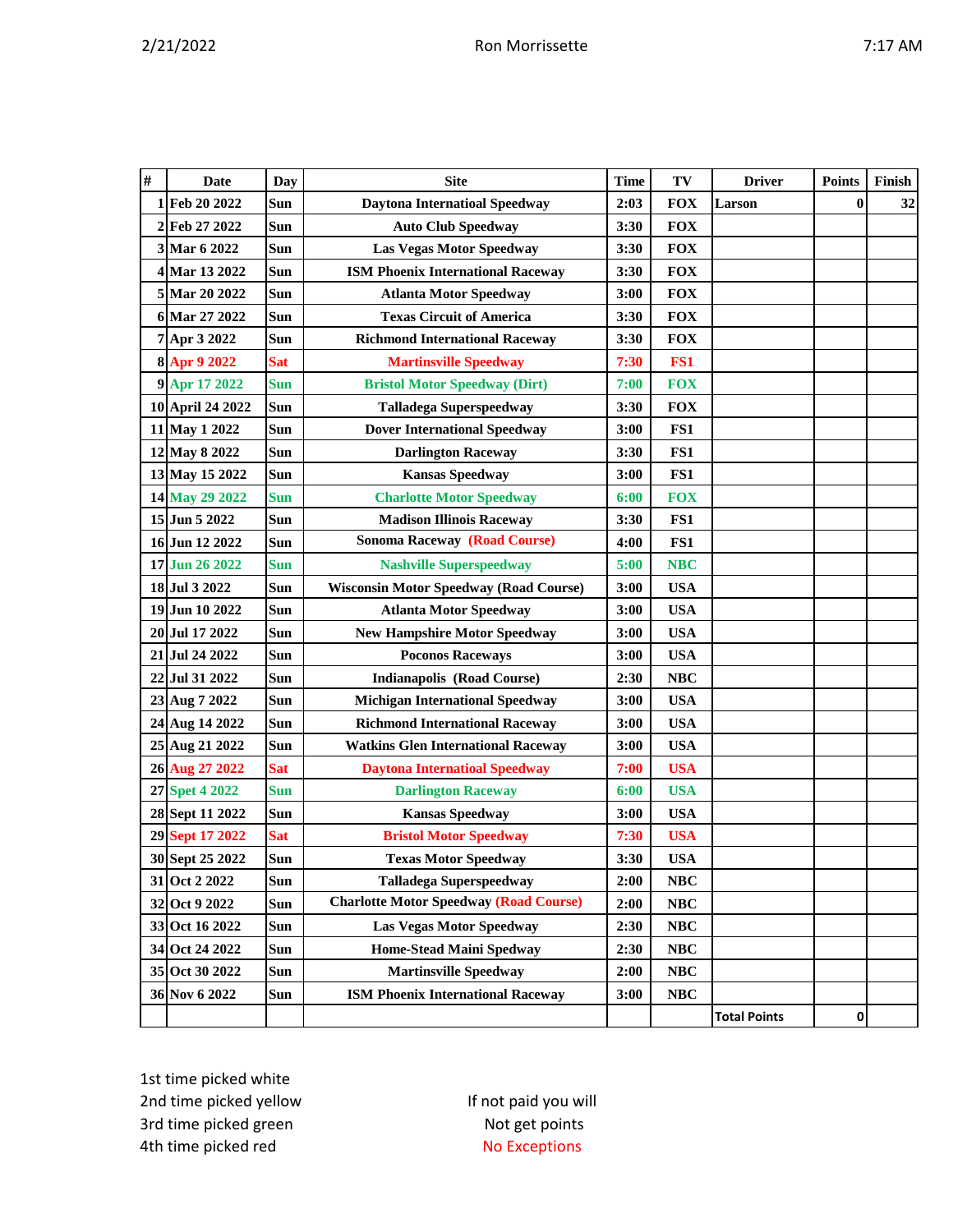| # | Date | Day | Site | Time | TV | Driver | Points | Finish |
|---|---|---|---|---|---|---|---|---|
| 1 | Feb 20 2022 | Sun | Daytona Internatioal Speedway | 2:03 | FOX | Larson | 0 | 32 |
| 2 | Feb 27 2022 | Sun | Auto Club Speedway | 3:30 | FOX | | | |
| 3 | Mar 6 2022 | Sun | Las Vegas Motor Speedway | 3:30 | FOX | | | |
| 4 | Mar 13 2022 | Sun | ISM Phoenix International Raceway | 3:30 | FOX | | | |
| 5 | Mar 20 2022 | Sun | Atlanta Motor Speedway | 3:00 | FOX | | | |
| 6 | Mar 27 2022 | Sun | Texas Circuit of America | 3:30 | FOX | | | |
| 7 | Apr 3 2022 | Sun | Richmond International Raceway | 3:30 | FOX | | | |
| 8 | Apr 9 2022 | Sat | Martinsville Speedway | 7:30 | FS1 | | | |
| 9 | Apr 17 2022 | Sun | Bristol Motor Speedway (Dirt) | 7:00 | FOX | | | |
| 10 | April 24 2022 | Sun | Talladega Superspeedway | 3:30 | FOX | | | |
| 11 | May 1 2022 | Sun | Dover International Speedway | 3:00 | FS1 | | | |
| 12 | May 8 2022 | Sun | Darlington Raceway | 3:30 | FS1 | | | |
| 13 | May 15 2022 | Sun | Kansas Speedway | 3:00 | FS1 | | | |
| 14 | May 29 2022 | Sun | Charlotte Motor Speedway | 6:00 | FOX | | | |
| 15 | Jun 5 2022 | Sun | Madison Illinois Raceway | 3:30 | FS1 | | | |
| 16 | Jun 12 2022 | Sun | Sonoma Raceway (Road Course) | 4:00 | FS1 | | | |
| 17 | Jun 26 2022 | Sun | Nashville Superspeedway | 5:00 | NBC | | | |
| 18 | Jul 3 2022 | Sun | Wisconsin Motor Speedway (Road Course) | 3:00 | USA | | | |
| 19 | Jun 10 2022 | Sun | Atlanta Motor Speedway | 3:00 | USA | | | |
| 20 | Jul 17 2022 | Sun | New Hampshire Motor Speedway | 3:00 | USA | | | |
| 21 | Jul 24 2022 | Sun | Poconos Raceways | 3:00 | USA | | | |
| 22 | Jul 31 2022 | Sun | Indianapolis (Road Course) | 2:30 | NBC | | | |
| 23 | Aug 7 2022 | Sun | Michigan International Speedway | 3:00 | USA | | | |
| 24 | Aug 14 2022 | Sun | Richmond International Raceway | 3:00 | USA | | | |
| 25 | Aug 21 2022 | Sun | Watkins Glen International Raceway | 3:00 | USA | | | |
| 26 | Aug 27 2022 | Sat | Daytona Internatioal Speedway | 7:00 | USA | | | |
| 27 | Spet 4 2022 | Sun | Darlington Raceway | 6:00 | USA | | | |
| 28 | Sept 11 2022 | Sun | Kansas Speedway | 3:00 | USA | | | |
| 29 | Sept 17 2022 | Sat | Bristol Motor Speedway | 7:30 | USA | | | |
| 30 | Sept 25 2022 | Sun | Texas Motor Speedway | 3:30 | USA | | | |
| 31 | Oct 2 2022 | Sun | Talladega Superspeedway | 2:00 | NBC | | | |
| 32 | Oct 9 2022 | Sun | Charlotte Motor Speedway (Road Course) | 2:00 | NBC | | | |
| 33 | Oct 16 2022 | Sun | Las Vegas Motor Speedway | 2:30 | NBC | | | |
| 34 | Oct 24 2022 | Sun | Home-Stead Maini Spedway | 2:30 | NBC | | | |
| 35 | Oct 30 2022 | Sun | Martinsville Speedway | 2:00 | NBC | | | |
| 36 | Nov 6 2022 | Sun | ISM Phoenix International Raceway | 3:00 | NBC | | | |
| | | | | | | Total Points | 0 | |

1st time picked white
2nd time picked yellow
3rd time picked green
4th time picked red

If not paid you will
Not get points
No Exceptions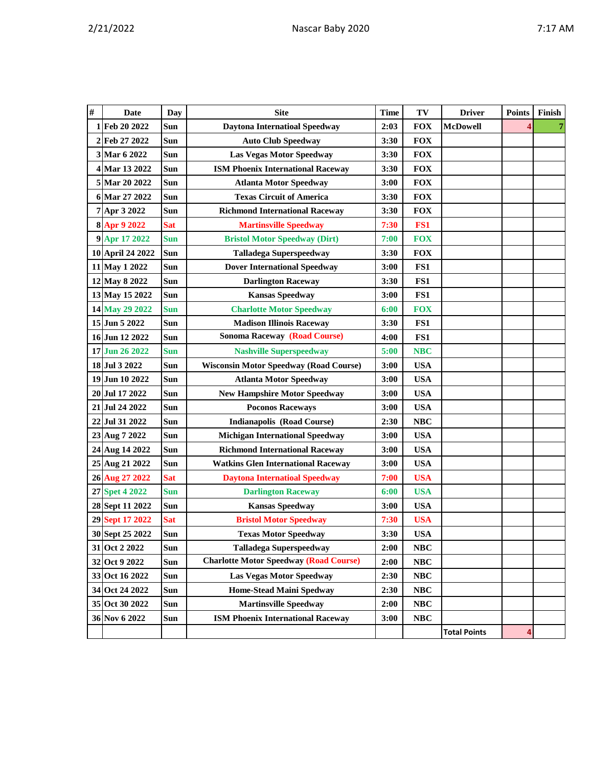| # | Date | Day | Site | Time | TV | Driver | Points | Finish |
|---|---|---|---|---|---|---|---|---|
| 1 | Feb 20 2022 | Sun | Daytona Internatioal Speedway | 2:03 | FOX | McDowell | 4 | 7 |
| 2 | Feb 27 2022 | Sun | Auto Club Speedway | 3:30 | FOX | | | |
| 3 | Mar 6 2022 | Sun | Las Vegas Motor Speedway | 3:30 | FOX | | | |
| 4 | Mar 13 2022 | Sun | ISM Phoenix International Raceway | 3:30 | FOX | | | |
| 5 | Mar 20 2022 | Sun | Atlanta Motor Speedway | 3:00 | FOX | | | |
| 6 | Mar 27 2022 | Sun | Texas Circuit of America | 3:30 | FOX | | | |
| 7 | Apr 3 2022 | Sun | Richmond International Raceway | 3:30 | FOX | | | |
| 8 | Apr 9 2022 | Sat | Martinsville Speedway | 7:30 | FS1 | | | |
| 9 | Apr 17 2022 | Sun | Bristol Motor Speedway (Dirt) | 7:00 | FOX | | | |
| 10 | April 24 2022 | Sun | Talladega Superspeedway | 3:30 | FOX | | | |
| 11 | May 1 2022 | Sun | Dover International Speedway | 3:00 | FS1 | | | |
| 12 | May 8 2022 | Sun | Darlington Raceway | 3:30 | FS1 | | | |
| 13 | May 15 2022 | Sun | Kansas Speedway | 3:00 | FS1 | | | |
| 14 | May 29 2022 | Sun | Charlotte Motor Speedway | 6:00 | FOX | | | |
| 15 | Jun 5 2022 | Sun | Madison Illinois Raceway | 3:30 | FS1 | | | |
| 16 | Jun 12 2022 | Sun | Sonoma Raceway (Road Course) | 4:00 | FS1 | | | |
| 17 | Jun 26 2022 | Sun | Nashville Superspeedway | 5:00 | NBC | | | |
| 18 | Jul 3 2022 | Sun | Wisconsin Motor Speedway (Road Course) | 3:00 | USA | | | |
| 19 | Jun 10 2022 | Sun | Atlanta Motor Speedway | 3:00 | USA | | | |
| 20 | Jul 17 2022 | Sun | New Hampshire Motor Speedway | 3:00 | USA | | | |
| 21 | Jul 24 2022 | Sun | Poconos Raceways | 3:00 | USA | | | |
| 22 | Jul 31 2022 | Sun | Indianapolis (Road Course) | 2:30 | NBC | | | |
| 23 | Aug 7 2022 | Sun | Michigan International Speedway | 3:00 | USA | | | |
| 24 | Aug 14 2022 | Sun | Richmond International Raceway | 3:00 | USA | | | |
| 25 | Aug 21 2022 | Sun | Watkins Glen International Raceway | 3:00 | USA | | | |
| 26 | Aug 27 2022 | Sat | Daytona Internatioal Speedway | 7:00 | USA | | | |
| 27 | Spet 4 2022 | Sun | Darlington Raceway | 6:00 | USA | | | |
| 28 | Sept 11 2022 | Sun | Kansas Speedway | 3:00 | USA | | | |
| 29 | Sept 17 2022 | Sat | Bristol Motor Speedway | 7:30 | USA | | | |
| 30 | Sept 25 2022 | Sun | Texas Motor Speedway | 3:30 | USA | | | |
| 31 | Oct 2 2022 | Sun | Talladega Superspeedway | 2:00 | NBC | | | |
| 32 | Oct 9 2022 | Sun | Charlotte Motor Speedway (Road Course) | 2:00 | NBC | | | |
| 33 | Oct 16 2022 | Sun | Las Vegas Motor Speedway | 2:30 | NBC | | | |
| 34 | Oct 24 2022 | Sun | Home-Stead Maini Spedway | 2:30 | NBC | | | |
| 35 | Oct 30 2022 | Sun | Martinsville Speedway | 2:00 | NBC | | | |
| 36 | Nov 6 2022 | Sun | ISM Phoenix International Raceway | 3:00 | NBC | | | |
| | | | | | | Total Points | 4 | |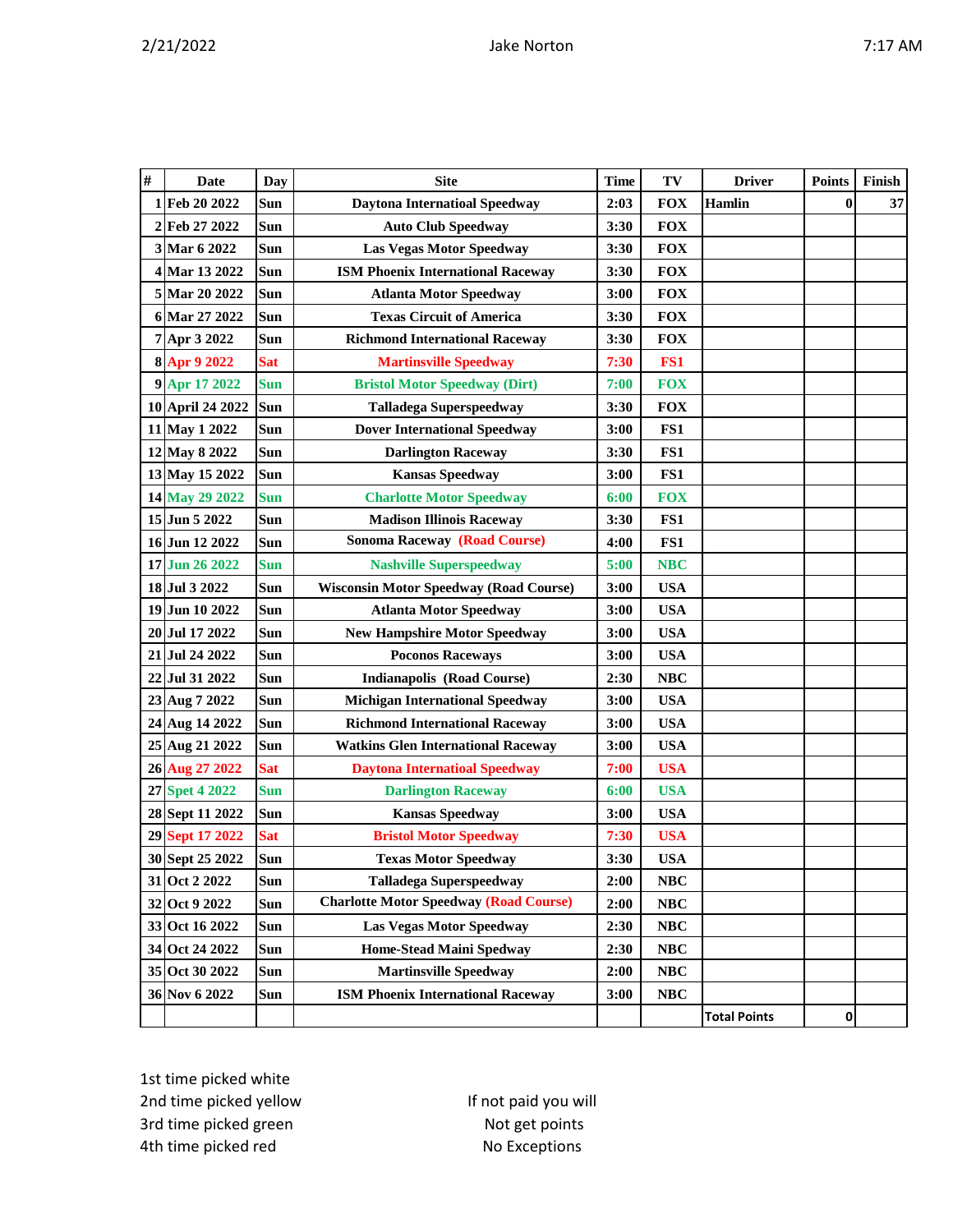| # | Date | Day | Site | Time | TV | Driver | Points | Finish |
|---|---|---|---|---|---|---|---|---|
| 1 | Feb 20 2022 | Sun | Daytona Internatioal Speedway | 2:03 | FOX | Hamlin | 0 | 37 |
| 2 | Feb 27 2022 | Sun | Auto Club Speedway | 3:30 | FOX | | | |
| 3 | Mar 6 2022 | Sun | Las Vegas Motor Speedway | 3:30 | FOX | | | |
| 4 | Mar 13 2022 | Sun | ISM Phoenix International Raceway | 3:30 | FOX | | | |
| 5 | Mar 20 2022 | Sun | Atlanta Motor Speedway | 3:00 | FOX | | | |
| 6 | Mar 27 2022 | Sun | Texas Circuit of America | 3:30 | FOX | | | |
| 7 | Apr 3 2022 | Sun | Richmond International Raceway | 3:30 | FOX | | | |
| 8 | Apr 9 2022 | Sat | Martinsville Speedway | 7:30 | FS1 | | | |
| 9 | Apr 17 2022 | Sun | Bristol Motor Speedway (Dirt) | 7:00 | FOX | | | |
| 10 | April 24 2022 | Sun | Talladega Superspeedway | 3:30 | FOX | | | |
| 11 | May 1 2022 | Sun | Dover International Speedway | 3:00 | FS1 | | | |
| 12 | May 8 2022 | Sun | Darlington Raceway | 3:30 | FS1 | | | |
| 13 | May 15 2022 | Sun | Kansas Speedway | 3:00 | FS1 | | | |
| 14 | May 29 2022 | Sun | Charlotte Motor Speedway | 6:00 | FOX | | | |
| 15 | Jun 5 2022 | Sun | Madison Illinois Raceway | 3:30 | FS1 | | | |
| 16 | Jun 12 2022 | Sun | Sonoma Raceway (Road Course) | 4:00 | FS1 | | | |
| 17 | Jun 26 2022 | Sun | Nashville Superspeedway | 5:00 | NBC | | | |
| 18 | Jul 3 2022 | Sun | Wisconsin Motor Speedway (Road Course) | 3:00 | USA | | | |
| 19 | Jun 10 2022 | Sun | Atlanta Motor Speedway | 3:00 | USA | | | |
| 20 | Jul 17 2022 | Sun | New Hampshire Motor Speedway | 3:00 | USA | | | |
| 21 | Jul 24 2022 | Sun | Poconos Raceways | 3:00 | USA | | | |
| 22 | Jul 31 2022 | Sun | Indianapolis (Road Course) | 2:30 | NBC | | | |
| 23 | Aug 7 2022 | Sun | Michigan International Speedway | 3:00 | USA | | | |
| 24 | Aug 14 2022 | Sun | Richmond International Raceway | 3:00 | USA | | | |
| 25 | Aug 21 2022 | Sun | Watkins Glen International Raceway | 3:00 | USA | | | |
| 26 | Aug 27 2022 | Sat | Daytona International Speedway | 7:00 | USA | | | |
| 27 | Spet 4 2022 | Sun | Darlington Raceway | 6:00 | USA | | | |
| 28 | Sept 11 2022 | Sun | Kansas Speedway | 3:00 | USA | | | |
| 29 | Sept 17 2022 | Sat | Bristol Motor Speedway | 7:30 | USA | | | |
| 30 | Sept 25 2022 | Sun | Texas Motor Speedway | 3:30 | USA | | | |
| 31 | Oct 2 2022 | Sun | Talladega Superspeedway | 2:00 | NBC | | | |
| 32 | Oct 9 2022 | Sun | Charlotte Motor Speedway (Road Course) | 2:00 | NBC | | | |
| 33 | Oct 16 2022 | Sun | Las Vegas Motor Speedway | 2:30 | NBC | | | |
| 34 | Oct 24 2022 | Sun | Home-Stead Maini Spedway | 2:30 | NBC | | | |
| 35 | Oct 30 2022 | Sun | Martinsville Speedway | 2:00 | NBC | | | |
| 36 | Nov 6 2022 | Sun | ISM Phoenix International Raceway | 3:00 | NBC | | | |
| | | | | | | Total Points | 0 | |

1st time picked white
2nd time picked yellow
3rd time picked green
4th time picked red

If not paid you will
Not get points
No Exceptions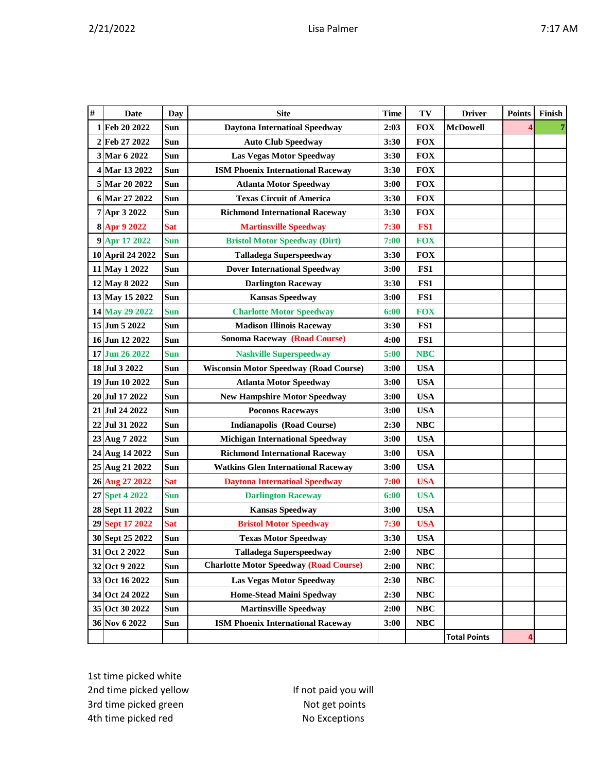| # | Date | Day | Site | Time | TV | Driver | Points | Finish |
|---|---|---|---|---|---|---|---|---|
| 1 | Feb 20 2022 | Sun | Daytona Internatioal Speedway | 2:03 | FOX | McDowell | 4 | 7 |
| 2 | Feb 27 2022 | Sun | Auto Club Speedway | 3:30 | FOX | | | |
| 3 | Mar 6 2022 | Sun | Las Vegas Motor Speedway | 3:30 | FOX | | | |
| 4 | Mar 13 2022 | Sun | ISM Phoenix International Raceway | 3:30 | FOX | | | |
| 5 | Mar 20 2022 | Sun | Atlanta Motor Speedway | 3:00 | FOX | | | |
| 6 | Mar 27 2022 | Sun | Texas Circuit of America | 3:30 | FOX | | | |
| 7 | Apr 3 2022 | Sun | Richmond International Raceway | 3:30 | FOX | | | |
| 8 | Apr 9 2022 | Sat | Martinsville Speedway | 7:30 | FS1 | | | |
| 9 | Apr 17 2022 | Sun | Bristol Motor Speedway (Dirt) | 7:00 | FOX | | | |
| 10 | April 24 2022 | Sun | Talladega Superspeedway | 3:30 | FOX | | | |
| 11 | May 1 2022 | Sun | Dover International Speedway | 3:00 | FS1 | | | |
| 12 | May 8 2022 | Sun | Darlington Raceway | 3:30 | FS1 | | | |
| 13 | May 15 2022 | Sun | Kansas Speedway | 3:00 | FS1 | | | |
| 14 | May 29 2022 | Sun | Charlotte Motor Speedway | 6:00 | FOX | | | |
| 15 | Jun 5 2022 | Sun | Madison Illinois Raceway | 3:30 | FS1 | | | |
| 16 | Jun 12 2022 | Sun | Sonoma Raceway (Road Course) | 4:00 | FS1 | | | |
| 17 | Jun 26 2022 | Sun | Nashville Superspeedway | 5:00 | NBC | | | |
| 18 | Jul 3 2022 | Sun | Wisconsin Motor Speedway (Road Course) | 3:00 | USA | | | |
| 19 | Jun 10 2022 | Sun | Atlanta Motor Speedway | 3:00 | USA | | | |
| 20 | Jul 17 2022 | Sun | New Hampshire Motor Speedway | 3:00 | USA | | | |
| 21 | Jul 24 2022 | Sun | Poconos Raceways | 3:00 | USA | | | |
| 22 | Jul 31 2022 | Sun | Indianapolis (Road Course) | 2:30 | NBC | | | |
| 23 | Aug 7 2022 | Sun | Michigan International Speedway | 3:00 | USA | | | |
| 24 | Aug 14 2022 | Sun | Richmond International Raceway | 3:00 | USA | | | |
| 25 | Aug 21 2022 | Sun | Watkins Glen International Raceway | 3:00 | USA | | | |
| 26 | Aug 27 2022 | Sat | Daytona Internatioal Speedway | 7:00 | USA | | | |
| 27 | Spet 4 2022 | Sun | Darlington Raceway | 6:00 | USA | | | |
| 28 | Sept 11 2022 | Sun | Kansas Speedway | 3:00 | USA | | | |
| 29 | Sept 17 2022 | Sat | Bristol Motor Speedway | 7:30 | USA | | | |
| 30 | Sept 25 2022 | Sun | Texas Motor Speedway | 3:30 | USA | | | |
| 31 | Oct 2 2022 | Sun | Talladega Superspeedway | 2:00 | NBC | | | |
| 32 | Oct 9 2022 | Sun | Charlotte Motor Speedway (Road Course) | 2:00 | NBC | | | |
| 33 | Oct 16 2022 | Sun | Las Vegas Motor Speedway | 2:30 | NBC | | | |
| 34 | Oct 24 2022 | Sun | Home-Stead Maini Spedway | 2:30 | NBC | | | |
| 35 | Oct 30 2022 | Sun | Martinsville Speedway | 2:00 | NBC | | | |
| 36 | Nov 6 2022 | Sun | ISM Phoenix International Raceway | 3:00 | NBC | | | |
| | | | | | | Total Points | 4 | |

1st time picked white
2nd time picked yellow
3rd time picked green
4th time picked red

If not paid you will
Not get points
No Exceptions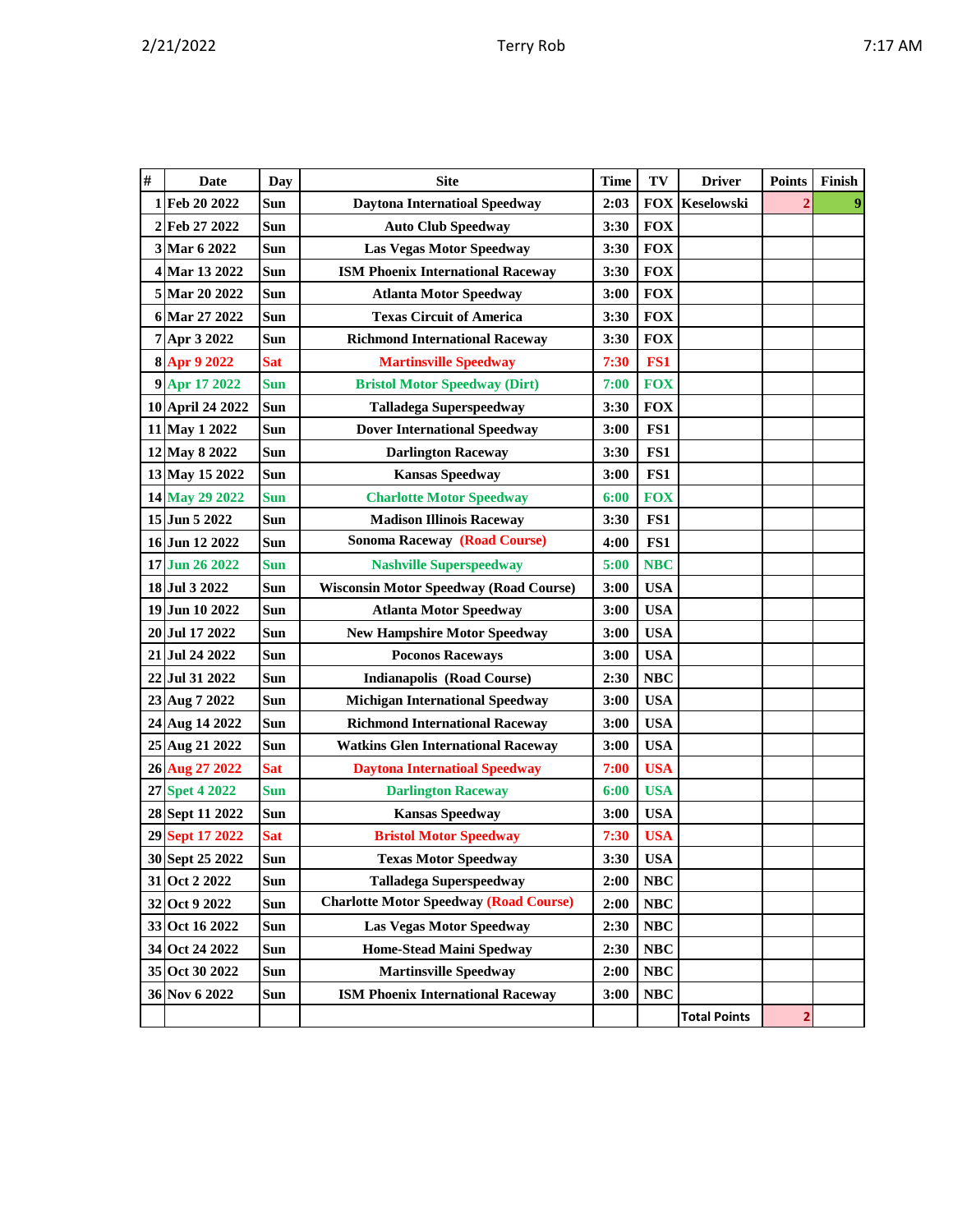| # | Date | Day | Site | Time | TV | Driver | Points | Finish |
|---|---|---|---|---|---|---|---|---|
| 1 | Feb 20 2022 | Sun | Daytona Internatioal Speedway | 2:03 | FOX | Keselowski | 2 | 9 |
| 2 | Feb 27 2022 | Sun | Auto Club Speedway | 3:30 | FOX | | | |
| 3 | Mar 6 2022 | Sun | Las Vegas Motor Speedway | 3:30 | FOX | | | |
| 4 | Mar 13 2022 | Sun | ISM Phoenix International Raceway | 3:30 | FOX | | | |
| 5 | Mar 20 2022 | Sun | Atlanta Motor Speedway | 3:00 | FOX | | | |
| 6 | Mar 27 2022 | Sun | Texas Circuit of America | 3:30 | FOX | | | |
| 7 | Apr 3 2022 | Sun | Richmond International Raceway | 3:30 | FOX | | | |
| 8 | Apr 9 2022 | Sat | Martinsville Speedway | 7:30 | FS1 | | | |
| 9 | Apr 17 2022 | Sun | Bristol Motor Speedway (Dirt) | 7:00 | FOX | | | |
| 10 | April 24 2022 | Sun | Talladega Superspeedway | 3:30 | FOX | | | |
| 11 | May 1 2022 | Sun | Dover International Speedway | 3:00 | FS1 | | | |
| 12 | May 8 2022 | Sun | Darlington Raceway | 3:30 | FS1 | | | |
| 13 | May 15 2022 | Sun | Kansas Speedway | 3:00 | FS1 | | | |
| 14 | May 29 2022 | Sun | Charlotte Motor Speedway | 6:00 | FOX | | | |
| 15 | Jun 5 2022 | Sun | Madison Illinois Raceway | 3:30 | FS1 | | | |
| 16 | Jun 12 2022 | Sun | Sonoma Raceway (Road Course) | 4:00 | FS1 | | | |
| 17 | Jun 26 2022 | Sun | Nashville Superspeedway | 5:00 | NBC | | | |
| 18 | Jul 3 2022 | Sun | Wisconsin Motor Speedway (Road Course) | 3:00 | USA | | | |
| 19 | Jun 10 2022 | Sun | Atlanta Motor Speedway | 3:00 | USA | | | |
| 20 | Jul 17 2022 | Sun | New Hampshire Motor Speedway | 3:00 | USA | | | |
| 21 | Jul 24 2022 | Sun | Poconos Raceways | 3:00 | USA | | | |
| 22 | Jul 31 2022 | Sun | Indianapolis (Road Course) | 2:30 | NBC | | | |
| 23 | Aug 7 2022 | Sun | Michigan International Speedway | 3:00 | USA | | | |
| 24 | Aug 14 2022 | Sun | Richmond International Raceway | 3:00 | USA | | | |
| 25 | Aug 21 2022 | Sun | Watkins Glen International Raceway | 3:00 | USA | | | |
| 26 | Aug 27 2022 | Sat | Daytona Internatioal Speedway | 7:00 | USA | | | |
| 27 | Spet 4 2022 | Sun | Darlington Raceway | 6:00 | USA | | | |
| 28 | Sept 11 2022 | Sun | Kansas Speedway | 3:00 | USA | | | |
| 29 | Sept 17 2022 | Sat | Bristol Motor Speedway | 7:30 | USA | | | |
| 30 | Sept 25 2022 | Sun | Texas Motor Speedway | 3:30 | USA | | | |
| 31 | Oct 2 2022 | Sun | Talladega Superspeedway | 2:00 | NBC | | | |
| 32 | Oct 9 2022 | Sun | Charlotte Motor Speedway (Road Course) | 2:00 | NBC | | | |
| 33 | Oct 16 2022 | Sun | Las Vegas Motor Speedway | 2:30 | NBC | | | |
| 34 | Oct 24 2022 | Sun | Home-Stead Maini Spedway | 2:30 | NBC | | | |
| 35 | Oct 30 2022 | Sun | Martinsville Speedway | 2:00 | NBC | | | |
| 36 | Nov 6 2022 | Sun | ISM Phoenix International Raceway | 3:00 | NBC | | | |
| | | | | | | Total Points | 2 | |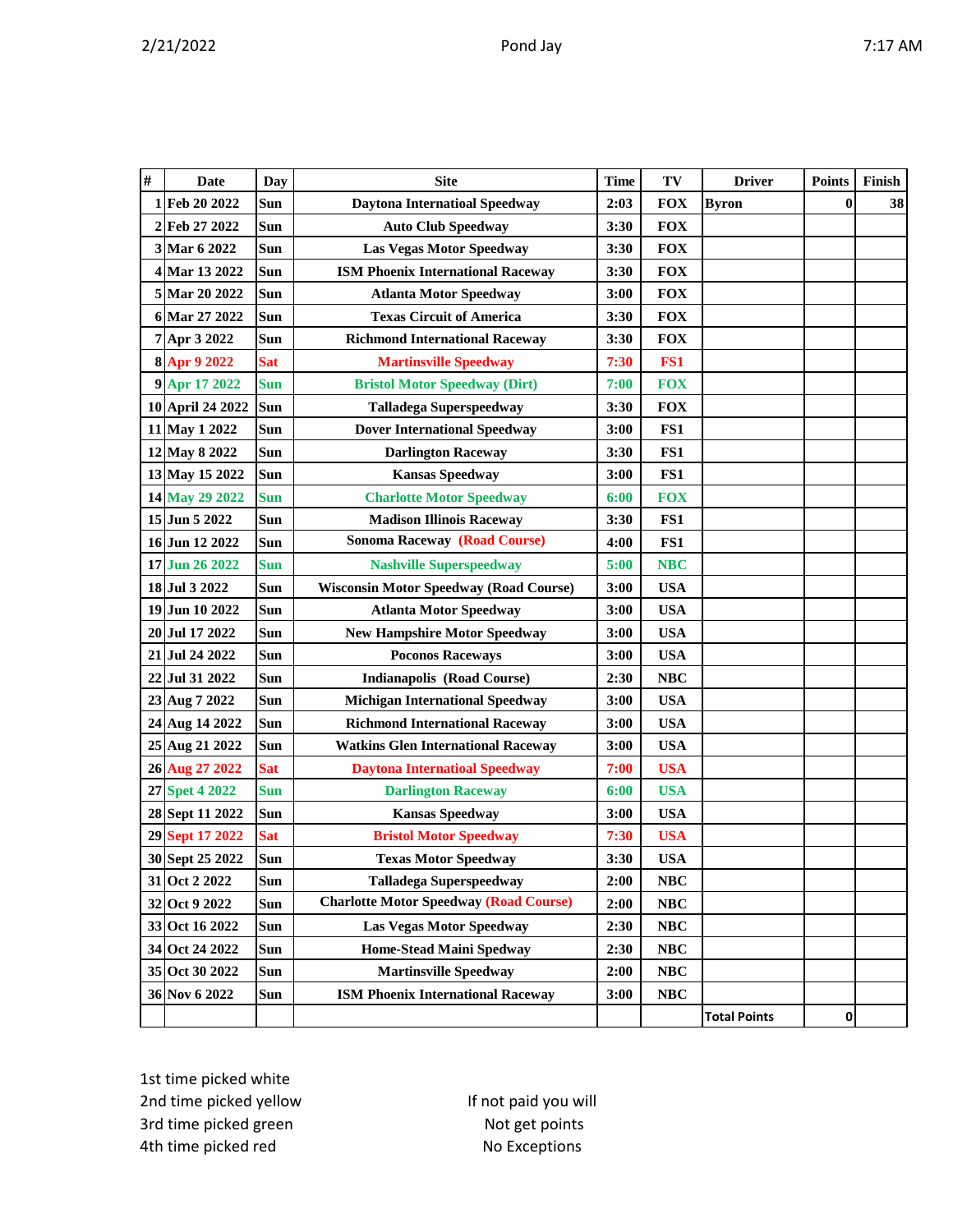Pond Jay

| # | Date | Day | Site | Time | TV | Driver | Points | Finish |
|---|---|---|---|---|---|---|---|---|
| 1 | Feb 20 2022 | Sun | Daytona Internatioal Speedway | 2:03 | FOX | Byron | 0 | 38 |
| 2 | Feb 27 2022 | Sun | Auto Club Speedway | 3:30 | FOX | | | |
| 3 | Mar 6 2022 | Sun | Las Vegas Motor Speedway | 3:30 | FOX | | | |
| 4 | Mar 13 2022 | Sun | ISM Phoenix International Raceway | 3:30 | FOX | | | |
| 5 | Mar 20 2022 | Sun | Atlanta Motor Speedway | 3:00 | FOX | | | |
| 6 | Mar 27 2022 | Sun | Texas Circuit of America | 3:30 | FOX | | | |
| 7 | Apr 3 2022 | Sun | Richmond International Raceway | 3:30 | FOX | | | |
| 8 | Apr 9 2022 | Sat | Martinsville Speedway | 7:30 | FS1 | | | |
| 9 | Apr 17 2022 | Sun | Bristol Motor Speedway (Dirt) | 7:00 | FOX | | | |
| 10 | April 24 2022 | Sun | Talladega Superspeedway | 3:30 | FOX | | | |
| 11 | May 1 2022 | Sun | Dover International Speedway | 3:00 | FS1 | | | |
| 12 | May 8 2022 | Sun | Darlington Raceway | 3:30 | FS1 | | | |
| 13 | May 15 2022 | Sun | Kansas Speedway | 3:00 | FS1 | | | |
| 14 | May 29 2022 | Sun | Charlotte Motor Speedway | 6:00 | FOX | | | |
| 15 | Jun 5 2022 | Sun | Madison Illinois Raceway | 3:30 | FS1 | | | |
| 16 | Jun 12 2022 | Sun | Sonoma Raceway (Road Course) | 4:00 | FS1 | | | |
| 17 | Jun 26 2022 | Sun | Nashville Superspeedway | 5:00 | NBC | | | |
| 18 | Jul 3 2022 | Sun | Wisconsin Motor Speedway (Road Course) | 3:00 | USA | | | |
| 19 | Jun 10 2022 | Sun | Atlanta Motor Speedway | 3:00 | USA | | | |
| 20 | Jul 17 2022 | Sun | New Hampshire Motor Speedway | 3:00 | USA | | | |
| 21 | Jul 24 2022 | Sun | Poconos Raceways | 3:00 | USA | | | |
| 22 | Jul 31 2022 | Sun | Indianapolis (Road Course) | 2:30 | NBC | | | |
| 23 | Aug 7 2022 | Sun | Michigan International Speedway | 3:00 | USA | | | |
| 24 | Aug 14 2022 | Sun | Richmond International Raceway | 3:00 | USA | | | |
| 25 | Aug 21 2022 | Sun | Watkins Glen International Raceway | 3:00 | USA | | | |
| 26 | Aug 27 2022 | Sat | Daytona International Speedway | 7:00 | USA | | | |
| 27 | Spet 4 2022 | Sun | Darlington Raceway | 6:00 | USA | | | |
| 28 | Sept 11 2022 | Sun | Kansas Speedway | 3:00 | USA | | | |
| 29 | Sept 17 2022 | Sat | Bristol Motor Speedway | 7:30 | USA | | | |
| 30 | Sept 25 2022 | Sun | Texas Motor Speedway | 3:30 | USA | | | |
| 31 | Oct 2 2022 | Sun | Talladega Superspeedway | 2:00 | NBC | | | |
| 32 | Oct 9 2022 | Sun | Charlotte Motor Speedway (Road Course) | 2:00 | NBC | | | |
| 33 | Oct 16 2022 | Sun | Las Vegas Motor Speedway | 2:30 | NBC | | | |
| 34 | Oct 24 2022 | Sun | Home-Stead Maini Spedway | 2:30 | NBC | | | |
| 35 | Oct 30 2022 | Sun | Martinsville Speedway | 2:00 | NBC | | | |
| 36 | Nov 6 2022 | Sun | ISM Phoenix International Raceway | 3:00 | NBC | | | |
| | | | | | | Total Points | 0 | |

1st time picked white
2nd time picked yellow
3rd time picked green
4th time picked red

If not paid you will
Not get points
No Exceptions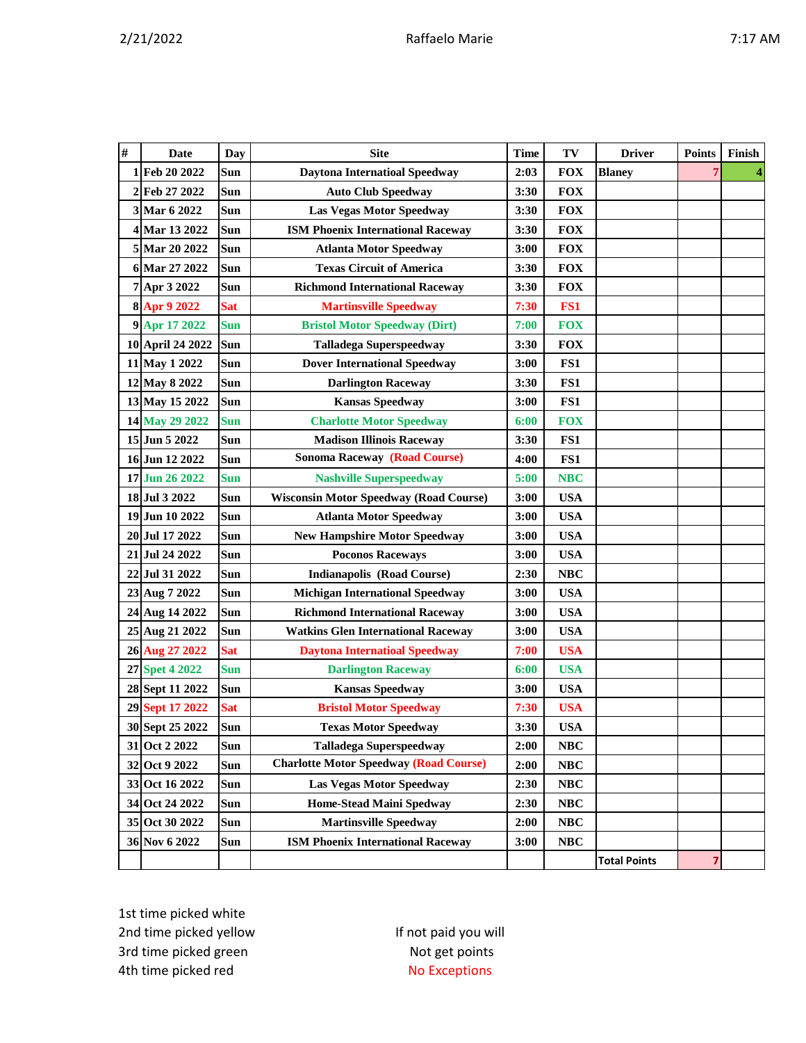| # | Date | Day | Site | Time | TV | Driver | Points | Finish |
|---|---|---|---|---|---|---|---|---|
| 1 | Feb 20 2022 | Sun | Daytona Internatioal Speedway | 2:03 | FOX | Blaney | 7 | 4 |
| 2 | Feb 27 2022 | Sun | Auto Club Speedway | 3:30 | FOX | | | |
| 3 | Mar 6 2022 | Sun | Las Vegas Motor Speedway | 3:30 | FOX | | | |
| 4 | Mar 13 2022 | Sun | ISM Phoenix International Raceway | 3:30 | FOX | | | |
| 5 | Mar 20 2022 | Sun | Atlanta Motor Speedway | 3:00 | FOX | | | |
| 6 | Mar 27 2022 | Sun | Texas Circuit of America | 3:30 | FOX | | | |
| 7 | Apr 3 2022 | Sun | Richmond International Raceway | 3:30 | FOX | | | |
| 8 | Apr 9 2022 | Sat | Martinsville Speedway | 7:30 | FS1 | | | |
| 9 | Apr 17 2022 | Sun | Bristol Motor Speedway (Dirt) | 7:00 | FOX | | | |
| 10 | April 24 2022 | Sun | Talladega Superspeedway | 3:30 | FOX | | | |
| 11 | May 1 2022 | Sun | Dover International Speedway | 3:00 | FS1 | | | |
| 12 | May 8 2022 | Sun | Darlington Raceway | 3:30 | FS1 | | | |
| 13 | May 15 2022 | Sun | Kansas Speedway | 3:00 | FS1 | | | |
| 14 | May 29 2022 | Sun | Charlotte Motor Speedway | 6:00 | FOX | | | |
| 15 | Jun 5 2022 | Sun | Madison Illinois Raceway | 3:30 | FS1 | | | |
| 16 | Jun 12 2022 | Sun | Sonoma Raceway (Road Course) | 4:00 | FS1 | | | |
| 17 | Jun 26 2022 | Sun | Nashville Superspeedway | 5:00 | NBC | | | |
| 18 | Jul 3 2022 | Sun | Wisconsin Motor Speedway (Road Course) | 3:00 | USA | | | |
| 19 | Jun 10 2022 | Sun | Atlanta Motor Speedway | 3:00 | USA | | | |
| 20 | Jul 17 2022 | Sun | New Hampshire Motor Speedway | 3:00 | USA | | | |
| 21 | Jul 24 2022 | Sun | Poconos Raceways | 3:00 | USA | | | |
| 22 | Jul 31 2022 | Sun | Indianapolis (Road Course) | 2:30 | NBC | | | |
| 23 | Aug 7 2022 | Sun | Michigan International Speedway | 3:00 | USA | | | |
| 24 | Aug 14 2022 | Sun | Richmond International Raceway | 3:00 | USA | | | |
| 25 | Aug 21 2022 | Sun | Watkins Glen International Raceway | 3:00 | USA | | | |
| 26 | Aug 27 2022 | Sat | Daytona Internatioal Speedway | 7:00 | USA | | | |
| 27 | Spet 4 2022 | Sun | Darlington Raceway | 6:00 | USA | | | |
| 28 | Sept 11 2022 | Sun | Kansas Speedway | 3:00 | USA | | | |
| 29 | Sept 17 2022 | Sat | Bristol Motor Speedway | 7:30 | USA | | | |
| 30 | Sept 25 2022 | Sun | Texas Motor Speedway | 3:30 | USA | | | |
| 31 | Oct 2 2022 | Sun | Talladega Superspeedway | 2:00 | NBC | | | |
| 32 | Oct 9 2022 | Sun | Charlotte Motor Speedway (Road Course) | 2:00 | NBC | | | |
| 33 | Oct 16 2022 | Sun | Las Vegas Motor Speedway | 2:30 | NBC | | | |
| 34 | Oct 24 2022 | Sun | Home-Stead Maini Spedway | 2:30 | NBC | | | |
| 35 | Oct 30 2022 | Sun | Martinsville Speedway | 2:00 | NBC | | | |
| 36 | Nov 6 2022 | Sun | ISM Phoenix International Raceway | 3:00 | NBC | | | |
| | | | | | | Total Points | 7 | |

1st time picked white
2nd time picked yellow
3rd time picked green
4th time picked red

If not paid you will
Not get points
No Exceptions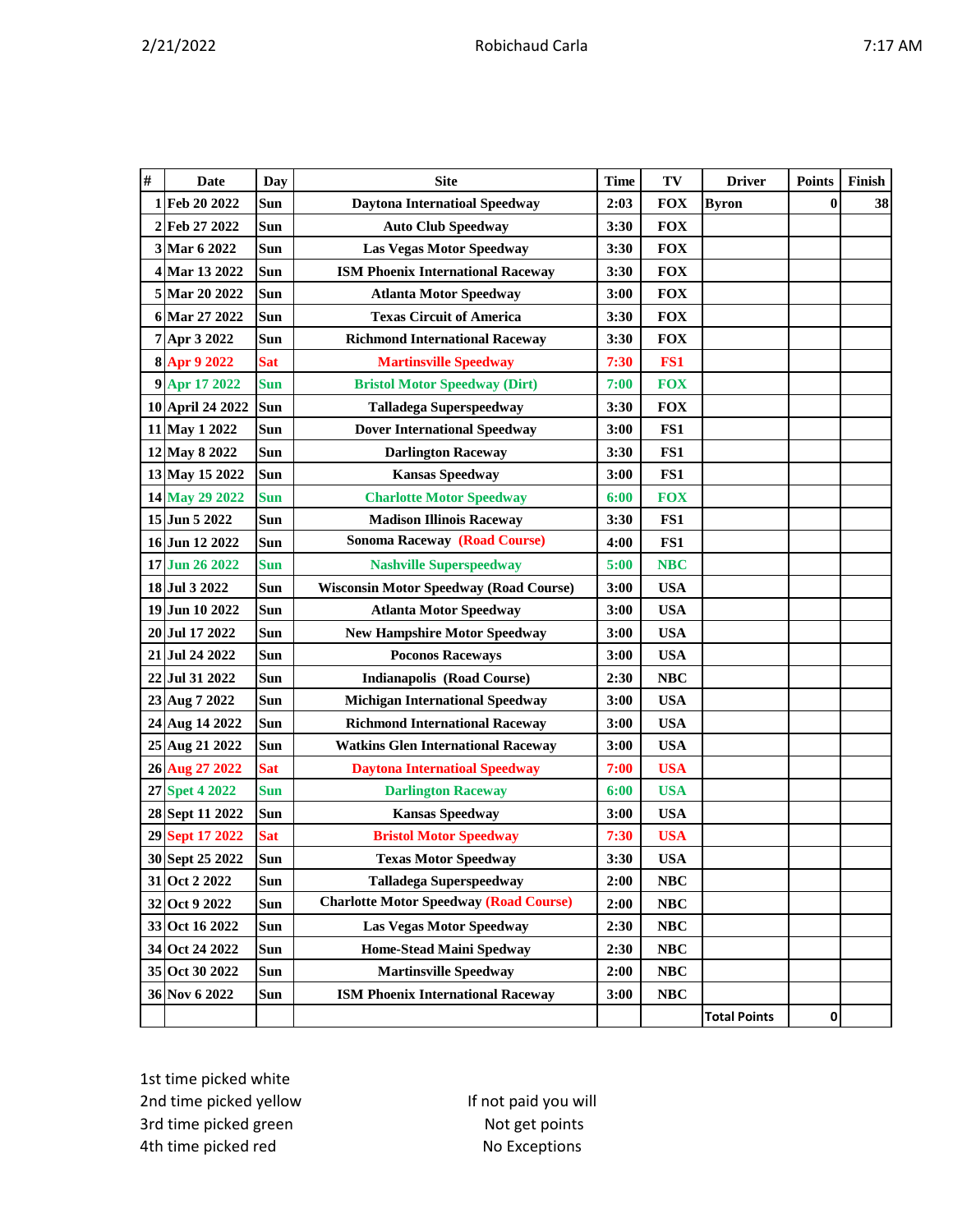| # | Date | Day | Site | Time | TV | Driver | Points | Finish |
|---|---|---|---|---|---|---|---|---|
| 1 | Feb 20 2022 | Sun | Daytona Internatioal Speedway | 2:03 | FOX | Byron | 0 | 38 |
| 2 | Feb 27 2022 | Sun | Auto Club Speedway | 3:30 | FOX | | | |
| 3 | Mar 6 2022 | Sun | Las Vegas Motor Speedway | 3:30 | FOX | | | |
| 4 | Mar 13 2022 | Sun | ISM Phoenix International Raceway | 3:30 | FOX | | | |
| 5 | Mar 20 2022 | Sun | Atlanta Motor Speedway | 3:00 | FOX | | | |
| 6 | Mar 27 2022 | Sun | Texas Circuit of America | 3:30 | FOX | | | |
| 7 | Apr 3 2022 | Sun | Richmond International Raceway | 3:30 | FOX | | | |
| 8 | Apr 9 2022 | Sat | Martinsville Speedway | 7:30 | FS1 | | | |
| 9 | Apr 17 2022 | Sun | Bristol Motor Speedway (Dirt) | 7:00 | FOX | | | |
| 10 | April 24 2022 | Sun | Talladega Superspeedway | 3:30 | FOX | | | |
| 11 | May 1 2022 | Sun | Dover International Speedway | 3:00 | FS1 | | | |
| 12 | May 8 2022 | Sun | Darlington Raceway | 3:30 | FS1 | | | |
| 13 | May 15 2022 | Sun | Kansas Speedway | 3:00 | FS1 | | | |
| 14 | May 29 2022 | Sun | Charlotte Motor Speedway | 6:00 | FOX | | | |
| 15 | Jun 5 2022 | Sun | Madison Illinois Raceway | 3:30 | FS1 | | | |
| 16 | Jun 12 2022 | Sun | Sonoma Raceway (Road Course) | 4:00 | FS1 | | | |
| 17 | Jun 26 2022 | Sun | Nashville Superspeedway | 5:00 | NBC | | | |
| 18 | Jul 3 2022 | Sun | Wisconsin Motor Speedway (Road Course) | 3:00 | USA | | | |
| 19 | Jun 10 2022 | Sun | Atlanta Motor Speedway | 3:00 | USA | | | |
| 20 | Jul 17 2022 | Sun | New Hampshire Motor Speedway | 3:00 | USA | | | |
| 21 | Jul 24 2022 | Sun | Poconos Raceways | 3:00 | USA | | | |
| 22 | Jul 31 2022 | Sun | Indianapolis (Road Course) | 2:30 | NBC | | | |
| 23 | Aug 7 2022 | Sun | Michigan International Speedway | 3:00 | USA | | | |
| 24 | Aug 14 2022 | Sun | Richmond International Raceway | 3:00 | USA | | | |
| 25 | Aug 21 2022 | Sun | Watkins Glen International Raceway | 3:00 | USA | | | |
| 26 | Aug 27 2022 | Sat | Daytona International Speedway | 7:00 | USA | | | |
| 27 | Spet 4 2022 | Sun | Darlington Raceway | 6:00 | USA | | | |
| 28 | Sept 11 2022 | Sun | Kansas Speedway | 3:00 | USA | | | |
| 29 | Sept 17 2022 | Sat | Bristol Motor Speedway | 7:30 | USA | | | |
| 30 | Sept 25 2022 | Sun | Texas Motor Speedway | 3:30 | USA | | | |
| 31 | Oct 2 2022 | Sun | Talladega Superspeedway | 2:00 | NBC | | | |
| 32 | Oct 9 2022 | Sun | Charlotte Motor Speedway (Road Course) | 2:00 | NBC | | | |
| 33 | Oct 16 2022 | Sun | Las Vegas Motor Speedway | 2:30 | NBC | | | |
| 34 | Oct 24 2022 | Sun | Home-Stead Maini Spedway | 2:30 | NBC | | | |
| 35 | Oct 30 2022 | Sun | Martinsville Speedway | 2:00 | NBC | | | |
| 36 | Nov 6 2022 | Sun | ISM Phoenix International Raceway | 3:00 | NBC | | | |
| | | | | | | Total Points | 0 | |

1st time picked white
2nd time picked yellow
3rd time picked green
4th time picked red

If not paid you will
Not get points
No Exceptions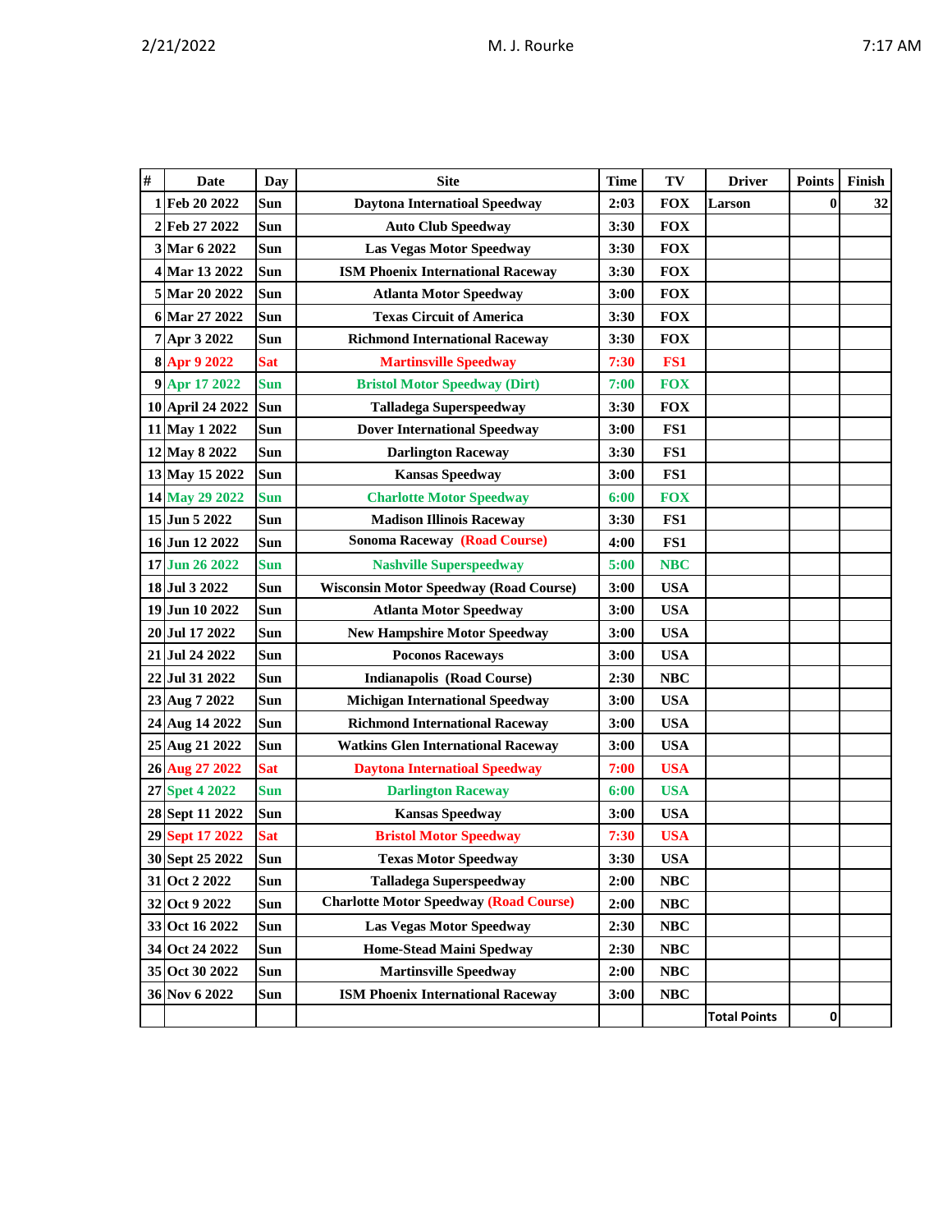| # | Date | Day | Site | Time | TV | Driver | Points | Finish |
|---|---|---|---|---|---|---|---|---|
| 1 | Feb 20 2022 | Sun | Daytona Internatioal Speedway | 2:03 | FOX | Larson | 0 | 32 |
| 2 | Feb 27 2022 | Sun | Auto Club Speedway | 3:30 | FOX | | | |
| 3 | Mar 6 2022 | Sun | Las Vegas Motor Speedway | 3:30 | FOX | | | |
| 4 | Mar 13 2022 | Sun | ISM Phoenix International Raceway | 3:30 | FOX | | | |
| 5 | Mar 20 2022 | Sun | Atlanta Motor Speedway | 3:00 | FOX | | | |
| 6 | Mar 27 2022 | Sun | Texas Circuit of America | 3:30 | FOX | | | |
| 7 | Apr 3 2022 | Sun | Richmond International Raceway | 3:30 | FOX | | | |
| 8 | Apr 9 2022 | Sat | Martinsville Speedway | 7:30 | FS1 | | | |
| 9 | Apr 17 2022 | Sun | Bristol Motor Speedway (Dirt) | 7:00 | FOX | | | |
| 10 | April 24 2022 | Sun | Talladega Superspeedway | 3:30 | FOX | | | |
| 11 | May 1 2022 | Sun | Dover International Speedway | 3:00 | FS1 | | | |
| 12 | May 8 2022 | Sun | Darlington Raceway | 3:30 | FS1 | | | |
| 13 | May 15 2022 | Sun | Kansas Speedway | 3:00 | FS1 | | | |
| 14 | May 29 2022 | Sun | Charlotte Motor Speedway | 6:00 | FOX | | | |
| 15 | Jun 5 2022 | Sun | Madison Illinois Raceway | 3:30 | FS1 | | | |
| 16 | Jun 12 2022 | Sun | Sonoma Raceway (Road Course) | 4:00 | FS1 | | | |
| 17 | Jun 26 2022 | Sun | Nashville Superspeedway | 5:00 | NBC | | | |
| 18 | Jul 3 2022 | Sun | Wisconsin Motor Speedway (Road Course) | 3:00 | USA | | | |
| 19 | Jun 10 2022 | Sun | Atlanta Motor Speedway | 3:00 | USA | | | |
| 20 | Jul 17 2022 | Sun | New Hampshire Motor Speedway | 3:00 | USA | | | |
| 21 | Jul 24 2022 | Sun | Poconos Raceways | 3:00 | USA | | | |
| 22 | Jul 31 2022 | Sun | Indianapolis (Road Course) | 2:30 | NBC | | | |
| 23 | Aug 7 2022 | Sun | Michigan International Speedway | 3:00 | USA | | | |
| 24 | Aug 14 2022 | Sun | Richmond International Raceway | 3:00 | USA | | | |
| 25 | Aug 21 2022 | Sun | Watkins Glen International Raceway | 3:00 | USA | | | |
| 26 | Aug 27 2022 | Sat | Daytona Internatioal Speedway | 7:00 | USA | | | |
| 27 | Spet 4 2022 | Sun | Darlington Raceway | 6:00 | USA | | | |
| 28 | Sept 11 2022 | Sun | Kansas Speedway | 3:00 | USA | | | |
| 29 | Sept 17 2022 | Sat | Bristol Motor Speedway | 7:30 | USA | | | |
| 30 | Sept 25 2022 | Sun | Texas Motor Speedway | 3:30 | USA | | | |
| 31 | Oct 2 2022 | Sun | Talladega Superspeedway | 2:00 | NBC | | | |
| 32 | Oct 9 2022 | Sun | Charlotte Motor Speedway (Road Course) | 2:00 | NBC | | | |
| 33 | Oct 16 2022 | Sun | Las Vegas Motor Speedway | 2:30 | NBC | | | |
| 34 | Oct 24 2022 | Sun | Home-Stead Maini Spedway | 2:30 | NBC | | | |
| 35 | Oct 30 2022 | Sun | Martinsville Speedway | 2:00 | NBC | | | |
| 36 | Nov 6 2022 | Sun | ISM Phoenix International Raceway | 3:00 | NBC | | | |
| | | | | | | Total Points | 0 | |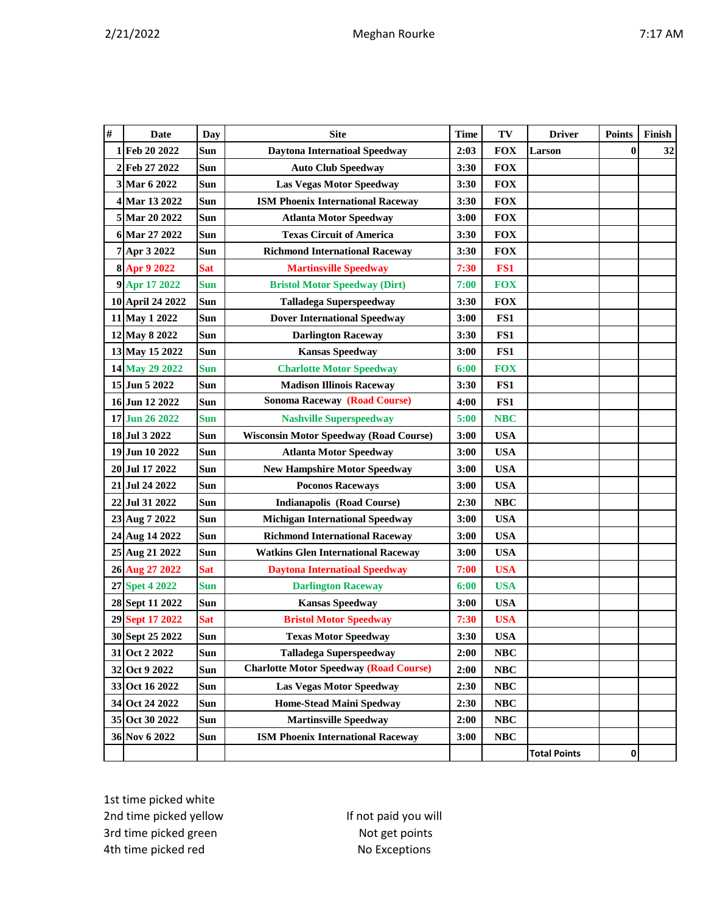2/21/2022 Meghan Rourke 7:17 AM

| # | Date | Day | Site | Time | TV | Driver | Points | Finish |
|---|---|---|---|---|---|---|---|---|
| 1 | Feb 20 2022 | Sun | Daytona Internatioal Speedway | 2:03 | FOX | Larson | 0 | 32 |
| 2 | Feb 27 2022 | Sun | Auto Club Speedway | 3:30 | FOX | | | |
| 3 | Mar 6 2022 | Sun | Las Vegas Motor Speedway | 3:30 | FOX | | | |
| 4 | Mar 13 2022 | Sun | ISM Phoenix International Raceway | 3:30 | FOX | | | |
| 5 | Mar 20 2022 | Sun | Atlanta Motor Speedway | 3:00 | FOX | | | |
| 6 | Mar 27 2022 | Sun | Texas Circuit of America | 3:30 | FOX | | | |
| 7 | Apr 3 2022 | Sun | Richmond International Raceway | 3:30 | FOX | | | |
| 8 | Apr 9 2022 | Sat | Martinsville Speedway | 7:30 | FS1 | | | |
| 9 | Apr 17 2022 | Sun | Bristol Motor Speedway (Dirt) | 7:00 | FOX | | | |
| 10 | April 24 2022 | Sun | Talladega Superspeedway | 3:30 | FOX | | | |
| 11 | May 1 2022 | Sun | Dover International Speedway | 3:00 | FS1 | | | |
| 12 | May 8 2022 | Sun | Darlington Raceway | 3:30 | FS1 | | | |
| 13 | May 15 2022 | Sun | Kansas Speedway | 3:00 | FS1 | | | |
| 14 | May 29 2022 | Sun | Charlotte Motor Speedway | 6:00 | FOX | | | |
| 15 | Jun 5 2022 | Sun | Madison Illinois Raceway | 3:30 | FS1 | | | |
| 16 | Jun 12 2022 | Sun | Sonoma Raceway (Road Course) | 4:00 | FS1 | | | |
| 17 | Jun 26 2022 | Sun | Nashville Superspeedway | 5:00 | NBC | | | |
| 18 | Jul 3 2022 | Sun | Wisconsin Motor Speedway (Road Course) | 3:00 | USA | | | |
| 19 | Jun 10 2022 | Sun | Atlanta Motor Speedway | 3:00 | USA | | | |
| 20 | Jul 17 2022 | Sun | New Hampshire Motor Speedway | 3:00 | USA | | | |
| 21 | Jul 24 2022 | Sun | Poconos Raceways | 3:00 | USA | | | |
| 22 | Jul 31 2022 | Sun | Indianapolis (Road Course) | 2:30 | NBC | | | |
| 23 | Aug 7 2022 | Sun | Michigan International Speedway | 3:00 | USA | | | |
| 24 | Aug 14 2022 | Sun | Richmond International Raceway | 3:00 | USA | | | |
| 25 | Aug 21 2022 | Sun | Watkins Glen International Raceway | 3:00 | USA | | | |
| 26 | Aug 27 2022 | Sat | Daytona Internatioal Speedway | 7:00 | USA | | | |
| 27 | Spet 4 2022 | Sun | Darlington Raceway | 6:00 | USA | | | |
| 28 | Sept 11 2022 | Sun | Kansas Speedway | 3:00 | USA | | | |
| 29 | Sept 17 2022 | Sat | Bristol Motor Speedway | 7:30 | USA | | | |
| 30 | Sept 25 2022 | Sun | Texas Motor Speedway | 3:30 | USA | | | |
| 31 | Oct 2 2022 | Sun | Talladega Superspeedway | 2:00 | NBC | | | |
| 32 | Oct 9 2022 | Sun | Charlotte Motor Speedway (Road Course) | 2:00 | NBC | | | |
| 33 | Oct 16 2022 | Sun | Las Vegas Motor Speedway | 2:30 | NBC | | | |
| 34 | Oct 24 2022 | Sun | Home-Stead Maini Spedway | 2:30 | NBC | | | |
| 35 | Oct 30 2022 | Sun | Martinsville Speedway | 2:00 | NBC | | | |
| 36 | Nov 6 2022 | Sun | ISM Phoenix International Raceway | 3:00 | NBC | | | |
| | | | | | | Total Points | 0 | |

1st time picked white
2nd time picked yellow
3rd time picked green
4th time picked red

If not paid you will
Not get points
No Exceptions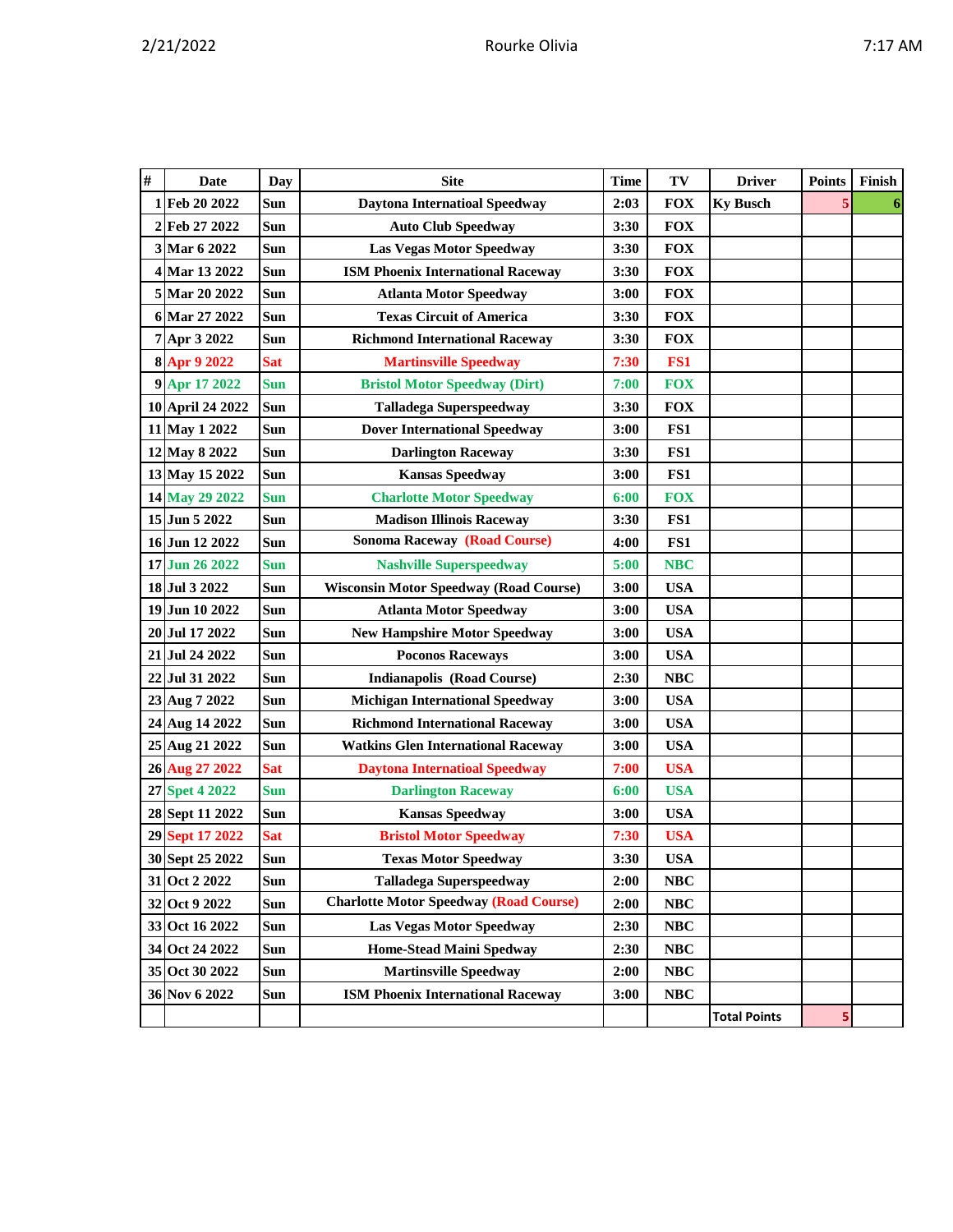| # | Date | Day | Site | Time | TV | Driver | Points | Finish |
|---|---|---|---|---|---|---|---|---|
| 1 | Feb 20 2022 | Sun | Daytona Internatioal Speedway | 2:03 | FOX | Ky Busch | 5 | 6 |
| 2 | Feb 27 2022 | Sun | Auto Club Speedway | 3:30 | FOX | | | |
| 3 | Mar 6 2022 | Sun | Las Vegas Motor Speedway | 3:30 | FOX | | | |
| 4 | Mar 13 2022 | Sun | ISM Phoenix International Raceway | 3:30 | FOX | | | |
| 5 | Mar 20 2022 | Sun | Atlanta Motor Speedway | 3:00 | FOX | | | |
| 6 | Mar 27 2022 | Sun | Texas Circuit of America | 3:30 | FOX | | | |
| 7 | Apr 3 2022 | Sun | Richmond International Raceway | 3:30 | FOX | | | |
| 8 | Apr 9 2022 | Sat | Martinsville Speedway | 7:30 | FS1 | | | |
| 9 | Apr 17 2022 | Sun | Bristol Motor Speedway (Dirt) | 7:00 | FOX | | | |
| 10 | April 24 2022 | Sun | Talladega Superspeedway | 3:30 | FOX | | | |
| 11 | May 1 2022 | Sun | Dover International Speedway | 3:00 | FS1 | | | |
| 12 | May 8 2022 | Sun | Darlington Raceway | 3:30 | FS1 | | | |
| 13 | May 15 2022 | Sun | Kansas Speedway | 3:00 | FS1 | | | |
| 14 | May 29 2022 | Sun | Charlotte Motor Speedway | 6:00 | FOX | | | |
| 15 | Jun 5 2022 | Sun | Madison Illinois Raceway | 3:30 | FS1 | | | |
| 16 | Jun 12 2022 | Sun | Sonoma Raceway (Road Course) | 4:00 | FS1 | | | |
| 17 | Jun 26 2022 | Sun | Nashville Superspeedway | 5:00 | NBC | | | |
| 18 | Jul 3 2022 | Sun | Wisconsin Motor Speedway (Road Course) | 3:00 | USA | | | |
| 19 | Jun 10 2022 | Sun | Atlanta Motor Speedway | 3:00 | USA | | | |
| 20 | Jul 17 2022 | Sun | New Hampshire Motor Speedway | 3:00 | USA | | | |
| 21 | Jul 24 2022 | Sun | Poconos Raceways | 3:00 | USA | | | |
| 22 | Jul 31 2022 | Sun | Indianapolis (Road Course) | 2:30 | NBC | | | |
| 23 | Aug 7 2022 | Sun | Michigan International Speedway | 3:00 | USA | | | |
| 24 | Aug 14 2022 | Sun | Richmond International Raceway | 3:00 | USA | | | |
| 25 | Aug 21 2022 | Sun | Watkins Glen International Raceway | 3:00 | USA | | | |
| 26 | Aug 27 2022 | Sat | Daytona Internatioal Speedway | 7:00 | USA | | | |
| 27 | Spet 4 2022 | Sun | Darlington Raceway | 6:00 | USA | | | |
| 28 | Sept 11 2022 | Sun | Kansas Speedway | 3:00 | USA | | | |
| 29 | Sept 17 2022 | Sat | Bristol Motor Speedway | 7:30 | USA | | | |
| 30 | Sept 25 2022 | Sun | Texas Motor Speedway | 3:30 | USA | | | |
| 31 | Oct 2 2022 | Sun | Talladega Superspeedway | 2:00 | NBC | | | |
| 32 | Oct 9 2022 | Sun | Charlotte Motor Speedway (Road Course) | 2:00 | NBC | | | |
| 33 | Oct 16 2022 | Sun | Las Vegas Motor Speedway | 2:30 | NBC | | | |
| 34 | Oct 24 2022 | Sun | Home-Stead Maini Spedway | 2:30 | NBC | | | |
| 35 | Oct 30 2022 | Sun | Martinsville Speedway | 2:00 | NBC | | | |
| 36 | Nov 6 2022 | Sun | ISM Phoenix International Raceway | 3:00 | NBC | | | |
| | | | | | | Total Points | 5 | |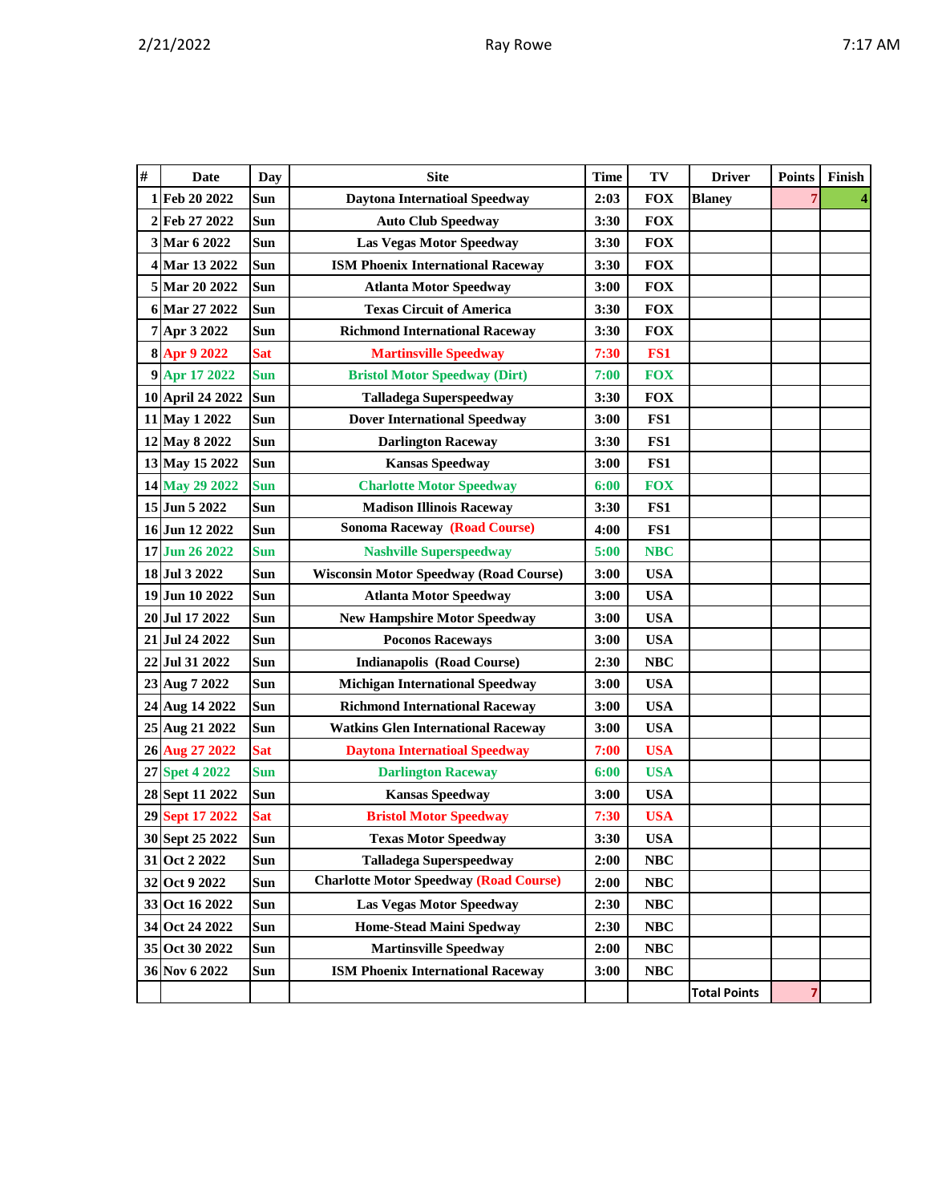| # | Date | Day | Site | Time | TV | Driver | Points | Finish |
|---|---|---|---|---|---|---|---|---|
| 1 | Feb 20 2022 | Sun | Daytona Internatioal Speedway | 2:03 | FOX | Blaney | 7 | 4 |
| 2 | Feb 27 2022 | Sun | Auto Club Speedway | 3:30 | FOX | | | |
| 3 | Mar 6 2022 | Sun | Las Vegas Motor Speedway | 3:30 | FOX | | | |
| 4 | Mar 13 2022 | Sun | ISM Phoenix International Raceway | 3:30 | FOX | | | |
| 5 | Mar 20 2022 | Sun | Atlanta Motor Speedway | 3:00 | FOX | | | |
| 6 | Mar 27 2022 | Sun | Texas Circuit of America | 3:30 | FOX | | | |
| 7 | Apr 3 2022 | Sun | Richmond International Raceway | 3:30 | FOX | | | |
| 8 | Apr 9 2022 | Sat | Martinsville Speedway | 7:30 | FS1 | | | |
| 9 | Apr 17 2022 | Sun | Bristol Motor Speedway (Dirt) | 7:00 | FOX | | | |
| 10 | April 24 2022 | Sun | Talladega Superspeedway | 3:30 | FOX | | | |
| 11 | May 1 2022 | Sun | Dover International Speedway | 3:00 | FS1 | | | |
| 12 | May 8 2022 | Sun | Darlington Raceway | 3:30 | FS1 | | | |
| 13 | May 15 2022 | Sun | Kansas Speedway | 3:00 | FS1 | | | |
| 14 | May 29 2022 | Sun | Charlotte Motor Speedway | 6:00 | FOX | | | |
| 15 | Jun 5 2022 | Sun | Madison Illinois Raceway | 3:30 | FS1 | | | |
| 16 | Jun 12 2022 | Sun | Sonoma Raceway (Road Course) | 4:00 | FS1 | | | |
| 17 | Jun 26 2022 | Sun | Nashville Superspeedway | 5:00 | NBC | | | |
| 18 | Jul 3 2022 | Sun | Wisconsin Motor Speedway (Road Course) | 3:00 | USA | | | |
| 19 | Jun 10 2022 | Sun | Atlanta Motor Speedway | 3:00 | USA | | | |
| 20 | Jul 17 2022 | Sun | New Hampshire Motor Speedway | 3:00 | USA | | | |
| 21 | Jul 24 2022 | Sun | Poconos Raceways | 3:00 | USA | | | |
| 22 | Jul 31 2022 | Sun | Indianapolis (Road Course) | 2:30 | NBC | | | |
| 23 | Aug 7 2022 | Sun | Michigan International Speedway | 3:00 | USA | | | |
| 24 | Aug 14 2022 | Sun | Richmond International Raceway | 3:00 | USA | | | |
| 25 | Aug 21 2022 | Sun | Watkins Glen International Raceway | 3:00 | USA | | | |
| 26 | Aug 27 2022 | Sat | Daytona Internatioal Speedway | 7:00 | USA | | | |
| 27 | Spet 4 2022 | Sun | Darlington Raceway | 6:00 | USA | | | |
| 28 | Sept 11 2022 | Sun | Kansas Speedway | 3:00 | USA | | | |
| 29 | Sept 17 2022 | Sat | Bristol Motor Speedway | 7:30 | USA | | | |
| 30 | Sept 25 2022 | Sun | Texas Motor Speedway | 3:30 | USA | | | |
| 31 | Oct 2 2022 | Sun | Talladega Superspeedway | 2:00 | NBC | | | |
| 32 | Oct 9 2022 | Sun | Charlotte Motor Speedway (Road Course) | 2:00 | NBC | | | |
| 33 | Oct 16 2022 | Sun | Las Vegas Motor Speedway | 2:30 | NBC | | | |
| 34 | Oct 24 2022 | Sun | Home-Stead Maini Spedway | 2:30 | NBC | | | |
| 35 | Oct 30 2022 | Sun | Martinsville Speedway | 2:00 | NBC | | | |
| 36 | Nov 6 2022 | Sun | ISM Phoenix International Raceway | 3:00 | NBC | | | |
| | | | | | | Total Points | 7 | |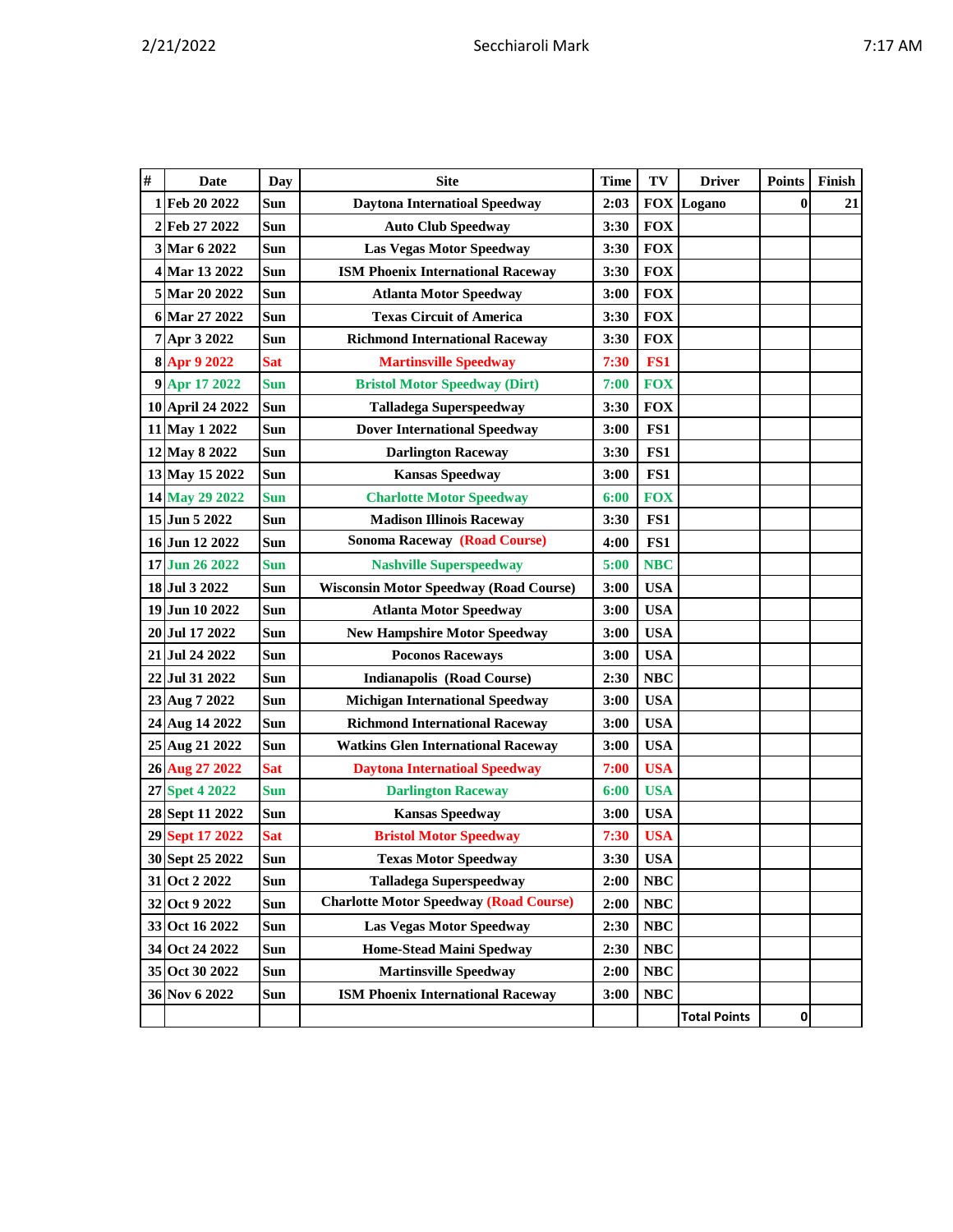| # | Date | Day | Site | Time | TV | Driver | Points | Finish |
|---|---|---|---|---|---|---|---|---|
| 1 | Feb 20 2022 | Sun | Daytona Internatioal Speedway | 2:03 | FOX | Logano | 0 | 21 |
| 2 | Feb 27 2022 | Sun | Auto Club Speedway | 3:30 | FOX | | | |
| 3 | Mar 6 2022 | Sun | Las Vegas Motor Speedway | 3:30 | FOX | | | |
| 4 | Mar 13 2022 | Sun | ISM Phoenix International Raceway | 3:30 | FOX | | | |
| 5 | Mar 20 2022 | Sun | Atlanta Motor Speedway | 3:00 | FOX | | | |
| 6 | Mar 27 2022 | Sun | Texas Circuit of America | 3:30 | FOX | | | |
| 7 | Apr 3 2022 | Sun | Richmond International Raceway | 3:30 | FOX | | | |
| 8 | Apr 9 2022 | Sat | Martinsville Speedway | 7:30 | FS1 | | | |
| 9 | Apr 17 2022 | Sun | Bristol Motor Speedway (Dirt) | 7:00 | FOX | | | |
| 10 | April 24 2022 | Sun | Talladega Superspeedway | 3:30 | FOX | | | |
| 11 | May 1 2022 | Sun | Dover International Speedway | 3:00 | FS1 | | | |
| 12 | May 8 2022 | Sun | Darlington Raceway | 3:30 | FS1 | | | |
| 13 | May 15 2022 | Sun | Kansas Speedway | 3:00 | FS1 | | | |
| 14 | May 29 2022 | Sun | Charlotte Motor Speedway | 6:00 | FOX | | | |
| 15 | Jun 5 2022 | Sun | Madison Illinois Raceway | 3:30 | FS1 | | | |
| 16 | Jun 12 2022 | Sun | Sonoma Raceway (Road Course) | 4:00 | FS1 | | | |
| 17 | Jun 26 2022 | Sun | Nashville Superspeedway | 5:00 | NBC | | | |
| 18 | Jul 3 2022 | Sun | Wisconsin Motor Speedway (Road Course) | 3:00 | USA | | | |
| 19 | Jun 10 2022 | Sun | Atlanta Motor Speedway | 3:00 | USA | | | |
| 20 | Jul 17 2022 | Sun | New Hampshire Motor Speedway | 3:00 | USA | | | |
| 21 | Jul 24 2022 | Sun | Poconos Raceways | 3:00 | USA | | | |
| 22 | Jul 31 2022 | Sun | Indianapolis (Road Course) | 2:30 | NBC | | | |
| 23 | Aug 7 2022 | Sun | Michigan International Speedway | 3:00 | USA | | | |
| 24 | Aug 14 2022 | Sun | Richmond International Raceway | 3:00 | USA | | | |
| 25 | Aug 21 2022 | Sun | Watkins Glen International Raceway | 3:00 | USA | | | |
| 26 | Aug 27 2022 | Sat | Daytona Internatioal Speedway | 7:00 | USA | | | |
| 27 | Spet 4 2022 | Sun | Darlington Raceway | 6:00 | USA | | | |
| 28 | Sept 11 2022 | Sun | Kansas Speedway | 3:00 | USA | | | |
| 29 | Sept 17 2022 | Sat | Bristol Motor Speedway | 7:30 | USA | | | |
| 30 | Sept 25 2022 | Sun | Texas Motor Speedway | 3:30 | USA | | | |
| 31 | Oct 2 2022 | Sun | Talladega Superspeedway | 2:00 | NBC | | | |
| 32 | Oct 9 2022 | Sun | Charlotte Motor Speedway (Road Course) | 2:00 | NBC | | | |
| 33 | Oct 16 2022 | Sun | Las Vegas Motor Speedway | 2:30 | NBC | | | |
| 34 | Oct 24 2022 | Sun | Home-Stead Maini Spedway | 2:30 | NBC | | | |
| 35 | Oct 30 2022 | Sun | Martinsville Speedway | 2:00 | NBC | | | |
| 36 | Nov 6 2022 | Sun | ISM Phoenix International Raceway | 3:00 | NBC | | | |
| | | | | | | Total Points | 0 | |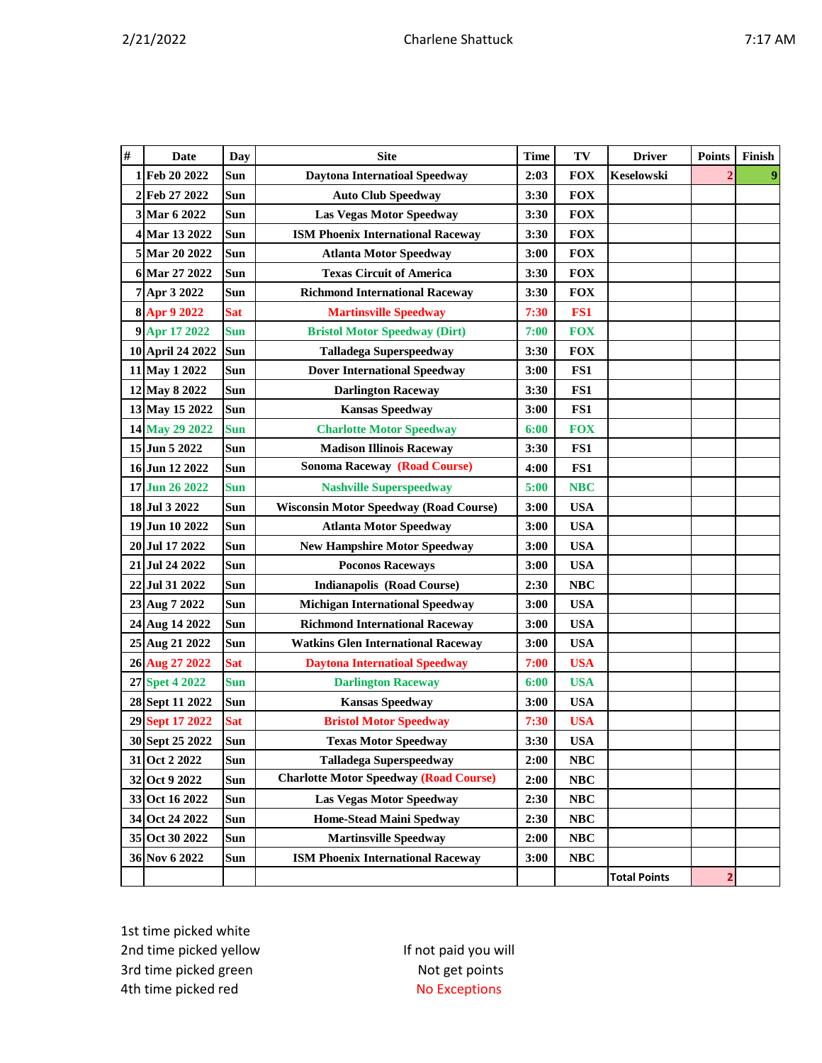| # | Date | Day | Site | Time | TV | Driver | Points | Finish |
|---|---|---|---|---|---|---|---|---|
| 1 | Feb 20 2022 | Sun | Daytona Internatioal Speedway | 2:03 | FOX | Keselowski | 2 | 9 |
| 2 | Feb 27 2022 | Sun | Auto Club Speedway | 3:30 | FOX | | | |
| 3 | Mar 6 2022 | Sun | Las Vegas Motor Speedway | 3:30 | FOX | | | |
| 4 | Mar 13 2022 | Sun | ISM Phoenix International Raceway | 3:30 | FOX | | | |
| 5 | Mar 20 2022 | Sun | Atlanta Motor Speedway | 3:00 | FOX | | | |
| 6 | Mar 27 2022 | Sun | Texas Circuit of America | 3:30 | FOX | | | |
| 7 | Apr 3 2022 | Sun | Richmond International Raceway | 3:30 | FOX | | | |
| 8 | Apr 9 2022 | Sat | Martinsville Speedway | 7:30 | FS1 | | | |
| 9 | Apr 17 2022 | Sun | Bristol Motor Speedway (Dirt) | 7:00 | FOX | | | |
| 10 | April 24 2022 | Sun | Talladega Superspeedway | 3:30 | FOX | | | |
| 11 | May 1 2022 | Sun | Dover International Speedway | 3:00 | FS1 | | | |
| 12 | May 8 2022 | Sun | Darlington Raceway | 3:30 | FS1 | | | |
| 13 | May 15 2022 | Sun | Kansas Speedway | 3:00 | FS1 | | | |
| 14 | May 29 2022 | Sun | Charlotte Motor Speedway | 6:00 | FOX | | | |
| 15 | Jun 5 2022 | Sun | Madison Illinois Raceway | 3:30 | FS1 | | | |
| 16 | Jun 12 2022 | Sun | Sonoma Raceway (Road Course) | 4:00 | FS1 | | | |
| 17 | Jun 26 2022 | Sun | Nashville Superspeedway | 5:00 | NBC | | | |
| 18 | Jul 3 2022 | Sun | Wisconsin Motor Speedway (Road Course) | 3:00 | USA | | | |
| 19 | Jun 10 2022 | Sun | Atlanta Motor Speedway | 3:00 | USA | | | |
| 20 | Jul 17 2022 | Sun | New Hampshire Motor Speedway | 3:00 | USA | | | |
| 21 | Jul 24 2022 | Sun | Poconos Raceways | 3:00 | USA | | | |
| 22 | Jul 31 2022 | Sun | Indianapolis (Road Course) | 2:30 | NBC | | | |
| 23 | Aug 7 2022 | Sun | Michigan International Speedway | 3:00 | USA | | | |
| 24 | Aug 14 2022 | Sun | Richmond International Raceway | 3:00 | USA | | | |
| 25 | Aug 21 2022 | Sun | Watkins Glen International Raceway | 3:00 | USA | | | |
| 26 | Aug 27 2022 | Sat | Daytona Internatioal Speedway | 7:00 | USA | | | |
| 27 | Spet 4 2022 | Sun | Darlington Raceway | 6:00 | USA | | | |
| 28 | Sept 11 2022 | Sun | Kansas Speedway | 3:00 | USA | | | |
| 29 | Sept 17 2022 | Sat | Bristol Motor Speedway | 7:30 | USA | | | |
| 30 | Sept 25 2022 | Sun | Texas Motor Speedway | 3:30 | USA | | | |
| 31 | Oct 2 2022 | Sun | Talladega Superspeedway | 2:00 | NBC | | | |
| 32 | Oct 9 2022 | Sun | Charlotte Motor Speedway (Road Course) | 2:00 | NBC | | | |
| 33 | Oct 16 2022 | Sun | Las Vegas Motor Speedway | 2:30 | NBC | | | |
| 34 | Oct 24 2022 | Sun | Home-Stead Maini Spedway | 2:30 | NBC | | | |
| 35 | Oct 30 2022 | Sun | Martinsville Speedway | 2:00 | NBC | | | |
| 36 | Nov 6 2022 | Sun | ISM Phoenix International Raceway | 3:00 | NBC | | | |
| | | | | | | Total Points | 2 | |

1st time picked white
2nd time picked yellow
3rd time picked green
4th time picked red

If not paid you will
Not get points
No Exceptions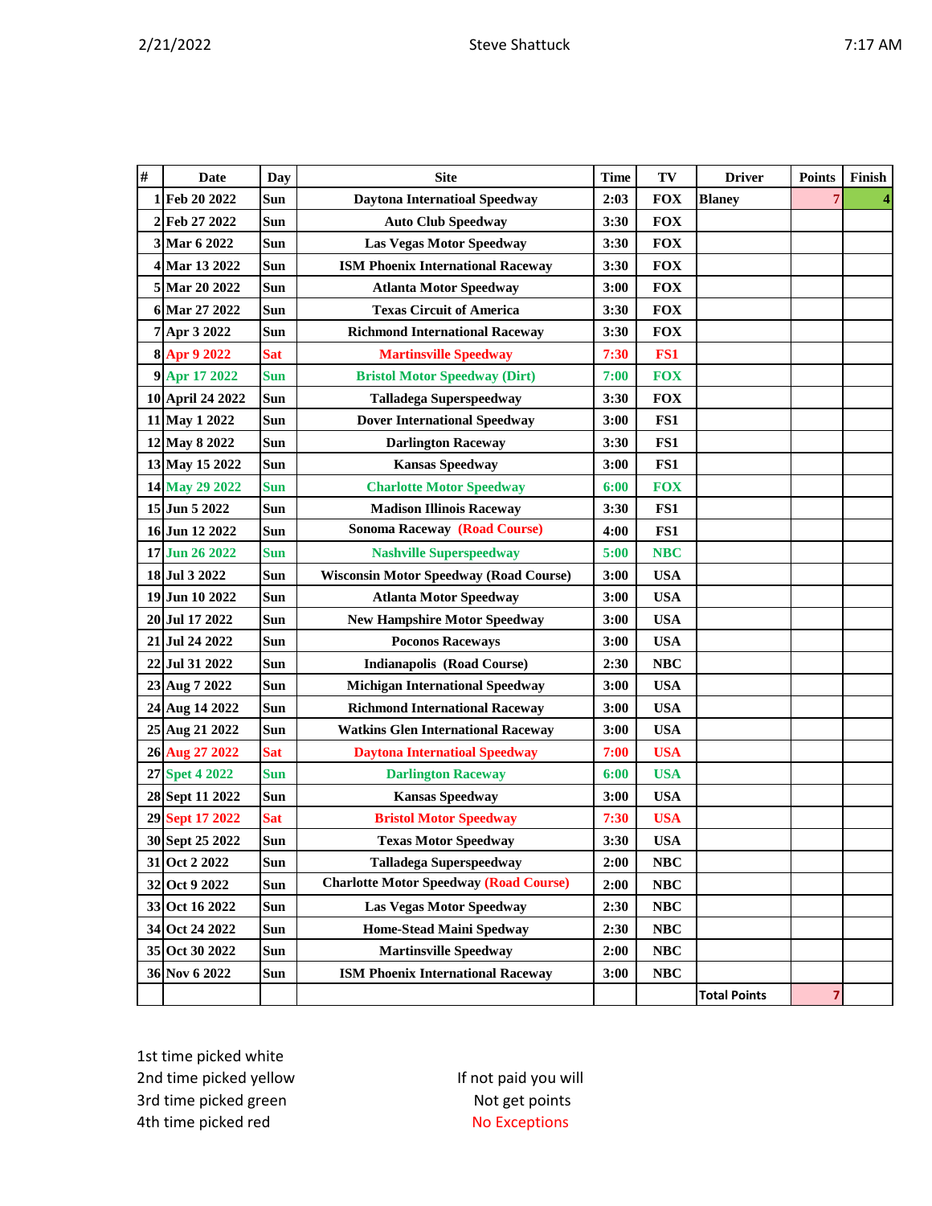Steve Shattuck

| # | Date | Day | Site | Time | TV | Driver | Points | Finish |
|---|---|---|---|---|---|---|---|---|
| 1 | Feb 20 2022 | Sun | Daytona Internatioal Speedway | 2:03 | FOX | Blaney | 7 | 4 |
| 2 | Feb 27 2022 | Sun | Auto Club Speedway | 3:30 | FOX | | | |
| 3 | Mar 6 2022 | Sun | Las Vegas Motor Speedway | 3:30 | FOX | | | |
| 4 | Mar 13 2022 | Sun | ISM Phoenix International Raceway | 3:30 | FOX | | | |
| 5 | Mar 20 2022 | Sun | Atlanta Motor Speedway | 3:00 | FOX | | | |
| 6 | Mar 27 2022 | Sun | Texas Circuit of America | 3:30 | FOX | | | |
| 7 | Apr 3 2022 | Sun | Richmond International Raceway | 3:30 | FOX | | | |
| 8 | Apr 9 2022 | Sat | Martinsville Speedway | 7:30 | FS1 | | | |
| 9 | Apr 17 2022 | Sun | Bristol Motor Speedway (Dirt) | 7:00 | FOX | | | |
| 10 | April 24 2022 | Sun | Talladega Superspeedway | 3:30 | FOX | | | |
| 11 | May 1 2022 | Sun | Dover International Speedway | 3:00 | FS1 | | | |
| 12 | May 8 2022 | Sun | Darlington Raceway | 3:30 | FS1 | | | |
| 13 | May 15 2022 | Sun | Kansas Speedway | 3:00 | FS1 | | | |
| 14 | May 29 2022 | Sun | Charlotte Motor Speedway | 6:00 | FOX | | | |
| 15 | Jun 5 2022 | Sun | Madison Illinois Raceway | 3:30 | FS1 | | | |
| 16 | Jun 12 2022 | Sun | Sonoma Raceway (Road Course) | 4:00 | FS1 | | | |
| 17 | Jun 26 2022 | Sun | Nashville Superspeedway | 5:00 | NBC | | | |
| 18 | Jul 3 2022 | Sun | Wisconsin Motor Speedway (Road Course) | 3:00 | USA | | | |
| 19 | Jun 10 2022 | Sun | Atlanta Motor Speedway | 3:00 | USA | | | |
| 20 | Jul 17 2022 | Sun | New Hampshire Motor Speedway | 3:00 | USA | | | |
| 21 | Jul 24 2022 | Sun | Poconos Raceways | 3:00 | USA | | | |
| 22 | Jul 31 2022 | Sun | Indianapolis (Road Course) | 2:30 | NBC | | | |
| 23 | Aug 7 2022 | Sun | Michigan International Speedway | 3:00 | USA | | | |
| 24 | Aug 14 2022 | Sun | Richmond International Raceway | 3:00 | USA | | | |
| 25 | Aug 21 2022 | Sun | Watkins Glen International Raceway | 3:00 | USA | | | |
| 26 | Aug 27 2022 | Sat | Daytona Internatioal Speedway | 7:00 | USA | | | |
| 27 | Spet 4 2022 | Sun | Darlington Raceway | 6:00 | USA | | | |
| 28 | Sept 11 2022 | Sun | Kansas Speedway | 3:00 | USA | | | |
| 29 | Sept 17 2022 | Sat | Bristol Motor Speedway | 7:30 | USA | | | |
| 30 | Sept 25 2022 | Sun | Texas Motor Speedway | 3:30 | USA | | | |
| 31 | Oct 2 2022 | Sun | Talladega Superspeedway | 2:00 | NBC | | | |
| 32 | Oct 9 2022 | Sun | Charlotte Motor Speedway (Road Course) | 2:00 | NBC | | | |
| 33 | Oct 16 2022 | Sun | Las Vegas Motor Speedway | 2:30 | NBC | | | |
| 34 | Oct 24 2022 | Sun | Home-Stead Maini Spedway | 2:30 | NBC | | | |
| 35 | Oct 30 2022 | Sun | Martinsville Speedway | 2:00 | NBC | | | |
| 36 | Nov 6 2022 | Sun | ISM Phoenix International Raceway | 3:00 | NBC | | | |
| | | | | | | Total Points | 7 | |

1st time picked white
2nd time picked yellow
3rd time picked green
4th time picked red

If not paid you will
Not get points
No Exceptions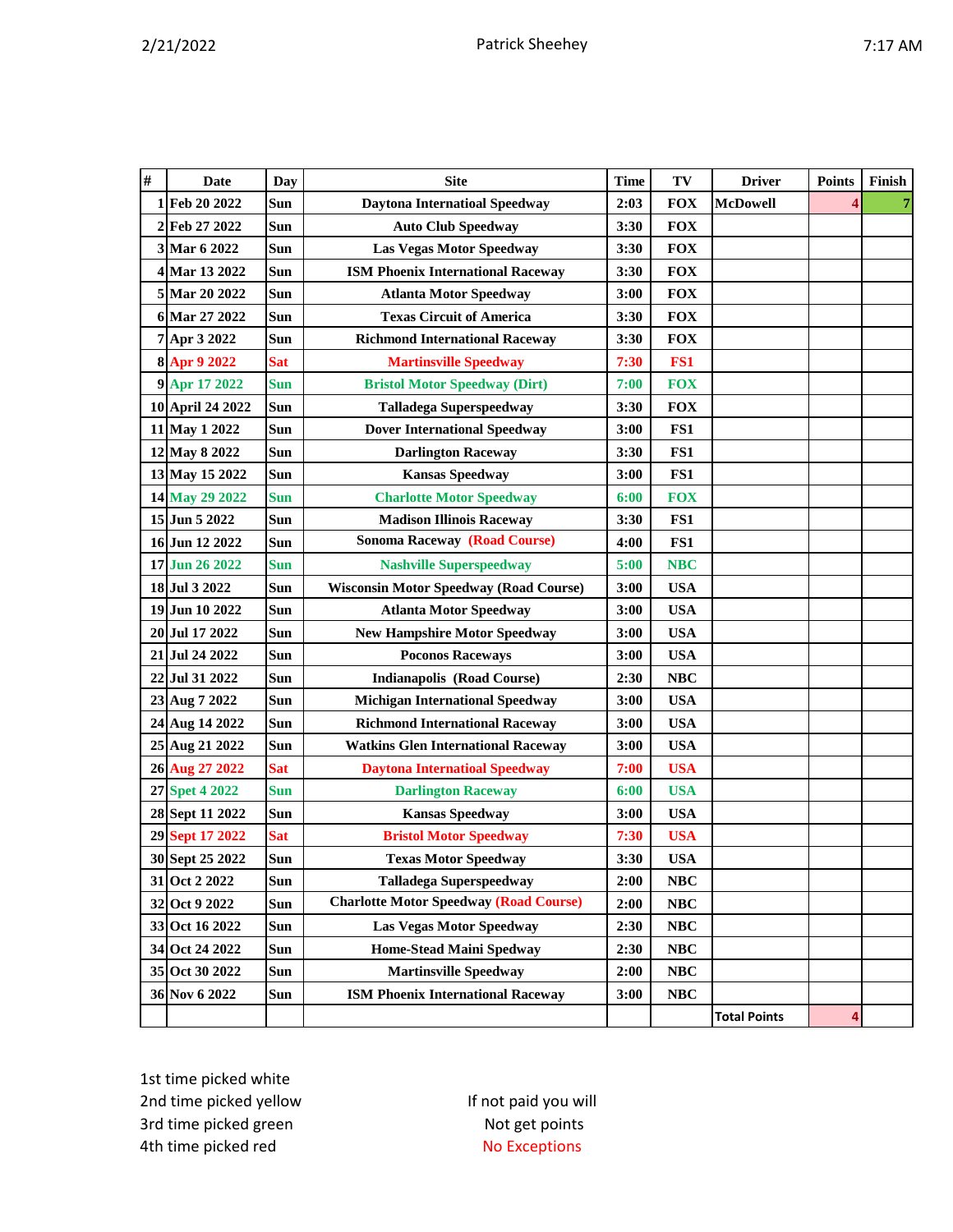Patrick Sheehey

| # | Date | Day | Site | Time | TV | Driver | Points | Finish |
|---|---|---|---|---|---|---|---|---|
| 1 | Feb 20 2022 | Sun | Daytona Internatioal Speedway | 2:03 | FOX | McDowell | 4 | 7 |
| 2 | Feb 27 2022 | Sun | Auto Club Speedway | 3:30 | FOX | | | |
| 3 | Mar 6 2022 | Sun | Las Vegas Motor Speedway | 3:30 | FOX | | | |
| 4 | Mar 13 2022 | Sun | ISM Phoenix International Raceway | 3:30 | FOX | | | |
| 5 | Mar 20 2022 | Sun | Atlanta Motor Speedway | 3:00 | FOX | | | |
| 6 | Mar 27 2022 | Sun | Texas Circuit of America | 3:30 | FOX | | | |
| 7 | Apr 3 2022 | Sun | Richmond International Raceway | 3:30 | FOX | | | |
| 8 | Apr 9 2022 | Sat | Martinsville Speedway | 7:30 | FS1 | | | |
| 9 | Apr 17 2022 | Sun | Bristol Motor Speedway (Dirt) | 7:00 | FOX | | | |
| 10 | April 24 2022 | Sun | Talladega Superspeedway | 3:30 | FOX | | | |
| 11 | May 1 2022 | Sun | Dover International Speedway | 3:00 | FS1 | | | |
| 12 | May 8 2022 | Sun | Darlington Raceway | 3:30 | FS1 | | | |
| 13 | May 15 2022 | Sun | Kansas Speedway | 3:00 | FS1 | | | |
| 14 | May 29 2022 | Sun | Charlotte Motor Speedway | 6:00 | FOX | | | |
| 15 | Jun 5 2022 | Sun | Madison Illinois Raceway | 3:30 | FS1 | | | |
| 16 | Jun 12 2022 | Sun | Sonoma Raceway (Road Course) | 4:00 | FS1 | | | |
| 17 | Jun 26 2022 | Sun | Nashville Superspeedway | 5:00 | NBC | | | |
| 18 | Jul 3 2022 | Sun | Wisconsin Motor Speedway (Road Course) | 3:00 | USA | | | |
| 19 | Jun 10 2022 | Sun | Atlanta Motor Speedway | 3:00 | USA | | | |
| 20 | Jul 17 2022 | Sun | New Hampshire Motor Speedway | 3:00 | USA | | | |
| 21 | Jul 24 2022 | Sun | Poconos Raceways | 3:00 | USA | | | |
| 22 | Jul 31 2022 | Sun | Indianapolis (Road Course) | 2:30 | NBC | | | |
| 23 | Aug 7 2022 | Sun | Michigan International Speedway | 3:00 | USA | | | |
| 24 | Aug 14 2022 | Sun | Richmond International Raceway | 3:00 | USA | | | |
| 25 | Aug 21 2022 | Sun | Watkins Glen International Raceway | 3:00 | USA | | | |
| 26 | Aug 27 2022 | Sat | Daytona Internatioal Speedway | 7:00 | USA | | | |
| 27 | Spet 4 2022 | Sun | Darlington Raceway | 6:00 | USA | | | |
| 28 | Sept 11 2022 | Sun | Kansas Speedway | 3:00 | USA | | | |
| 29 | Sept 17 2022 | Sat | Bristol Motor Speedway | 7:30 | USA | | | |
| 30 | Sept 25 2022 | Sun | Texas Motor Speedway | 3:30 | USA | | | |
| 31 | Oct 2 2022 | Sun | Talladega Superspeedway | 2:00 | NBC | | | |
| 32 | Oct 9 2022 | Sun | Charlotte Motor Speedway (Road Course) | 2:00 | NBC | | | |
| 33 | Oct 16 2022 | Sun | Las Vegas Motor Speedway | 2:30 | NBC | | | |
| 34 | Oct 24 2022 | Sun | Home-Stead Maini Spedway | 2:30 | NBC | | | |
| 35 | Oct 30 2022 | Sun | Martinsville Speedway | 2:00 | NBC | | | |
| 36 | Nov 6 2022 | Sun | ISM Phoenix International Raceway | 3:00 | NBC | | | |
| | | | | | | Total Points | 4 | |

1st time picked white
2nd time picked yellow
3rd time picked green
4th time picked red

If not paid you will
Not get points
No Exceptions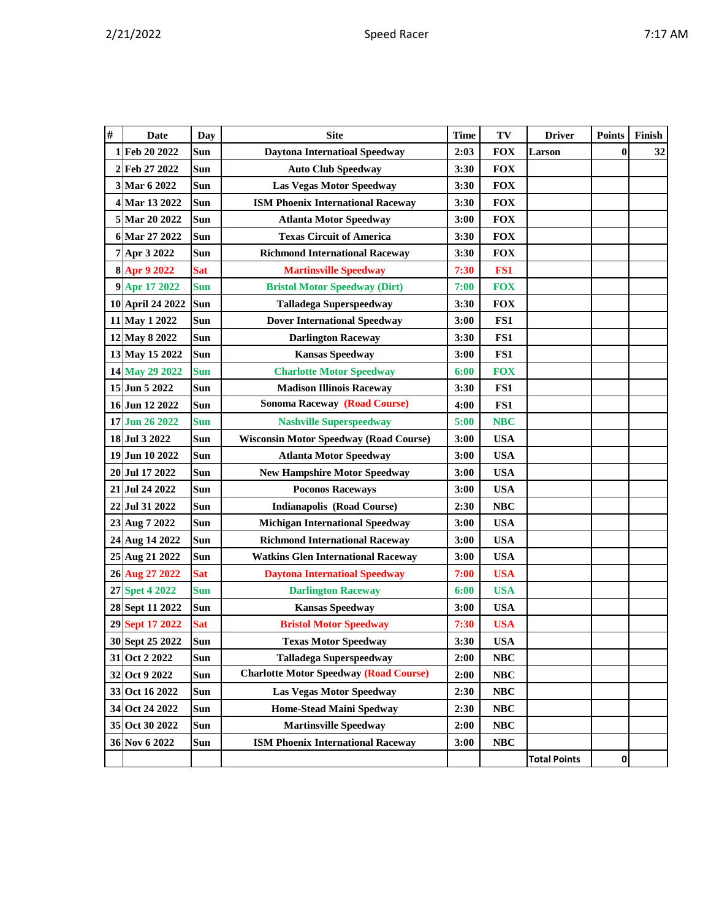| # | Date | Day | Site | Time | TV | Driver | Points | Finish |
|---|---|---|---|---|---|---|---|---|
| 1 | Feb 20 2022 | Sun | Daytona Internatioal Speedway | 2:03 | FOX | Larson | 0 | 32 |
| 2 | Feb 27 2022 | Sun | Auto Club Speedway | 3:30 | FOX | | | |
| 3 | Mar 6 2022 | Sun | Las Vegas Motor Speedway | 3:30 | FOX | | | |
| 4 | Mar 13 2022 | Sun | ISM Phoenix International Raceway | 3:30 | FOX | | | |
| 5 | Mar 20 2022 | Sun | Atlanta Motor Speedway | 3:00 | FOX | | | |
| 6 | Mar 27 2022 | Sun | Texas Circuit of America | 3:30 | FOX | | | |
| 7 | Apr 3 2022 | Sun | Richmond International Raceway | 3:30 | FOX | | | |
| 8 | Apr 9 2022 | Sat | Martinsville Speedway | 7:30 | FS1 | | | |
| 9 | Apr 17 2022 | Sun | Bristol Motor Speedway (Dirt) | 7:00 | FOX | | | |
| 10 | April 24 2022 | Sun | Talladega Superspeedway | 3:30 | FOX | | | |
| 11 | May 1 2022 | Sun | Dover International Speedway | 3:00 | FS1 | | | |
| 12 | May 8 2022 | Sun | Darlington Raceway | 3:30 | FS1 | | | |
| 13 | May 15 2022 | Sun | Kansas Speedway | 3:00 | FS1 | | | |
| 14 | May 29 2022 | Sun | Charlotte Motor Speedway | 6:00 | FOX | | | |
| 15 | Jun 5 2022 | Sun | Madison Illinois Raceway | 3:30 | FS1 | | | |
| 16 | Jun 12 2022 | Sun | Sonoma Raceway (Road Course) | 4:00 | FS1 | | | |
| 17 | Jun 26 2022 | Sun | Nashville Superspeedway | 5:00 | NBC | | | |
| 18 | Jul 3 2022 | Sun | Wisconsin Motor Speedway (Road Course) | 3:00 | USA | | | |
| 19 | Jun 10 2022 | Sun | Atlanta Motor Speedway | 3:00 | USA | | | |
| 20 | Jul 17 2022 | Sun | New Hampshire Motor Speedway | 3:00 | USA | | | |
| 21 | Jul 24 2022 | Sun | Poconos Raceways | 3:00 | USA | | | |
| 22 | Jul 31 2022 | Sun | Indianapolis (Road Course) | 2:30 | NBC | | | |
| 23 | Aug 7 2022 | Sun | Michigan International Speedway | 3:00 | USA | | | |
| 24 | Aug 14 2022 | Sun | Richmond International Raceway | 3:00 | USA | | | |
| 25 | Aug 21 2022 | Sun | Watkins Glen International Raceway | 3:00 | USA | | | |
| 26 | Aug 27 2022 | Sat | Daytona Internatioal Speedway | 7:00 | USA | | | |
| 27 | Spet 4 2022 | Sun | Darlington Raceway | 6:00 | USA | | | |
| 28 | Sept 11 2022 | Sun | Kansas Speedway | 3:00 | USA | | | |
| 29 | Sept 17 2022 | Sat | Bristol Motor Speedway | 7:30 | USA | | | |
| 30 | Sept 25 2022 | Sun | Texas Motor Speedway | 3:30 | USA | | | |
| 31 | Oct 2 2022 | Sun | Talladega Superspeedway | 2:00 | NBC | | | |
| 32 | Oct 9 2022 | Sun | Charlotte Motor Speedway (Road Course) | 2:00 | NBC | | | |
| 33 | Oct 16 2022 | Sun | Las Vegas Motor Speedway | 2:30 | NBC | | | |
| 34 | Oct 24 2022 | Sun | Home-Stead Maini Spedway | 2:30 | NBC | | | |
| 35 | Oct 30 2022 | Sun | Martinsville Speedway | 2:00 | NBC | | | |
| 36 | Nov 6 2022 | Sun | ISM Phoenix International Raceway | 3:00 | NBC | | | |
| | | | | | | Total Points | 0 | |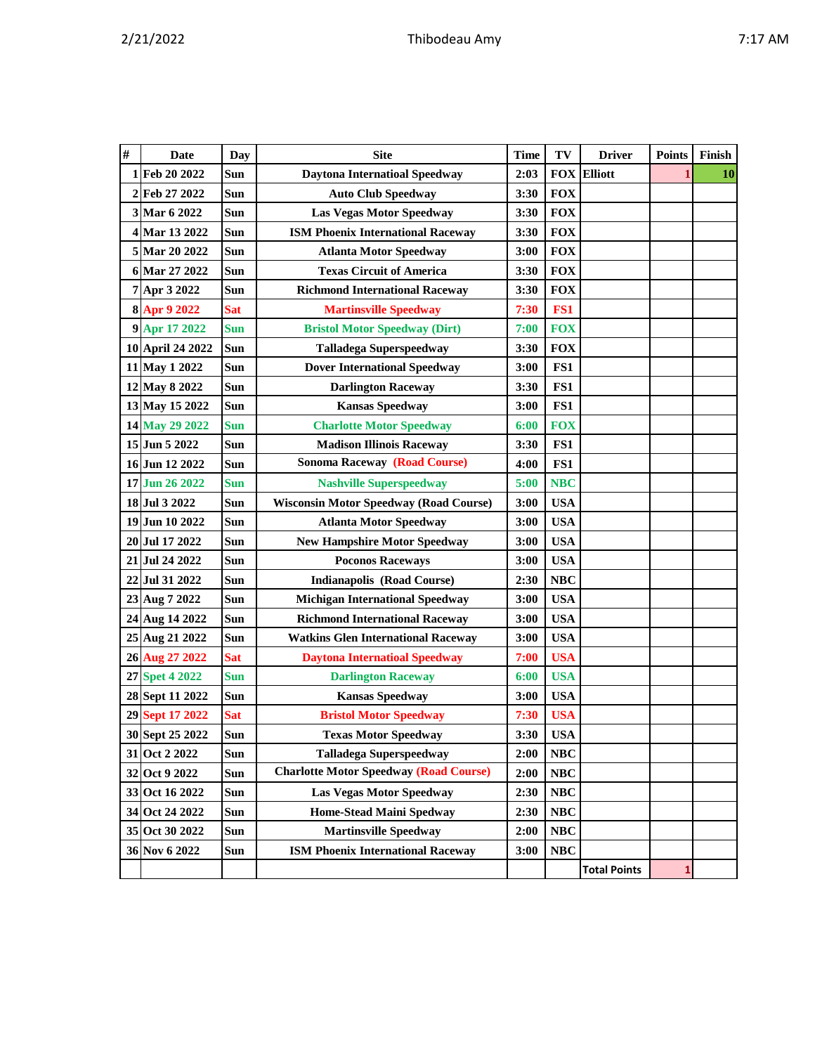| # | Date | Day | Site | Time | TV | Driver | Points | Finish |
|---|---|---|---|---|---|---|---|---|
| 1 | Feb 20 2022 | Sun | Daytona Internatioal Speedway | 2:03 | FOX | Elliott | 1 | 10 |
| 2 | Feb 27 2022 | Sun | Auto Club Speedway | 3:30 | FOX | | | |
| 3 | Mar 6 2022 | Sun | Las Vegas Motor Speedway | 3:30 | FOX | | | |
| 4 | Mar 13 2022 | Sun | ISM Phoenix International Raceway | 3:30 | FOX | | | |
| 5 | Mar 20 2022 | Sun | Atlanta Motor Speedway | 3:00 | FOX | | | |
| 6 | Mar 27 2022 | Sun | Texas Circuit of America | 3:30 | FOX | | | |
| 7 | Apr 3 2022 | Sun | Richmond International Raceway | 3:30 | FOX | | | |
| 8 | Apr 9 2022 | Sat | Martinsville Speedway | 7:30 | FS1 | | | |
| 9 | Apr 17 2022 | Sun | Bristol Motor Speedway (Dirt) | 7:00 | FOX | | | |
| 10 | April 24 2022 | Sun | Talladega Superspeedway | 3:30 | FOX | | | |
| 11 | May 1 2022 | Sun | Dover International Speedway | 3:00 | FS1 | | | |
| 12 | May 8 2022 | Sun | Darlington Raceway | 3:30 | FS1 | | | |
| 13 | May 15 2022 | Sun | Kansas Speedway | 3:00 | FS1 | | | |
| 14 | May 29 2022 | Sun | Charlotte Motor Speedway | 6:00 | FOX | | | |
| 15 | Jun 5 2022 | Sun | Madison Illinois Raceway | 3:30 | FS1 | | | |
| 16 | Jun 12 2022 | Sun | Sonoma Raceway (Road Course) | 4:00 | FS1 | | | |
| 17 | Jun 26 2022 | Sun | Nashville Superspeedway | 5:00 | NBC | | | |
| 18 | Jul 3 2022 | Sun | Wisconsin Motor Speedway (Road Course) | 3:00 | USA | | | |
| 19 | Jun 10 2022 | Sun | Atlanta Motor Speedway | 3:00 | USA | | | |
| 20 | Jul 17 2022 | Sun | New Hampshire Motor Speedway | 3:00 | USA | | | |
| 21 | Jul 24 2022 | Sun | Poconos Raceways | 3:00 | USA | | | |
| 22 | Jul 31 2022 | Sun | Indianapolis (Road Course) | 2:30 | NBC | | | |
| 23 | Aug 7 2022 | Sun | Michigan International Speedway | 3:00 | USA | | | |
| 24 | Aug 14 2022 | Sun | Richmond International Raceway | 3:00 | USA | | | |
| 25 | Aug 21 2022 | Sun | Watkins Glen International Raceway | 3:00 | USA | | | |
| 26 | Aug 27 2022 | Sat | Daytona Internatioal Speedway | 7:00 | USA | | | |
| 27 | Spet 4 2022 | Sun | Darlington Raceway | 6:00 | USA | | | |
| 28 | Sept 11 2022 | Sun | Kansas Speedway | 3:00 | USA | | | |
| 29 | Sept 17 2022 | Sat | Bristol Motor Speedway | 7:30 | USA | | | |
| 30 | Sept 25 2022 | Sun | Texas Motor Speedway | 3:30 | USA | | | |
| 31 | Oct 2 2022 | Sun | Talladega Superspeedway | 2:00 | NBC | | | |
| 32 | Oct 9 2022 | Sun | Charlotte Motor Speedway (Road Course) | 2:00 | NBC | | | |
| 33 | Oct 16 2022 | Sun | Las Vegas Motor Speedway | 2:30 | NBC | | | |
| 34 | Oct 24 2022 | Sun | Home-Stead Maini Spedway | 2:30 | NBC | | | |
| 35 | Oct 30 2022 | Sun | Martinsville Speedway | 2:00 | NBC | | | |
| 36 | Nov 6 2022 | Sun | ISM Phoenix International Raceway | 3:00 | NBC | | | |
| | | | | | | Total Points | 1 | |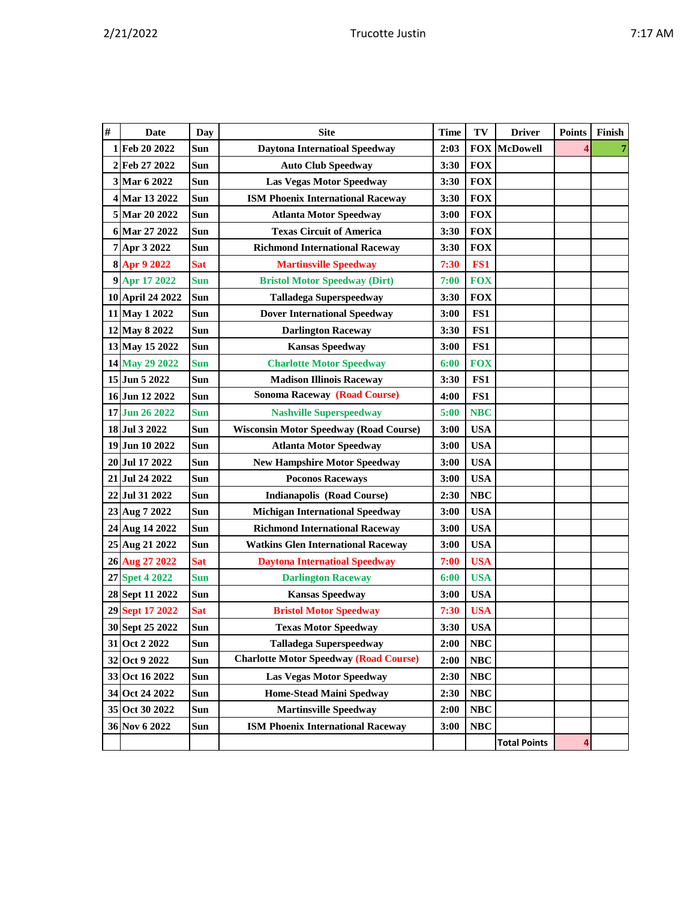| # | Date | Day | Site | Time | TV | Driver | Points | Finish |
|---|---|---|---|---|---|---|---|---|
| 1 | Feb 20 2022 | Sun | Daytona Internatioal Speedway | 2:03 | FOX | McDowell | 4 | 7 |
| 2 | Feb 27 2022 | Sun | Auto Club Speedway | 3:30 | FOX | | | |
| 3 | Mar 6 2022 | Sun | Las Vegas Motor Speedway | 3:30 | FOX | | | |
| 4 | Mar 13 2022 | Sun | ISM Phoenix International Raceway | 3:30 | FOX | | | |
| 5 | Mar 20 2022 | Sun | Atlanta Motor Speedway | 3:00 | FOX | | | |
| 6 | Mar 27 2022 | Sun | Texas Circuit of America | 3:30 | FOX | | | |
| 7 | Apr 3 2022 | Sun | Richmond International Raceway | 3:30 | FOX | | | |
| 8 | Apr 9 2022 | Sat | Martinsville Speedway | 7:30 | FS1 | | | |
| 9 | Apr 17 2022 | Sun | Bristol Motor Speedway (Dirt) | 7:00 | FOX | | | |
| 10 | April 24 2022 | Sun | Talladega Superspeedway | 3:30 | FOX | | | |
| 11 | May 1 2022 | Sun | Dover International Speedway | 3:00 | FS1 | | | |
| 12 | May 8 2022 | Sun | Darlington Raceway | 3:30 | FS1 | | | |
| 13 | May 15 2022 | Sun | Kansas Speedway | 3:00 | FS1 | | | |
| 14 | May 29 2022 | Sun | Charlotte Motor Speedway | 6:00 | FOX | | | |
| 15 | Jun 5 2022 | Sun | Madison Illinois Raceway | 3:30 | FS1 | | | |
| 16 | Jun 12 2022 | Sun | Sonoma Raceway (Road Course) | 4:00 | FS1 | | | |
| 17 | Jun 26 2022 | Sun | Nashville Superspeedway | 5:00 | NBC | | | |
| 18 | Jul 3 2022 | Sun | Wisconsin Motor Speedway (Road Course) | 3:00 | USA | | | |
| 19 | Jun 10 2022 | Sun | Atlanta Motor Speedway | 3:00 | USA | | | |
| 20 | Jul 17 2022 | Sun | New Hampshire Motor Speedway | 3:00 | USA | | | |
| 21 | Jul 24 2022 | Sun | Poconos Raceways | 3:00 | USA | | | |
| 22 | Jul 31 2022 | Sun | Indianapolis (Road Course) | 2:30 | NBC | | | |
| 23 | Aug 7 2022 | Sun | Michigan International Speedway | 3:00 | USA | | | |
| 24 | Aug 14 2022 | Sun | Richmond International Raceway | 3:00 | USA | | | |
| 25 | Aug 21 2022 | Sun | Watkins Glen International Raceway | 3:00 | USA | | | |
| 26 | Aug 27 2022 | Sat | Daytona Internatioal Speedway | 7:00 | USA | | | |
| 27 | Spet 4 2022 | Sun | Darlington Raceway | 6:00 | USA | | | |
| 28 | Sept 11 2022 | Sun | Kansas Speedway | 3:00 | USA | | | |
| 29 | Sept 17 2022 | Sat | Bristol Motor Speedway | 7:30 | USA | | | |
| 30 | Sept 25 2022 | Sun | Texas Motor Speedway | 3:30 | USA | | | |
| 31 | Oct 2 2022 | Sun | Talladega Superspeedway | 2:00 | NBC | | | |
| 32 | Oct 9 2022 | Sun | Charlotte Motor Speedway (Road Course) | 2:00 | NBC | | | |
| 33 | Oct 16 2022 | Sun | Las Vegas Motor Speedway | 2:30 | NBC | | | |
| 34 | Oct 24 2022 | Sun | Home-Stead Maini Spedway | 2:30 | NBC | | | |
| 35 | Oct 30 2022 | Sun | Martinsville Speedway | 2:00 | NBC | | | |
| 36 | Nov 6 2022 | Sun | ISM Phoenix International Raceway | 3:00 | NBC | | | |
| | | | | | | Total Points | 4 | |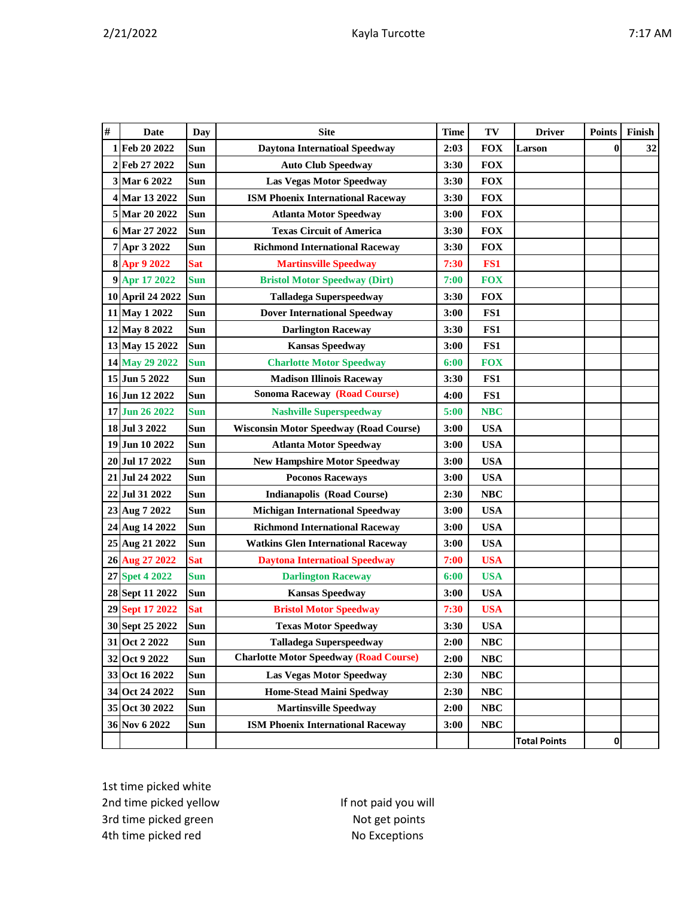| # | Date | Day | Site | Time | TV | Driver | Points | Finish |
|---|---|---|---|---|---|---|---|---|
| 1 | Feb 20 2022 | Sun | Daytona Internatioal Speedway | 2:03 | FOX | Larson | 0 | 32 |
| 2 | Feb 27 2022 | Sun | Auto Club Speedway | 3:30 | FOX | | | |
| 3 | Mar 6 2022 | Sun | Las Vegas Motor Speedway | 3:30 | FOX | | | |
| 4 | Mar 13 2022 | Sun | ISM Phoenix International Raceway | 3:30 | FOX | | | |
| 5 | Mar 20 2022 | Sun | Atlanta Motor Speedway | 3:00 | FOX | | | |
| 6 | Mar 27 2022 | Sun | Texas Circuit of America | 3:30 | FOX | | | |
| 7 | Apr 3 2022 | Sun | Richmond International Raceway | 3:30 | FOX | | | |
| 8 | Apr 9 2022 | Sat | Martinsville Speedway | 7:30 | FS1 | | | |
| 9 | Apr 17 2022 | Sun | Bristol Motor Speedway (Dirt) | 7:00 | FOX | | | |
| 10 | April 24 2022 | Sun | Talladega Superspeedway | 3:30 | FOX | | | |
| 11 | May 1 2022 | Sun | Dover International Speedway | 3:00 | FS1 | | | |
| 12 | May 8 2022 | Sun | Darlington Raceway | 3:30 | FS1 | | | |
| 13 | May 15 2022 | Sun | Kansas Speedway | 3:00 | FS1 | | | |
| 14 | May 29 2022 | Sun | Charlotte Motor Speedway | 6:00 | FOX | | | |
| 15 | Jun 5 2022 | Sun | Madison Illinois Raceway | 3:30 | FS1 | | | |
| 16 | Jun 12 2022 | Sun | Sonoma Raceway (Road Course) | 4:00 | FS1 | | | |
| 17 | Jun 26 2022 | Sun | Nashville Superspeedway | 5:00 | NBC | | | |
| 18 | Jul 3 2022 | Sun | Wisconsin Motor Speedway (Road Course) | 3:00 | USA | | | |
| 19 | Jun 10 2022 | Sun | Atlanta Motor Speedway | 3:00 | USA | | | |
| 20 | Jul 17 2022 | Sun | New Hampshire Motor Speedway | 3:00 | USA | | | |
| 21 | Jul 24 2022 | Sun | Poconos Raceways | 3:00 | USA | | | |
| 22 | Jul 31 2022 | Sun | Indianapolis (Road Course) | 2:30 | NBC | | | |
| 23 | Aug 7 2022 | Sun | Michigan International Speedway | 3:00 | USA | | | |
| 24 | Aug 14 2022 | Sun | Richmond International Raceway | 3:00 | USA | | | |
| 25 | Aug 21 2022 | Sun | Watkins Glen International Raceway | 3:00 | USA | | | |
| 26 | Aug 27 2022 | Sat | Daytona Internatioal Speedway | 7:00 | USA | | | |
| 27 | Spet 4 2022 | Sun | Darlington Raceway | 6:00 | USA | | | |
| 28 | Sept 11 2022 | Sun | Kansas Speedway | 3:00 | USA | | | |
| 29 | Sept 17 2022 | Sat | Bristol Motor Speedway | 7:30 | USA | | | |
| 30 | Sept 25 2022 | Sun | Texas Motor Speedway | 3:30 | USA | | | |
| 31 | Oct 2 2022 | Sun | Talladega Superspeedway | 2:00 | NBC | | | |
| 32 | Oct 9 2022 | Sun | Charlotte Motor Speedway (Road Course) | 2:00 | NBC | | | |
| 33 | Oct 16 2022 | Sun | Las Vegas Motor Speedway | 2:30 | NBC | | | |
| 34 | Oct 24 2022 | Sun | Home-Stead Maini Spedway | 2:30 | NBC | | | |
| 35 | Oct 30 2022 | Sun | Martinsville Speedway | 2:00 | NBC | | | |
| 36 | Nov 6 2022 | Sun | ISM Phoenix International Raceway | 3:00 | NBC | | | |
| | | | | | | Total Points | 0 | |

1st time picked white
2nd time picked yellow
3rd time picked green
4th time picked red

If not paid you will
Not get points
No Exceptions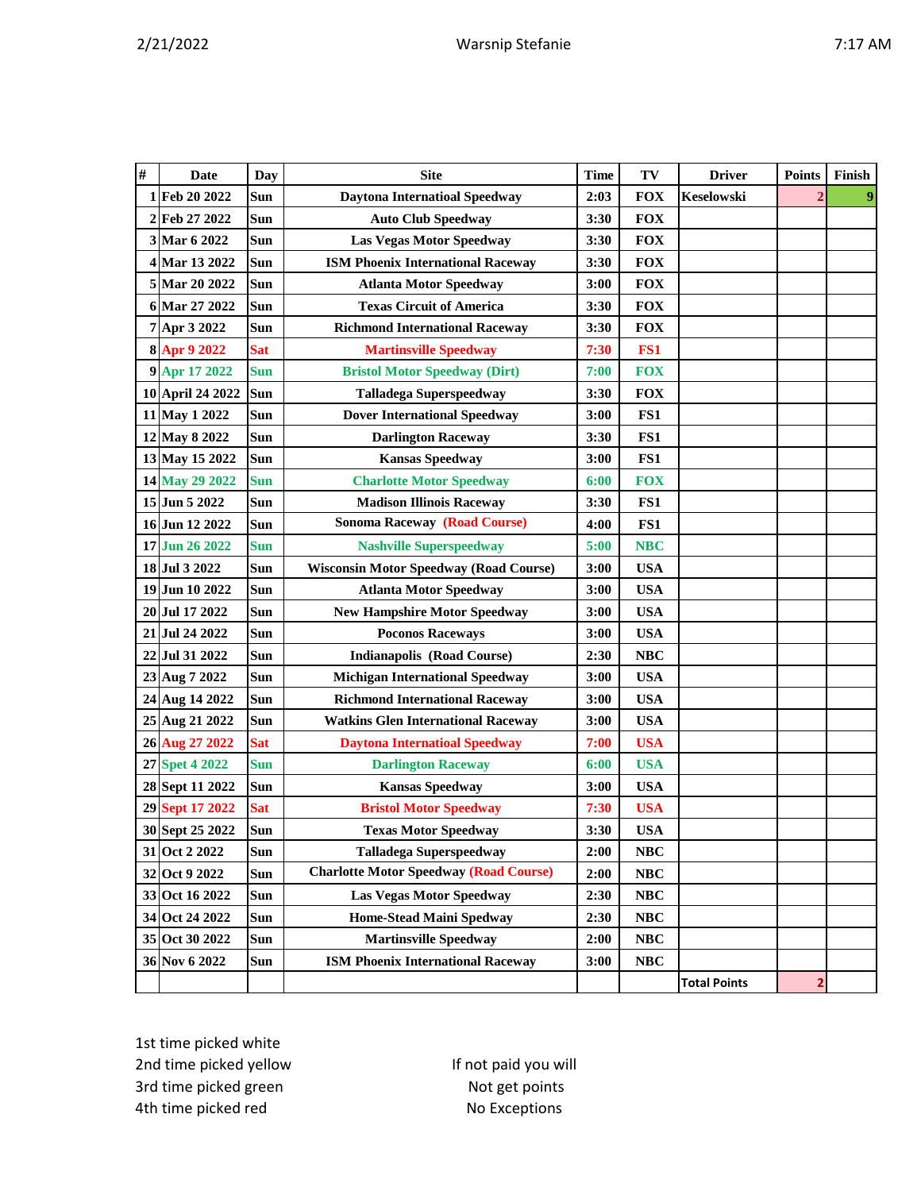| # | Date | Day | Site | Time | TV | Driver | Points | Finish |
|---|---|---|---|---|---|---|---|---|
| 1 | Feb 20 2022 | Sun | Daytona Internatioal Speedway | 2:03 | FOX | Keselowski | 2 | 9 |
| 2 | Feb 27 2022 | Sun | Auto Club Speedway | 3:30 | FOX | | | |
| 3 | Mar 6 2022 | Sun | Las Vegas Motor Speedway | 3:30 | FOX | | | |
| 4 | Mar 13 2022 | Sun | ISM Phoenix International Raceway | 3:30 | FOX | | | |
| 5 | Mar 20 2022 | Sun | Atlanta Motor Speedway | 3:00 | FOX | | | |
| 6 | Mar 27 2022 | Sun | Texas Circuit of America | 3:30 | FOX | | | |
| 7 | Apr 3 2022 | Sun | Richmond International Raceway | 3:30 | FOX | | | |
| 8 | Apr 9 2022 | Sat | Martinsville Speedway | 7:30 | FS1 | | | |
| 9 | Apr 17 2022 | Sun | Bristol Motor Speedway (Dirt) | 7:00 | FOX | | | |
| 10 | April 24 2022 | Sun | Talladega Superspeedway | 3:30 | FOX | | | |
| 11 | May 1 2022 | Sun | Dover International Speedway | 3:00 | FS1 | | | |
| 12 | May 8 2022 | Sun | Darlington Raceway | 3:30 | FS1 | | | |
| 13 | May 15 2022 | Sun | Kansas Speedway | 3:00 | FS1 | | | |
| 14 | May 29 2022 | Sun | Charlotte Motor Speedway | 6:00 | FOX | | | |
| 15 | Jun 5 2022 | Sun | Madison Illinois Raceway | 3:30 | FS1 | | | |
| 16 | Jun 12 2022 | Sun | Sonoma Raceway (Road Course) | 4:00 | FS1 | | | |
| 17 | Jun 26 2022 | Sun | Nashville Superspeedway | 5:00 | NBC | | | |
| 18 | Jul 3 2022 | Sun | Wisconsin Motor Speedway (Road Course) | 3:00 | USA | | | |
| 19 | Jun 10 2022 | Sun | Atlanta Motor Speedway | 3:00 | USA | | | |
| 20 | Jul 17 2022 | Sun | New Hampshire Motor Speedway | 3:00 | USA | | | |
| 21 | Jul 24 2022 | Sun | Poconos Raceways | 3:00 | USA | | | |
| 22 | Jul 31 2022 | Sun | Indianapolis (Road Course) | 2:30 | NBC | | | |
| 23 | Aug 7 2022 | Sun | Michigan International Speedway | 3:00 | USA | | | |
| 24 | Aug 14 2022 | Sun | Richmond International Raceway | 3:00 | USA | | | |
| 25 | Aug 21 2022 | Sun | Watkins Glen International Raceway | 3:00 | USA | | | |
| 26 | Aug 27 2022 | Sat | Daytona International Speedway | 7:00 | USA | | | |
| 27 | Spet 4 2022 | Sun | Darlington Raceway | 6:00 | USA | | | |
| 28 | Sept 11 2022 | Sun | Kansas Speedway | 3:00 | USA | | | |
| 29 | Sept 17 2022 | Sat | Bristol Motor Speedway | 7:30 | USA | | | |
| 30 | Sept 25 2022 | Sun | Texas Motor Speedway | 3:30 | USA | | | |
| 31 | Oct 2 2022 | Sun | Talladega Superspeedway | 2:00 | NBC | | | |
| 32 | Oct 9 2022 | Sun | Charlotte Motor Speedway (Road Course) | 2:00 | NBC | | | |
| 33 | Oct 16 2022 | Sun | Las Vegas Motor Speedway | 2:30 | NBC | | | |
| 34 | Oct 24 2022 | Sun | Home-Stead Maini Spedway | 2:30 | NBC | | | |
| 35 | Oct 30 2022 | Sun | Martinsville Speedway | 2:00 | NBC | | | |
| 36 | Nov 6 2022 | Sun | ISM Phoenix International Raceway | 3:00 | NBC | | | |
| | | | | | | Total Points | 2 | |

1st time picked white
2nd time picked yellow
3rd time picked green
4th time picked red

If not paid you will
Not get points
No Exceptions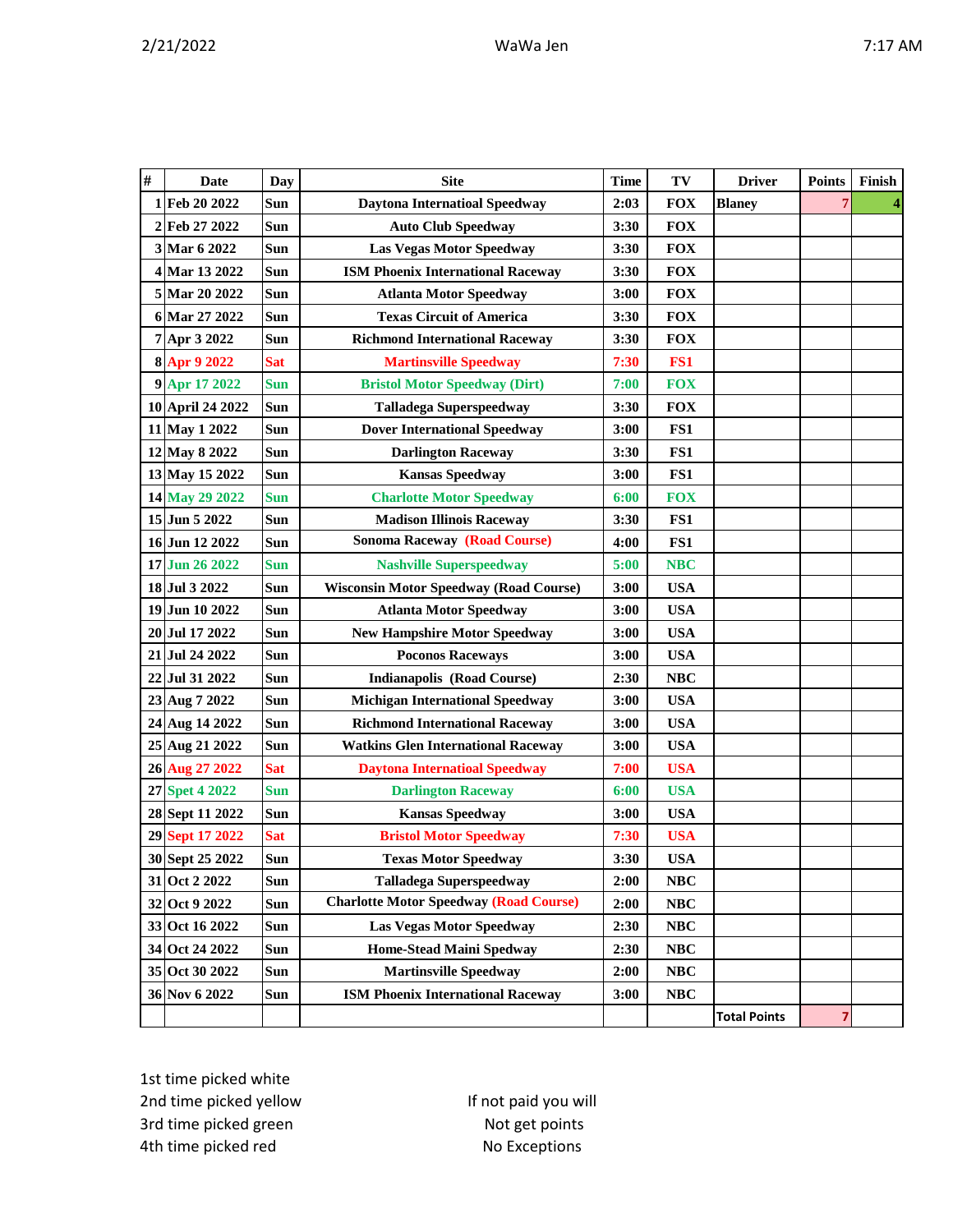| # | Date | Day | Site | Time | TV | Driver | Points | Finish |
|---|---|---|---|---|---|---|---|---|
| 1 | Feb 20 2022 | Sun | Daytona Internatioal Speedway | 2:03 | FOX | Blaney | 7 | 4 |
| 2 | Feb 27 2022 | Sun | Auto Club Speedway | 3:30 | FOX | | | |
| 3 | Mar 6 2022 | Sun | Las Vegas Motor Speedway | 3:30 | FOX | | | |
| 4 | Mar 13 2022 | Sun | ISM Phoenix International Raceway | 3:30 | FOX | | | |
| 5 | Mar 20 2022 | Sun | Atlanta Motor Speedway | 3:00 | FOX | | | |
| 6 | Mar 27 2022 | Sun | Texas Circuit of America | 3:30 | FOX | | | |
| 7 | Apr 3 2022 | Sun | Richmond International Raceway | 3:30 | FOX | | | |
| 8 | Apr 9 2022 | Sat | Martinsville Speedway | 7:30 | FS1 | | | |
| 9 | Apr 17 2022 | Sun | Bristol Motor Speedway (Dirt) | 7:00 | FOX | | | |
| 10 | April 24 2022 | Sun | Talladega Superspeedway | 3:30 | FOX | | | |
| 11 | May 1 2022 | Sun | Dover International Speedway | 3:00 | FS1 | | | |
| 12 | May 8 2022 | Sun | Darlington Raceway | 3:30 | FS1 | | | |
| 13 | May 15 2022 | Sun | Kansas Speedway | 3:00 | FS1 | | | |
| 14 | May 29 2022 | Sun | Charlotte Motor Speedway | 6:00 | FOX | | | |
| 15 | Jun 5 2022 | Sun | Madison Illinois Raceway | 3:30 | FS1 | | | |
| 16 | Jun 12 2022 | Sun | Sonoma Raceway (Road Course) | 4:00 | FS1 | | | |
| 17 | Jun 26 2022 | Sun | Nashville Superspeedway | 5:00 | NBC | | | |
| 18 | Jul 3 2022 | Sun | Wisconsin Motor Speedway (Road Course) | 3:00 | USA | | | |
| 19 | Jun 10 2022 | Sun | Atlanta Motor Speedway | 3:00 | USA | | | |
| 20 | Jul 17 2022 | Sun | New Hampshire Motor Speedway | 3:00 | USA | | | |
| 21 | Jul 24 2022 | Sun | Poconos Raceways | 3:00 | USA | | | |
| 22 | Jul 31 2022 | Sun | Indianapolis (Road Course) | 2:30 | NBC | | | |
| 23 | Aug 7 2022 | Sun | Michigan International Speedway | 3:00 | USA | | | |
| 24 | Aug 14 2022 | Sun | Richmond International Raceway | 3:00 | USA | | | |
| 25 | Aug 21 2022 | Sun | Watkins Glen International Raceway | 3:00 | USA | | | |
| 26 | Aug 27 2022 | Sat | Daytona Internatioal Speedway | 7:00 | USA | | | |
| 27 | Spet 4 2022 | Sun | Darlington Raceway | 6:00 | USA | | | |
| 28 | Sept 11 2022 | Sun | Kansas Speedway | 3:00 | USA | | | |
| 29 | Sept 17 2022 | Sat | Bristol Motor Speedway | 7:30 | USA | | | |
| 30 | Sept 25 2022 | Sun | Texas Motor Speedway | 3:30 | USA | | | |
| 31 | Oct 2 2022 | Sun | Talladega Superspeedway | 2:00 | NBC | | | |
| 32 | Oct 9 2022 | Sun | Charlotte Motor Speedway (Road Course) | 2:00 | NBC | | | |
| 33 | Oct 16 2022 | Sun | Las Vegas Motor Speedway | 2:30 | NBC | | | |
| 34 | Oct 24 2022 | Sun | Home-Stead Maini Spedway | 2:30 | NBC | | | |
| 35 | Oct 30 2022 | Sun | Martinsville Speedway | 2:00 | NBC | | | |
| 36 | Nov 6 2022 | Sun | ISM Phoenix International Raceway | 3:00 | NBC | | | |
| | | | | | | Total Points | 7 | |

1st time picked white
2nd time picked yellow
3rd time picked green
4th time picked red

If not paid you will
Not get points
No Exceptions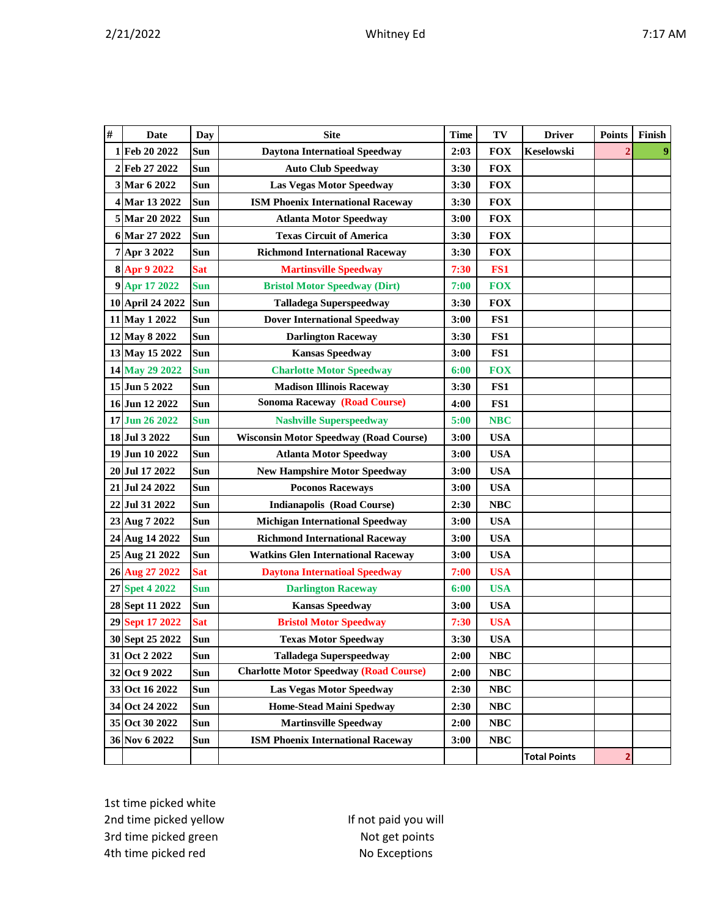| # | Date | Day | Site | Time | TV | Driver | Points | Finish |
|---|---|---|---|---|---|---|---|---|
| 1 | Feb 20 2022 | Sun | Daytona Internatioal Speedway | 2:03 | FOX | Keselowski | 2 | 9 |
| 2 | Feb 27 2022 | Sun | Auto Club Speedway | 3:30 | FOX | | | |
| 3 | Mar 6 2022 | Sun | Las Vegas Motor Speedway | 3:30 | FOX | | | |
| 4 | Mar 13 2022 | Sun | ISM Phoenix International Raceway | 3:30 | FOX | | | |
| 5 | Mar 20 2022 | Sun | Atlanta Motor Speedway | 3:00 | FOX | | | |
| 6 | Mar 27 2022 | Sun | Texas Circuit of America | 3:30 | FOX | | | |
| 7 | Apr 3 2022 | Sun | Richmond International Raceway | 3:30 | FOX | | | |
| 8 | Apr 9 2022 | Sat | Martinsville Speedway | 7:30 | FS1 | | | |
| 9 | Apr 17 2022 | Sun | Bristol Motor Speedway (Dirt) | 7:00 | FOX | | | |
| 10 | April 24 2022 | Sun | Talladega Superspeedway | 3:30 | FOX | | | |
| 11 | May 1 2022 | Sun | Dover International Speedway | 3:00 | FS1 | | | |
| 12 | May 8 2022 | Sun | Darlington Raceway | 3:30 | FS1 | | | |
| 13 | May 15 2022 | Sun | Kansas Speedway | 3:00 | FS1 | | | |
| 14 | May 29 2022 | Sun | Charlotte Motor Speedway | 6:00 | FOX | | | |
| 15 | Jun 5 2022 | Sun | Madison Illinois Raceway | 3:30 | FS1 | | | |
| 16 | Jun 12 2022 | Sun | Sonoma Raceway (Road Course) | 4:00 | FS1 | | | |
| 17 | Jun 26 2022 | Sun | Nashville Superspeedway | 5:00 | NBC | | | |
| 18 | Jul 3 2022 | Sun | Wisconsin Motor Speedway (Road Course) | 3:00 | USA | | | |
| 19 | Jun 10 2022 | Sun | Atlanta Motor Speedway | 3:00 | USA | | | |
| 20 | Jul 17 2022 | Sun | New Hampshire Motor Speedway | 3:00 | USA | | | |
| 21 | Jul 24 2022 | Sun | Poconos Raceways | 3:00 | USA | | | |
| 22 | Jul 31 2022 | Sun | Indianapolis (Road Course) | 2:30 | NBC | | | |
| 23 | Aug 7 2022 | Sun | Michigan International Speedway | 3:00 | USA | | | |
| 24 | Aug 14 2022 | Sun | Richmond International Raceway | 3:00 | USA | | | |
| 25 | Aug 21 2022 | Sun | Watkins Glen International Raceway | 3:00 | USA | | | |
| 26 | Aug 27 2022 | Sat | Daytona International Speedway | 7:00 | USA | | | |
| 27 | Spet 4 2022 | Sun | Darlington Raceway | 6:00 | USA | | | |
| 28 | Sept 11 2022 | Sun | Kansas Speedway | 3:00 | USA | | | |
| 29 | Sept 17 2022 | Sat | Bristol Motor Speedway | 7:30 | USA | | | |
| 30 | Sept 25 2022 | Sun | Texas Motor Speedway | 3:30 | USA | | | |
| 31 | Oct 2 2022 | Sun | Talladega Superspeedway | 2:00 | NBC | | | |
| 32 | Oct 9 2022 | Sun | Charlotte Motor Speedway (Road Course) | 2:00 | NBC | | | |
| 33 | Oct 16 2022 | Sun | Las Vegas Motor Speedway | 2:30 | NBC | | | |
| 34 | Oct 24 2022 | Sun | Home-Stead Maini Spedway | 2:30 | NBC | | | |
| 35 | Oct 30 2022 | Sun | Martinsville Speedway | 2:00 | NBC | | | |
| 36 | Nov 6 2022 | Sun | ISM Phoenix International Raceway | 3:00 | NBC | | | |
| | | | | | | Total Points | 2 | |

1st time picked white
2nd time picked yellow
3rd time picked green
4th time picked red

If not paid you will
Not get points
No Exceptions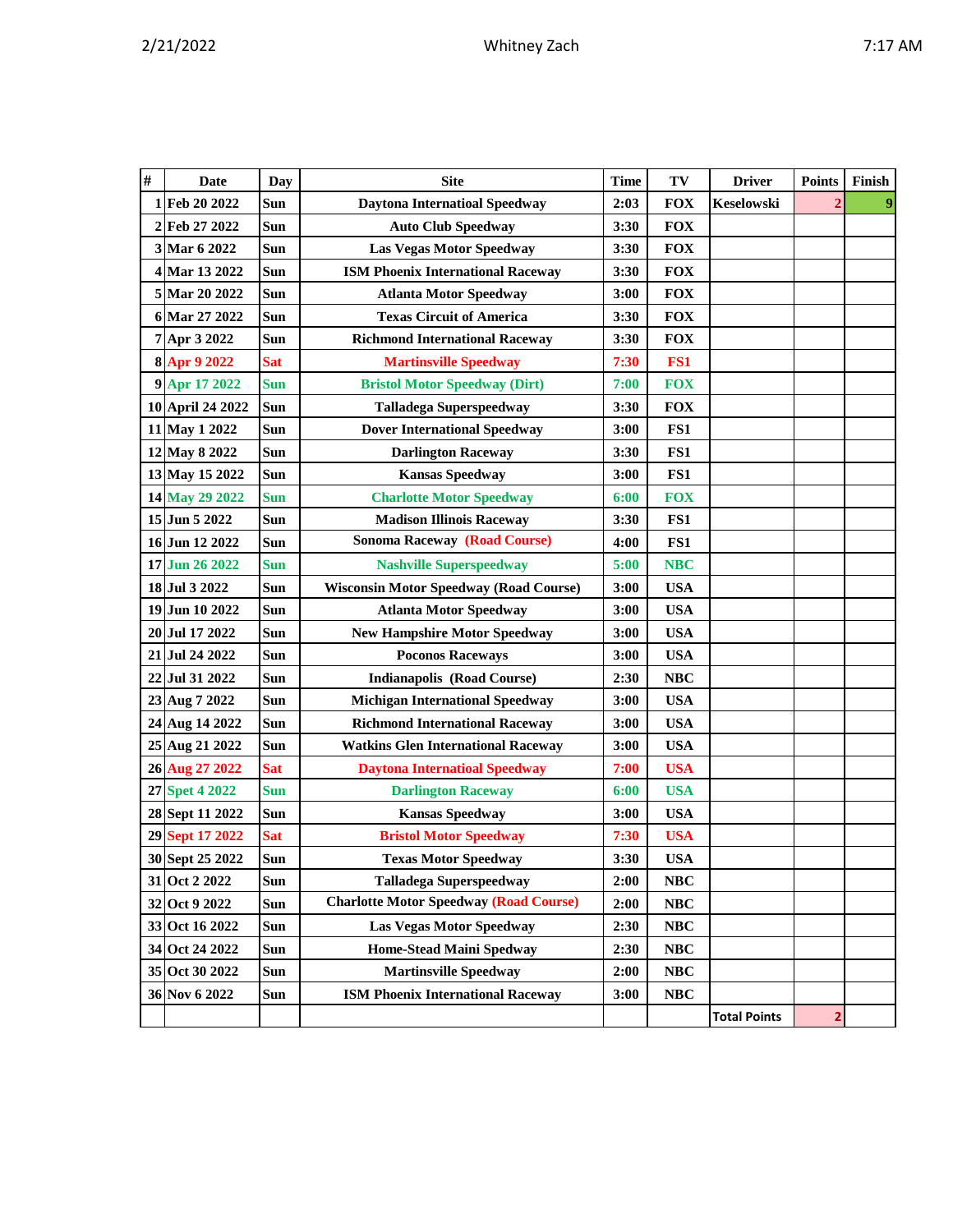| # | Date | Day | Site | Time | TV | Driver | Points | Finish |
|---|---|---|---|---|---|---|---|---|
| 1 | Feb 20 2022 | Sun | Daytona Internatioal Speedway | 2:03 | FOX | Keselowski | 2 | 9 |
| 2 | Feb 27 2022 | Sun | Auto Club Speedway | 3:30 | FOX | | | |
| 3 | Mar 6 2022 | Sun | Las Vegas Motor Speedway | 3:30 | FOX | | | |
| 4 | Mar 13 2022 | Sun | ISM Phoenix International Raceway | 3:30 | FOX | | | |
| 5 | Mar 20 2022 | Sun | Atlanta Motor Speedway | 3:00 | FOX | | | |
| 6 | Mar 27 2022 | Sun | Texas Circuit of America | 3:30 | FOX | | | |
| 7 | Apr 3 2022 | Sun | Richmond International Raceway | 3:30 | FOX | | | |
| 8 | Apr 9 2022 | Sat | Martinsville Speedway | 7:30 | FS1 | | | |
| 9 | Apr 17 2022 | Sun | Bristol Motor Speedway (Dirt) | 7:00 | FOX | | | |
| 10 | April 24 2022 | Sun | Talladega Superspeedway | 3:30 | FOX | | | |
| 11 | May 1 2022 | Sun | Dover International Speedway | 3:00 | FS1 | | | |
| 12 | May 8 2022 | Sun | Darlington Raceway | 3:30 | FS1 | | | |
| 13 | May 15 2022 | Sun | Kansas Speedway | 3:00 | FS1 | | | |
| 14 | May 29 2022 | Sun | Charlotte Motor Speedway | 6:00 | FOX | | | |
| 15 | Jun 5 2022 | Sun | Madison Illinois Raceway | 3:30 | FS1 | | | |
| 16 | Jun 12 2022 | Sun | Sonoma Raceway (Road Course) | 4:00 | FS1 | | | |
| 17 | Jun 26 2022 | Sun | Nashville Superspeedway | 5:00 | NBC | | | |
| 18 | Jul 3 2022 | Sun | Wisconsin Motor Speedway (Road Course) | 3:00 | USA | | | |
| 19 | Jun 10 2022 | Sun | Atlanta Motor Speedway | 3:00 | USA | | | |
| 20 | Jul 17 2022 | Sun | New Hampshire Motor Speedway | 3:00 | USA | | | |
| 21 | Jul 24 2022 | Sun | Poconos Raceways | 3:00 | USA | | | |
| 22 | Jul 31 2022 | Sun | Indianapolis (Road Course) | 2:30 | NBC | | | |
| 23 | Aug 7 2022 | Sun | Michigan International Speedway | 3:00 | USA | | | |
| 24 | Aug 14 2022 | Sun | Richmond International Raceway | 3:00 | USA | | | |
| 25 | Aug 21 2022 | Sun | Watkins Glen International Raceway | 3:00 | USA | | | |
| 26 | Aug 27 2022 | Sat | Daytona Internatioal Speedway | 7:00 | USA | | | |
| 27 | Spet 4 2022 | Sun | Darlington Raceway | 6:00 | USA | | | |
| 28 | Sept 11 2022 | Sun | Kansas Speedway | 3:00 | USA | | | |
| 29 | Sept 17 2022 | Sat | Bristol Motor Speedway | 7:30 | USA | | | |
| 30 | Sept 25 2022 | Sun | Texas Motor Speedway | 3:30 | USA | | | |
| 31 | Oct 2 2022 | Sun | Talladega Superspeedway | 2:00 | NBC | | | |
| 32 | Oct 9 2022 | Sun | Charlotte Motor Speedway (Road Course) | 2:00 | NBC | | | |
| 33 | Oct 16 2022 | Sun | Las Vegas Motor Speedway | 2:30 | NBC | | | |
| 34 | Oct 24 2022 | Sun | Home-Stead Maini Spedway | 2:30 | NBC | | | |
| 35 | Oct 30 2022 | Sun | Martinsville Speedway | 2:00 | NBC | | | |
| 36 | Nov 6 2022 | Sun | ISM Phoenix International Raceway | 3:00 | NBC | | | |
| | | | | | | Total Points | 2 | |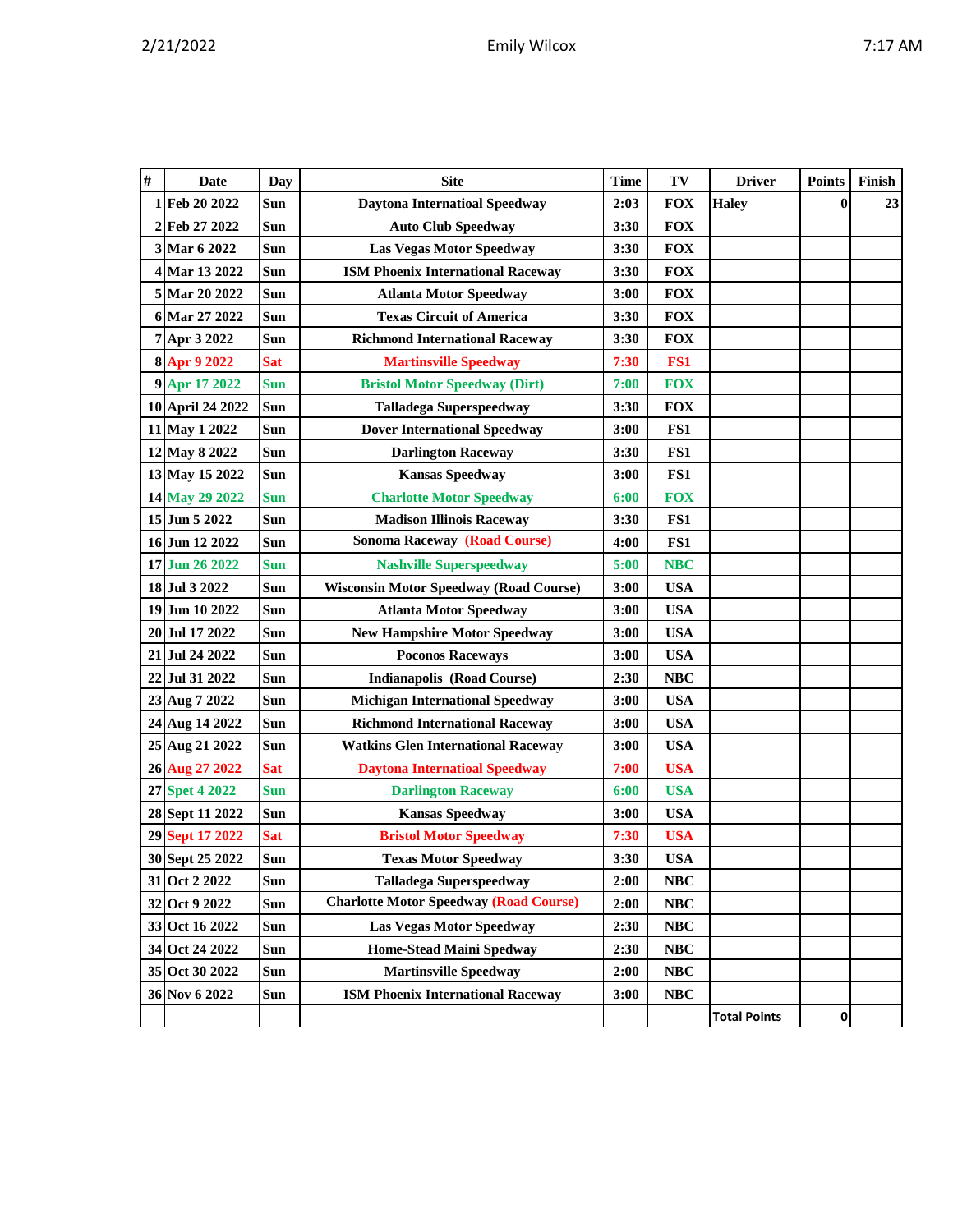| # | Date | Day | Site | Time | TV | Driver | Points | Finish |
|---|---|---|---|---|---|---|---|---|
| 1 | Feb 20 2022 | Sun | Daytona Internatioal Speedway | 2:03 | FOX | Haley | 0 | 23 |
| 2 | Feb 27 2022 | Sun | Auto Club Speedway | 3:30 | FOX | | | |
| 3 | Mar 6 2022 | Sun | Las Vegas Motor Speedway | 3:30 | FOX | | | |
| 4 | Mar 13 2022 | Sun | ISM Phoenix International Raceway | 3:30 | FOX | | | |
| 5 | Mar 20 2022 | Sun | Atlanta Motor Speedway | 3:00 | FOX | | | |
| 6 | Mar 27 2022 | Sun | Texas Circuit of America | 3:30 | FOX | | | |
| 7 | Apr 3 2022 | Sun | Richmond International Raceway | 3:30 | FOX | | | |
| 8 | Apr 9 2022 | Sat | Martinsville Speedway | 7:30 | FS1 | | | |
| 9 | Apr 17 2022 | Sun | Bristol Motor Speedway (Dirt) | 7:00 | FOX | | | |
| 10 | April 24 2022 | Sun | Talladega Superspeedway | 3:30 | FOX | | | |
| 11 | May 1 2022 | Sun | Dover International Speedway | 3:00 | FS1 | | | |
| 12 | May 8 2022 | Sun | Darlington Raceway | 3:30 | FS1 | | | |
| 13 | May 15 2022 | Sun | Kansas Speedway | 3:00 | FS1 | | | |
| 14 | May 29 2022 | Sun | Charlotte Motor Speedway | 6:00 | FOX | | | |
| 15 | Jun 5 2022 | Sun | Madison Illinois Raceway | 3:30 | FS1 | | | |
| 16 | Jun 12 2022 | Sun | Sonoma Raceway (Road Course) | 4:00 | FS1 | | | |
| 17 | Jun 26 2022 | Sun | Nashville Superspeedway | 5:00 | NBC | | | |
| 18 | Jul 3 2022 | Sun | Wisconsin Motor Speedway (Road Course) | 3:00 | USA | | | |
| 19 | Jun 10 2022 | Sun | Atlanta Motor Speedway | 3:00 | USA | | | |
| 20 | Jul 17 2022 | Sun | New Hampshire Motor Speedway | 3:00 | USA | | | |
| 21 | Jul 24 2022 | Sun | Poconos Raceways | 3:00 | USA | | | |
| 22 | Jul 31 2022 | Sun | Indianapolis (Road Course) | 2:30 | NBC | | | |
| 23 | Aug 7 2022 | Sun | Michigan International Speedway | 3:00 | USA | | | |
| 24 | Aug 14 2022 | Sun | Richmond International Raceway | 3:00 | USA | | | |
| 25 | Aug 21 2022 | Sun | Watkins Glen International Raceway | 3:00 | USA | | | |
| 26 | Aug 27 2022 | Sat | Daytona Internatioal Speedway | 7:00 | USA | | | |
| 27 | Spet 4 2022 | Sun | Darlington Raceway | 6:00 | USA | | | |
| 28 | Sept 11 2022 | Sun | Kansas Speedway | 3:00 | USA | | | |
| 29 | Sept 17 2022 | Sat | Bristol Motor Speedway | 7:30 | USA | | | |
| 30 | Sept 25 2022 | Sun | Texas Motor Speedway | 3:30 | USA | | | |
| 31 | Oct 2 2022 | Sun | Talladega Superspeedway | 2:00 | NBC | | | |
| 32 | Oct 9 2022 | Sun | Charlotte Motor Speedway (Road Course) | 2:00 | NBC | | | |
| 33 | Oct 16 2022 | Sun | Las Vegas Motor Speedway | 2:30 | NBC | | | |
| 34 | Oct 24 2022 | Sun | Home-Stead Maini Spedway | 2:30 | NBC | | | |
| 35 | Oct 30 2022 | Sun | Martinsville Speedway | 2:00 | NBC | | | |
| 36 | Nov 6 2022 | Sun | ISM Phoenix International Raceway | 3:00 | NBC | | | |
| | | | | | | Total Points | 0 | |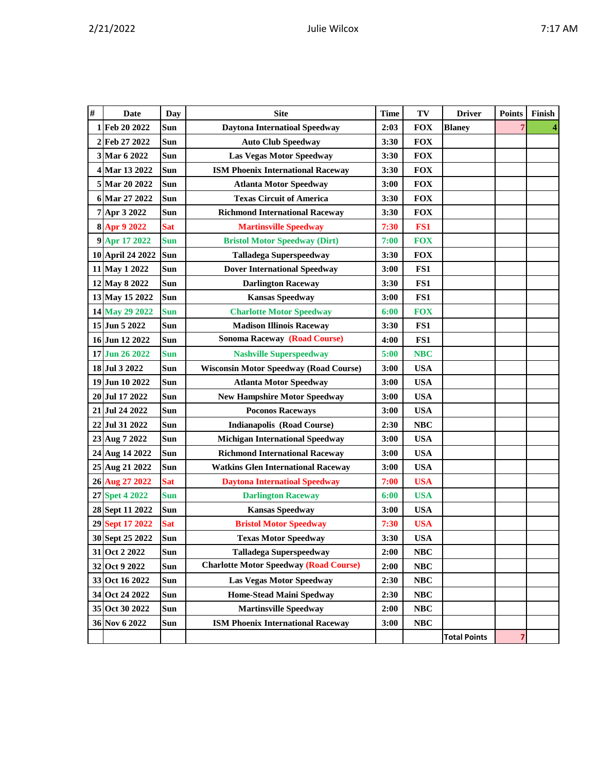| # | Date | Day | Site | Time | TV | Driver | Points | Finish |
|---|---|---|---|---|---|---|---|---|
| 1 | Feb 20 2022 | Sun | Daytona Internatioal Speedway | 2:03 | FOX | Blaney | 7 | 4 |
| 2 | Feb 27 2022 | Sun | Auto Club Speedway | 3:30 | FOX | | | |
| 3 | Mar 6 2022 | Sun | Las Vegas Motor Speedway | 3:30 | FOX | | | |
| 4 | Mar 13 2022 | Sun | ISM Phoenix International Raceway | 3:30 | FOX | | | |
| 5 | Mar 20 2022 | Sun | Atlanta Motor Speedway | 3:00 | FOX | | | |
| 6 | Mar 27 2022 | Sun | Texas Circuit of America | 3:30 | FOX | | | |
| 7 | Apr 3 2022 | Sun | Richmond International Raceway | 3:30 | FOX | | | |
| 8 | Apr 9 2022 | Sat | Martinsville Speedway | 7:30 | FS1 | | | |
| 9 | Apr 17 2022 | Sun | Bristol Motor Speedway (Dirt) | 7:00 | FOX | | | |
| 10 | April 24 2022 | Sun | Talladega Superspeedway | 3:30 | FOX | | | |
| 11 | May 1 2022 | Sun | Dover International Speedway | 3:00 | FS1 | | | |
| 12 | May 8 2022 | Sun | Darlington Raceway | 3:30 | FS1 | | | |
| 13 | May 15 2022 | Sun | Kansas Speedway | 3:00 | FS1 | | | |
| 14 | May 29 2022 | Sun | Charlotte Motor Speedway | 6:00 | FOX | | | |
| 15 | Jun 5 2022 | Sun | Madison Illinois Raceway | 3:30 | FS1 | | | |
| 16 | Jun 12 2022 | Sun | Sonoma Raceway (Road Course) | 4:00 | FS1 | | | |
| 17 | Jun 26 2022 | Sun | Nashville Superspeedway | 5:00 | NBC | | | |
| 18 | Jul 3 2022 | Sun | Wisconsin Motor Speedway (Road Course) | 3:00 | USA | | | |
| 19 | Jun 10 2022 | Sun | Atlanta Motor Speedway | 3:00 | USA | | | |
| 20 | Jul 17 2022 | Sun | New Hampshire Motor Speedway | 3:00 | USA | | | |
| 21 | Jul 24 2022 | Sun | Poconos Raceways | 3:00 | USA | | | |
| 22 | Jul 31 2022 | Sun | Indianapolis (Road Course) | 2:30 | NBC | | | |
| 23 | Aug 7 2022 | Sun | Michigan International Speedway | 3:00 | USA | | | |
| 24 | Aug 14 2022 | Sun | Richmond International Raceway | 3:00 | USA | | | |
| 25 | Aug 21 2022 | Sun | Watkins Glen International Raceway | 3:00 | USA | | | |
| 26 | Aug 27 2022 | Sat | Daytona Internatioal Speedway | 7:00 | USA | | | |
| 27 | Spet 4 2022 | Sun | Darlington Raceway | 6:00 | USA | | | |
| 28 | Sept 11 2022 | Sun | Kansas Speedway | 3:00 | USA | | | |
| 29 | Sept 17 2022 | Sat | Bristol Motor Speedway | 7:30 | USA | | | |
| 30 | Sept 25 2022 | Sun | Texas Motor Speedway | 3:30 | USA | | | |
| 31 | Oct 2 2022 | Sun | Talladega Superspeedway | 2:00 | NBC | | | |
| 32 | Oct 9 2022 | Sun | Charlotte Motor Speedway (Road Course) | 2:00 | NBC | | | |
| 33 | Oct 16 2022 | Sun | Las Vegas Motor Speedway | 2:30 | NBC | | | |
| 34 | Oct 24 2022 | Sun | Home-Stead Maini Spedway | 2:30 | NBC | | | |
| 35 | Oct 30 2022 | Sun | Martinsville Speedway | 2:00 | NBC | | | |
| 36 | Nov 6 2022 | Sun | ISM Phoenix International Raceway | 3:00 | NBC | | | |
| | | | | | | Total Points | 7 | |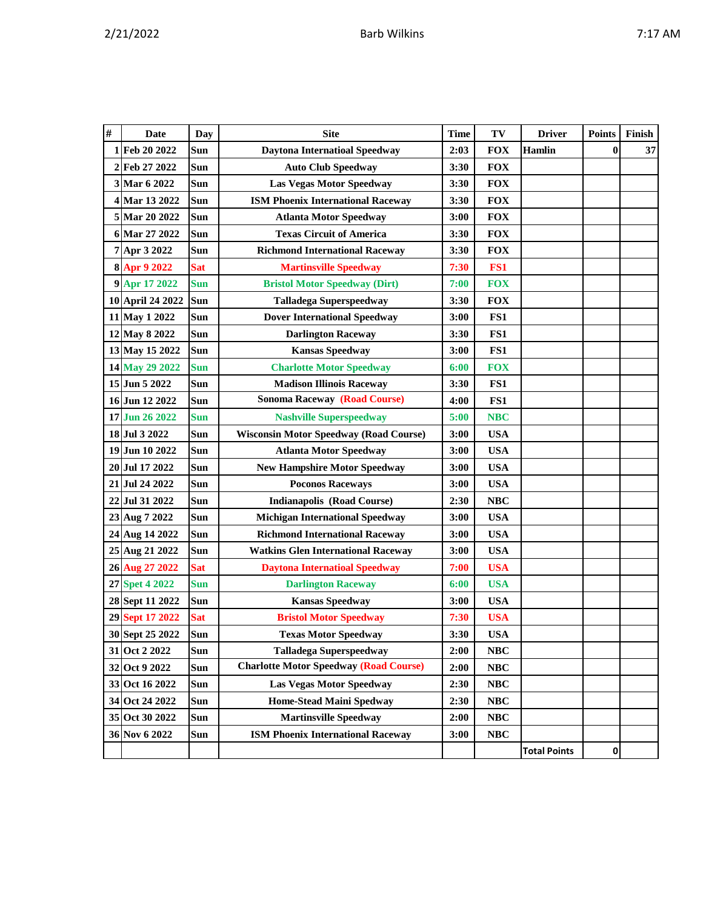| # | Date | Day | Site | Time | TV | Driver | Points | Finish |
|---|---|---|---|---|---|---|---|---|
| 1 | Feb 20 2022 | Sun | Daytona Internatioal Speedway | 2:03 | FOX | Hamlin | 0 | 37 |
| 2 | Feb 27 2022 | Sun | Auto Club Speedway | 3:30 | FOX | | | |
| 3 | Mar 6 2022 | Sun | Las Vegas Motor Speedway | 3:30 | FOX | | | |
| 4 | Mar 13 2022 | Sun | ISM Phoenix International Raceway | 3:30 | FOX | | | |
| 5 | Mar 20 2022 | Sun | Atlanta Motor Speedway | 3:00 | FOX | | | |
| 6 | Mar 27 2022 | Sun | Texas Circuit of America | 3:30 | FOX | | | |
| 7 | Apr 3 2022 | Sun | Richmond International Raceway | 3:30 | FOX | | | |
| 8 | Apr 9 2022 | Sat | Martinsville Speedway | 7:30 | FS1 | | | |
| 9 | Apr 17 2022 | Sun | Bristol Motor Speedway (Dirt) | 7:00 | FOX | | | |
| 10 | April 24 2022 | Sun | Talladega Superspeedway | 3:30 | FOX | | | |
| 11 | May 1 2022 | Sun | Dover International Speedway | 3:00 | FS1 | | | |
| 12 | May 8 2022 | Sun | Darlington Raceway | 3:30 | FS1 | | | |
| 13 | May 15 2022 | Sun | Kansas Speedway | 3:00 | FS1 | | | |
| 14 | May 29 2022 | Sun | Charlotte Motor Speedway | 6:00 | FOX | | | |
| 15 | Jun 5 2022 | Sun | Madison Illinois Raceway | 3:30 | FS1 | | | |
| 16 | Jun 12 2022 | Sun | Sonoma Raceway (Road Course) | 4:00 | FS1 | | | |
| 17 | Jun 26 2022 | Sun | Nashville Superspeedway | 5:00 | NBC | | | |
| 18 | Jul 3 2022 | Sun | Wisconsin Motor Speedway (Road Course) | 3:00 | USA | | | |
| 19 | Jun 10 2022 | Sun | Atlanta Motor Speedway | 3:00 | USA | | | |
| 20 | Jul 17 2022 | Sun | New Hampshire Motor Speedway | 3:00 | USA | | | |
| 21 | Jul 24 2022 | Sun | Poconos Raceways | 3:00 | USA | | | |
| 22 | Jul 31 2022 | Sun | Indianapolis (Road Course) | 2:30 | NBC | | | |
| 23 | Aug 7 2022 | Sun | Michigan International Speedway | 3:00 | USA | | | |
| 24 | Aug 14 2022 | Sun | Richmond International Raceway | 3:00 | USA | | | |
| 25 | Aug 21 2022 | Sun | Watkins Glen International Raceway | 3:00 | USA | | | |
| 26 | Aug 27 2022 | Sat | Daytona Internatioal Speedway | 7:00 | USA | | | |
| 27 | Spet 4 2022 | Sun | Darlington Raceway | 6:00 | USA | | | |
| 28 | Sept 11 2022 | Sun | Kansas Speedway | 3:00 | USA | | | |
| 29 | Sept 17 2022 | Sat | Bristol Motor Speedway | 7:30 | USA | | | |
| 30 | Sept 25 2022 | Sun | Texas Motor Speedway | 3:30 | USA | | | |
| 31 | Oct 2 2022 | Sun | Talladega Superspeedway | 2:00 | NBC | | | |
| 32 | Oct 9 2022 | Sun | Charlotte Motor Speedway (Road Course) | 2:00 | NBC | | | |
| 33 | Oct 16 2022 | Sun | Las Vegas Motor Speedway | 2:30 | NBC | | | |
| 34 | Oct 24 2022 | Sun | Home-Stead Maini Spedway | 2:30 | NBC | | | |
| 35 | Oct 30 2022 | Sun | Martinsville Speedway | 2:00 | NBC | | | |
| 36 | Nov 6 2022 | Sun | ISM Phoenix International Raceway | 3:00 | NBC | | | |
| | | | | | | Total Points | 0 | |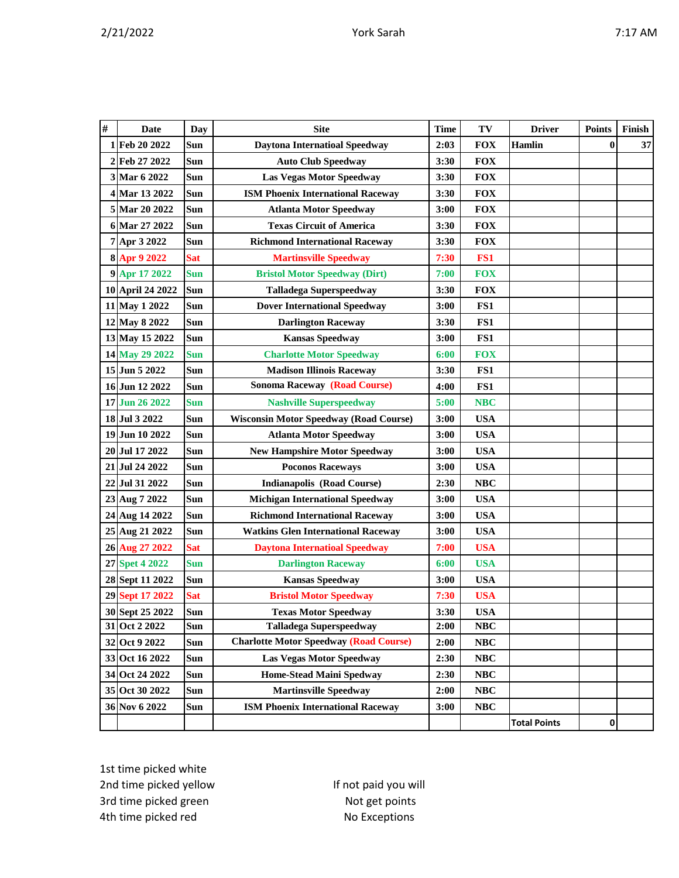| # | Date | Day | Site | Time | TV | Driver | Points | Finish |
|---|---|---|---|---|---|---|---|---|
| 1 | Feb 20 2022 | Sun | Daytona Internatioal Speedway | 2:03 | FOX | Hamlin | 0 | 37 |
| 2 | Feb 27 2022 | Sun | Auto Club Speedway | 3:30 | FOX | | | |
| 3 | Mar 6 2022 | Sun | Las Vegas Motor Speedway | 3:30 | FOX | | | |
| 4 | Mar 13 2022 | Sun | ISM Phoenix International Raceway | 3:30 | FOX | | | |
| 5 | Mar 20 2022 | Sun | Atlanta Motor Speedway | 3:00 | FOX | | | |
| 6 | Mar 27 2022 | Sun | Texas Circuit of America | 3:30 | FOX | | | |
| 7 | Apr 3 2022 | Sun | Richmond International Raceway | 3:30 | FOX | | | |
| 8 | Apr 9 2022 | Sat | Martinsville Speedway | 7:30 | FS1 | | | |
| 9 | Apr 17 2022 | Sun | Bristol Motor Speedway (Dirt) | 7:00 | FOX | | | |
| 10 | April 24 2022 | Sun | Talladega Superspeedway | 3:30 | FOX | | | |
| 11 | May 1 2022 | Sun | Dover International Speedway | 3:00 | FS1 | | | |
| 12 | May 8 2022 | Sun | Darlington Raceway | 3:30 | FS1 | | | |
| 13 | May 15 2022 | Sun | Kansas Speedway | 3:00 | FS1 | | | |
| 14 | May 29 2022 | Sun | Charlotte Motor Speedway | 6:00 | FOX | | | |
| 15 | Jun 5 2022 | Sun | Madison Illinois Raceway | 3:30 | FS1 | | | |
| 16 | Jun 12 2022 | Sun | Sonoma Raceway (Road Course) | 4:00 | FS1 | | | |
| 17 | Jun 26 2022 | Sun | Nashville Superspeedway | 5:00 | NBC | | | |
| 18 | Jul 3 2022 | Sun | Wisconsin Motor Speedway (Road Course) | 3:00 | USA | | | |
| 19 | Jun 10 2022 | Sun | Atlanta Motor Speedway | 3:00 | USA | | | |
| 20 | Jul 17 2022 | Sun | New Hampshire Motor Speedway | 3:00 | USA | | | |
| 21 | Jul 24 2022 | Sun | Poconos Raceways | 3:00 | USA | | | |
| 22 | Jul 31 2022 | Sun | Indianapolis (Road Course) | 2:30 | NBC | | | |
| 23 | Aug 7 2022 | Sun | Michigan International Speedway | 3:00 | USA | | | |
| 24 | Aug 14 2022 | Sun | Richmond International Raceway | 3:00 | USA | | | |
| 25 | Aug 21 2022 | Sun | Watkins Glen International Raceway | 3:00 | USA | | | |
| 26 | Aug 27 2022 | Sat | Daytona Internatioal Speedway | 7:00 | USA | | | |
| 27 | Spet 4 2022 | Sun | Darlington Raceway | 6:00 | USA | | | |
| 28 | Sept 11 2022 | Sun | Kansas Speedway | 3:00 | USA | | | |
| 29 | Sept 17 2022 | Sat | Bristol Motor Speedway | 7:30 | USA | | | |
| 30 | Sept 25 2022 | Sun | Texas Motor Speedway | 3:30 | USA | | | |
| 31 | Oct 2 2022 | Sun | Talladega Superspeedway | 2:00 | NBC | | | |
| 32 | Oct 9 2022 | Sun | Charlotte Motor Speedway (Road Course) | 2:00 | NBC | | | |
| 33 | Oct 16 2022 | Sun | Las Vegas Motor Speedway | 2:30 | NBC | | | |
| 34 | Oct 24 2022 | Sun | Home-Stead Maini Speway | 2:30 | NBC | | | |
| 35 | Oct 30 2022 | Sun | Martinsville Speedway | 2:00 | NBC | | | |
| 36 | Nov 6 2022 | Sun | ISM Phoenix International Raceway | 3:00 | NBC | | | |
| | | | | | | Total Points | 0 | |

1st time picked white
2nd time picked yellow
3rd time picked green
4th time picked red

If not paid you will
Not get points
No Exceptions